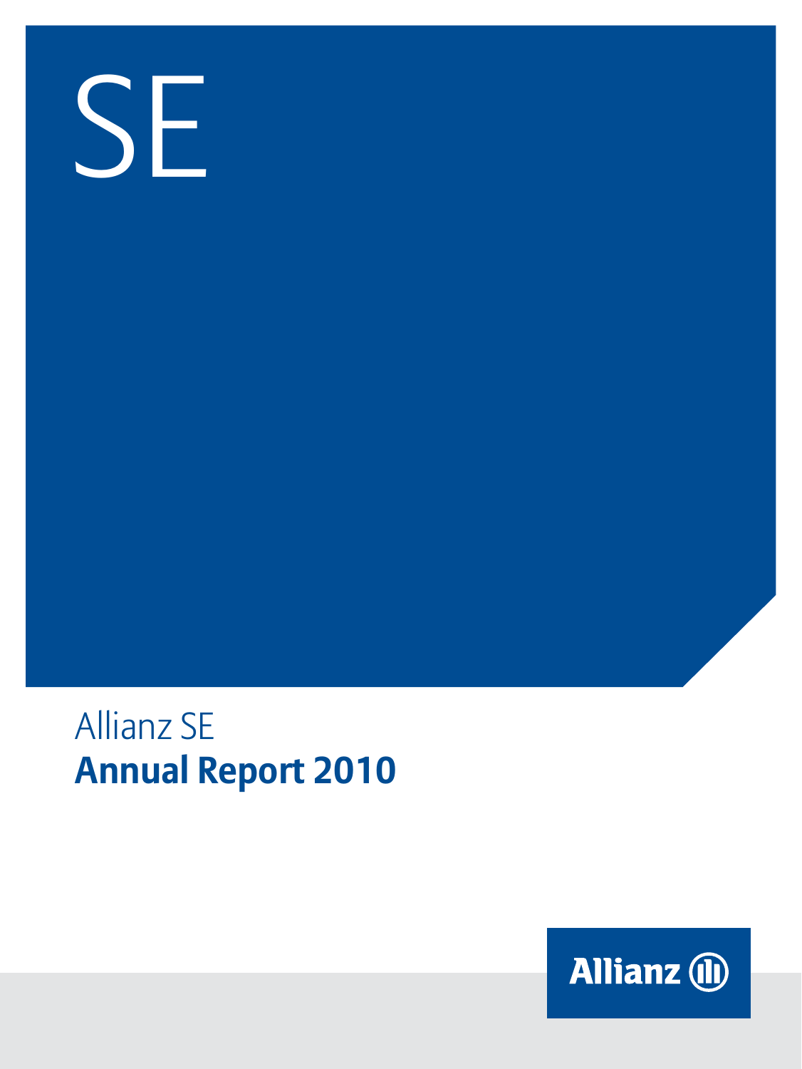SE

Allianz SE

# Annual Report 2010

Allianz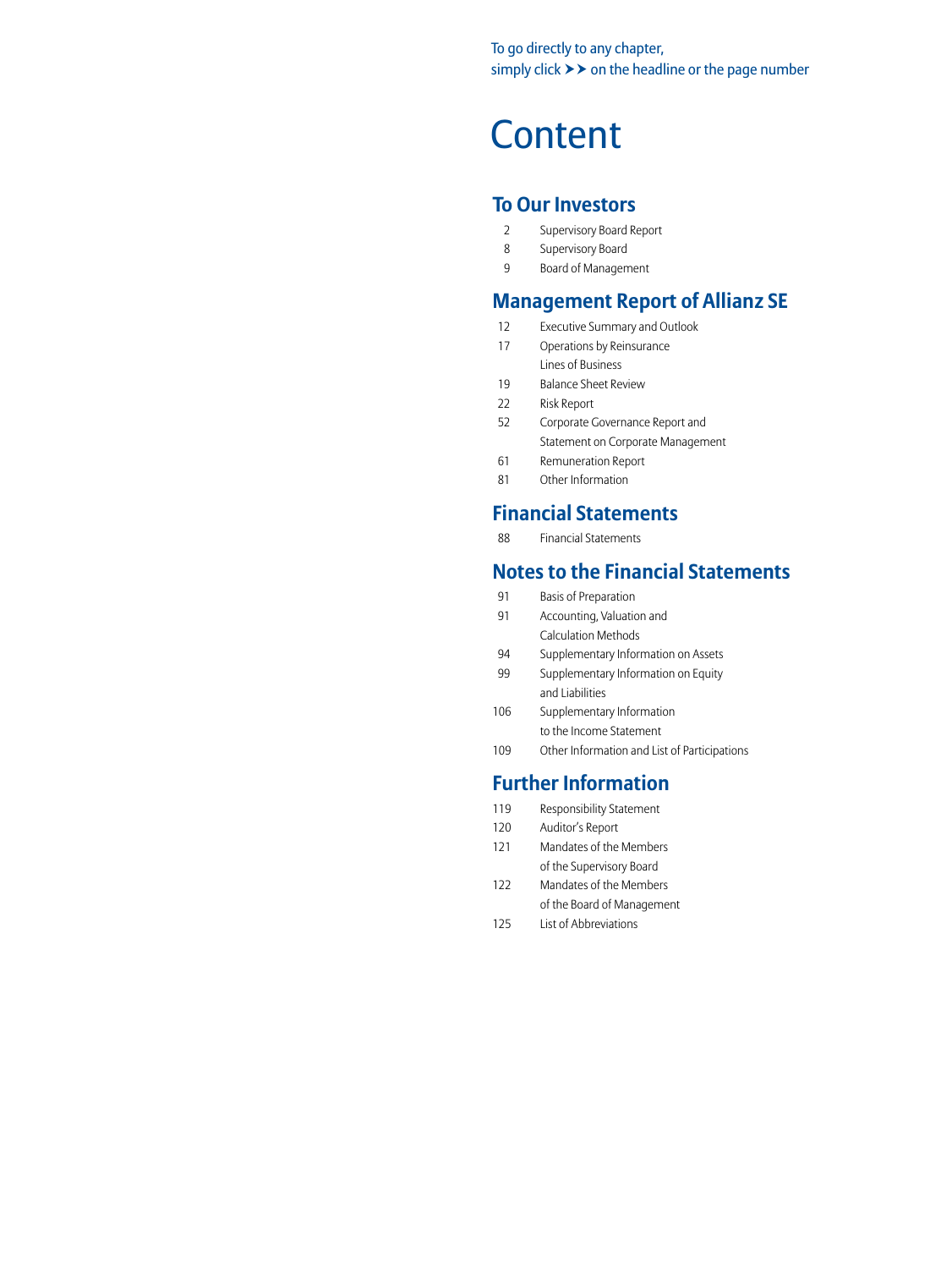To go directly to any chapter,
simply click ➤➤ on the headline or the page number

# Content

## To Our Investors

| | |
|---|---|
| 2 | Supervisory Board Report |
| 8 | Supervisory Board |
| 9 | Board of Management |

## Management Report of Allianz SE

| | |
|---|---|
| 12 | Executive Summary and Outlook |
| 17 | Operations by Reinsurance Lines of Business |
| 19 | Balance Sheet Review |
| 22 | Risk Report |
| 52 | Corporate Governance Report and Statement on Corporate Management |
| 61 | Remuneration Report |
| 81 | Other Information |

## Financial Statements

| | |
|---|---|
| 88 | Financial Statements |

## Notes to the Financial Statements

| | |
|---|---|
| 91 | Basis of Preparation |
| 91 | Accounting, Valuation and Calculation Methods |
| 94 | Supplementary Information on Assets |
| 99 | Supplementary Information on Equity and Liabilities |
| 106 | Supplementary Information to the Income Statement |
| 109 | Other Information and List of Participations |

## Further Information

| | |
|---|---|
| 119 | Responsibility Statement |
| 120 | Auditor's Report |
| 121 | Mandates of the Members of the Supervisory Board |
| 122 | Mandates of the Members of the Board of Management |
| 125 | List of Abbreviations |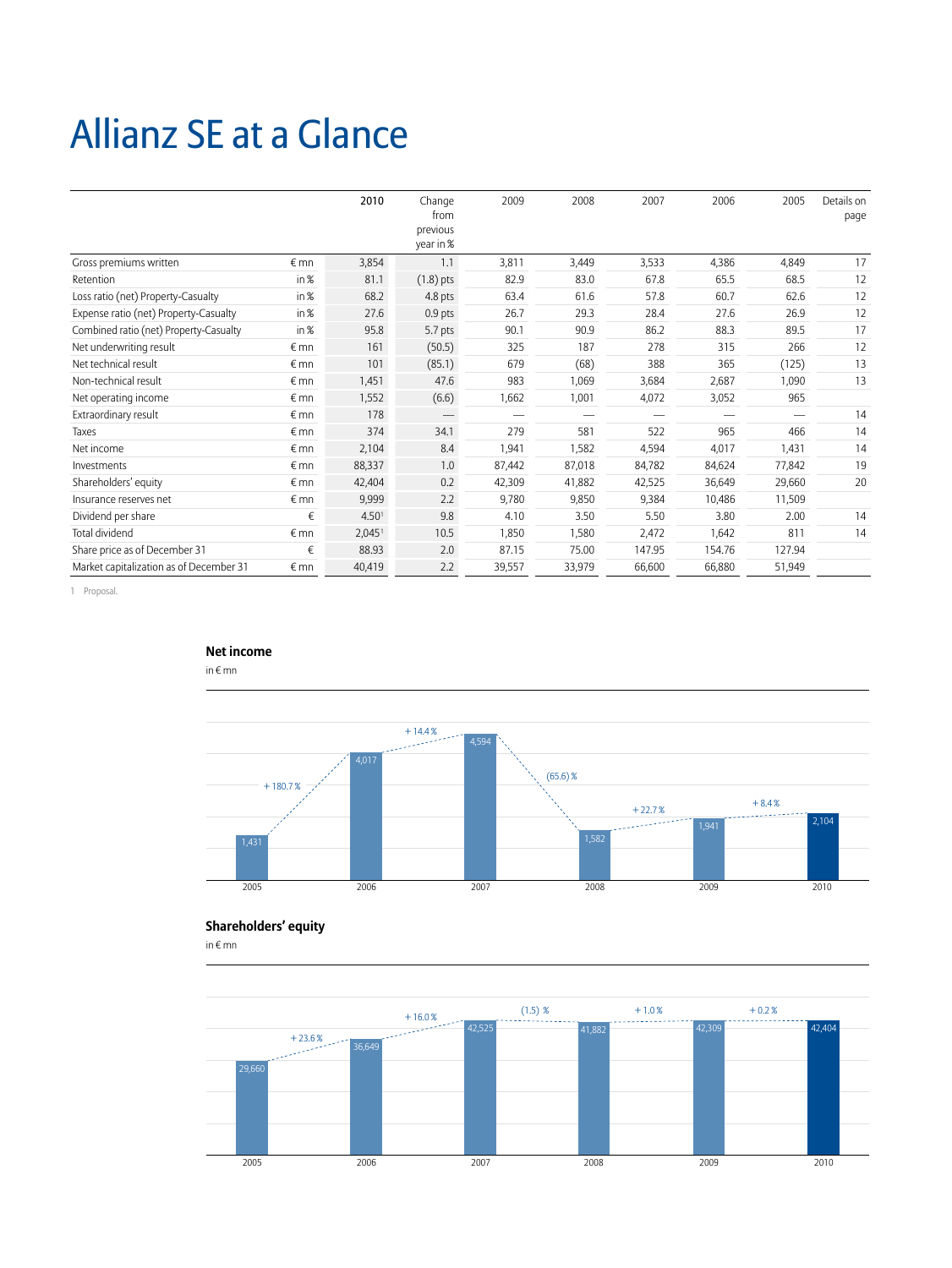# Allianz SE at a Glance

| | | 2010 | Change from previous year in % | 2009 | 2008 | 2007 | 2006 | 2005 | Details on page |
|---|---|---|---|---|---|---|---|---|---|
| Gross premiums written | € mn | 3,854 | 1.1 | 3,811 | 3,449 | 3,533 | 4,386 | 4,849 | 17 |
| Retention | in % | 81.1 | (1.8) pts | 82.9 | 83.0 | 67.8 | 65.5 | 68.5 | 12 |
| Loss ratio (net) Property-Casualty | in % | 68.2 | 4.8 pts | 63.4 | 61.6 | 57.8 | 60.7 | 62.6 | 12 |
| Expense ratio (net) Property-Casualty | in % | 27.6 | 0.9 pts | 26.7 | 29.3 | 28.4 | 27.6 | 26.9 | 12 |
| Combined ratio (net) Property-Casualty | in % | 95.8 | 5.7 pts | 90.1 | 90.9 | 86.2 | 88.3 | 89.5 | 17 |
| Net underwriting result | € mn | 161 | (50.5) | 325 | 187 | 278 | 315 | 266 | 12 |
| Net technical result | € mn | 101 | (85.1) | 679 | (68) | 388 | 365 | (125) | 13 |
| Non-technical result | € mn | 1,451 | 47.6 | 983 | 1,069 | 3,684 | 2,687 | 1,090 | 13 |
| Net operating income | € mn | 1,552 | (6.6) | 1,662 | 1,001 | 4,072 | 3,052 | 965 | |
| Extraordinary result | € mn | 178 | — | — | — | — | — | — | 14 |
| Taxes | € mn | 374 | 34.1 | 279 | 581 | 522 | 965 | 466 | 14 |
| Net income | € mn | 2,104 | 8.4 | 1,941 | 1,582 | 4,594 | 4,017 | 1,431 | 14 |
| Investments | € mn | 88,337 | 1.0 | 87,442 | 87,018 | 84,782 | 84,624 | 77,842 | 19 |
| Shareholders' equity | € mn | 42,404 | 0.2 | 42,309 | 41,882 | 42,525 | 36,649 | 29,660 | 20 |
| Insurance reserves net | € mn | 9,999 | 2.2 | 9,780 | 9,850 | 9,384 | 10,486 | 11,509 | |
| Dividend per share | € | 4.50[1] | 9.8 | 4.10 | 3.50 | 5.50 | 3.80 | 2.00 | 14 |
| Total dividend | € mn | 2,045[1] | 10.5 | 1,850 | 1,580 | 2,472 | 1,642 | 811 | 14 |
| Share price as of December 31 | € | 88.93 | 2.0 | 87.15 | 75.00 | 147.95 | 154.76 | 127.94 | |
| Market capitalization as of December 31 | € mn | 40,419 | 2.2 | 39,557 | 33,979 | 66,600 | 66,880 | 51,949 | |

1 Proposal.

**Net income**
in € mn

| Year | Net income | Change |
|---|---|---|
| 2005 | 1,431 | |
| 2006 | 4,017 | + 180.7 % |
| 2007 | 4,594 | + 14.4 % |
| 2008 | 1,582 | (65.6) % |
| 2009 | 1,941 | + 22.7 % |
| 2010 | 2,104 | + 8.4 % |

**Shareholders' equity**
in € mn

| Year | Shareholders' equity | Change |
|---|---|---|
| 2005 | 29,660 | |
| 2006 | 36,649 | + 23.6 % |
| 2007 | 42,525 | + 16.0 % |
| 2008 | 41,882 | (1.5) % |
| 2009 | 42,309 | + 1.0 % |
| 2010 | 42,404 | + 0.2 % |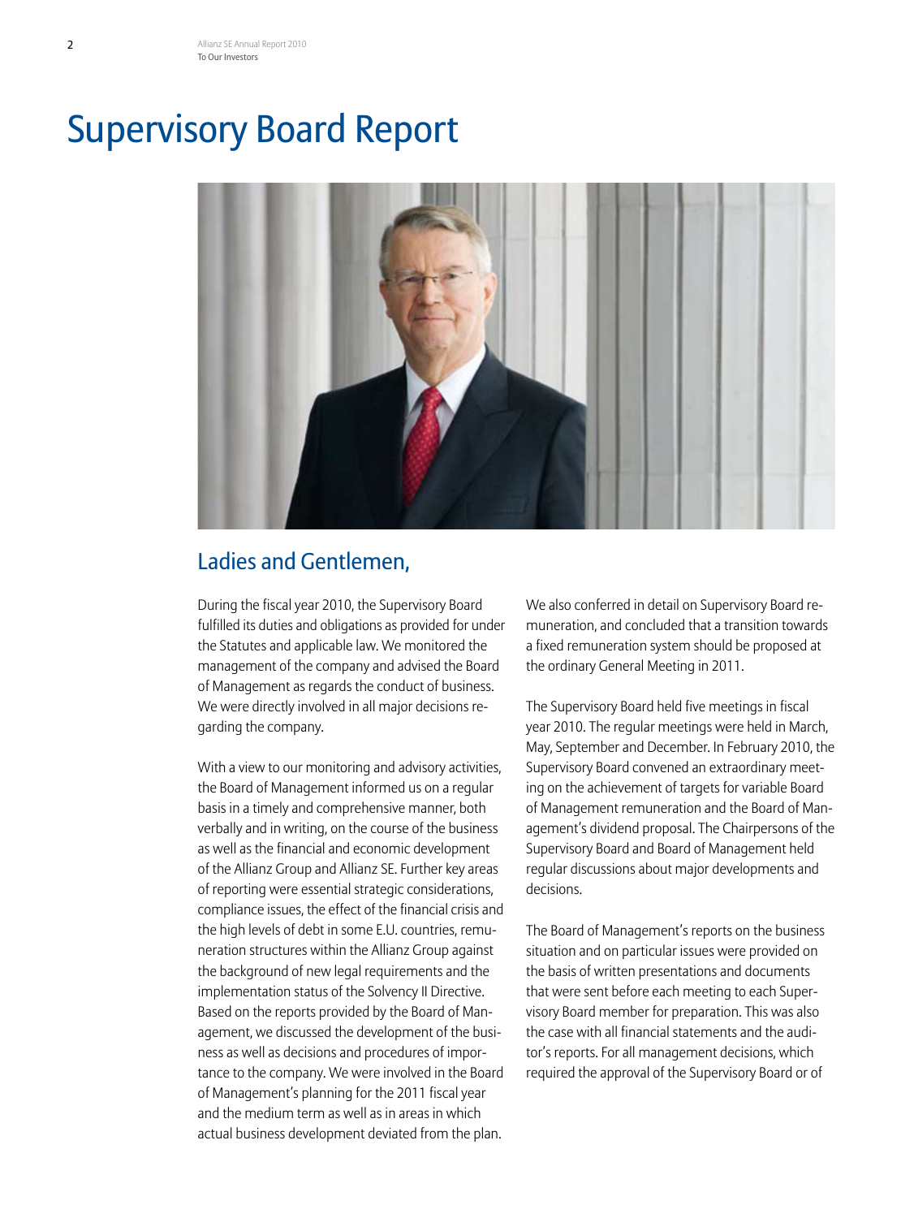# Supervisory Board Report

## Ladies and Gentlemen,

During the fiscal year 2010, the Supervisory Board fulfilled its duties and obligations as provided for under the Statutes and applicable law. We monitored the management of the company and advised the Board of Management as regards the conduct of business. We were directly involved in all major decisions regarding the company.

With a view to our monitoring and advisory activities, the Board of Management informed us on a regular basis in a timely and comprehensive manner, both verbally and in writing, on the course of the business as well as the financial and economic development of the Allianz Group and Allianz SE. Further key areas of reporting were essential strategic considerations, compliance issues, the effect of the financial crisis and the high levels of debt in some E.U. countries, remuneration structures within the Allianz Group against the background of new legal requirements and the implementation status of the Solvency II Directive. Based on the reports provided by the Board of Management, we discussed the development of the business as well as decisions and procedures of importance to the company. We were involved in the Board of Management's planning for the 2011 fiscal year and the medium term as well as in areas in which actual business development deviated from the plan.

We also conferred in detail on Supervisory Board remuneration, and concluded that a transition towards a fixed remuneration system should be proposed at the ordinary General Meeting in 2011.

The Supervisory Board held five meetings in fiscal year 2010. The regular meetings were held in March, May, September and December. In February 2010, the Supervisory Board convened an extraordinary meeting on the achievement of targets for variable Board of Management remuneration and the Board of Management's dividend proposal. The Chairpersons of the Supervisory Board and Board of Management held regular discussions about major developments and decisions.

The Board of Management's reports on the business situation and on particular issues were provided on the basis of written presentations and documents that were sent before each meeting to each Supervisory Board member for preparation. This was also the case with all financial statements and the auditor's reports. For all management decisions, which required the approval of the Supervisory Board or of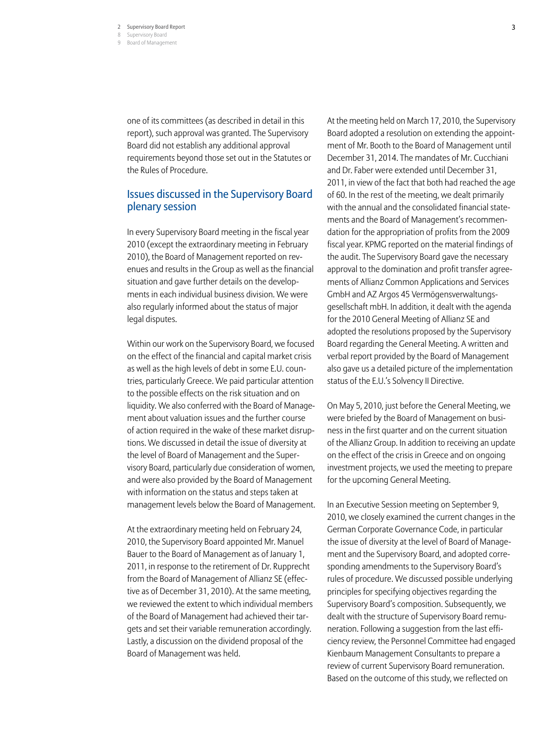one of its committees (as described in detail in this report), such approval was granted. The Supervisory Board did not establish any additional approval requirements beyond those set out in the Statutes or the Rules of Procedure.

## Issues discussed in the Supervisory Board plenary session

In every Supervisory Board meeting in the fiscal year 2010 (except the extraordinary meeting in February 2010), the Board of Management reported on revenues and results in the Group as well as the financial situation and gave further details on the developments in each individual business division. We were also regularly informed about the status of major legal disputes.

Within our work on the Supervisory Board, we focused on the effect of the financial and capital market crisis as well as the high levels of debt in some E.U. countries, particularly Greece. We paid particular attention to the possible effects on the risk situation and on liquidity. We also conferred with the Board of Management about valuation issues and the further course of action required in the wake of these market disruptions. We discussed in detail the issue of diversity at the level of Board of Management and the Supervisory Board, particularly due consideration of women, and were also provided by the Board of Management with information on the status and steps taken at management levels below the Board of Management.

At the extraordinary meeting held on February 24, 2010, the Supervisory Board appointed Mr. Manuel Bauer to the Board of Management as of January 1, 2011, in response to the retirement of Dr. Rupprecht from the Board of Management of Allianz SE (effective as of December 31, 2010). At the same meeting, we reviewed the extent to which individual members of the Board of Management had achieved their targets and set their variable remuneration accordingly. Lastly, a discussion on the dividend proposal of the Board of Management was held.

At the meeting held on March 17, 2010, the Supervisory Board adopted a resolution on extending the appointment of Mr. Booth to the Board of Management until December 31, 2014. The mandates of Mr. Cucchiani and Dr. Faber were extended until December 31, 2011, in view of the fact that both had reached the age of 60. In the rest of the meeting, we dealt primarily with the annual and the consolidated financial statements and the Board of Management's recommendation for the appropriation of profits from the 2009 fiscal year. KPMG reported on the material findings of the audit. The Supervisory Board gave the necessary approval to the domination and profit transfer agreements of Allianz Common Applications and Services GmbH and AZ Argos 45 Vermögensverwaltungsgesellschaft mbH. In addition, it dealt with the agenda for the 2010 General Meeting of Allianz SE and adopted the resolutions proposed by the Supervisory Board regarding the General Meeting. A written and verbal report provided by the Board of Management also gave us a detailed picture of the implementation status of the E.U.'s Solvency II Directive.

On May 5, 2010, just before the General Meeting, we were briefed by the Board of Management on business in the first quarter and on the current situation of the Allianz Group. In addition to receiving an update on the effect of the crisis in Greece and on ongoing investment projects, we used the meeting to prepare for the upcoming General Meeting.

In an Executive Session meeting on September 9, 2010, we closely examined the current changes in the German Corporate Governance Code, in particular the issue of diversity at the level of Board of Management and the Supervisory Board, and adopted corresponding amendments to the Supervisory Board's rules of procedure. We discussed possible underlying principles for specifying objectives regarding the Supervisory Board's composition. Subsequently, we dealt with the structure of Supervisory Board remuneration. Following a suggestion from the last efficiency review, the Personnel Committee had engaged Kienbaum Management Consultants to prepare a review of current Supervisory Board remuneration. Based on the outcome of this study, we reflected on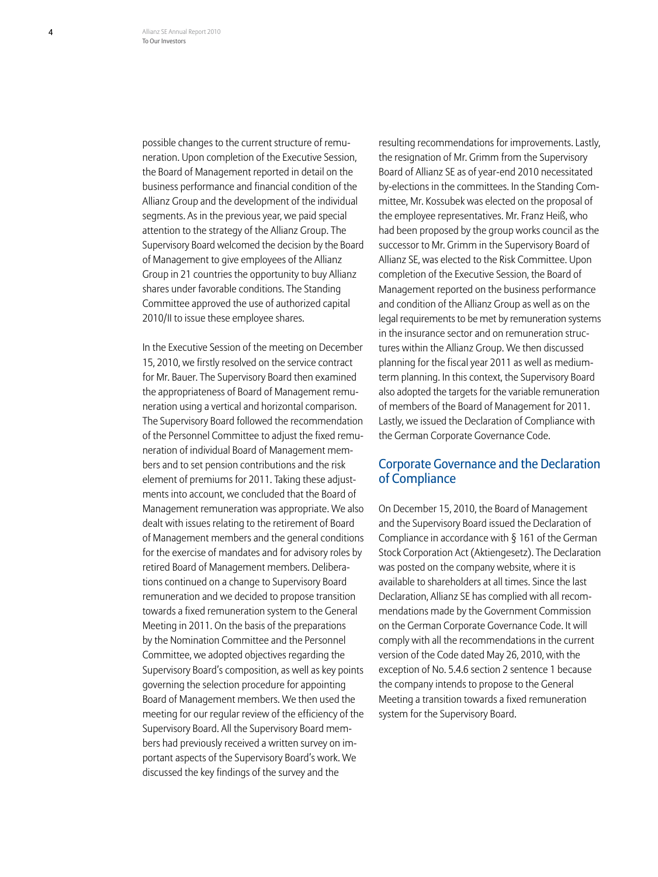possible changes to the current structure of remuneration. Upon completion of the Executive Session, the Board of Management reported in detail on the business performance and financial condition of the Allianz Group and the development of the individual segments. As in the previous year, we paid special attention to the strategy of the Allianz Group. The Supervisory Board welcomed the decision by the Board of Management to give employees of the Allianz Group in 21 countries the opportunity to buy Allianz shares under favorable conditions. The Standing Committee approved the use of authorized capital 2010/II to issue these employee shares.

In the Executive Session of the meeting on December 15, 2010, we firstly resolved on the service contract for Mr. Bauer. The Supervisory Board then examined the appropriateness of Board of Management remuneration using a vertical and horizontal comparison. The Supervisory Board followed the recommendation of the Personnel Committee to adjust the fixed remuneration of individual Board of Management members and to set pension contributions and the risk element of premiums for 2011. Taking these adjustments into account, we concluded that the Board of Management remuneration was appropriate. We also dealt with issues relating to the retirement of Board of Management members and the general conditions for the exercise of mandates and for advisory roles by retired Board of Management members. Deliberations continued on a change to Supervisory Board remuneration and we decided to propose transition towards a fixed remuneration system to the General Meeting in 2011. On the basis of the preparations by the Nomination Committee and the Personnel Committee, we adopted objectives regarding the Supervisory Board's composition, as well as key points governing the selection procedure for appointing Board of Management members. We then used the meeting for our regular review of the efficiency of the Supervisory Board. All the Supervisory Board members had previously received a written survey on important aspects of the Supervisory Board's work. We discussed the key findings of the survey and the resulting recommendations for improvements. Lastly, the resignation of Mr. Grimm from the Supervisory Board of Allianz SE as of year-end 2010 necessitated by-elections in the committees. In the Standing Committee, Mr. Kossubek was elected on the proposal of the employee representatives. Mr. Franz Heiß, who had been proposed by the group works council as the successor to Mr. Grimm in the Supervisory Board of Allianz SE, was elected to the Risk Committee. Upon completion of the Executive Session, the Board of Management reported on the business performance and condition of the Allianz Group as well as on the legal requirements to be met by remuneration systems in the insurance sector and on remuneration structures within the Allianz Group. We then discussed planning for the fiscal year 2011 as well as medium-term planning. In this context, the Supervisory Board also adopted the targets for the variable remuneration of members of the Board of Management for 2011. Lastly, we issued the Declaration of Compliance with the German Corporate Governance Code.

## Corporate Governance and the Declaration of Compliance

On December 15, 2010, the Board of Management and the Supervisory Board issued the Declaration of Compliance in accordance with § 161 of the German Stock Corporation Act (Aktiengesetz). The Declaration was posted on the company website, where it is available to shareholders at all times. Since the last Declaration, Allianz SE has complied with all recommendations made by the Government Commission on the German Corporate Governance Code. It will comply with all the recommendations in the current version of the Code dated May 26, 2010, with the exception of No. 5.4.6 section 2 sentence 1 because the company intends to propose to the General Meeting a transition towards a fixed remuneration system for the Supervisory Board.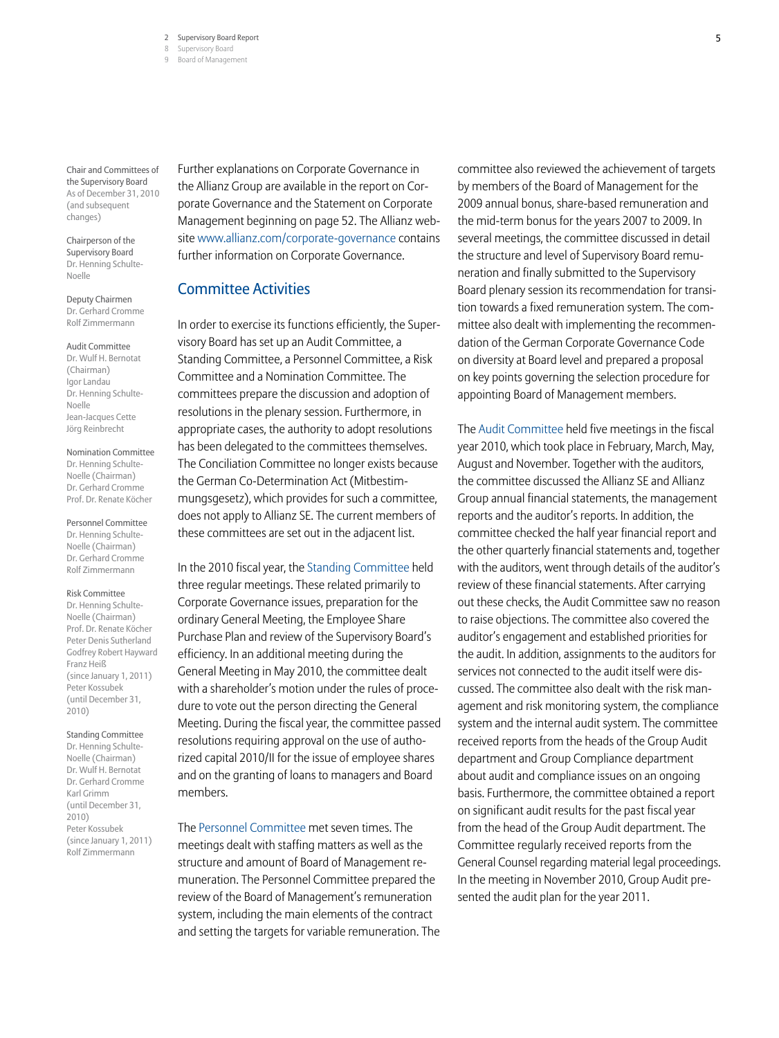Chair and Committees of the Supervisory Board
As of December 31, 2010 (and subsequent changes)

Chairperson of the Supervisory Board
Dr. Henning Schulte-Noelle

Deputy Chairmen
Dr. Gerhard Cromme
Rolf Zimmermann

Audit Committee
Dr. Wulf H. Bernotat (Chairman)
Igor Landau
Dr. Henning Schulte-Noelle
Jean-Jacques Cette
Jörg Reinbrecht

Nomination Committee
Dr. Henning Schulte-Noelle (Chairman)
Dr. Gerhard Cromme
Prof. Dr. Renate Köcher

Personnel Committee
Dr. Henning Schulte-Noelle (Chairman)
Dr. Gerhard Cromme
Rolf Zimmermann

Risk Committee
Dr. Henning Schulte-Noelle (Chairman)
Prof. Dr. Renate Köcher
Peter Denis Sutherland
Godfrey Robert Hayward
Franz Heiß (since January 1, 2011)
Peter Kossubek (until December 31, 2010)

Standing Committee
Dr. Henning Schulte-Noelle (Chairman)
Dr. Wulf H. Bernotat
Dr. Gerhard Cromme
Karl Grimm (until December 31, 2010)
Peter Kossubek (since January 1, 2011)
Rolf Zimmermann

Further explanations on Corporate Governance in the Allianz Group are available in the report on Corporate Governance and the Statement on Corporate Management beginning on page 52. The Allianz website www.allianz.com/corporate-governance contains further information on Corporate Governance.

## Committee Activities

In order to exercise its functions efficiently, the Supervisory Board has set up an Audit Committee, a Standing Committee, a Personnel Committee, a Risk Committee and a Nomination Committee. The committees prepare the discussion and adoption of resolutions in the plenary session. Furthermore, in appropriate cases, the authority to adopt resolutions has been delegated to the committees themselves. The Conciliation Committee no longer exists because the German Co-Determination Act (Mitbestimmungsgesetz), which provides for such a committee, does not apply to Allianz SE. The current members of these committees are set out in the adjacent list.

In the 2010 fiscal year, the Standing Committee held three regular meetings. These related primarily to Corporate Governance issues, preparation for the ordinary General Meeting, the Employee Share Purchase Plan and review of the Supervisory Board's efficiency. In an additional meeting during the General Meeting in May 2010, the committee dealt with a shareholder's motion under the rules of procedure to vote out the person directing the General Meeting. During the fiscal year, the committee passed resolutions requiring approval on the use of authorized capital 2010/II for the issue of employee shares and on the granting of loans to managers and Board members.

The Personnel Committee met seven times. The meetings dealt with staffing matters as well as the structure and amount of Board of Management remuneration. The Personnel Committee prepared the review of the Board of Management's remuneration system, including the main elements of the contract and setting the targets for variable remuneration. The committee also reviewed the achievement of targets by members of the Board of Management for the 2009 annual bonus, share-based remuneration and the mid-term bonus for the years 2007 to 2009. In several meetings, the committee discussed in detail the structure and level of Supervisory Board remuneration and finally submitted to the Supervisory Board plenary session its recommendation for transition towards a fixed remuneration system. The committee also dealt with implementing the recommendation of the German Corporate Governance Code on diversity at Board level and prepared a proposal on key points governing the selection procedure for appointing Board of Management members.

The Audit Committee held five meetings in the fiscal year 2010, which took place in February, March, May, August and November. Together with the auditors, the committee discussed the Allianz SE and Allianz Group annual financial statements, the management reports and the auditor's reports. In addition, the committee checked the half year financial report and the other quarterly financial statements and, together with the auditors, went through details of the auditor's review of these financial statements. After carrying out these checks, the Audit Committee saw no reason to raise objections. The committee also covered the auditor's engagement and established priorities for the audit. In addition, assignments to the auditors for services not connected to the audit itself were discussed. The committee also dealt with the risk management and risk monitoring system, the compliance system and the internal audit system. The committee received reports from the heads of the Group Audit department and Group Compliance department about audit and compliance issues on an ongoing basis. Furthermore, the committee obtained a report on significant audit results for the past fiscal year from the head of the Group Audit department. The Committee regularly received reports from the General Counsel regarding material legal proceedings. In the meeting in November 2010, Group Audit presented the audit plan for the year 2011.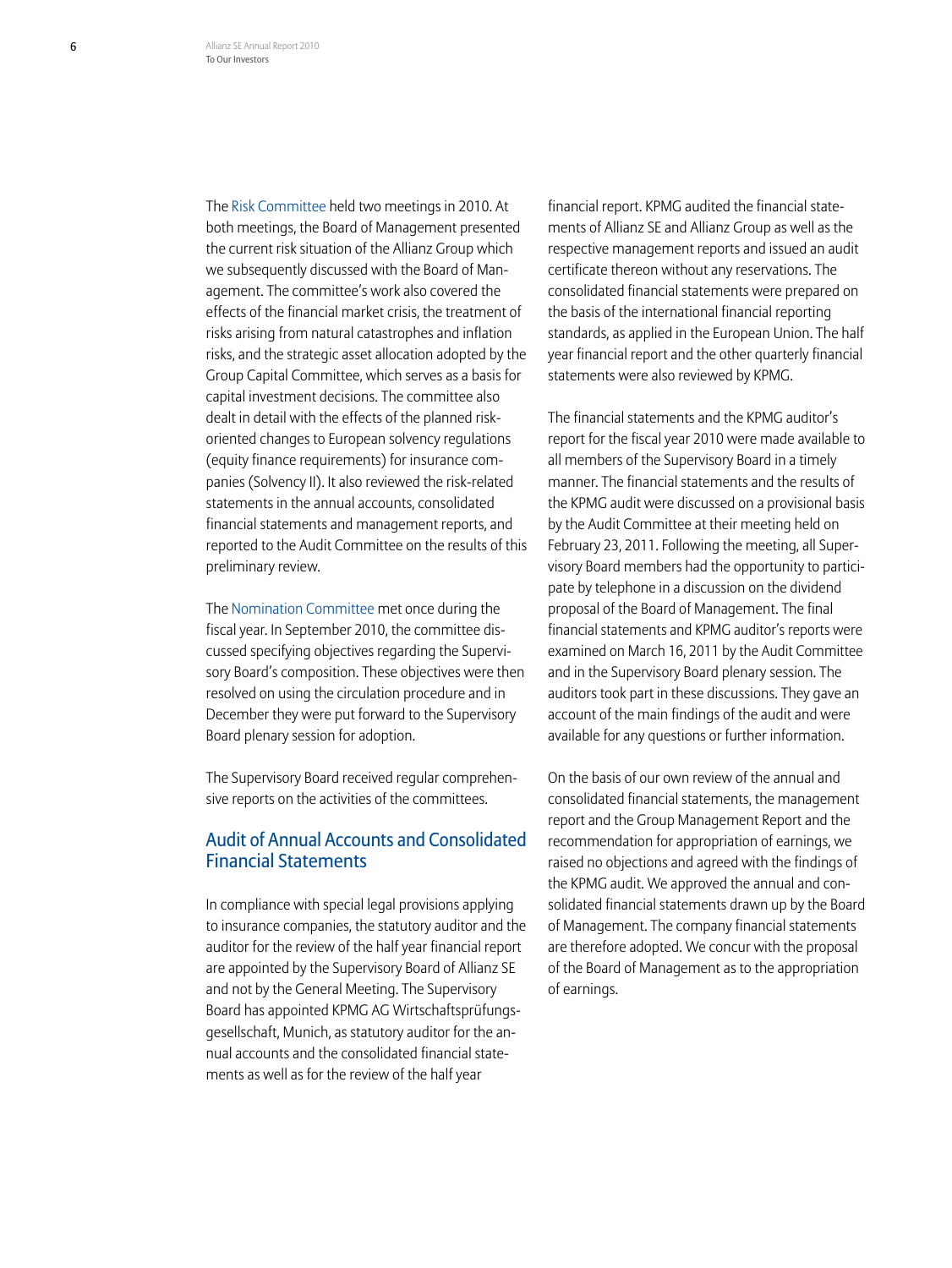The Risk Committee held two meetings in 2010. At both meetings, the Board of Management presented the current risk situation of the Allianz Group which we subsequently discussed with the Board of Management. The committee's work also covered the effects of the financial market crisis, the treatment of risks arising from natural catastrophes and inflation risks, and the strategic asset allocation adopted by the Group Capital Committee, which serves as a basis for capital investment decisions. The committee also dealt in detail with the effects of the planned risk-oriented changes to European solvency regulations (equity finance requirements) for insurance companies (Solvency II). It also reviewed the risk-related statements in the annual accounts, consolidated financial statements and management reports, and reported to the Audit Committee on the results of this preliminary review.

The Nomination Committee met once during the fiscal year. In September 2010, the committee discussed specifying objectives regarding the Supervisory Board's composition. These objectives were then resolved on using the circulation procedure and in December they were put forward to the Supervisory Board plenary session for adoption.

The Supervisory Board received regular comprehensive reports on the activities of the committees.

## Audit of Annual Accounts and Consolidated Financial Statements

In compliance with special legal provisions applying to insurance companies, the statutory auditor and the auditor for the review of the half year financial report are appointed by the Supervisory Board of Allianz SE and not by the General Meeting. The Supervisory Board has appointed KPMG AG Wirtschaftsprüfungsgesellschaft, Munich, as statutory auditor for the annual accounts and the consolidated financial statements as well as for the review of the half year financial report. KPMG audited the financial statements of Allianz SE and Allianz Group as well as the respective management reports and issued an audit certificate thereon without any reservations. The consolidated financial statements were prepared on the basis of the international financial reporting standards, as applied in the European Union. The half year financial report and the other quarterly financial statements were also reviewed by KPMG.

The financial statements and the KPMG auditor's report for the fiscal year 2010 were made available to all members of the Supervisory Board in a timely manner. The financial statements and the results of the KPMG audit were discussed on a provisional basis by the Audit Committee at their meeting held on February 23, 2011. Following the meeting, all Supervisory Board members had the opportunity to participate by telephone in a discussion on the dividend proposal of the Board of Management. The final financial statements and KPMG auditor's reports were examined on March 16, 2011 by the Audit Committee and in the Supervisory Board plenary session. The auditors took part in these discussions. They gave an account of the main findings of the audit and were available for any questions or further information.

On the basis of our own review of the annual and consolidated financial statements, the management report and the Group Management Report and the recommendation for appropriation of earnings, we raised no objections and agreed with the findings of the KPMG audit. We approved the annual and consolidated financial statements drawn up by the Board of Management. The company financial statements are therefore adopted. We concur with the proposal of the Board of Management as to the appropriation of earnings.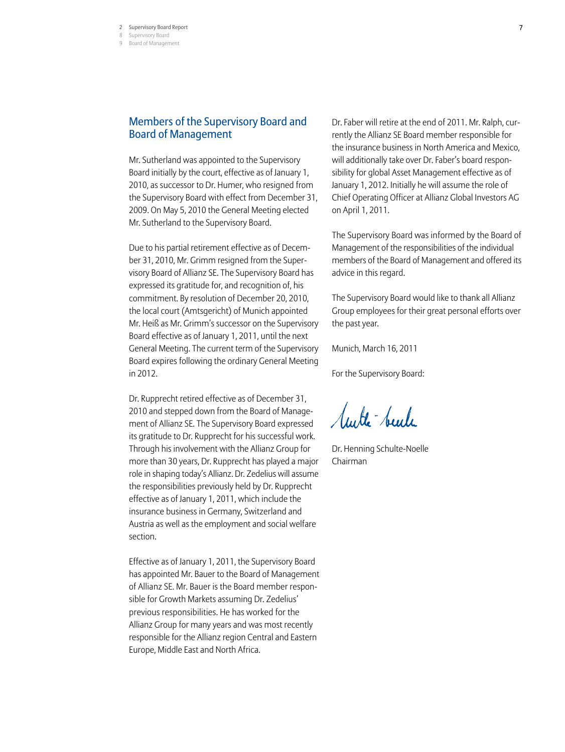## Members of the Supervisory Board and Board of Management

Mr. Sutherland was appointed to the Supervisory Board initially by the court, effective as of January 1, 2010, as successor to Dr. Humer, who resigned from the Supervisory Board with effect from December 31, 2009. On May 5, 2010 the General Meeting elected Mr. Sutherland to the Supervisory Board.

Due to his partial retirement effective as of December 31, 2010, Mr. Grimm resigned from the Supervisory Board of Allianz SE. The Supervisory Board has expressed its gratitude for, and recognition of, his commitment. By resolution of December 20, 2010, the local court (Amtsgericht) of Munich appointed Mr. Heiß as Mr. Grimm's successor on the Supervisory Board effective as of January 1, 2011, until the next General Meeting. The current term of the Supervisory Board expires following the ordinary General Meeting in 2012.

Dr. Rupprecht retired effective as of December 31, 2010 and stepped down from the Board of Management of Allianz SE. The Supervisory Board expressed its gratitude to Dr. Rupprecht for his successful work. Through his involvement with the Allianz Group for more than 30 years, Dr. Rupprecht has played a major role in shaping today's Allianz. Dr. Zedelius will assume the responsibilities previously held by Dr. Rupprecht effective as of January 1, 2011, which include the insurance business in Germany, Switzerland and Austria as well as the employment and social welfare section.

Effective as of January 1, 2011, the Supervisory Board has appointed Mr. Bauer to the Board of Management of Allianz SE. Mr. Bauer is the Board member responsible for Growth Markets assuming Dr. Zedelius' previous responsibilities. He has worked for the Allianz Group for many years and was most recently responsible for the Allianz region Central and Eastern Europe, Middle East and North Africa.

Dr. Faber will retire at the end of 2011. Mr. Ralph, currently the Allianz SE Board member responsible for the insurance business in North America and Mexico, will additionally take over Dr. Faber's board responsibility for global Asset Management effective as of January 1, 2012. Initially he will assume the role of Chief Operating Officer at Allianz Global Investors AG on April 1, 2011.

The Supervisory Board was informed by the Board of Management of the responsibilities of the individual members of the Board of Management and offered its advice in this regard.

The Supervisory Board would like to thank all Allianz Group employees for their great personal efforts over the past year.

Munich, March 16, 2011

For the Supervisory Board:

Dr. Henning Schulte-Noelle
Chairman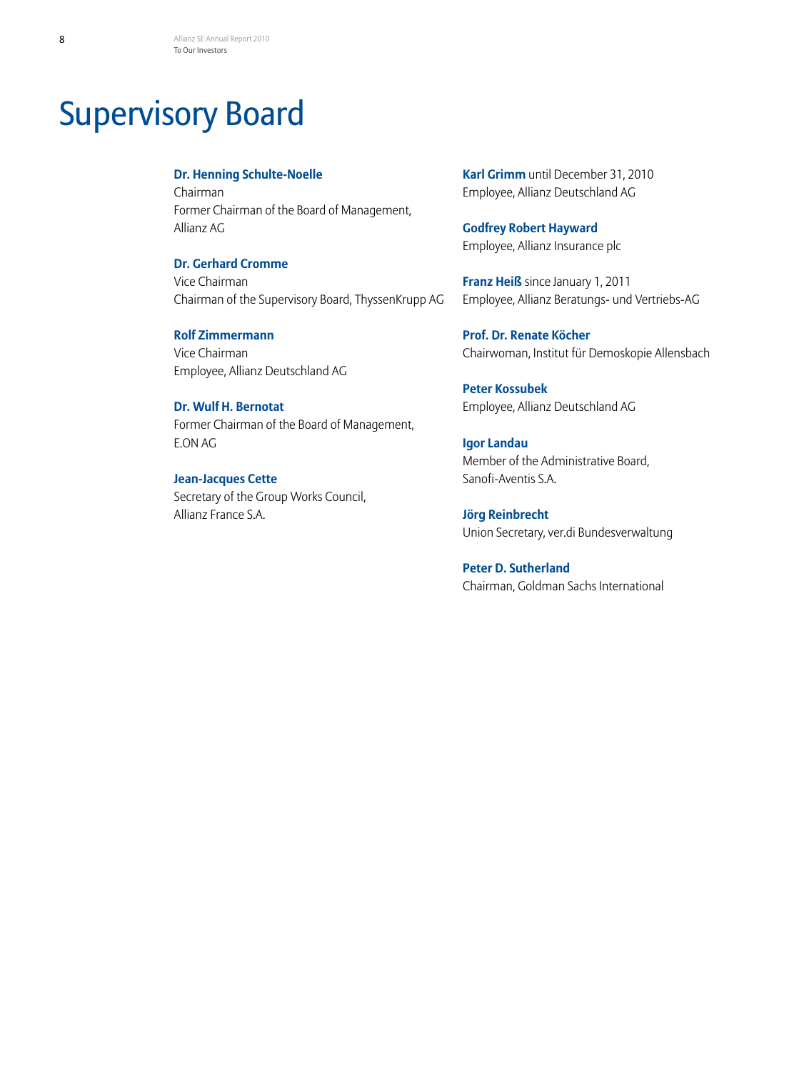# Supervisory Board

**Dr. Henning Schulte-Noelle**
Chairman
Former Chairman of the Board of Management, Allianz AG

**Dr. Gerhard Cromme**
Vice Chairman
Chairman of the Supervisory Board, ThyssenKrupp AG

**Rolf Zimmermann**
Vice Chairman
Employee, Allianz Deutschland AG

**Dr. Wulf H. Bernotat**
Former Chairman of the Board of Management, E.ON AG

**Jean-Jacques Cette**
Secretary of the Group Works Council, Allianz France S.A.

**Karl Grimm** until December 31, 2010
Employee, Allianz Deutschland AG

**Godfrey Robert Hayward**
Employee, Allianz Insurance plc

**Franz Heiß** since January 1, 2011
Employee, Allianz Beratungs- und Vertriebs-AG

**Prof. Dr. Renate Köcher**
Chairwoman, Institut für Demoskopie Allensbach

**Peter Kossubek**
Employee, Allianz Deutschland AG

**Igor Landau**
Member of the Administrative Board, Sanofi-Aventis S.A.

**Jörg Reinbrecht**
Union Secretary, ver.di Bundesverwaltung

**Peter D. Sutherland**
Chairman, Goldman Sachs International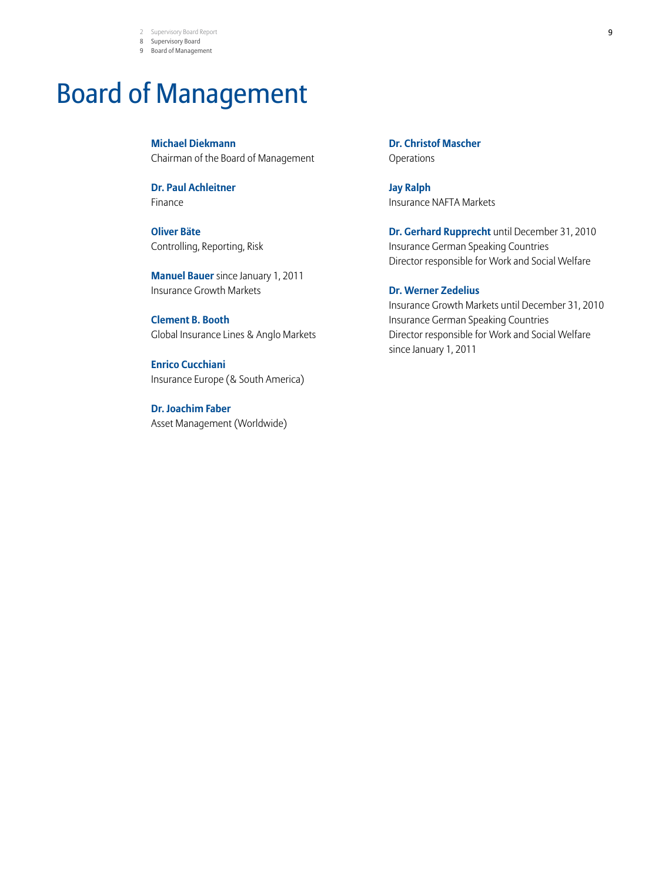# Board of Management

**Michael Diekmann**
Chairman of the Board of Management

**Dr. Paul Achleitner**
Finance

**Oliver Bäte**
Controlling, Reporting, Risk

**Manuel Bauer** since January 1, 2011
Insurance Growth Markets

**Clement B. Booth**
Global Insurance Lines & Anglo Markets

**Enrico Cucchiani**
Insurance Europe (& South America)

**Dr. Joachim Faber**
Asset Management (Worldwide)

**Dr. Christof Mascher**
Operations

**Jay Ralph**
Insurance NAFTA Markets

**Dr. Gerhard Rupprecht** until December 31, 2010
Insurance German Speaking Countries
Director responsible for Work and Social Welfare

**Dr. Werner Zedelius**
Insurance Growth Markets until December 31, 2010
Insurance German Speaking Countries
Director responsible for Work and Social Welfare
since January 1, 2011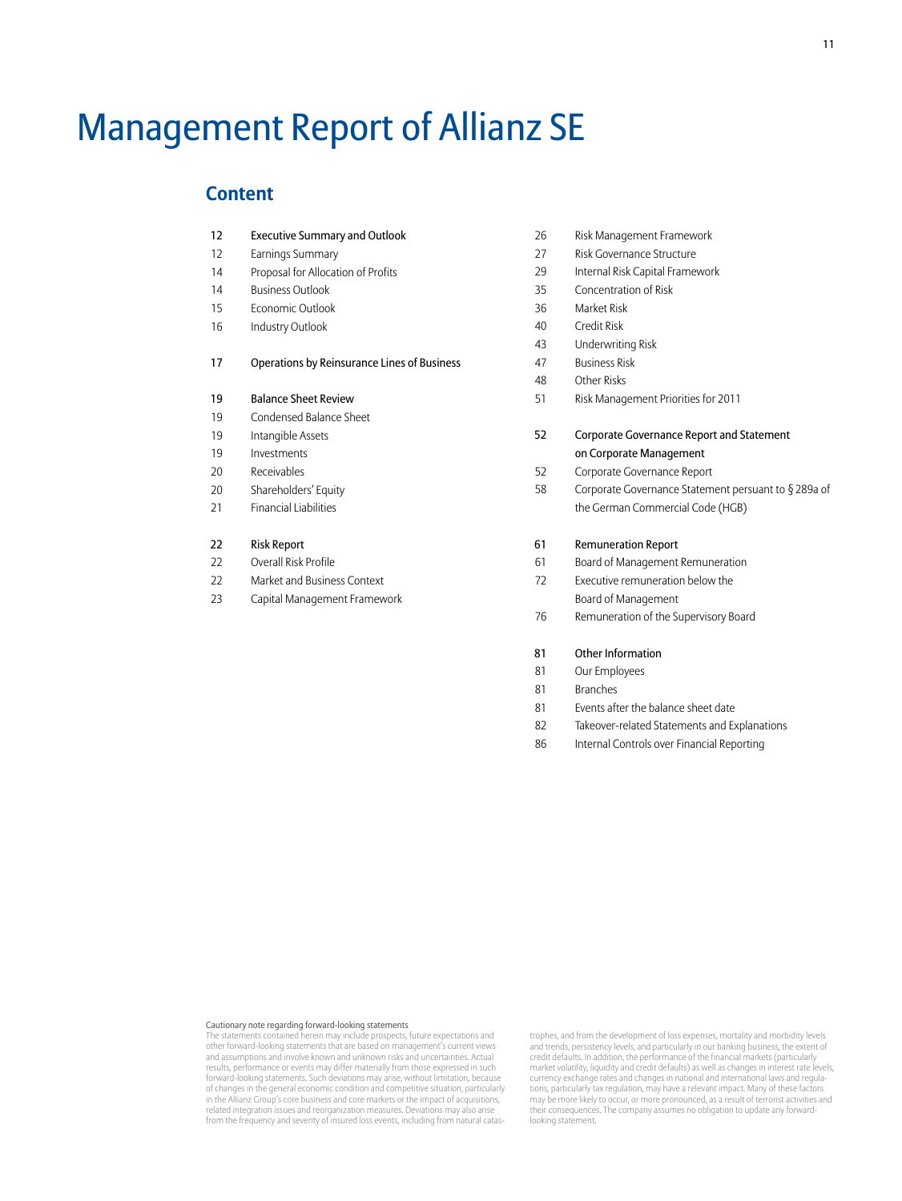# Management Report of Allianz SE

## Content

| | |
|---|---|
| 12 | **Executive Summary and Outlook** |
| 12 | Earnings Summary |
| 14 | Proposal for Allocation of Profits |
| 14 | Business Outlook |
| 15 | Economic Outlook |
| 16 | Industry Outlook |
| 17 | **Operations by Reinsurance Lines of Business** |
| 19 | **Balance Sheet Review** |
| 19 | Condensed Balance Sheet |
| 19 | Intangible Assets |
| 19 | Investments |
| 20 | Receivables |
| 20 | Shareholders' Equity |
| 21 | Financial Liabilities |
| 22 | **Risk Report** |
| 22 | Overall Risk Profile |
| 22 | Market and Business Context |
| 23 | Capital Management Framework |
| 26 | Risk Management Framework |
| 27 | Risk Governance Structure |
| 29 | Internal Risk Capital Framework |
| 35 | Concentration of Risk |
| 36 | Market Risk |
| 40 | Credit Risk |
| 43 | Underwriting Risk |
| 47 | Business Risk |
| 48 | Other Risks |
| 51 | Risk Management Priorities for 2011 |
| 52 | **Corporate Governance Report and Statement on Corporate Management** |
| 52 | Corporate Governance Report |
| 58 | Corporate Governance Statement persuant to § 289a of the German Commercial Code (HGB) |
| 61 | **Remuneration Report** |
| 61 | Board of Management Remuneration |
| 72 | Executive remuneration below the Board of Management |
| 76 | Remuneration of the Supervisory Board |
| 81 | **Other Information** |
| 81 | Our Employees |
| 81 | Branches |
| 81 | Events after the balance sheet date |
| 82 | Takeover-related Statements and Explanations |
| 86 | Internal Controls over Financial Reporting |

Cautionary note regarding forward-looking statements

The statements contained herein may include prospects, future expectations and other forward-looking statements that are based on management's current views and assumptions and involve known and unknown risks and uncertainties. Actual results, performance or events may differ materially from those expressed in such forward-looking statements. Such deviations may arise, without limitation, because of changes in the general economic condition and competitive situation, particularly in the Allianz Group's core business and core markets or the impact of acquisitions, related integration issues and reorganization measures. Deviations may also arise from the frequency and severity of insured loss events, including from natural catastrophes, and from the development of loss expenses, mortality and morbidity levels and trends, persistency levels, and particularly in our banking business, the extent of credit defaults. In addition, the performance of the financial markets (particularly market volatility, liquidity and credit defaults) as well as changes in interest rate levels, currency exchange rates and changes in national and international laws and regulations, particularly tax regulation, may have a relevant impact. Many of these factors may be more likely to occur, or more pronounced, as a result of terrorist activities and their consequences. The company assumes no obligation to update any forward-looking statement.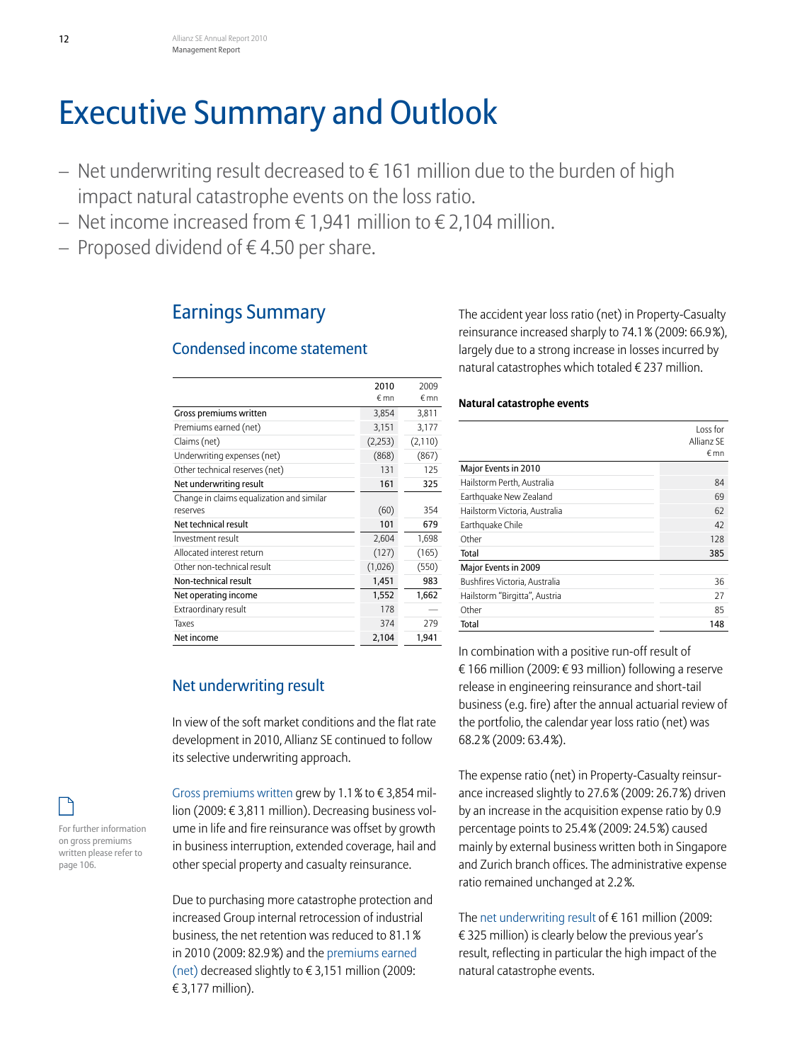# Executive Summary and Outlook

- Net underwriting result decreased to € 161 million due to the burden of high impact natural catastrophe events on the loss ratio.
- Net income increased from € 1,941 million to € 2,104 million.
- Proposed dividend of € 4.50 per share.

## Earnings Summary

### Condensed income statement

| | 2010 € mn | 2009 € mn |
|---|---|---|
| Gross premiums written | 3,854 | 3,811 |
| Premiums earned (net) | 3,151 | 3,177 |
| Claims (net) | (2,253) | (2,110) |
| Underwriting expenses (net) | (868) | (867) |
| Other technical reserves (net) | 131 | 125 |
| **Net underwriting result** | **161** | **325** |
| Change in claims equalization and similar reserves | (60) | 354 |
| **Net technical result** | **101** | **679** |
| Investment result | 2,604 | 1,698 |
| Allocated interest return | (127) | (165) |
| Other non-technical result | (1,026) | (550) |
| **Non-technical result** | **1,451** | **983** |
| **Net operating income** | **1,552** | **1,662** |
| Extraordinary result | 178 | — |
| Taxes | 374 | 279 |
| **Net income** | **2,104** | **1,941** |

### Net underwriting result

In view of the soft market conditions and the flat rate development in 2010, Allianz SE continued to follow its selective underwriting approach.

For further information on gross premiums written please refer to page 106.

Gross premiums written grew by 1.1 % to € 3,854 million (2009: € 3,811 million). Decreasing business volume in life and fire reinsurance was offset by growth in business interruption, extended coverage, hail and other special property and casualty reinsurance.

Due to purchasing more catastrophe protection and increased Group internal retrocession of industrial business, the net retention was reduced to 81.1 % in 2010 (2009: 82.9 %) and the premiums earned (net) decreased slightly to € 3,151 million (2009: € 3,177 million).

The accident year loss ratio (net) in Property-Casualty reinsurance increased sharply to 74.1 % (2009: 66.9 %), largely due to a strong increase in losses incurred by natural catastrophes which totaled € 237 million.

**Natural catastrophe events**

| | Loss for Allianz SE € mn |
|---|---|
| Major Events in 2010 | |
| Hailstorm Perth, Australia | 84 |
| Earthquake New Zealand | 69 |
| Hailstorm Victoria, Australia | 62 |
| Earthquake Chile | 42 |
| Other | 128 |
| **Total** | **385** |
| Major Events in 2009 | |
| Bushfires Victoria, Australia | 36 |
| Hailstorm "Birgitta", Austria | 27 |
| Other | 85 |
| **Total** | **148** |

In combination with a positive run-off result of € 166 million (2009: € 93 million) following a reserve release in engineering reinsurance and short-tail business (e.g. fire) after the annual actuarial review of the portfolio, the calendar year loss ratio (net) was 68.2 % (2009: 63.4 %).

The expense ratio (net) in Property-Casualty reinsurance increased slightly to 27.6 % (2009: 26.7 %) driven by an increase in the acquisition expense ratio by 0.9 percentage points to 25.4 % (2009: 24.5 %) caused mainly by external business written both in Singapore and Zurich branch offices. The administrative expense ratio remained unchanged at 2.2 %.

The net underwriting result of € 161 million (2009: € 325 million) is clearly below the previous year's result, reflecting in particular the high impact of the natural catastrophe events.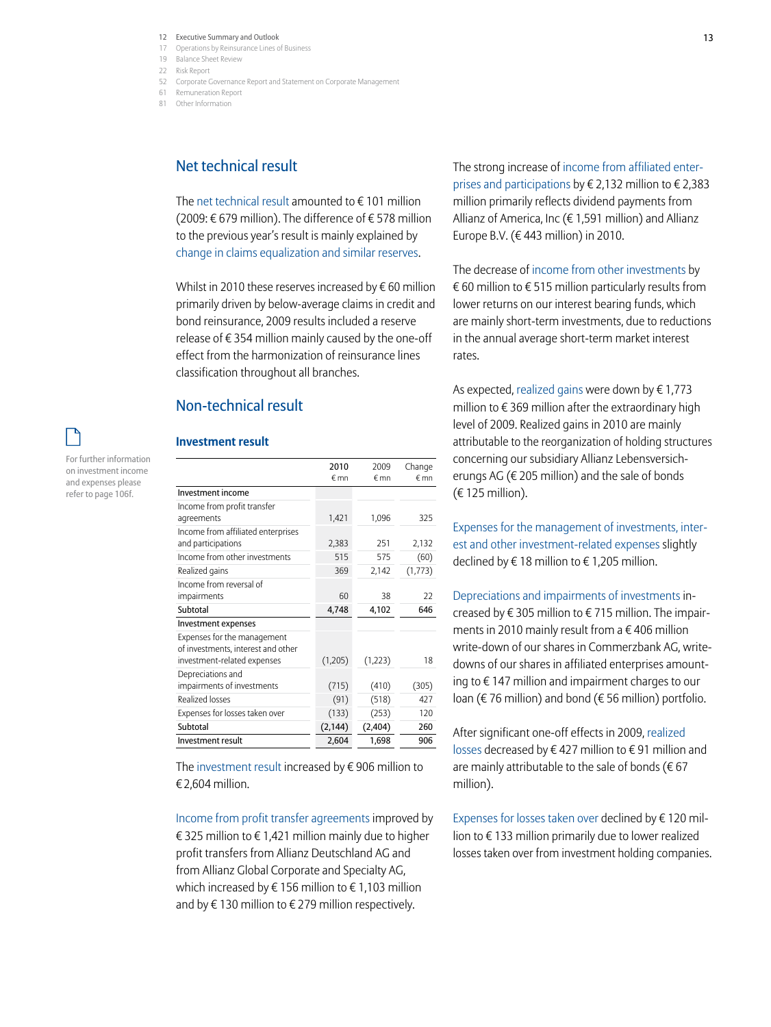## Net technical result

The net technical result amounted to € 101 million (2009: € 679 million). The difference of € 578 million to the previous year's result is mainly explained by change in claims equalization and similar reserves.

Whilst in 2010 these reserves increased by € 60 million primarily driven by below-average claims in credit and bond reinsurance, 2009 results included a reserve release of € 354 million mainly caused by the one-off effect from the harmonization of reinsurance lines classification throughout all branches.

## Non-technical result

For further information on investment income and expenses please refer to page 106f.

### Investment result

| | 2010 € mn | 2009 € mn | Change € mn |
|---|---|---|---|
| Investment income | | | |
| Income from profit transfer agreements | 1,421 | 1,096 | 325 |
| Income from affiliated enterprises and participations | 2,383 | 251 | 2,132 |
| Income from other investments | 515 | 575 | (60) |
| Realized gains | 369 | 2,142 | (1,773) |
| Income from reversal of impairments | 60 | 38 | 22 |
| **Subtotal** | **4,748** | **4,102** | **646** |
| Investment expenses | | | |
| Expenses for the management of investments, interest and other investment-related expenses | (1,205) | (1,223) | 18 |
| Depreciations and impairments of investments | (715) | (410) | (305) |
| Realized losses | (91) | (518) | 427 |
| Expenses for losses taken over | (133) | (253) | 120 |
| **Subtotal** | **(2,144)** | **(2,404)** | **260** |
| **Investment result** | **2,604** | **1,698** | **906** |

The investment result increased by € 906 million to € 2,604 million.

Income from profit transfer agreements improved by € 325 million to € 1,421 million mainly due to higher profit transfers from Allianz Deutschland AG and from Allianz Global Corporate and Specialty AG, which increased by € 156 million to € 1,103 million and by € 130 million to € 279 million respectively.

The strong increase of income from affiliated enterprises and participations by € 2,132 million to € 2,383 million primarily reflects dividend payments from Allianz of America, Inc (€ 1,591 million) and Allianz Europe B.V. (€ 443 million) in 2010.

The decrease of income from other investments by € 60 million to € 515 million particularly results from lower returns on our interest bearing funds, which are mainly short-term investments, due to reductions in the annual average short-term market interest rates.

As expected, realized gains were down by € 1,773 million to € 369 million after the extraordinary high level of 2009. Realized gains in 2010 are mainly attributable to the reorganization of holding structures concerning our subsidiary Allianz Lebensversicherungs AG (€ 205 million) and the sale of bonds (€ 125 million).

Expenses for the management of investments, interest and other investment-related expenses slightly declined by € 18 million to € 1,205 million.

Depreciations and impairments of investments increased by € 305 million to € 715 million. The impairments in 2010 mainly result from a € 406 million write-down of our shares in Commerzbank AG, write-downs of our shares in affiliated enterprises amounting to € 147 million and impairment charges to our loan (€ 76 million) and bond (€ 56 million) portfolio.

After significant one-off effects in 2009, realized losses decreased by € 427 million to € 91 million and are mainly attributable to the sale of bonds (€ 67 million).

Expenses for losses taken over declined by € 120 million to € 133 million primarily due to lower realized losses taken over from investment holding companies.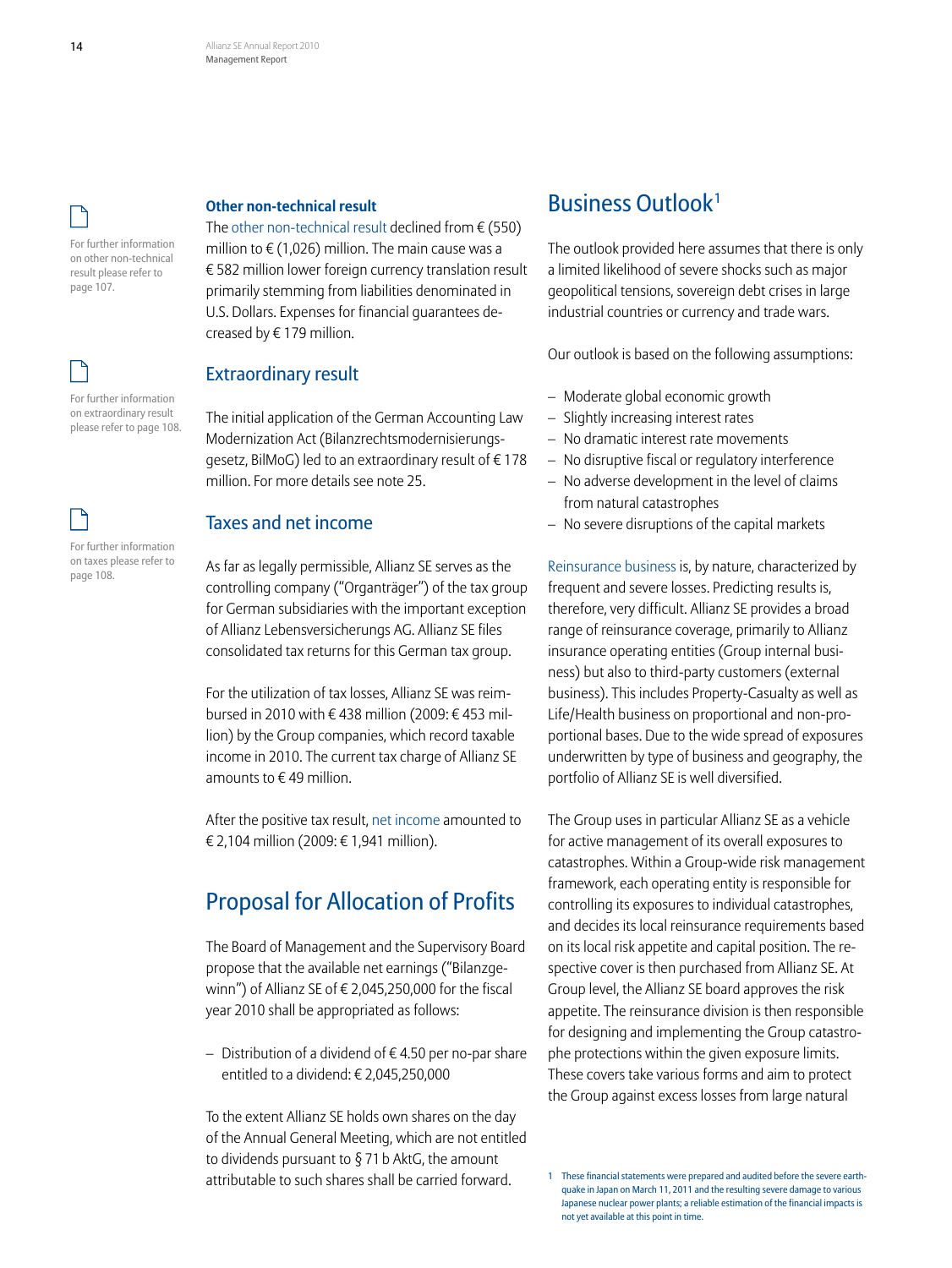For further information on other non-technical result please refer to page 107.

### Other non-technical result

The other non-technical result declined from € (550) million to € (1,026) million. The main cause was a € 582 million lower foreign currency translation result primarily stemming from liabilities denominated in U.S. Dollars. Expenses for financial guarantees decreased by € 179 million.

For further information on extraordinary result please refer to page 108.

## Extraordinary result

The initial application of the German Accounting Law Modernization Act (Bilanzrechtsmodernisierungsgesetz, BilMoG) led to an extraordinary result of € 178 million. For more details see note 25.

For further information on taxes please refer to page 108.

## Taxes and net income

As far as legally permissible, Allianz SE serves as the controlling company ("Organträger") of the tax group for German subsidiaries with the important exception of Allianz Lebensversicherungs AG. Allianz SE files consolidated tax returns for this German tax group.

For the utilization of tax losses, Allianz SE was reimbursed in 2010 with € 438 million (2009: € 453 million) by the Group companies, which record taxable income in 2010. The current tax charge of Allianz SE amounts to € 49 million.

After the positive tax result, net income amounted to € 2,104 million (2009: € 1,941 million).

# Proposal for Allocation of Profits

The Board of Management and the Supervisory Board propose that the available net earnings ("Bilanzgewinn") of Allianz SE of € 2,045,250,000 for the fiscal year 2010 shall be appropriated as follows:

- Distribution of a dividend of € 4.50 per no-par share entitled to a dividend: € 2,045,250,000

To the extent Allianz SE holds own shares on the day of the Annual General Meeting, which are not entitled to dividends pursuant to § 71 b AktG, the amount attributable to such shares shall be carried forward.

# Business Outlook[1]

The outlook provided here assumes that there is only a limited likelihood of severe shocks such as major geopolitical tensions, sovereign debt crises in large industrial countries or currency and trade wars.

Our outlook is based on the following assumptions:

- Moderate global economic growth
- Slightly increasing interest rates
- No dramatic interest rate movements
- No disruptive fiscal or regulatory interference
- No adverse development in the level of claims from natural catastrophes
- No severe disruptions of the capital markets

Reinsurance business is, by nature, characterized by frequent and severe losses. Predicting results is, therefore, very difficult. Allianz SE provides a broad range of reinsurance coverage, primarily to Allianz insurance operating entities (Group internal business) but also to third-party customers (external business). This includes Property-Casualty as well as Life/Health business on proportional and non-proportional bases. Due to the wide spread of exposures underwritten by type of business and geography, the portfolio of Allianz SE is well diversified.

The Group uses in particular Allianz SE as a vehicle for active management of its overall exposures to catastrophes. Within a Group-wide risk management framework, each operating entity is responsible for controlling its exposures to individual catastrophes, and decides its local reinsurance requirements based on its local risk appetite and capital position. The respective cover is then purchased from Allianz SE. At Group level, the Allianz SE board approves the risk appetite. The reinsurance division is then responsible for designing and implementing the Group catastrophe protections within the given exposure limits. These covers take various forms and aim to protect the Group against excess losses from large natural

[1] These financial statements were prepared and audited before the severe earthquake in Japan on March 11, 2011 and the resulting severe damage to various Japanese nuclear power plants; a reliable estimation of the financial impacts is not yet available at this point in time.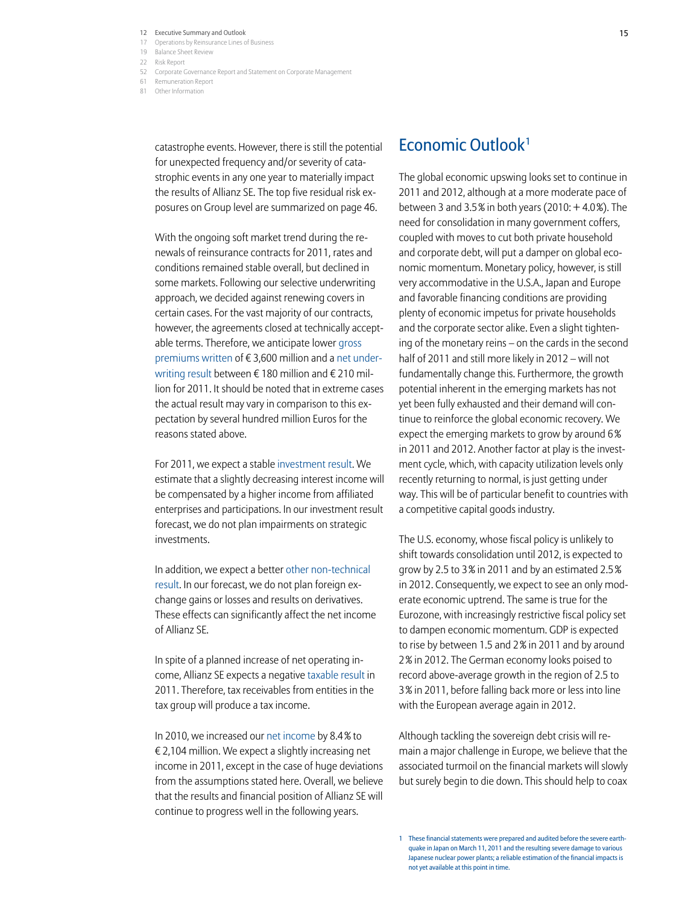catastrophe events. However, there is still the potential for unexpected frequency and/or severity of catastrophic events in any one year to materially impact the results of Allianz SE. The top five residual risk exposures on Group level are summarized on page 46.

With the ongoing soft market trend during the renewals of reinsurance contracts for 2011, rates and conditions remained stable overall, but declined in some markets. Following our selective underwriting approach, we decided against renewing covers in certain cases. For the vast majority of our contracts, however, the agreements closed at technically acceptable terms. Therefore, we anticipate lower gross premiums written of € 3,600 million and a net underwriting result between € 180 million and € 210 million for 2011. It should be noted that in extreme cases the actual result may vary in comparison to this expectation by several hundred million Euros for the reasons stated above.

For 2011, we expect a stable investment result. We estimate that a slightly decreasing interest income will be compensated by a higher income from affiliated enterprises and participations. In our investment result forecast, we do not plan impairments on strategic investments.

In addition, we expect a better other non-technical result. In our forecast, we do not plan foreign exchange gains or losses and results on derivatives. These effects can significantly affect the net income of Allianz SE.

In spite of a planned increase of net operating income, Allianz SE expects a negative taxable result in 2011. Therefore, tax receivables from entities in the tax group will produce a tax income.

In 2010, we increased our net income by 8.4% to € 2,104 million. We expect a slightly increasing net income in 2011, except in the case of huge deviations from the assumptions stated here. Overall, we believe that the results and financial position of Allianz SE will continue to progress well in the following years.

## Economic Outlook[1]

The global economic upswing looks set to continue in 2011 and 2012, although at a more moderate pace of between 3 and 3.5% in both years (2010: + 4.0%). The need for consolidation in many government coffers, coupled with moves to cut both private household and corporate debt, will put a damper on global economic momentum. Monetary policy, however, is still very accommodative in the U.S.A., Japan and Europe and favorable financing conditions are providing plenty of economic impetus for private households and the corporate sector alike. Even a slight tightening of the monetary reins – on the cards in the second half of 2011 and still more likely in 2012 – will not fundamentally change this. Furthermore, the growth potential inherent in the emerging markets has not yet been fully exhausted and their demand will continue to reinforce the global economic recovery. We expect the emerging markets to grow by around 6% in 2011 and 2012. Another factor at play is the investment cycle, which, with capacity utilization levels only recently returning to normal, is just getting under way. This will be of particular benefit to countries with a competitive capital goods industry.

The U.S. economy, whose fiscal policy is unlikely to shift towards consolidation until 2012, is expected to grow by 2.5 to 3% in 2011 and by an estimated 2.5% in 2012. Consequently, we expect to see an only moderate economic uptrend. The same is true for the Eurozone, with increasingly restrictive fiscal policy set to dampen economic momentum. GDP is expected to rise by between 1.5 and 2% in 2011 and by around 2% in 2012. The German economy looks poised to record above-average growth in the region of 2.5 to 3% in 2011, before falling back more or less into line with the European average again in 2012.

Although tackling the sovereign debt crisis will remain a major challenge in Europe, we believe that the associated turmoil on the financial markets will slowly but surely begin to die down. This should help to coax

[1] These financial statements were prepared and audited before the severe earthquake in Japan on March 11, 2011 and the resulting severe damage to various Japanese nuclear power plants; a reliable estimation of the financial impacts is not yet available at this point in time.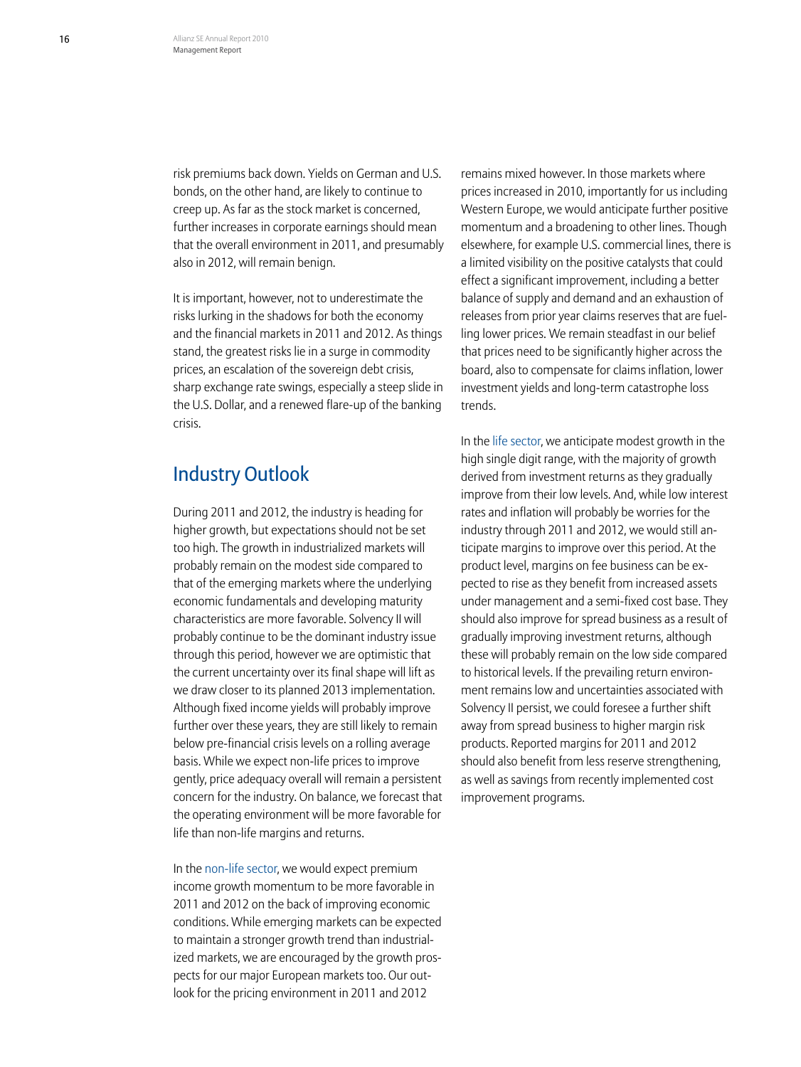risk premiums back down. Yields on German and U.S. bonds, on the other hand, are likely to continue to creep up. As far as the stock market is concerned, further increases in corporate earnings should mean that the overall environment in 2011, and presumably also in 2012, will remain benign.

It is important, however, not to underestimate the risks lurking in the shadows for both the economy and the financial markets in 2011 and 2012. As things stand, the greatest risks lie in a surge in commodity prices, an escalation of the sovereign debt crisis, sharp exchange rate swings, especially a steep slide in the U.S. Dollar, and a renewed flare-up of the banking crisis.

## Industry Outlook

During 2011 and 2012, the industry is heading for higher growth, but expectations should not be set too high. The growth in industrialized markets will probably remain on the modest side compared to that of the emerging markets where the underlying economic fundamentals and developing maturity characteristics are more favorable. Solvency II will probably continue to be the dominant industry issue through this period, however we are optimistic that the current uncertainty over its final shape will lift as we draw closer to its planned 2013 implementation. Although fixed income yields will probably improve further over these years, they are still likely to remain below pre-financial crisis levels on a rolling average basis. While we expect non-life prices to improve gently, price adequacy overall will remain a persistent concern for the industry. On balance, we forecast that the operating environment will be more favorable for life than non-life margins and returns.

In the non-life sector, we would expect premium income growth momentum to be more favorable in 2011 and 2012 on the back of improving economic conditions. While emerging markets can be expected to maintain a stronger growth trend than industrialized markets, we are encouraged by the growth prospects for our major European markets too. Our outlook for the pricing environment in 2011 and 2012 remains mixed however. In those markets where prices increased in 2010, importantly for us including Western Europe, we would anticipate further positive momentum and a broadening to other lines. Though elsewhere, for example U.S. commercial lines, there is a limited visibility on the positive catalysts that could effect a significant improvement, including a better balance of supply and demand and an exhaustion of releases from prior year claims reserves that are fuelling lower prices. We remain steadfast in our belief that prices need to be significantly higher across the board, also to compensate for claims inflation, lower investment yields and long-term catastrophe loss trends.

In the life sector, we anticipate modest growth in the high single digit range, with the majority of growth derived from investment returns as they gradually improve from their low levels. And, while low interest rates and inflation will probably be worries for the industry through 2011 and 2012, we would still anticipate margins to improve over this period. At the product level, margins on fee business can be expected to rise as they benefit from increased assets under management and a semi-fixed cost base. They should also improve for spread business as a result of gradually improving investment returns, although these will probably remain on the low side compared to historical levels. If the prevailing return environment remains low and uncertainties associated with Solvency II persist, we could foresee a further shift away from spread business to higher margin risk products. Reported margins for 2011 and 2012 should also benefit from less reserve strengthening, as well as savings from recently implemented cost improvement programs.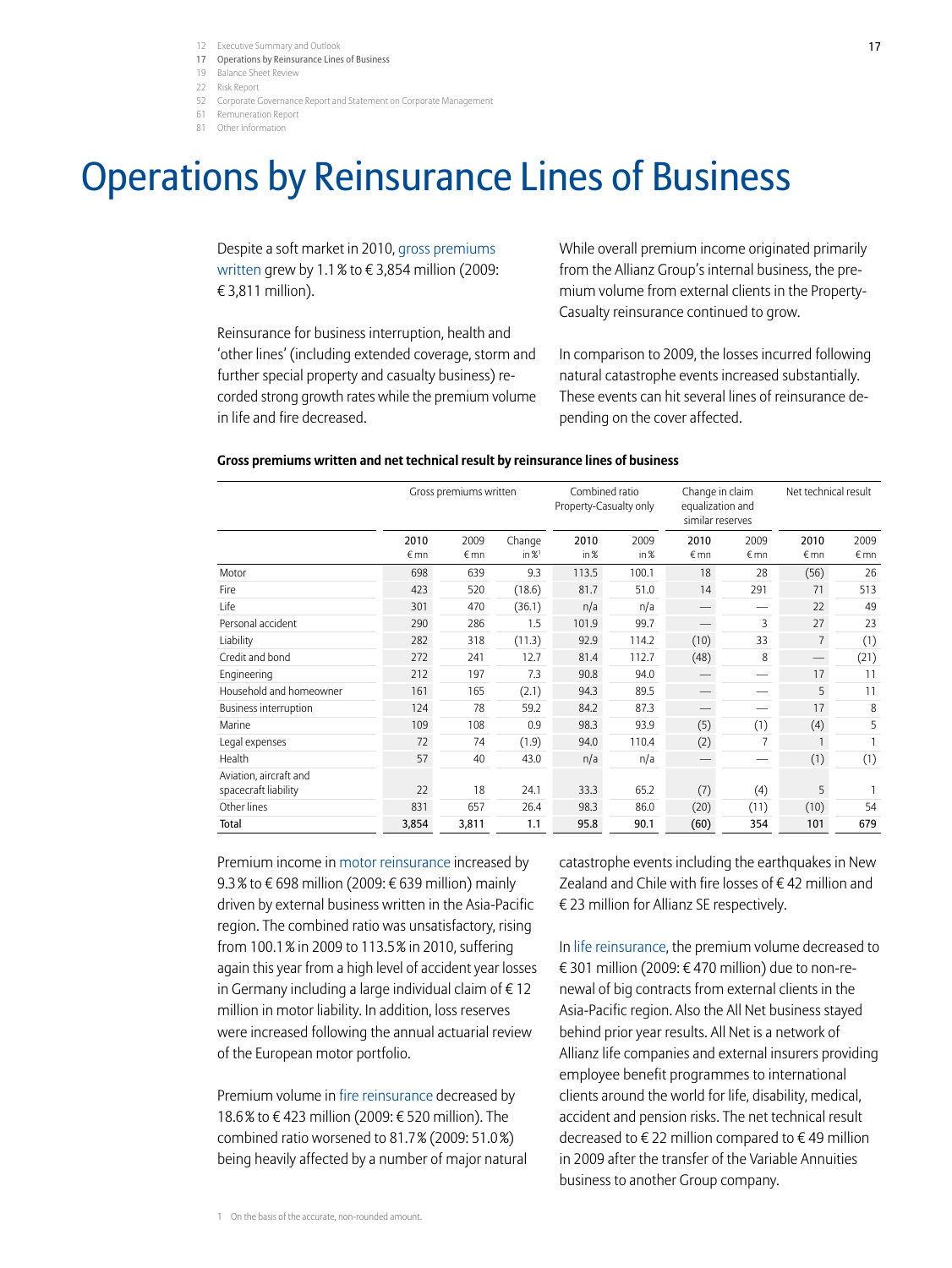# Operations by Reinsurance Lines of Business

Despite a soft market in 2010, gross premiums written grew by 1.1 % to € 3,854 million (2009: € 3,811 million).

Reinsurance for business interruption, health and 'other lines' (including extended coverage, storm and further special property and casualty business) recorded strong growth rates while the premium volume in life and fire decreased.

While overall premium income originated primarily from the Allianz Group's internal business, the premium volume from external clients in the Property-Casualty reinsurance continued to grow.

In comparison to 2009, the losses incurred following natural catastrophe events increased substantially. These events can hit several lines of reinsurance depending on the cover affected.

**Gross premiums written and net technical result by reinsurance lines of business**

| | Gross premiums written | | | Combined ratio Property-Casualty only | | Change in claim equalization and similar reserves | | Net technical result | |
|---|---|---|---|---|---|---|---|---|---|
| | 2010 € mn | 2009 € mn | Change in %[1] | 2010 in % | 2009 in % | 2010 € mn | 2009 € mn | 2010 € mn | 2009 € mn |
| Motor | 698 | 639 | 9.3 | 113.5 | 100.1 | 18 | 28 | (56) | 26 |
| Fire | 423 | 520 | (18.6) | 81.7 | 51.0 | 14 | 291 | 71 | 513 |
| Life | 301 | 470 | (36.1) | n/a | n/a | — | — | 22 | 49 |
| Personal accident | 290 | 286 | 1.5 | 101.9 | 99.7 | — | 3 | 27 | 23 |
| Liability | 282 | 318 | (11.3) | 92.9 | 114.2 | (10) | 33 | 7 | (1) |
| Credit and bond | 272 | 241 | 12.7 | 81.4 | 112.7 | (48) | 8 | — | (21) |
| Engineering | 212 | 197 | 7.3 | 90.8 | 94.0 | — | — | 17 | 11 |
| Household and homeowner | 161 | 165 | (2.1) | 94.3 | 89.5 | — | — | 5 | 11 |
| Business interruption | 124 | 78 | 59.2 | 84.2 | 87.3 | — | — | 17 | 8 |
| Marine | 109 | 108 | 0.9 | 98.3 | 93.9 | (5) | (1) | (4) | 5 |
| Legal expenses | 72 | 74 | (1.9) | 94.0 | 110.4 | (2) | 7 | 1 | 1 |
| Health | 57 | 40 | 43.0 | n/a | n/a | — | — | (1) | (1) |
| Aviation, aircraft and spacecraft liability | 22 | 18 | 24.1 | 33.3 | 65.2 | (7) | (4) | 5 | 1 |
| Other lines | 831 | 657 | 26.4 | 98.3 | 86.0 | (20) | (11) | (10) | 54 |
| **Total** | **3,854** | **3,811** | **1.1** | **95.8** | **90.1** | **(60)** | **354** | **101** | **679** |

1 On the basis of the accurate, non-rounded amount.

Premium income in motor reinsurance increased by 9.3 % to € 698 million (2009: € 639 million) mainly driven by external business written in the Asia-Pacific region. The combined ratio was unsatisfactory, rising from 100.1 % in 2009 to 113.5 % in 2010, suffering again this year from a high level of accident year losses in Germany including a large individual claim of € 12 million in motor liability. In addition, loss reserves were increased following the annual actuarial review of the European motor portfolio.

Premium volume in fire reinsurance decreased by 18.6 % to € 423 million (2009: € 520 million). The combined ratio worsened to 81.7 % (2009: 51.0 %) being heavily affected by a number of major natural catastrophe events including the earthquakes in New Zealand and Chile with fire losses of € 42 million and € 23 million for Allianz SE respectively.

In life reinsurance, the premium volume decreased to € 301 million (2009: € 470 million) due to non-renewal of big contracts from external clients in the Asia-Pacific region. Also the All Net business stayed behind prior year results. All Net is a network of Allianz life companies and external insurers providing employee benefit programmes to international clients around the world for life, disability, medical, accident and pension risks. The net technical result decreased to € 22 million compared to € 49 million in 2009 after the transfer of the Variable Annuities business to another Group company.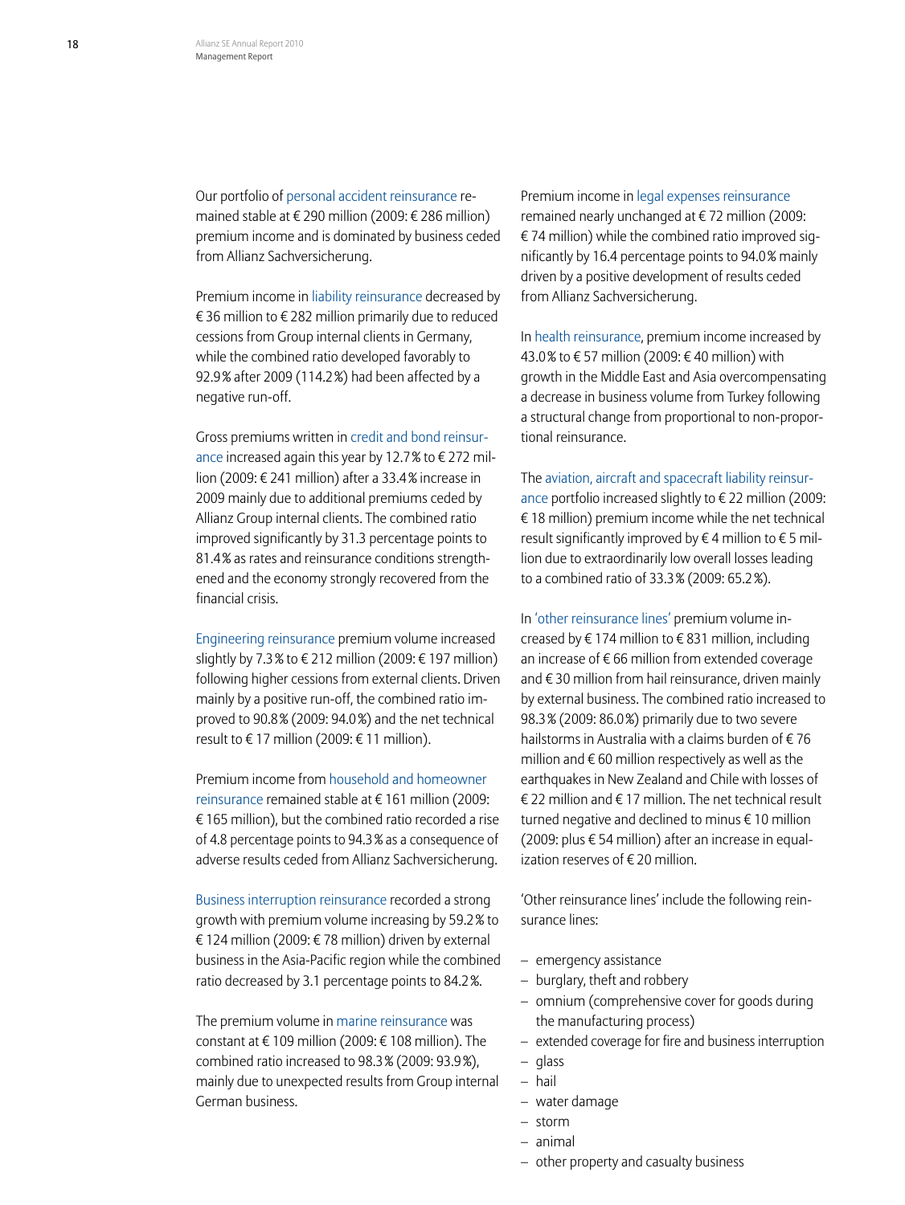Our portfolio of personal accident reinsurance remained stable at € 290 million (2009: € 286 million) premium income and is dominated by business ceded from Allianz Sachversicherung.

Premium income in liability reinsurance decreased by € 36 million to € 282 million primarily due to reduced cessions from Group internal clients in Germany, while the combined ratio developed favorably to 92.9 % after 2009 (114.2 %) had been affected by a negative run-off.

Gross premiums written in credit and bond reinsurance increased again this year by 12.7 % to € 272 million (2009: € 241 million) after a 33.4 % increase in 2009 mainly due to additional premiums ceded by Allianz Group internal clients. The combined ratio improved significantly by 31.3 percentage points to 81.4 % as rates and reinsurance conditions strengthened and the economy strongly recovered from the financial crisis.

Engineering reinsurance premium volume increased slightly by 7.3 % to € 212 million (2009: € 197 million) following higher cessions from external clients. Driven mainly by a positive run-off, the combined ratio improved to 90.8 % (2009: 94.0 %) and the net technical result to € 17 million (2009: € 11 million).

Premium income from household and homeowner reinsurance remained stable at € 161 million (2009: € 165 million), but the combined ratio recorded a rise of 4.8 percentage points to 94.3 % as a consequence of adverse results ceded from Allianz Sachversicherung.

Business interruption reinsurance recorded a strong growth with premium volume increasing by 59.2 % to € 124 million (2009: € 78 million) driven by external business in the Asia-Pacific region while the combined ratio decreased by 3.1 percentage points to 84.2 %.

The premium volume in marine reinsurance was constant at € 109 million (2009: € 108 million). The combined ratio increased to 98.3 % (2009: 93.9 %), mainly due to unexpected results from Group internal German business.

Premium income in legal expenses reinsurance remained nearly unchanged at € 72 million (2009: € 74 million) while the combined ratio improved significantly by 16.4 percentage points to 94.0 % mainly driven by a positive development of results ceded from Allianz Sachversicherung.

In health reinsurance, premium income increased by 43.0 % to € 57 million (2009: € 40 million) with growth in the Middle East and Asia overcompensating a decrease in business volume from Turkey following a structural change from proportional to non-proportional reinsurance.

The aviation, aircraft and spacecraft liability reinsurance portfolio increased slightly to € 22 million (2009: € 18 million) premium income while the net technical result significantly improved by € 4 million to € 5 million due to extraordinarily low overall losses leading to a combined ratio of 33.3 % (2009: 65.2 %).

In 'other reinsurance lines' premium volume increased by € 174 million to € 831 million, including an increase of € 66 million from extended coverage and € 30 million from hail reinsurance, driven mainly by external business. The combined ratio increased to 98.3 % (2009: 86.0 %) primarily due to two severe hailstorms in Australia with a claims burden of € 76 million and € 60 million respectively as well as the earthquakes in New Zealand and Chile with losses of € 22 million and € 17 million. The net technical result turned negative and declined to minus € 10 million (2009: plus € 54 million) after an increase in equalization reserves of € 20 million.

'Other reinsurance lines' include the following reinsurance lines:

- emergency assistance
- burglary, theft and robbery
- omnium (comprehensive cover for goods during the manufacturing process)
- extended coverage for fire and business interruption
- glass
- hail
- water damage
- storm
- animal
- other property and casualty business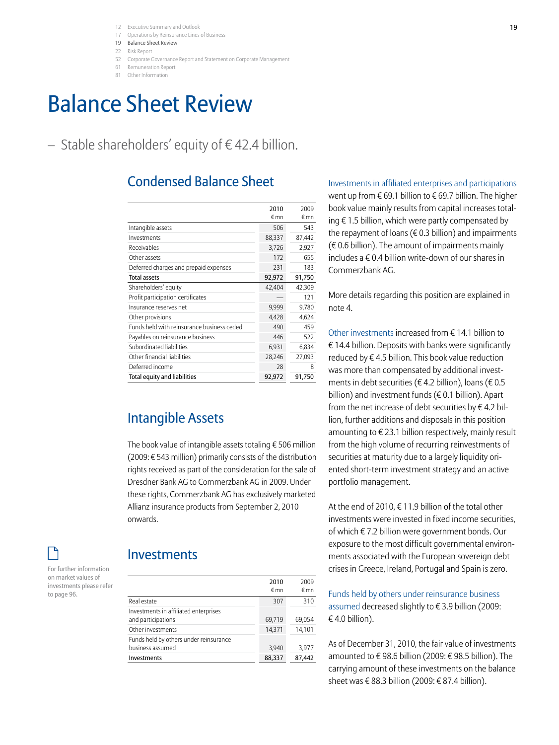# Balance Sheet Review

– Stable shareholders' equity of € 42.4 billion.

## Condensed Balance Sheet

| | 2010 € mn | 2009 € mn |
|---|---|---|
| Intangible assets | 506 | 543 |
| Investments | 88,337 | 87,442 |
| Receivables | 3,726 | 2,927 |
| Other assets | 172 | 655 |
| Deferred charges and prepaid expenses | 231 | 183 |
| **Total assets** | **92,972** | **91,750** |
| Shareholders' equity | 42,404 | 42,309 |
| Profit participation certificates | — | 121 |
| Insurance reserves net | 9,999 | 9,780 |
| Other provisions | 4,428 | 4,624 |
| Funds held with reinsurance business ceded | 490 | 459 |
| Payables on reinsurance business | 446 | 522 |
| Subordinated liabilities | 6,931 | 6,834 |
| Other financial liabilities | 28,246 | 27,093 |
| Deferred income | 28 | 8 |
| **Total equity and liabilities** | **92,972** | **91,750** |

## Intangible Assets

The book value of intangible assets totaling € 506 million (2009: € 543 million) primarily consists of the distribution rights received as part of the consideration for the sale of Dresdner Bank AG to Commerzbank AG in 2009. Under these rights, Commerzbank AG has exclusively marketed Allianz insurance products from September 2, 2010 onwards.

## Investments

For further information on market values of investments please refer to page 96.

| | 2010 € mn | 2009 € mn |
|---|---|---|
| Real estate | 307 | 310 |
| Investments in affiliated enterprises and participations | 69,719 | 69,054 |
| Other investments | 14,371 | 14,101 |
| Funds held by others under reinsurance business assumed | 3,940 | 3,977 |
| **Investments** | **88,337** | **87,442** |

Investments in affiliated enterprises and participations went up from € 69.1 billion to € 69.7 billion. The higher book value mainly results from capital increases totaling € 1.5 billion, which were partly compensated by the repayment of loans (€ 0.3 billion) and impairments (€ 0.6 billion). The amount of impairments mainly includes a € 0.4 billion write-down of our shares in Commerzbank AG.

More details regarding this position are explained in note 4.

Other investments increased from € 14.1 billion to € 14.4 billion. Deposits with banks were significantly reduced by € 4.5 billion. This book value reduction was more than compensated by additional investments in debt securities (€ 4.2 billion), loans (€ 0.5 billion) and investment funds (€ 0.1 billion). Apart from the net increase of debt securities by € 4.2 billion, further additions and disposals in this position amounting to € 23.1 billion respectively, mainly result from the high volume of recurring reinvestments of securities at maturity due to a largely liquidity oriented short-term investment strategy and an active portfolio management.

At the end of 2010, € 11.9 billion of the total other investments were invested in fixed income securities, of which € 7.2 billion were government bonds. Our exposure to the most difficult governmental environments associated with the European sovereign debt crises in Greece, Ireland, Portugal and Spain is zero.

Funds held by others under reinsurance business assumed decreased slightly to € 3.9 billion (2009: € 4.0 billion).

As of December 31, 2010, the fair value of investments amounted to € 98.6 billion (2009: € 98.5 billion). The carrying amount of these investments on the balance sheet was € 88.3 billion (2009: € 87.4 billion).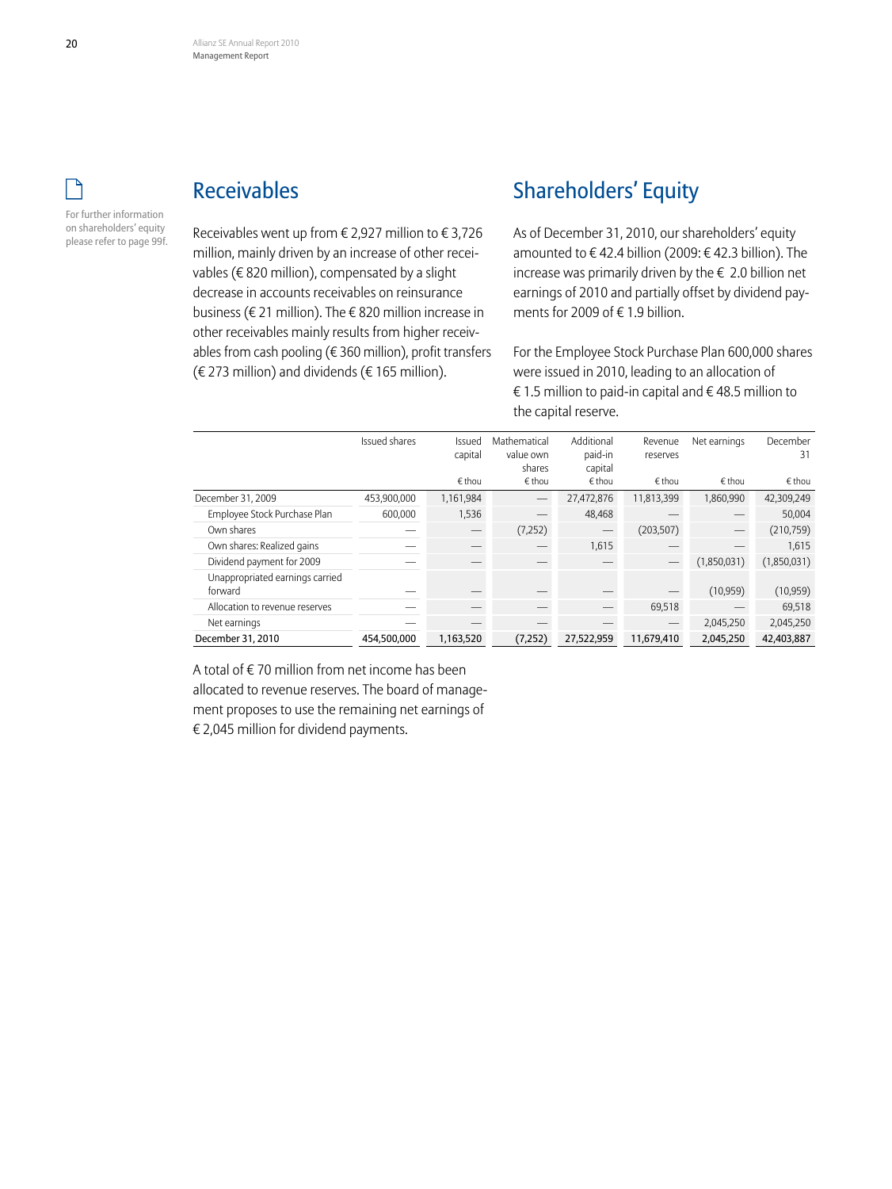For further information on shareholders' equity please refer to page 99f.

## Receivables

Receivables went up from € 2,927 million to € 3,726 million, mainly driven by an increase of other receivables (€ 820 million), compensated by a slight decrease in accounts receivables on reinsurance business (€ 21 million). The € 820 million increase in other receivables mainly results from higher receivables from cash pooling (€ 360 million), profit transfers (€ 273 million) and dividends (€ 165 million).

## Shareholders' Equity

As of December 31, 2010, our shareholders' equity amounted to € 42.4 billion (2009: € 42.3 billion). The increase was primarily driven by the € 2.0 billion net earnings of 2010 and partially offset by dividend payments for 2009 of € 1.9 billion.

For the Employee Stock Purchase Plan 600,000 shares were issued in 2010, leading to an allocation of € 1.5 million to paid-in capital and € 48.5 million to the capital reserve.

| | Issued shares | Issued capital | Mathematical value own shares | Additional paid-in capital | Revenue reserves | Net earnings | December 31 |
|---|---|---|---|---|---|---|---|
| | | € thou | € thou | € thou | € thou | € thou | € thou |
| December 31, 2009 | 453,900,000 | 1,161,984 | — | 27,472,876 | 11,813,399 | 1,860,990 | 42,309,249 |
| Employee Stock Purchase Plan | 600,000 | 1,536 | — | 48,468 | — | — | 50,004 |
| Own shares | — | — | (7,252) | — | (203,507) | — | (210,759) |
| Own shares: Realized gains | — | — | — | 1,615 | — | — | 1,615 |
| Dividend payment for 2009 | — | — | — | — | — | (1,850,031) | (1,850,031) |
| Unappropriated earnings carried forward | — | — | — | — | — | (10,959) | (10,959) |
| Allocation to revenue reserves | — | — | — | — | 69,518 | — | 69,518 |
| Net earnings | — | — | — | — | — | 2,045,250 | 2,045,250 |
| December 31, 2010 | 454,500,000 | 1,163,520 | (7,252) | 27,522,959 | 11,679,410 | 2,045,250 | 42,403,887 |

A total of € 70 million from net income has been allocated to revenue reserves. The board of management proposes to use the remaining net earnings of € 2,045 million for dividend payments.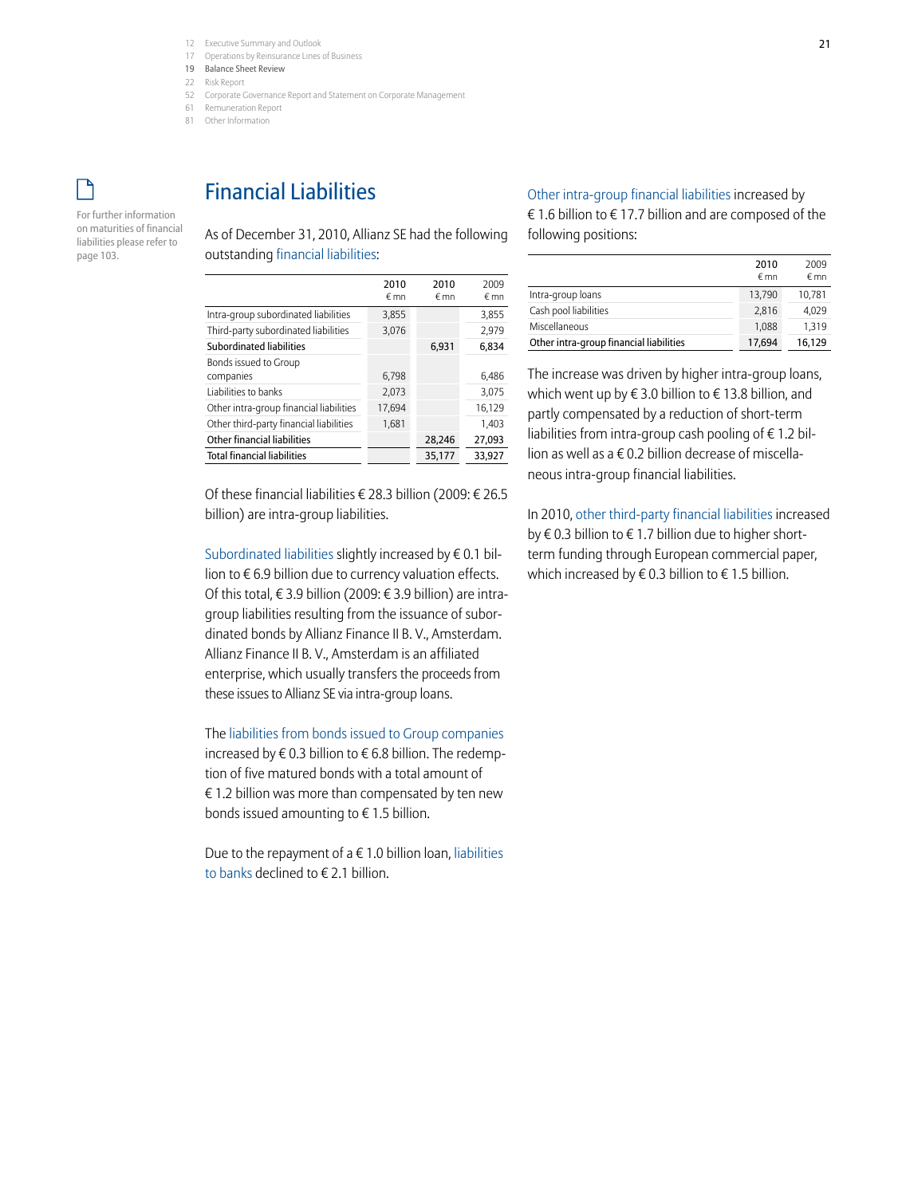For further information on maturities of financial liabilities please refer to page 103.

## Financial Liabilities

As of December 31, 2010, Allianz SE had the following outstanding financial liabilities:

| | 2010 € mn | 2010 € mn | 2009 € mn |
|---|---|---|---|
| Intra-group subordinated liabilities | 3,855 | | 3,855 |
| Third-party subordinated liabilities | 3,076 | | 2,979 |
| **Subordinated liabilities** | | 6,931 | 6,834 |
| Bonds issued to Group companies | 6,798 | | 6,486 |
| Liabilities to banks | 2,073 | | 3,075 |
| Other intra-group financial liabilities | 17,694 | | 16,129 |
| Other third-party financial liabilities | 1,681 | | 1,403 |
| **Other financial liabilities** | | 28,246 | 27,093 |
| **Total financial liabilities** | | 35,177 | 33,927 |

Of these financial liabilities € 28.3 billion (2009: € 26.5 billion) are intra-group liabilities.

Subordinated liabilities slightly increased by € 0.1 billion to € 6.9 billion due to currency valuation effects. Of this total, € 3.9 billion (2009: € 3.9 billion) are intra-group liabilities resulting from the issuance of subordinated bonds by Allianz Finance II B. V., Amsterdam. Allianz Finance II B. V., Amsterdam is an affiliated enterprise, which usually transfers the proceeds from these issues to Allianz SE via intra-group loans.

The liabilities from bonds issued to Group companies increased by € 0.3 billion to € 6.8 billion. The redemption of five matured bonds with a total amount of € 1.2 billion was more than compensated by ten new bonds issued amounting to € 1.5 billion.

Due to the repayment of a € 1.0 billion loan, liabilities to banks declined to € 2.1 billion.

Other intra-group financial liabilities increased by € 1.6 billion to € 17.7 billion and are composed of the following positions:

| | 2010 € mn | 2009 € mn |
|---|---|---|
| Intra-group loans | 13,790 | 10,781 |
| Cash pool liabilities | 2,816 | 4,029 |
| Miscellaneous | 1,088 | 1,319 |
| **Other intra-group financial liabilities** | 17,694 | 16,129 |

The increase was driven by higher intra-group loans, which went up by € 3.0 billion to € 13.8 billion, and partly compensated by a reduction of short-term liabilities from intra-group cash pooling of € 1.2 billion as well as a € 0.2 billion decrease of miscellaneous intra-group financial liabilities.

In 2010, other third-party financial liabilities increased by € 0.3 billion to € 1.7 billion due to higher short-term funding through European commercial paper, which increased by € 0.3 billion to € 1.5 billion.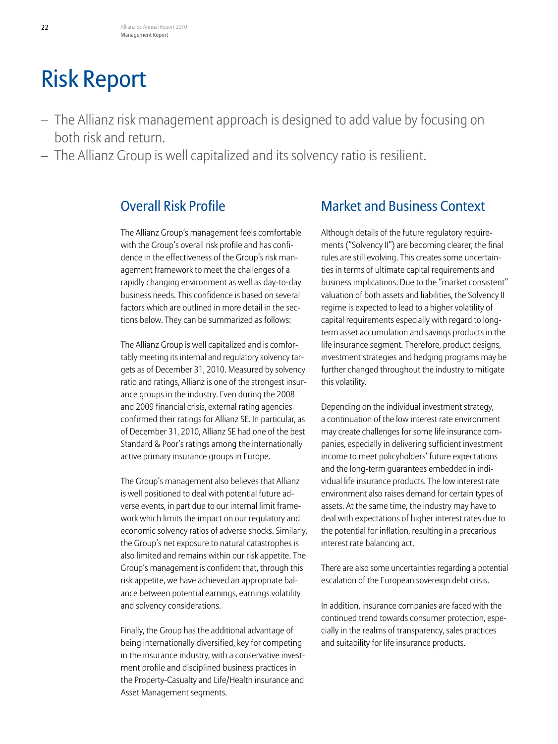# Risk Report

- The Allianz risk management approach is designed to add value by focusing on both risk and return.
- The Allianz Group is well capitalized and its solvency ratio is resilient.

## Overall Risk Profile

The Allianz Group's management feels comfortable with the Group's overall risk profile and has confidence in the effectiveness of the Group's risk management framework to meet the challenges of a rapidly changing environment as well as day-to-day business needs. This confidence is based on several factors which are outlined in more detail in the sections below. They can be summarized as follows:

The Allianz Group is well capitalized and is comfortably meeting its internal and regulatory solvency targets as of December 31, 2010. Measured by solvency ratio and ratings, Allianz is one of the strongest insurance groups in the industry. Even during the 2008 and 2009 financial crisis, external rating agencies confirmed their ratings for Allianz SE. In particular, as of December 31, 2010, Allianz SE had one of the best Standard & Poor's ratings among the internationally active primary insurance groups in Europe.

The Group's management also believes that Allianz is well positioned to deal with potential future adverse events, in part due to our internal limit framework which limits the impact on our regulatory and economic solvency ratios of adverse shocks. Similarly, the Group's net exposure to natural catastrophes is also limited and remains within our risk appetite. The Group's management is confident that, through this risk appetite, we have achieved an appropriate balance between potential earnings, earnings volatility and solvency considerations.

Finally, the Group has the additional advantage of being internationally diversified, key for competing in the insurance industry, with a conservative investment profile and disciplined business practices in the Property-Casualty and Life/Health insurance and Asset Management segments.

## Market and Business Context

Although details of the future regulatory requirements ("Solvency II") are becoming clearer, the final rules are still evolving. This creates some uncertainties in terms of ultimate capital requirements and business implications. Due to the "market consistent" valuation of both assets and liabilities, the Solvency II regime is expected to lead to a higher volatility of capital requirements especially with regard to long-term asset accumulation and savings products in the life insurance segment. Therefore, product designs, investment strategies and hedging programs may be further changed throughout the industry to mitigate this volatility.

Depending on the individual investment strategy, a continuation of the low interest rate environment may create challenges for some life insurance companies, especially in delivering sufficient investment income to meet policyholders' future expectations and the long-term guarantees embedded in individual life insurance products. The low interest rate environment also raises demand for certain types of assets. At the same time, the industry may have to deal with expectations of higher interest rates due to the potential for inflation, resulting in a precarious interest rate balancing act.

There are also some uncertainties regarding a potential escalation of the European sovereign debt crisis.

In addition, insurance companies are faced with the continued trend towards consumer protection, especially in the realms of transparency, sales practices and suitability for life insurance products.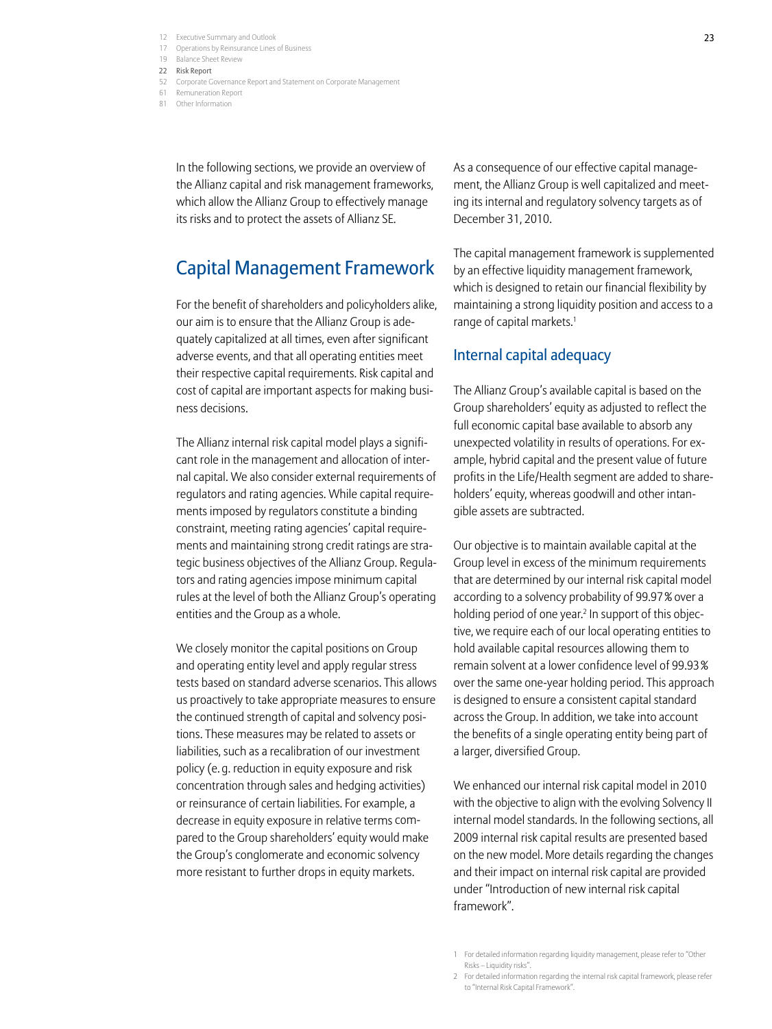In the following sections, we provide an overview of the Allianz capital and risk management frameworks, which allow the Allianz Group to effectively manage its risks and to protect the assets of Allianz SE.

## Capital Management Framework

For the benefit of shareholders and policyholders alike, our aim is to ensure that the Allianz Group is adequately capitalized at all times, even after significant adverse events, and that all operating entities meet their respective capital requirements. Risk capital and cost of capital are important aspects for making business decisions.

The Allianz internal risk capital model plays a significant role in the management and allocation of internal capital. We also consider external requirements of regulators and rating agencies. While capital requirements imposed by regulators constitute a binding constraint, meeting rating agencies' capital requirements and maintaining strong credit ratings are strategic business objectives of the Allianz Group. Regulators and rating agencies impose minimum capital rules at the level of both the Allianz Group's operating entities and the Group as a whole.

We closely monitor the capital positions on Group and operating entity level and apply regular stress tests based on standard adverse scenarios. This allows us proactively to take appropriate measures to ensure the continued strength of capital and solvency positions. These measures may be related to assets or liabilities, such as a recalibration of our investment policy (e.g. reduction in equity exposure and risk concentration through sales and hedging activities) or reinsurance of certain liabilities. For example, a decrease in equity exposure in relative terms compared to the Group shareholders' equity would make the Group's conglomerate and economic solvency more resistant to further drops in equity markets.

As a consequence of our effective capital management, the Allianz Group is well capitalized and meeting its internal and regulatory solvency targets as of December 31, 2010.

The capital management framework is supplemented by an effective liquidity management framework, which is designed to retain our financial flexibility by maintaining a strong liquidity position and access to a range of capital markets.[1]

### Internal capital adequacy

The Allianz Group's available capital is based on the Group shareholders' equity as adjusted to reflect the full economic capital base available to absorb any unexpected volatility in results of operations. For example, hybrid capital and the present value of future profits in the Life/Health segment are added to shareholders' equity, whereas goodwill and other intangible assets are subtracted.

Our objective is to maintain available capital at the Group level in excess of the minimum requirements that are determined by our internal risk capital model according to a solvency probability of 99.97% over a holding period of one year.[2] In support of this objective, we require each of our local operating entities to hold available capital resources allowing them to remain solvent at a lower confidence level of 99.93% over the same one-year holding period. This approach is designed to ensure a consistent capital standard across the Group. In addition, we take into account the benefits of a single operating entity being part of a larger, diversified Group.

We enhanced our internal risk capital model in 2010 with the objective to align with the evolving Solvency II internal model standards. In the following sections, all 2009 internal risk capital results are presented based on the new model. More details regarding the changes and their impact on internal risk capital are provided under "Introduction of new internal risk capital framework".

1 For detailed information regarding liquidity management, please refer to "Other Risks – Liquidity risks".

2 For detailed information regarding the internal risk capital framework, please refer to "Internal Risk Capital Framework".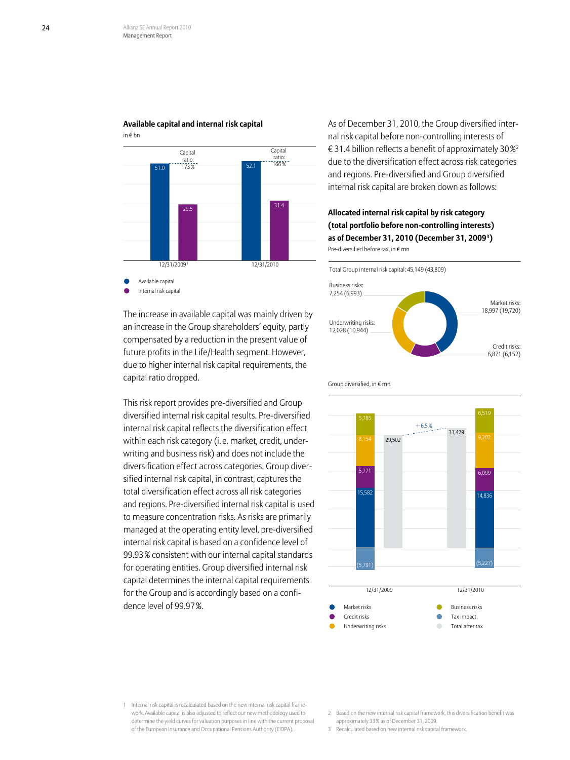**Available capital and internal risk capital**

in € bn

| | 12/31/2009[1] | 12/31/2010 |
|---|---|---|
| Available capital | 51.0 | 52.1 |
| Internal risk capital | 29.5 | 31.4 |
| Capital ratio | 173 % | 166 % |

The increase in available capital was mainly driven by an increase in the Group shareholders' equity, partly compensated by a reduction in the present value of future profits in the Life/Health segment. However, due to higher internal risk capital requirements, the capital ratio dropped.

This risk report provides pre-diversified and Group diversified internal risk capital results. Pre-diversified internal risk capital reflects the diversification effect within each risk category (i.e. market, credit, underwriting and business risk) and does not include the diversification effect across categories. Group diversified internal risk capital, in contrast, captures the total diversification effect across all risk categories and regions. Pre-diversified internal risk capital is used to measure concentration risks. As risks are primarily managed at the operating entity level, pre-diversified internal risk capital is based on a confidence level of 99.93 % consistent with our internal capital standards for operating entities. Group diversified internal risk capital determines the internal capital requirements for the Group and is accordingly based on a confidence level of 99.97 %.

As of December 31, 2010, the Group diversified internal risk capital before non-controlling interests of € 31.4 billion reflects a benefit of approximately 30 %[2] due to the diversification effect across risk categories and regions. Pre-diversified and Group diversified internal risk capital are broken down as follows:

**Allocated internal risk capital by risk category (total portfolio before non-controlling interests) as of December 31, 2010 (December 31, 2009[3])**

Pre-diversified before tax, in € mn

Total Group internal risk capital: 45,149 (43,809)

| Risk category | 12/31/2010 (12/31/2009) |
|---|---|
| Market risks | 18,997 (19,720) |
| Credit risks | 6,871 (6,152) |
| Underwriting risks | 12,028 (10,944) |
| Business risks | 7,254 (6,993) |

Group diversified, in € mn

| | 12/31/2009 | 12/31/2010 |
|---|---|---|
| Market risks | 15,582 | 14,836 |
| Credit risks | 5,771 | 6,099 |
| Underwriting risks | 8,154 | 9,202 |
| Business risks | 5,785 | 6,519 |
| Tax impact | (5,791) | (5,227) |
| Total after tax | 29,502 | 31,429 |

+ 6.5 %

1 Internal risk capital is recalculated based on the new internal risk capital framework. Available capital is also adjusted to reflect our new methodology used to determine the yield curves for valuation purposes in line with the current proposal of the European Insurance and Occupational Pensions Authority (EIOPA).

2 Based on the new internal risk capital framework, this diversification benefit was approximately 33 % as of December 31, 2009.

3 Recalculated based on new internal risk capital framework.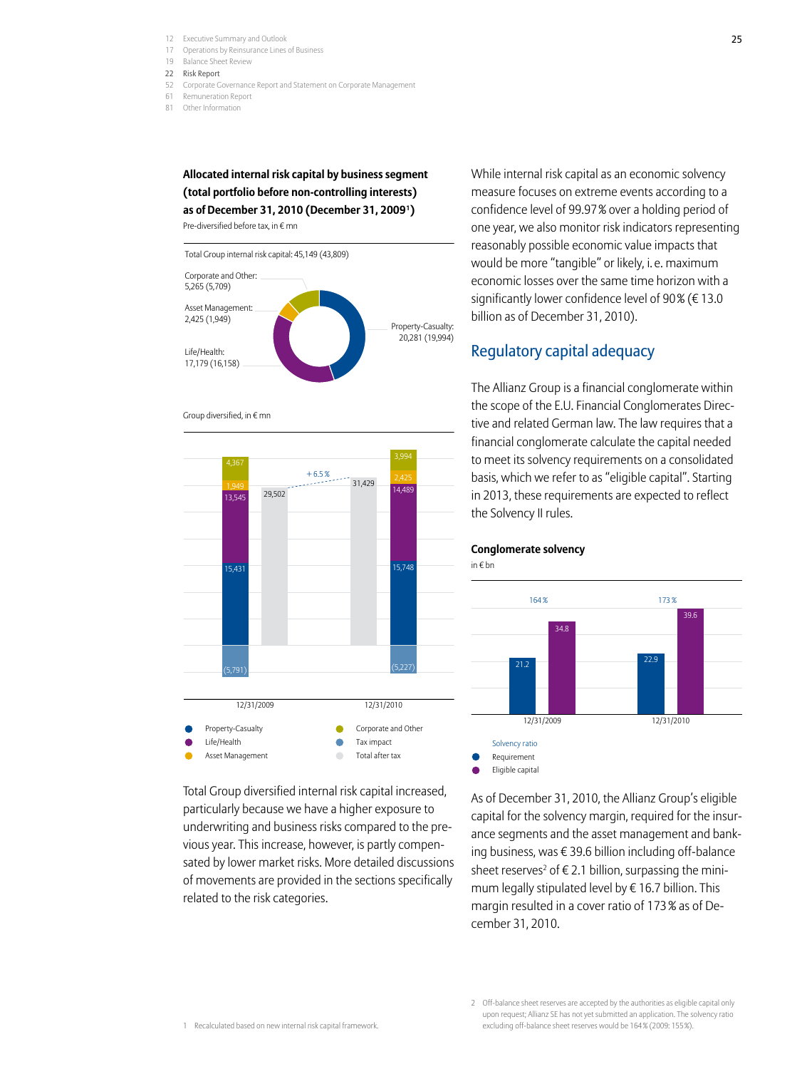**Allocated internal risk capital by business segment (total portfolio before non-controlling interests) as of December 31, 2010 (December 31, 2009[1])**

Pre-diversified before tax, in € mn

Total Group internal risk capital: 45,149 (43,809)

| Segment | 12/31/2010 (12/31/2009) |
|---|---|
| Property-Casualty | 20,281 (19,994) |
| Life/Health | 17,179 (16,158) |
| Asset Management | 2,425 (1,949) |
| Corporate and Other | 5,265 (5,709) |

Group diversified, in € mn

| | 12/31/2009 | 12/31/2010 |
|---|---|---|
| Property-Casualty | 15,431 | 15,748 |
| Life/Health | 13,545 | 14,489 |
| Asset Management | 1,949 | 2,425 |
| Corporate and Other | 4,367 | 3,994 |
| Tax impact | (5,791) | (5,227) |
| Total after tax | 29,502 | 31,429 |

+ 6.5 %

Total Group diversified internal risk capital increased, particularly because we have a higher exposure to underwriting and business risks compared to the previous year. This increase, however, is partly compensated by lower market risks. More detailed discussions of movements are provided in the sections specifically related to the risk categories.

While internal risk capital as an economic solvency measure focuses on extreme events according to a confidence level of 99.97 % over a holding period of one year, we also monitor risk indicators representing reasonably possible economic value impacts that would be more "tangible" or likely, i. e. maximum economic losses over the same time horizon with a significantly lower confidence level of 90 % (€ 13.0 billion as of December 31, 2010).

## Regulatory capital adequacy

The Allianz Group is a financial conglomerate within the scope of the E.U. Financial Conglomerates Directive and related German law. The law requires that a financial conglomerate calculate the capital needed to meet its solvency requirements on a consolidated basis, which we refer to as "eligible capital". Starting in 2013, these requirements are expected to reflect the Solvency II rules.

**Conglomerate solvency**

in € bn

| | 12/31/2009 | 12/31/2010 |
|---|---|---|
| Solvency ratio | 164 % | 173 % |
| Requirement | 21.2 | 22.9 |
| Eligible capital | 34.8 | 39.6 |

As of December 31, 2010, the Allianz Group's eligible capital for the solvency margin, required for the insurance segments and the asset management and banking business, was € 39.6 billion including off-balance sheet reserves[2] of € 2.1 billion, surpassing the minimum legally stipulated level by € 16.7 billion. This margin resulted in a cover ratio of 173 % as of December 31, 2010.

1 Recalculated based on new internal risk capital framework.

2 Off-balance sheet reserves are accepted by the authorities as eligible capital only upon request; Allianz SE has not yet submitted an application. The solvency ratio excluding off-balance sheet reserves would be 164 % (2009: 155 %).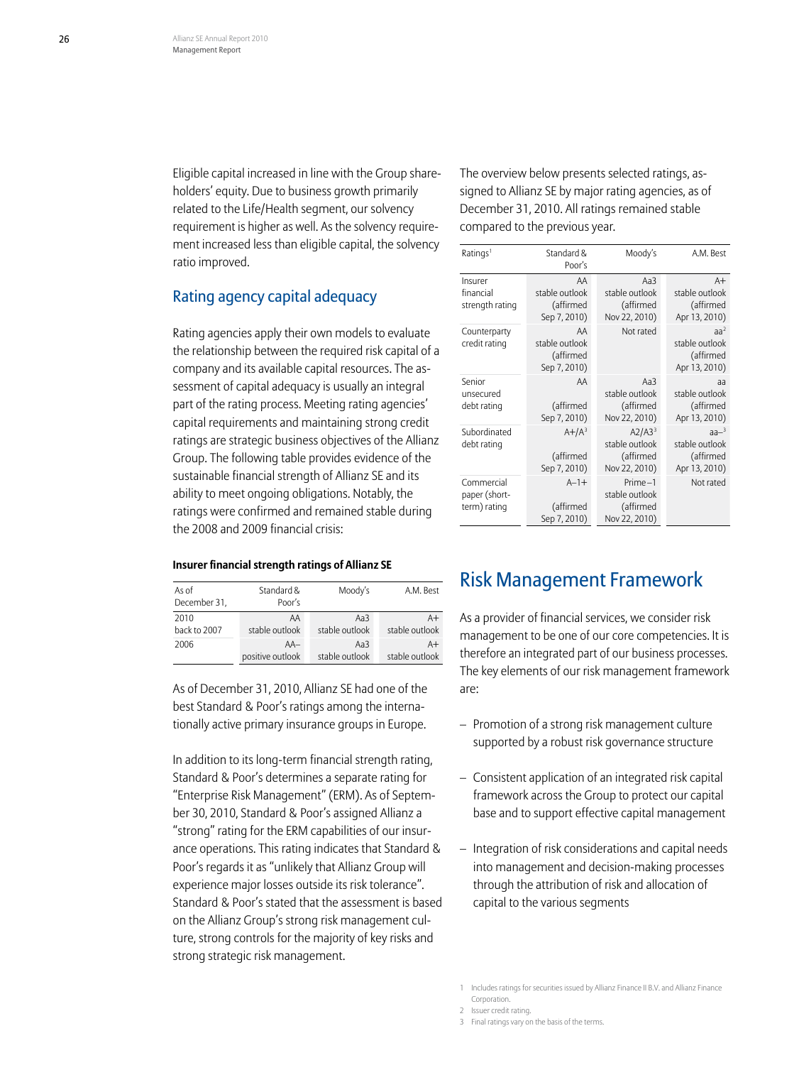Eligible capital increased in line with the Group shareholders' equity. Due to business growth primarily related to the Life/Health segment, our solvency requirement is higher as well. As the solvency requirement increased less than eligible capital, the solvency ratio improved.

## Rating agency capital adequacy

Rating agencies apply their own models to evaluate the relationship between the required risk capital of a company and its available capital resources. The assessment of capital adequacy is usually an integral part of the rating process. Meeting rating agencies' capital requirements and maintaining strong credit ratings are strategic business objectives of the Allianz Group. The following table provides evidence of the sustainable financial strength of Allianz SE and its ability to meet ongoing obligations. Notably, the ratings were confirmed and remained stable during the 2008 and 2009 financial crisis:

**Insurer financial strength ratings of Allianz SE**

| As of December 31, | Standard & Poor's | Moody's | A.M. Best |
|---|---|---|---|
| 2010 back to 2007 | AA stable outlook | Aa3 stable outlook | A+ stable outlook |
| 2006 | AA– positive outlook | Aa3 stable outlook | A+ stable outlook |

As of December 31, 2010, Allianz SE had one of the best Standard & Poor's ratings among the internationally active primary insurance groups in Europe.

In addition to its long-term financial strength rating, Standard & Poor's determines a separate rating for "Enterprise Risk Management" (ERM). As of September 30, 2010, Standard & Poor's assigned Allianz a "strong" rating for the ERM capabilities of our insurance operations. This rating indicates that Standard & Poor's regards it as "unlikely that Allianz Group will experience major losses outside its risk tolerance". Standard & Poor's stated that the assessment is based on the Allianz Group's strong risk management culture, strong controls for the majority of key risks and strong strategic risk management.

The overview below presents selected ratings, assigned to Allianz SE by major rating agencies, as of December 31, 2010. All ratings remained stable compared to the previous year.

| Ratings[1] | Standard & Poor's | Moody's | A.M. Best |
|---|---|---|---|
| Insurer financial strength rating | AA stable outlook (affirmed Sep 7, 2010) | Aa3 stable outlook (affirmed Nov 22, 2010) | A+ stable outlook (affirmed Apr 13, 2010) |
| Counterparty credit rating | AA stable outlook (affirmed Sep 7, 2010) | Not rated | aa[2] stable outlook (affirmed Apr 13, 2010) |
| Senior unsecured debt rating | AA (affirmed Sep 7, 2010) | Aa3 stable outlook (affirmed Nov 22, 2010) | aa stable outlook (affirmed Apr 13, 2010) |
| Subordinated debt rating | A+/A[3] (affirmed Sep 7, 2010) | A2/A3[3] stable outlook (affirmed Nov 22, 2010) | aa–[3] stable outlook (affirmed Apr 13, 2010) |
| Commercial paper (short-term) rating | A–1+ (affirmed Sep 7, 2010) | Prime–1 stable outlook (affirmed Nov 22, 2010) | Not rated |

# Risk Management Framework

As a provider of financial services, we consider risk management to be one of our core competencies. It is therefore an integrated part of our business processes. The key elements of our risk management framework are:

- Promotion of a strong risk management culture supported by a robust risk governance structure
- Consistent application of an integrated risk capital framework across the Group to protect our capital base and to support effective capital management
- Integration of risk considerations and capital needs into management and decision-making processes through the attribution of risk and allocation of capital to the various segments

1 Includes ratings for securities issued by Allianz Finance II B.V. and Allianz Finance Corporation.
2 Issuer credit rating.
3 Final ratings vary on the basis of the terms.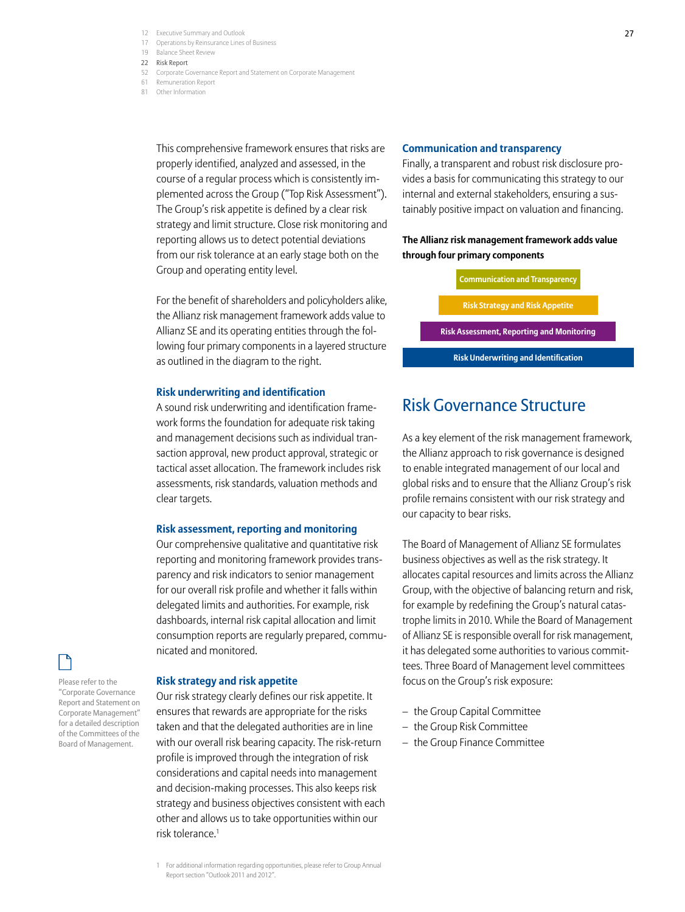This comprehensive framework ensures that risks are properly identified, analyzed and assessed, in the course of a regular process which is consistently implemented across the Group ("Top Risk Assessment"). The Group's risk appetite is defined by a clear risk strategy and limit structure. Close risk monitoring and reporting allows us to detect potential deviations from our risk tolerance at an early stage both on the Group and operating entity level.

For the benefit of shareholders and policyholders alike, the Allianz risk management framework adds value to Allianz SE and its operating entities through the following four primary components in a layered structure as outlined in the diagram to the right.

### Risk underwriting and identification

A sound risk underwriting and identification framework forms the foundation for adequate risk taking and management decisions such as individual transaction approval, new product approval, strategic or tactical asset allocation. The framework includes risk assessments, risk standards, valuation methods and clear targets.

### Risk assessment, reporting and monitoring

Our comprehensive qualitative and quantitative risk reporting and monitoring framework provides transparency and risk indicators to senior management for our overall risk profile and whether it falls within delegated limits and authorities. For example, risk dashboards, internal risk capital allocation and limit consumption reports are regularly prepared, communicated and monitored.

Please refer to the "Corporate Governance Report and Statement on Corporate Management" for a detailed description of the Committees of the Board of Management.

### Risk strategy and risk appetite

Our risk strategy clearly defines our risk appetite. It ensures that rewards are appropriate for the risks taken and that the delegated authorities are in line with our overall risk bearing capacity. The risk-return profile is improved through the integration of risk considerations and capital needs into management and decision-making processes. This also keeps risk strategy and business objectives consistent with each other and allows us to take opportunities within our risk tolerance.[1]

### Communication and transparency

Finally, a transparent and robust risk disclosure provides a basis for communicating this strategy to our internal and external stakeholders, ensuring a sustainably positive impact on valuation and financing.

**The Allianz risk management framework adds value through four primary components**

- Communication and Transparency
- Risk Strategy and Risk Appetite
- Risk Assessment, Reporting and Monitoring
- Risk Underwriting and Identification

## Risk Governance Structure

As a key element of the risk management framework, the Allianz approach to risk governance is designed to enable integrated management of our local and global risks and to ensure that the Allianz Group's risk profile remains consistent with our risk strategy and our capacity to bear risks.

The Board of Management of Allianz SE formulates business objectives as well as the risk strategy. It allocates capital resources and limits across the Allianz Group, with the objective of balancing return and risk, for example by redefining the Group's natural catastrophe limits in 2010. While the Board of Management of Allianz SE is responsible overall for risk management, it has delegated some authorities to various committees. Three Board of Management level committees focus on the Group's risk exposure:

- the Group Capital Committee
- the Group Risk Committee
- the Group Finance Committee

[1] For additional information regarding opportunities, please refer to Group Annual Report section "Outlook 2011 and 2012".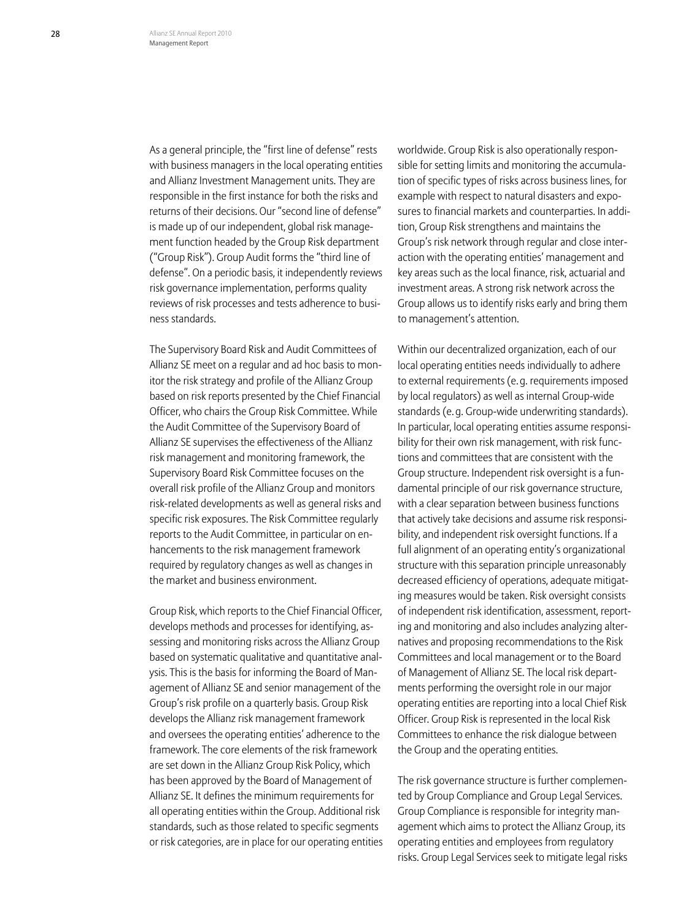As a general principle, the "first line of defense" rests with business managers in the local operating entities and Allianz Investment Management units. They are responsible in the first instance for both the risks and returns of their decisions. Our "second line of defense" is made up of our independent, global risk management function headed by the Group Risk department ("Group Risk"). Group Audit forms the "third line of defense". On a periodic basis, it independently reviews risk governance implementation, performs quality reviews of risk processes and tests adherence to business standards.

The Supervisory Board Risk and Audit Committees of Allianz SE meet on a regular and ad hoc basis to monitor the risk strategy and profile of the Allianz Group based on risk reports presented by the Chief Financial Officer, who chairs the Group Risk Committee. While the Audit Committee of the Supervisory Board of Allianz SE supervises the effectiveness of the Allianz risk management and monitoring framework, the Supervisory Board Risk Committee focuses on the overall risk profile of the Allianz Group and monitors risk-related developments as well as general risks and specific risk exposures. The Risk Committee regularly reports to the Audit Committee, in particular on enhancements to the risk management framework required by regulatory changes as well as changes in the market and business environment.

Group Risk, which reports to the Chief Financial Officer, develops methods and processes for identifying, assessing and monitoring risks across the Allianz Group based on systematic qualitative and quantitative analysis. This is the basis for informing the Board of Management of Allianz SE and senior management of the Group's risk profile on a quarterly basis. Group Risk develops the Allianz risk management framework and oversees the operating entities' adherence to the framework. The core elements of the risk framework are set down in the Allianz Group Risk Policy, which has been approved by the Board of Management of Allianz SE. It defines the minimum requirements for all operating entities within the Group. Additional risk standards, such as those related to specific segments or risk categories, are in place for our operating entities worldwide. Group Risk is also operationally responsible for setting limits and monitoring the accumulation of specific types of risks across business lines, for example with respect to natural disasters and exposures to financial markets and counterparties. In addition, Group Risk strengthens and maintains the Group's risk network through regular and close interaction with the operating entities' management and key areas such as the local finance, risk, actuarial and investment areas. A strong risk network across the Group allows us to identify risks early and bring them to management's attention.

Within our decentralized organization, each of our local operating entities needs individually to adhere to external requirements (e. g. requirements imposed by local regulators) as well as internal Group-wide standards (e. g. Group-wide underwriting standards). In particular, local operating entities assume responsibility for their own risk management, with risk functions and committees that are consistent with the Group structure. Independent risk oversight is a fundamental principle of our risk governance structure, with a clear separation between business functions that actively take decisions and assume risk responsibility, and independent risk oversight functions. If a full alignment of an operating entity's organizational structure with this separation principle unreasonably decreased efficiency of operations, adequate mitigating measures would be taken. Risk oversight consists of independent risk identification, assessment, reporting and monitoring and also includes analyzing alternatives and proposing recommendations to the Risk Committees and local management or to the Board of Management of Allianz SE. The local risk departments performing the oversight role in our major operating entities are reporting into a local Chief Risk Officer. Group Risk is represented in the local Risk Committees to enhance the risk dialogue between the Group and the operating entities.

The risk governance structure is further complemented by Group Compliance and Group Legal Services. Group Compliance is responsible for integrity management which aims to protect the Allianz Group, its operating entities and employees from regulatory risks. Group Legal Services seek to mitigate legal risks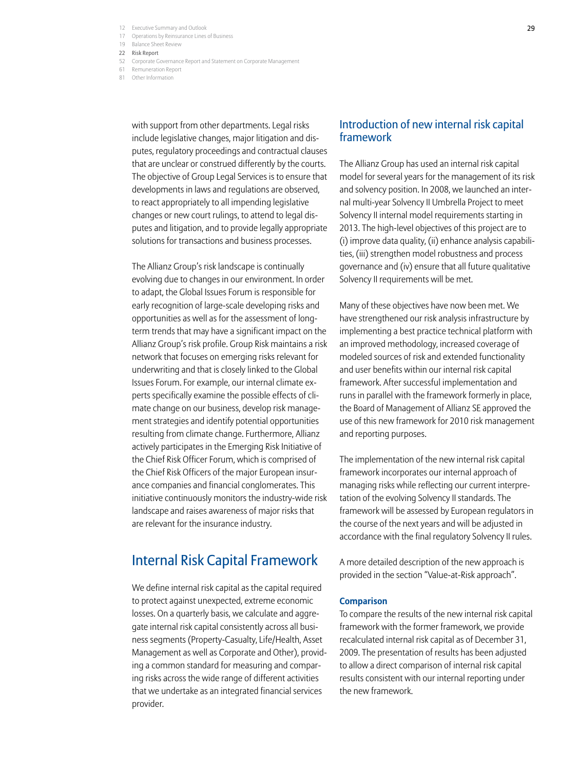with support from other departments. Legal risks include legislative changes, major litigation and disputes, regulatory proceedings and contractual clauses that are unclear or construed differently by the courts. The objective of Group Legal Services is to ensure that developments in laws and regulations are observed, to react appropriately to all impending legislative changes or new court rulings, to attend to legal disputes and litigation, and to provide legally appropriate solutions for transactions and business processes.

The Allianz Group's risk landscape is continually evolving due to changes in our environment. In order to adapt, the Global Issues Forum is responsible for early recognition of large-scale developing risks and opportunities as well as for the assessment of long-term trends that may have a significant impact on the Allianz Group's risk profile. Group Risk maintains a risk network that focuses on emerging risks relevant for underwriting and that is closely linked to the Global Issues Forum. For example, our internal climate experts specifically examine the possible effects of climate change on our business, develop risk management strategies and identify potential opportunities resulting from climate change. Furthermore, Allianz actively participates in the Emerging Risk Initiative of the Chief Risk Officer Forum, which is comprised of the Chief Risk Officers of the major European insurance companies and financial conglomerates. This initiative continuously monitors the industry-wide risk landscape and raises awareness of major risks that are relevant for the insurance industry.

# Internal Risk Capital Framework

We define internal risk capital as the capital required to protect against unexpected, extreme economic losses. On a quarterly basis, we calculate and aggregate internal risk capital consistently across all business segments (Property-Casualty, Life/Health, Asset Management as well as Corporate and Other), providing a common standard for measuring and comparing risks across the wide range of different activities that we undertake as an integrated financial services provider.

## Introduction of new internal risk capital framework

The Allianz Group has used an internal risk capital model for several years for the management of its risk and solvency position. In 2008, we launched an internal multi-year Solvency II Umbrella Project to meet Solvency II internal model requirements starting in 2013. The high-level objectives of this project are to (i) improve data quality, (ii) enhance analysis capabilities, (iii) strengthen model robustness and process governance and (iv) ensure that all future qualitative Solvency II requirements will be met.

Many of these objectives have now been met. We have strengthened our risk analysis infrastructure by implementing a best practice technical platform with an improved methodology, increased coverage of modeled sources of risk and extended functionality and user benefits within our internal risk capital framework. After successful implementation and runs in parallel with the framework formerly in place, the Board of Management of Allianz SE approved the use of this new framework for 2010 risk management and reporting purposes.

The implementation of the new internal risk capital framework incorporates our internal approach of managing risks while reflecting our current interpretation of the evolving Solvency II standards. The framework will be assessed by European regulators in the course of the next years and will be adjusted in accordance with the final regulatory Solvency II rules.

A more detailed description of the new approach is provided in the section "Value-at-Risk approach".

**Comparison**

To compare the results of the new internal risk capital framework with the former framework, we provide recalculated internal risk capital as of December 31, 2009. The presentation of results has been adjusted to allow a direct comparison of internal risk capital results consistent with our internal reporting under the new framework.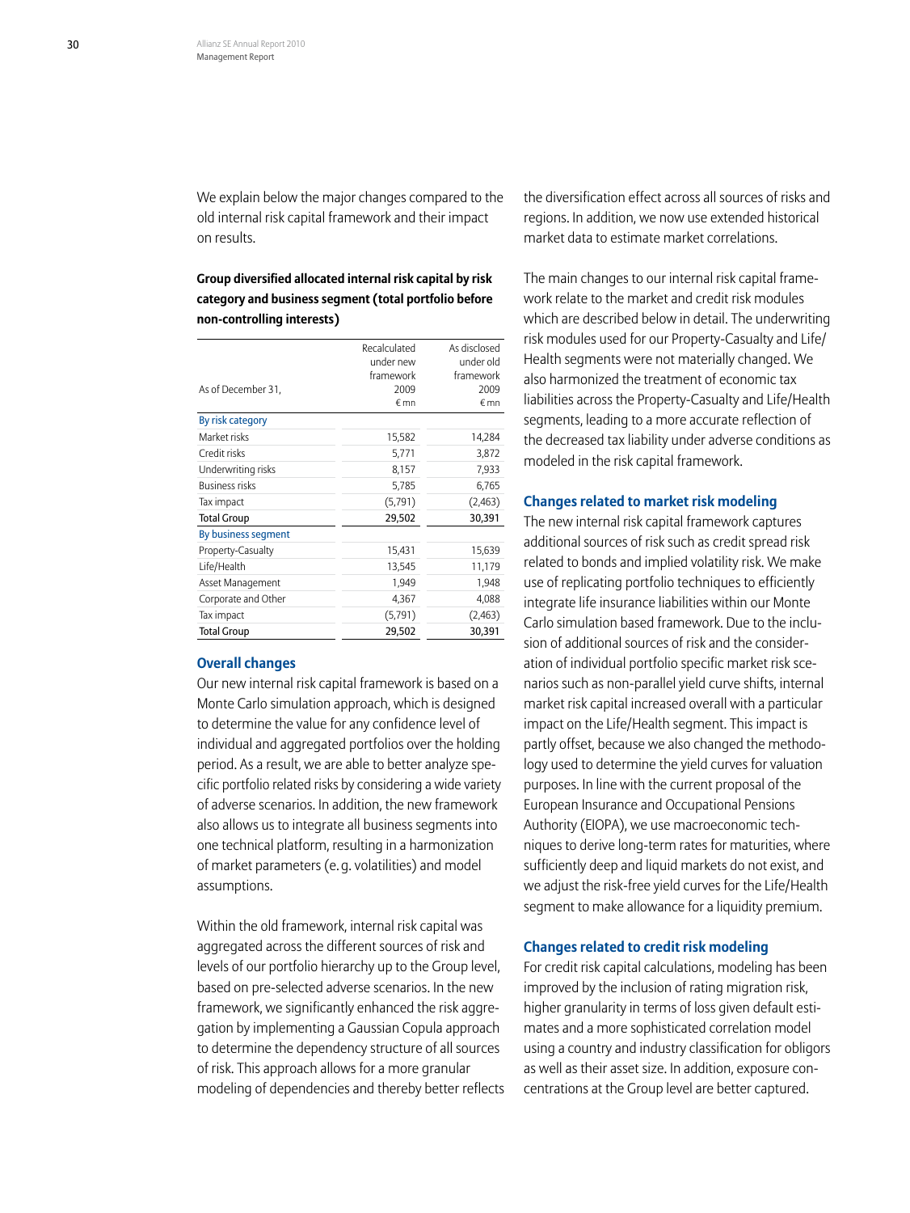We explain below the major changes compared to the old internal risk capital framework and their impact on results.

**Group diversified allocated internal risk capital by risk category and business segment (total portfolio before non-controlling interests)**

| As of December 31, | Recalculated under new framework 2009 €mn | As disclosed under old framework 2009 €mn |
|---|---|---|
| **By risk category** | | |
| Market risks | 15,582 | 14,284 |
| Credit risks | 5,771 | 3,872 |
| Underwriting risks | 8,157 | 7,933 |
| Business risks | 5,785 | 6,765 |
| Tax impact | (5,791) | (2,463) |
| **Total Group** | **29,502** | **30,391** |
| **By business segment** | | |
| Property-Casualty | 15,431 | 15,639 |
| Life/Health | 13,545 | 11,179 |
| Asset Management | 1,949 | 1,948 |
| Corporate and Other | 4,367 | 4,088 |
| Tax impact | (5,791) | (2,463) |
| **Total Group** | **29,502** | **30,391** |

## Overall changes

Our new internal risk capital framework is based on a Monte Carlo simulation approach, which is designed to determine the value for any confidence level of individual and aggregated portfolios over the holding period. As a result, we are able to better analyze specific portfolio related risks by considering a wide variety of adverse scenarios. In addition, the new framework also allows us to integrate all business segments into one technical platform, resulting in a harmonization of market parameters (e.g. volatilities) and model assumptions.

Within the old framework, internal risk capital was aggregated across the different sources of risk and levels of our portfolio hierarchy up to the Group level, based on pre-selected adverse scenarios. In the new framework, we significantly enhanced the risk aggregation by implementing a Gaussian Copula approach to determine the dependency structure of all sources of risk. This approach allows for a more granular modeling of dependencies and thereby better reflects the diversification effect across all sources of risks and regions. In addition, we now use extended historical market data to estimate market correlations.

The main changes to our internal risk capital framework relate to the market and credit risk modules which are described below in detail. The underwriting risk modules used for our Property-Casualty and Life/Health segments were not materially changed. We also harmonized the treatment of economic tax liabilities across the Property-Casualty and Life/Health segments, leading to a more accurate reflection of the decreased tax liability under adverse conditions as modeled in the risk capital framework.

## Changes related to market risk modeling

The new internal risk capital framework captures additional sources of risk such as credit spread risk related to bonds and implied volatility risk. We make use of replicating portfolio techniques to efficiently integrate life insurance liabilities within our Monte Carlo simulation based framework. Due to the inclusion of additional sources of risk and the consideration of individual portfolio specific market risk scenarios such as non-parallel yield curve shifts, internal market risk capital increased overall with a particular impact on the Life/Health segment. This impact is partly offset, because we also changed the methodology used to determine the yield curves for valuation purposes. In line with the current proposal of the European Insurance and Occupational Pensions Authority (EIOPA), we use macroeconomic techniques to derive long-term rates for maturities, where sufficiently deep and liquid markets do not exist, and we adjust the risk-free yield curves for the Life/Health segment to make allowance for a liquidity premium.

## Changes related to credit risk modeling

For credit risk capital calculations, modeling has been improved by the inclusion of rating migration risk, higher granularity in terms of loss given default estimates and a more sophisticated correlation model using a country and industry classification for obligors as well as their asset size. In addition, exposure concentrations at the Group level are better captured.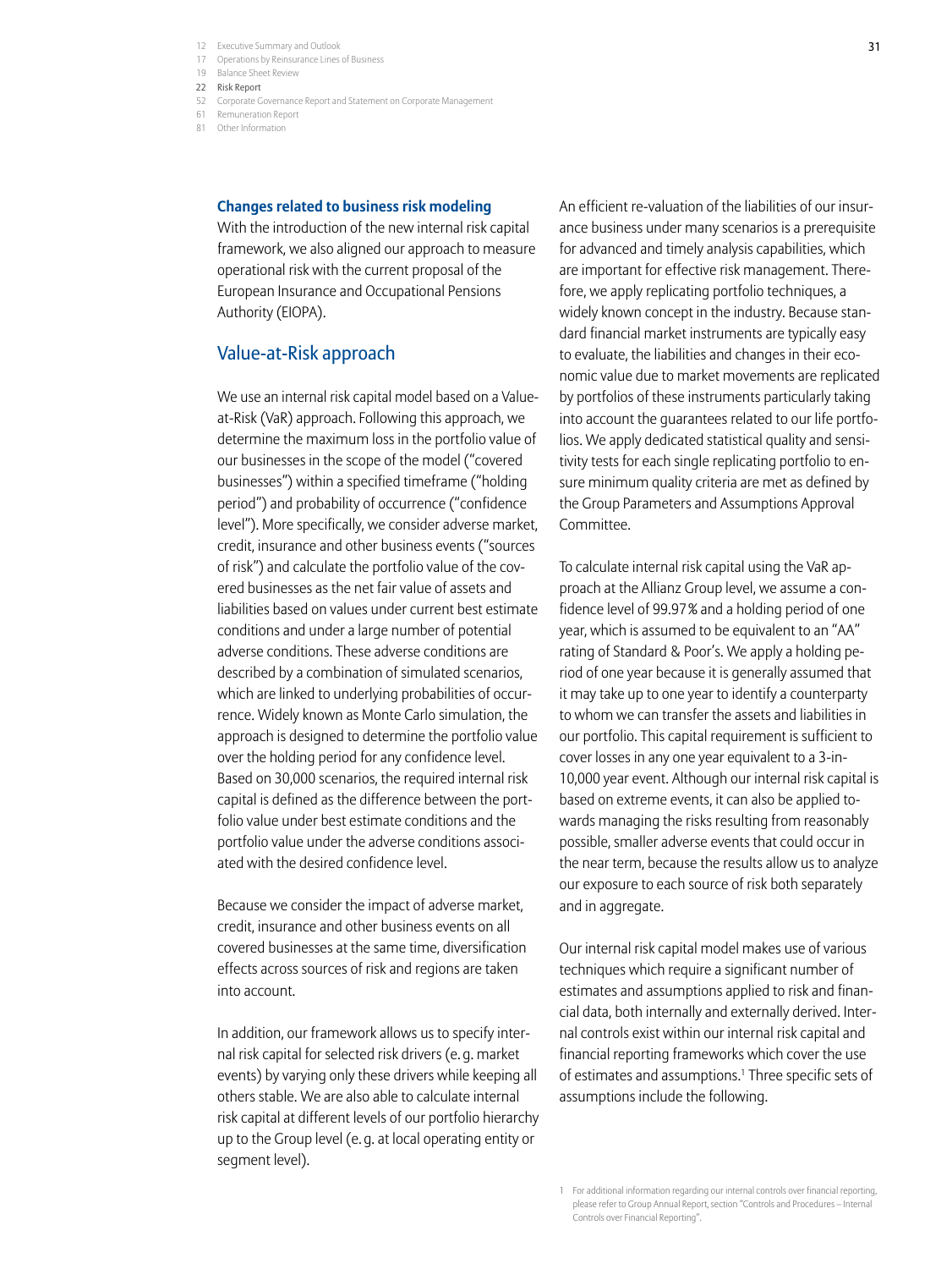### Changes related to business risk modeling

With the introduction of the new internal risk capital framework, we also aligned our approach to measure operational risk with the current proposal of the European Insurance and Occupational Pensions Authority (EIOPA).

## Value-at-Risk approach

We use an internal risk capital model based on a Value-at-Risk (VaR) approach. Following this approach, we determine the maximum loss in the portfolio value of our businesses in the scope of the model ("covered businesses") within a specified timeframe ("holding period") and probability of occurrence ("confidence level"). More specifically, we consider adverse market, credit, insurance and other business events ("sources of risk") and calculate the portfolio value of the covered businesses as the net fair value of assets and liabilities based on values under current best estimate conditions and under a large number of potential adverse conditions. These adverse conditions are described by a combination of simulated scenarios, which are linked to underlying probabilities of occurrence. Widely known as Monte Carlo simulation, the approach is designed to determine the portfolio value over the holding period for any confidence level. Based on 30,000 scenarios, the required internal risk capital is defined as the difference between the portfolio value under best estimate conditions and the portfolio value under the adverse conditions associated with the desired confidence level.

Because we consider the impact of adverse market, credit, insurance and other business events on all covered businesses at the same time, diversification effects across sources of risk and regions are taken into account.

In addition, our framework allows us to specify internal risk capital for selected risk drivers (e. g. market events) by varying only these drivers while keeping all others stable. We are also able to calculate internal risk capital at different levels of our portfolio hierarchy up to the Group level (e. g. at local operating entity or segment level).

An efficient re-valuation of the liabilities of our insurance business under many scenarios is a prerequisite for advanced and timely analysis capabilities, which are important for effective risk management. Therefore, we apply replicating portfolio techniques, a widely known concept in the industry. Because standard financial market instruments are typically easy to evaluate, the liabilities and changes in their economic value due to market movements are replicated by portfolios of these instruments particularly taking into account the guarantees related to our life portfolios. We apply dedicated statistical quality and sensitivity tests for each single replicating portfolio to ensure minimum quality criteria are met as defined by the Group Parameters and Assumptions Approval Committee.

To calculate internal risk capital using the VaR approach at the Allianz Group level, we assume a confidence level of 99.97 % and a holding period of one year, which is assumed to be equivalent to an "AA" rating of Standard & Poor's. We apply a holding period of one year because it is generally assumed that it may take up to one year to identify a counterparty to whom we can transfer the assets and liabilities in our portfolio. This capital requirement is sufficient to cover losses in any one year equivalent to a 3-in-10,000 year event. Although our internal risk capital is based on extreme events, it can also be applied towards managing the risks resulting from reasonably possible, smaller adverse events that could occur in the near term, because the results allow us to analyze our exposure to each source of risk both separately and in aggregate.

Our internal risk capital model makes use of various techniques which require a significant number of estimates and assumptions applied to risk and financial data, both internally and externally derived. Internal controls exist within our internal risk capital and financial reporting frameworks which cover the use of estimates and assumptions.[1] Three specific sets of assumptions include the following.

1 For additional information regarding our internal controls over financial reporting, please refer to Group Annual Report, section "Controls and Procedures – Internal Controls over Financial Reporting".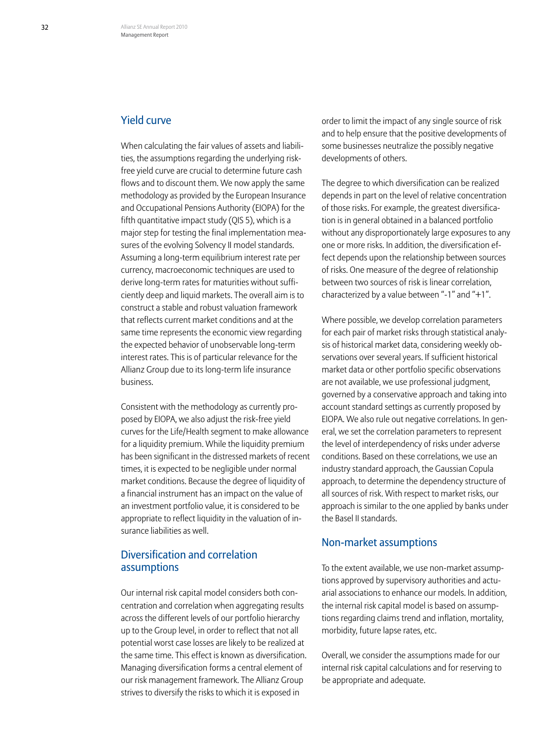## Yield curve

When calculating the fair values of assets and liabilities, the assumptions regarding the underlying risk-free yield curve are crucial to determine future cash flows and to discount them. We now apply the same methodology as provided by the European Insurance and Occupational Pensions Authority (EIOPA) for the fifth quantitative impact study (QIS 5), which is a major step for testing the final implementation measures of the evolving Solvency II model standards. Assuming a long-term equilibrium interest rate per currency, macroeconomic techniques are used to derive long-term rates for maturities without sufficiently deep and liquid markets. The overall aim is to construct a stable and robust valuation framework that reflects current market conditions and at the same time represents the economic view regarding the expected behavior of unobservable long-term interest rates. This is of particular relevance for the Allianz Group due to its long-term life insurance business.

Consistent with the methodology as currently proposed by EIOPA, we also adjust the risk-free yield curves for the Life/Health segment to make allowance for a liquidity premium. While the liquidity premium has been significant in the distressed markets of recent times, it is expected to be negligible under normal market conditions. Because the degree of liquidity of a financial instrument has an impact on the value of an investment portfolio value, it is considered to be appropriate to reflect liquidity in the valuation of insurance liabilities as well.

## Diversification and correlation assumptions

Our internal risk capital model considers both concentration and correlation when aggregating results across the different levels of our portfolio hierarchy up to the Group level, in order to reflect that not all potential worst case losses are likely to be realized at the same time. This effect is known as diversification. Managing diversification forms a central element of our risk management framework. The Allianz Group strives to diversify the risks to which it is exposed in order to limit the impact of any single source of risk and to help ensure that the positive developments of some businesses neutralize the possibly negative developments of others.

The degree to which diversification can be realized depends in part on the level of relative concentration of those risks. For example, the greatest diversification is in general obtained in a balanced portfolio without any disproportionately large exposures to any one or more risks. In addition, the diversification effect depends upon the relationship between sources of risks. One measure of the degree of relationship between two sources of risk is linear correlation, characterized by a value between "-1" and "+1".

Where possible, we develop correlation parameters for each pair of market risks through statistical analysis of historical market data, considering weekly observations over several years. If sufficient historical market data or other portfolio specific observations are not available, we use professional judgment, governed by a conservative approach and taking into account standard settings as currently proposed by EIOPA. We also rule out negative correlations. In general, we set the correlation parameters to represent the level of interdependency of risks under adverse conditions. Based on these correlations, we use an industry standard approach, the Gaussian Copula approach, to determine the dependency structure of all sources of risk. With respect to market risks, our approach is similar to the one applied by banks under the Basel II standards.

## Non-market assumptions

To the extent available, we use non-market assumptions approved by supervisory authorities and actuarial associations to enhance our models. In addition, the internal risk capital model is based on assumptions regarding claims trend and inflation, mortality, morbidity, future lapse rates, etc.

Overall, we consider the assumptions made for our internal risk capital calculations and for reserving to be appropriate and adequate.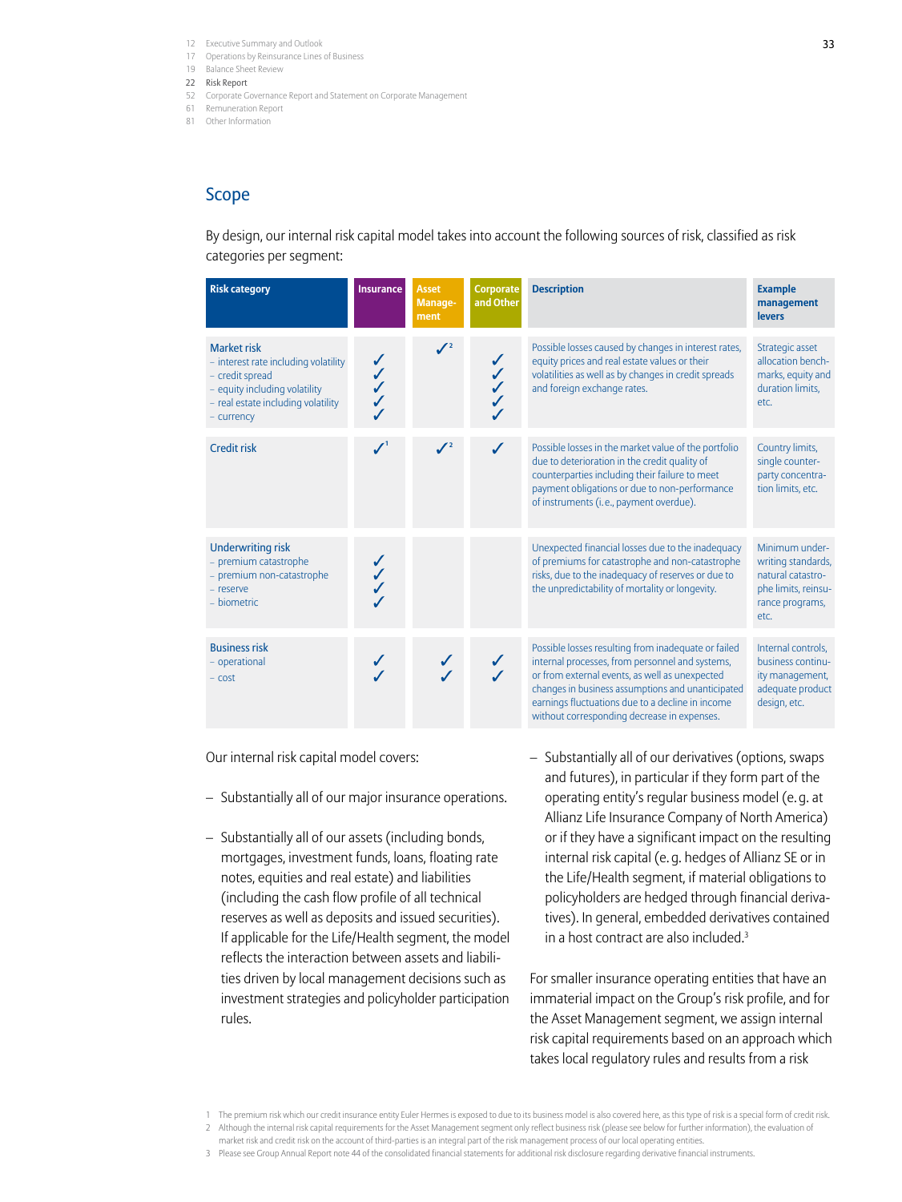## Scope

By design, our internal risk capital model takes into account the following sources of risk, classified as risk categories per segment:

| Risk category | Insurance | Asset Management | Corporate and Other | Description | Example management levers |
|---|---|---|---|---|---|
| **Market risk**<br>– interest rate including volatility<br>– credit spread<br>– equity including volatility<br>– real estate including volatility<br>– currency | ✓<br>✓<br>✓<br>✓<br>✓ | ✓[2] | ✓<br>✓<br>✓<br>✓<br>✓ | Possible losses caused by changes in interest rates, equity prices and real estate values or their volatilities as well as by changes in credit spreads and foreign exchange rates. | Strategic asset allocation benchmarks, equity and duration limits, etc. |
| **Credit risk** | ✓[1] | ✓[2] | ✓ | Possible losses in the market value of the portfolio due to deterioration in the credit quality of counterparties including their failure to meet payment obligations or due to non-performance of instruments (i.e., payment overdue). | Country limits, single counterparty concentration limits, etc. |
| **Underwriting risk**<br>– premium catastrophe<br>– premium non-catastrophe<br>– reserve<br>– biometric | ✓<br>✓<br>✓<br>✓ | | | Unexpected financial losses due to the inadequacy of premiums for catastrophe and non-catastrophe risks, due to the inadequacy of reserves or due to the unpredictability of mortality or longevity. | Minimum underwriting standards, natural catastrophe limits, reinsurance programs, etc. |
| **Business risk**<br>– operational<br>– cost | ✓<br>✓ | ✓<br>✓ | ✓<br>✓ | Possible losses resulting from inadequate or failed internal processes, from personnel and systems, or from external events, as well as unexpected changes in business assumptions and unanticipated earnings fluctuations due to a decline in income without corresponding decrease in expenses. | Internal controls, business continuity management, adequate product design, etc. |

Our internal risk capital model covers:

- Substantially all of our major insurance operations.
- Substantially all of our assets (including bonds, mortgages, investment funds, loans, floating rate notes, equities and real estate) and liabilities (including the cash flow profile of all technical reserves as well as deposits and issued securities). If applicable for the Life/Health segment, the model reflects the interaction between assets and liabilities driven by local management decisions such as investment strategies and policyholder participation rules.
- Substantially all of our derivatives (options, swaps and futures), in particular if they form part of the operating entity's regular business model (e.g. at Allianz Life Insurance Company of North America) or if they have a significant impact on the resulting internal risk capital (e.g. hedges of Allianz SE or in the Life/Health segment, if material obligations to policyholders are hedged through financial derivatives). In general, embedded derivatives contained in a host contract are also included.[3]

For smaller insurance operating entities that have an immaterial impact on the Group's risk profile, and for the Asset Management segment, we assign internal risk capital requirements based on an approach which takes local regulatory rules and results from a risk

1 The premium risk which our credit insurance entity Euler Hermes is exposed to due to its business model is also covered here, as this type of risk is a special form of credit risk.
2 Although the internal risk capital requirements for the Asset Management segment only reflect business risk (please see below for further information), the evaluation of market risk and credit risk on the account of third-parties is an integral part of the risk management process of our local operating entities.
3 Please see Group Annual Report note 44 of the consolidated financial statements for additional risk disclosure regarding derivative financial instruments.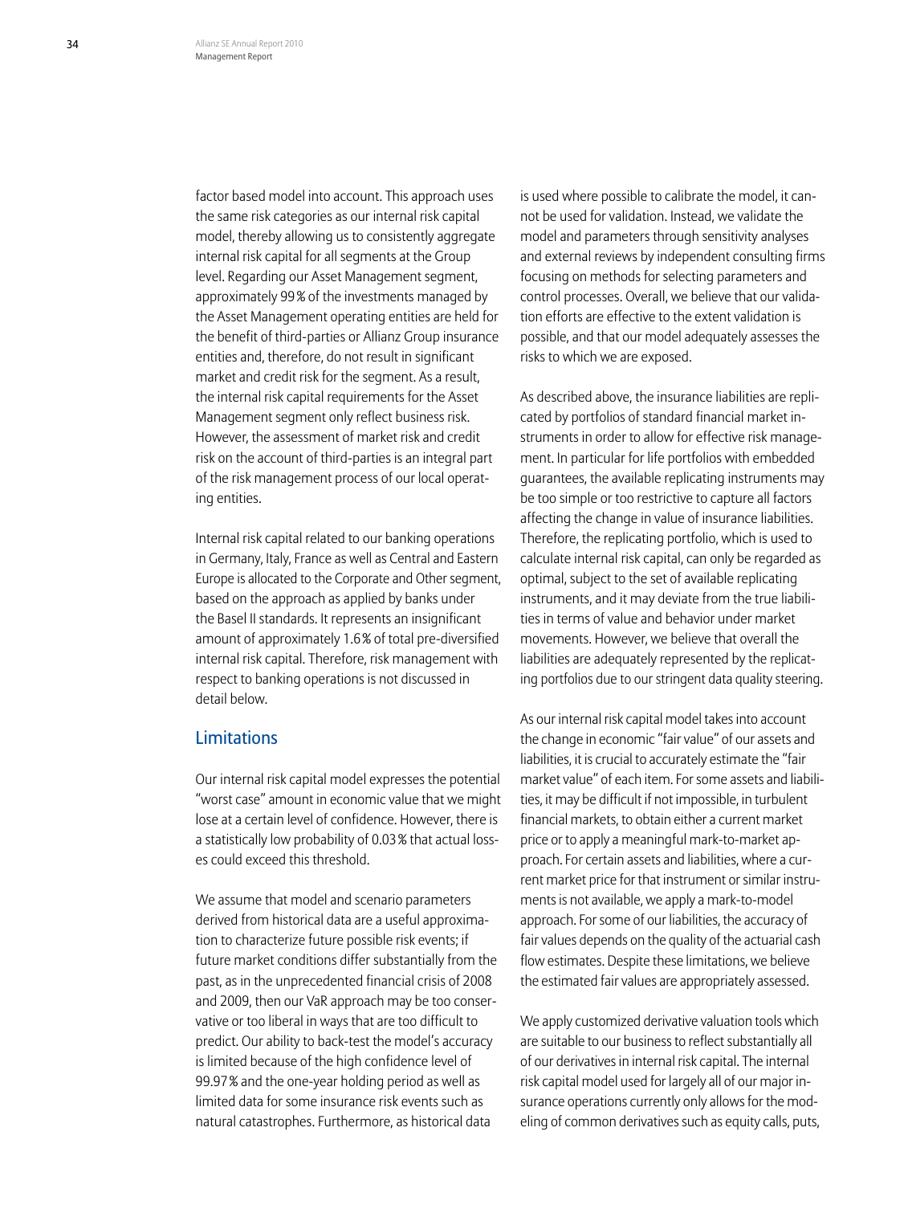factor based model into account. This approach uses the same risk categories as our internal risk capital model, thereby allowing us to consistently aggregate internal risk capital for all segments at the Group level. Regarding our Asset Management segment, approximately 99% of the investments managed by the Asset Management operating entities are held for the benefit of third-parties or Allianz Group insurance entities and, therefore, do not result in significant market and credit risk for the segment. As a result, the internal risk capital requirements for the Asset Management segment only reflect business risk. However, the assessment of market risk and credit risk on the account of third-parties is an integral part of the risk management process of our local operating entities.

Internal risk capital related to our banking operations in Germany, Italy, France as well as Central and Eastern Europe is allocated to the Corporate and Other segment, based on the approach as applied by banks under the Basel II standards. It represents an insignificant amount of approximately 1.6% of total pre-diversified internal risk capital. Therefore, risk management with respect to banking operations is not discussed in detail below.

## Limitations

Our internal risk capital model expresses the potential "worst case" amount in economic value that we might lose at a certain level of confidence. However, there is a statistically low probability of 0.03% that actual losses could exceed this threshold.

We assume that model and scenario parameters derived from historical data are a useful approximation to characterize future possible risk events; if future market conditions differ substantially from the past, as in the unprecedented financial crisis of 2008 and 2009, then our VaR approach may be too conservative or too liberal in ways that are too difficult to predict. Our ability to back-test the model's accuracy is limited because of the high confidence level of 99.97% and the one-year holding period as well as limited data for some insurance risk events such as natural catastrophes. Furthermore, as historical data is used where possible to calibrate the model, it cannot be used for validation. Instead, we validate the model and parameters through sensitivity analyses and external reviews by independent consulting firms focusing on methods for selecting parameters and control processes. Overall, we believe that our validation efforts are effective to the extent validation is possible, and that our model adequately assesses the risks to which we are exposed.

As described above, the insurance liabilities are replicated by portfolios of standard financial market instruments in order to allow for effective risk management. In particular for life portfolios with embedded guarantees, the available replicating instruments may be too simple or too restrictive to capture all factors affecting the change in value of insurance liabilities. Therefore, the replicating portfolio, which is used to calculate internal risk capital, can only be regarded as optimal, subject to the set of available replicating instruments, and it may deviate from the true liabilities in terms of value and behavior under market movements. However, we believe that overall the liabilities are adequately represented by the replicating portfolios due to our stringent data quality steering.

As our internal risk capital model takes into account the change in economic "fair value" of our assets and liabilities, it is crucial to accurately estimate the "fair market value" of each item. For some assets and liabilities, it may be difficult if not impossible, in turbulent financial markets, to obtain either a current market price or to apply a meaningful mark-to-market approach. For certain assets and liabilities, where a current market price for that instrument or similar instruments is not available, we apply a mark-to-model approach. For some of our liabilities, the accuracy of fair values depends on the quality of the actuarial cash flow estimates. Despite these limitations, we believe the estimated fair values are appropriately assessed.

We apply customized derivative valuation tools which are suitable to our business to reflect substantially all of our derivatives in internal risk capital. The internal risk capital model used for largely all of our major insurance operations currently only allows for the modeling of common derivatives such as equity calls, puts,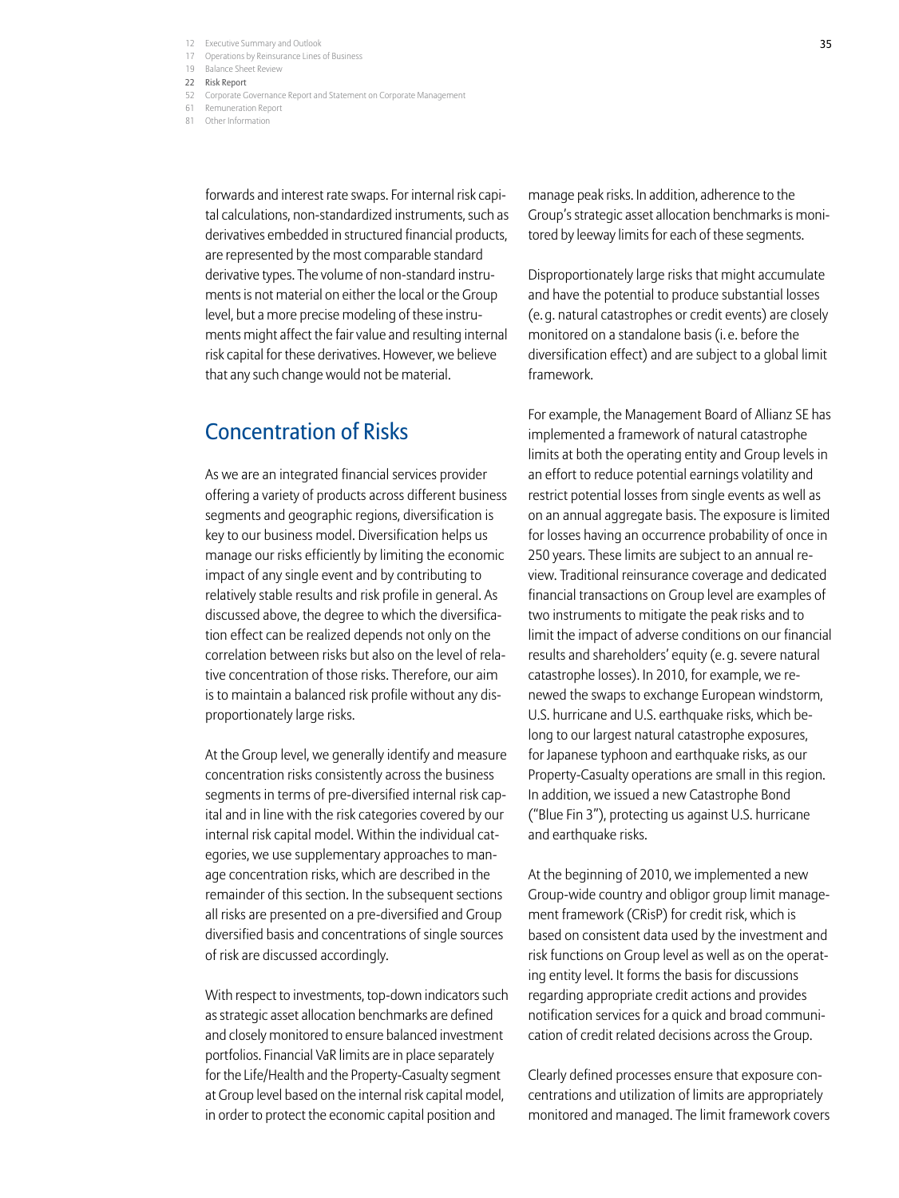forwards and interest rate swaps. For internal risk capital calculations, non-standardized instruments, such as derivatives embedded in structured financial products, are represented by the most comparable standard derivative types. The volume of non-standard instruments is not material on either the local or the Group level, but a more precise modeling of these instruments might affect the fair value and resulting internal risk capital for these derivatives. However, we believe that any such change would not be material.

## Concentration of Risks

As we are an integrated financial services provider offering a variety of products across different business segments and geographic regions, diversification is key to our business model. Diversification helps us manage our risks efficiently by limiting the economic impact of any single event and by contributing to relatively stable results and risk profile in general. As discussed above, the degree to which the diversification effect can be realized depends not only on the correlation between risks but also on the level of relative concentration of those risks. Therefore, our aim is to maintain a balanced risk profile without any disproportionately large risks.

At the Group level, we generally identify and measure concentration risks consistently across the business segments in terms of pre-diversified internal risk capital and in line with the risk categories covered by our internal risk capital model. Within the individual categories, we use supplementary approaches to manage concentration risks, which are described in the remainder of this section. In the subsequent sections all risks are presented on a pre-diversified and Group diversified basis and concentrations of single sources of risk are discussed accordingly.

With respect to investments, top-down indicators such as strategic asset allocation benchmarks are defined and closely monitored to ensure balanced investment portfolios. Financial VaR limits are in place separately for the Life/Health and the Property-Casualty segment at Group level based on the internal risk capital model, in order to protect the economic capital position and manage peak risks. In addition, adherence to the Group's strategic asset allocation benchmarks is monitored by leeway limits for each of these segments.

Disproportionately large risks that might accumulate and have the potential to produce substantial losses (e.g. natural catastrophes or credit events) are closely monitored on a standalone basis (i.e. before the diversification effect) and are subject to a global limit framework.

For example, the Management Board of Allianz SE has implemented a framework of natural catastrophe limits at both the operating entity and Group levels in an effort to reduce potential earnings volatility and restrict potential losses from single events as well as on an annual aggregate basis. The exposure is limited for losses having an occurrence probability of once in 250 years. These limits are subject to an annual review. Traditional reinsurance coverage and dedicated financial transactions on Group level are examples of two instruments to mitigate the peak risks and to limit the impact of adverse conditions on our financial results and shareholders' equity (e.g. severe natural catastrophe losses). In 2010, for example, we renewed the swaps to exchange European windstorm, U.S. hurricane and U.S. earthquake risks, which belong to our largest natural catastrophe exposures, for Japanese typhoon and earthquake risks, as our Property-Casualty operations are small in this region. In addition, we issued a new Catastrophe Bond ("Blue Fin 3"), protecting us against U.S. hurricane and earthquake risks.

At the beginning of 2010, we implemented a new Group-wide country and obligor group limit management framework (CRisP) for credit risk, which is based on consistent data used by the investment and risk functions on Group level as well as on the operating entity level. It forms the basis for discussions regarding appropriate credit actions and provides notification services for a quick and broad communication of credit related decisions across the Group.

Clearly defined processes ensure that exposure concentrations and utilization of limits are appropriately monitored and managed. The limit framework covers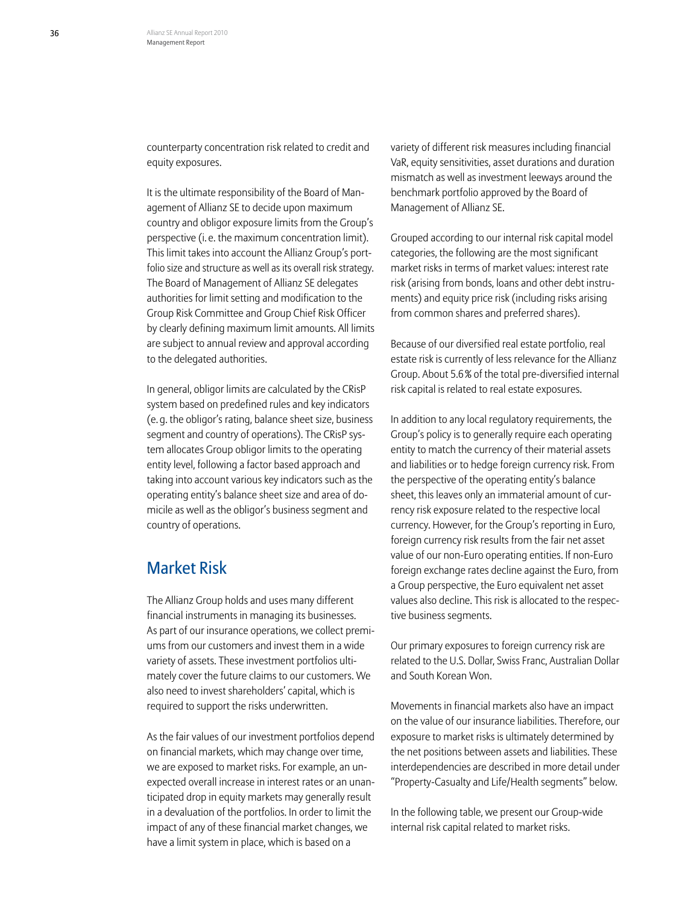counterparty concentration risk related to credit and equity exposures.

It is the ultimate responsibility of the Board of Management of Allianz SE to decide upon maximum country and obligor exposure limits from the Group's perspective (i. e. the maximum concentration limit). This limit takes into account the Allianz Group's portfolio size and structure as well as its overall risk strategy. The Board of Management of Allianz SE delegates authorities for limit setting and modification to the Group Risk Committee and Group Chief Risk Officer by clearly defining maximum limit amounts. All limits are subject to annual review and approval according to the delegated authorities.

In general, obligor limits are calculated by the CRisP system based on predefined rules and key indicators (e. g. the obligor's rating, balance sheet size, business segment and country of operations). The CRisP system allocates Group obligor limits to the operating entity level, following a factor based approach and taking into account various key indicators such as the operating entity's balance sheet size and area of domicile as well as the obligor's business segment and country of operations.

## Market Risk

The Allianz Group holds and uses many different financial instruments in managing its businesses. As part of our insurance operations, we collect premiums from our customers and invest them in a wide variety of assets. These investment portfolios ultimately cover the future claims to our customers. We also need to invest shareholders' capital, which is required to support the risks underwritten.

As the fair values of our investment portfolios depend on financial markets, which may change over time, we are exposed to market risks. For example, an unexpected overall increase in interest rates or an unanticipated drop in equity markets may generally result in a devaluation of the portfolios. In order to limit the impact of any of these financial market changes, we have a limit system in place, which is based on a variety of different risk measures including financial VaR, equity sensitivities, asset durations and duration mismatch as well as investment leeways around the benchmark portfolio approved by the Board of Management of Allianz SE.

Grouped according to our internal risk capital model categories, the following are the most significant market risks in terms of market values: interest rate risk (arising from bonds, loans and other debt instruments) and equity price risk (including risks arising from common shares and preferred shares).

Because of our diversified real estate portfolio, real estate risk is currently of less relevance for the Allianz Group. About 5.6 % of the total pre-diversified internal risk capital is related to real estate exposures.

In addition to any local regulatory requirements, the Group's policy is to generally require each operating entity to match the currency of their material assets and liabilities or to hedge foreign currency risk. From the perspective of the operating entity's balance sheet, this leaves only an immaterial amount of currency risk exposure related to the respective local currency. However, for the Group's reporting in Euro, foreign currency risk results from the fair net asset value of our non-Euro operating entities. If non-Euro foreign exchange rates decline against the Euro, from a Group perspective, the Euro equivalent net asset values also decline. This risk is allocated to the respective business segments.

Our primary exposures to foreign currency risk are related to the U.S. Dollar, Swiss Franc, Australian Dollar and South Korean Won.

Movements in financial markets also have an impact on the value of our insurance liabilities. Therefore, our exposure to market risks is ultimately determined by the net positions between assets and liabilities. These interdependencies are described in more detail under "Property-Casualty and Life/Health segments" below.

In the following table, we present our Group-wide internal risk capital related to market risks.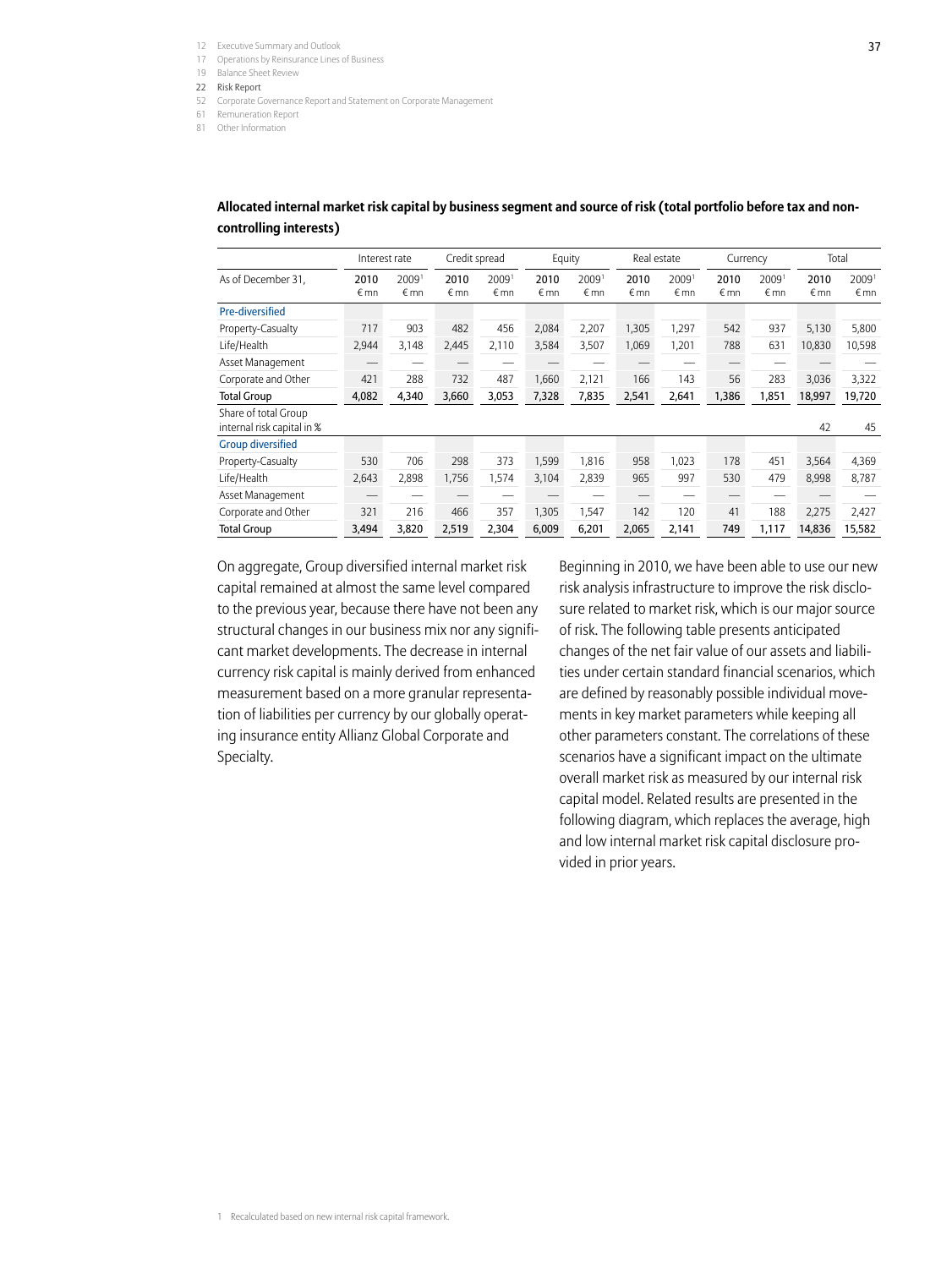**Allocated internal market risk capital by business segment and source of risk (total portfolio before tax and non-controlling interests)**

| | Interest rate | | Credit spread | | Equity | | Real estate | | Currency | | Total | |
|---|---|---|---|---|---|---|---|---|---|---|---|---|
| As of December 31, | 2010 € mn | 2009[1] € mn | 2010 € mn | 2009[1] € mn | 2010 € mn | 2009[1] € mn | 2010 € mn | 2009[1] € mn | 2010 € mn | 2009[1] € mn | 2010 € mn | 2009[1] € mn |
| Pre-diversified | | | | | | | | | | | | |
| Property-Casualty | 717 | 903 | 482 | 456 | 2,084 | 2,207 | 1,305 | 1,297 | 542 | 937 | 5,130 | 5,800 |
| Life/Health | 2,944 | 3,148 | 2,445 | 2,110 | 3,584 | 3,507 | 1,069 | 1,201 | 788 | 631 | 10,830 | 10,598 |
| Asset Management | — | — | — | — | — | — | — | — | — | — | — | — |
| Corporate and Other | 421 | 288 | 732 | 487 | 1,660 | 2,121 | 166 | 143 | 56 | 283 | 3,036 | 3,322 |
| **Total Group** | **4,082** | **4,340** | **3,660** | **3,053** | **7,328** | **7,835** | **2,541** | **2,641** | **1,386** | **1,851** | **18,997** | **19,720** |
| Share of total Group internal risk capital in % | | | | | | | | | | | 42 | 45 |
| Group diversified | | | | | | | | | | | | |
| Property-Casualty | 530 | 706 | 298 | 373 | 1,599 | 1,816 | 958 | 1,023 | 178 | 451 | 3,564 | 4,369 |
| Life/Health | 2,643 | 2,898 | 1,756 | 1,574 | 3,104 | 2,839 | 965 | 997 | 530 | 479 | 8,998 | 8,787 |
| Asset Management | — | — | — | — | — | — | — | — | — | — | — | — |
| Corporate and Other | 321 | 216 | 466 | 357 | 1,305 | 1,547 | 142 | 120 | 41 | 188 | 2,275 | 2,427 |
| **Total Group** | **3,494** | **3,820** | **2,519** | **2,304** | **6,009** | **6,201** | **2,065** | **2,141** | **749** | **1,117** | **14,836** | **15,582** |

1 Recalculated based on new internal risk capital framework.

On aggregate, Group diversified internal market risk capital remained at almost the same level compared to the previous year, because there have not been any structural changes in our business mix nor any significant market developments. The decrease in internal currency risk capital is mainly derived from enhanced measurement based on a more granular representation of liabilities per currency by our globally operating insurance entity Allianz Global Corporate and Specialty.

Beginning in 2010, we have been able to use our new risk analysis infrastructure to improve the risk disclosure related to market risk, which is our major source of risk. The following table presents anticipated changes of the net fair value of our assets and liabilities under certain standard financial scenarios, which are defined by reasonably possible individual movements in key market parameters while keeping all other parameters constant. The correlations of these scenarios have a significant impact on the ultimate overall market risk as measured by our internal risk capital model. Related results are presented in the following diagram, which replaces the average, high and low internal market risk capital disclosure provided in prior years.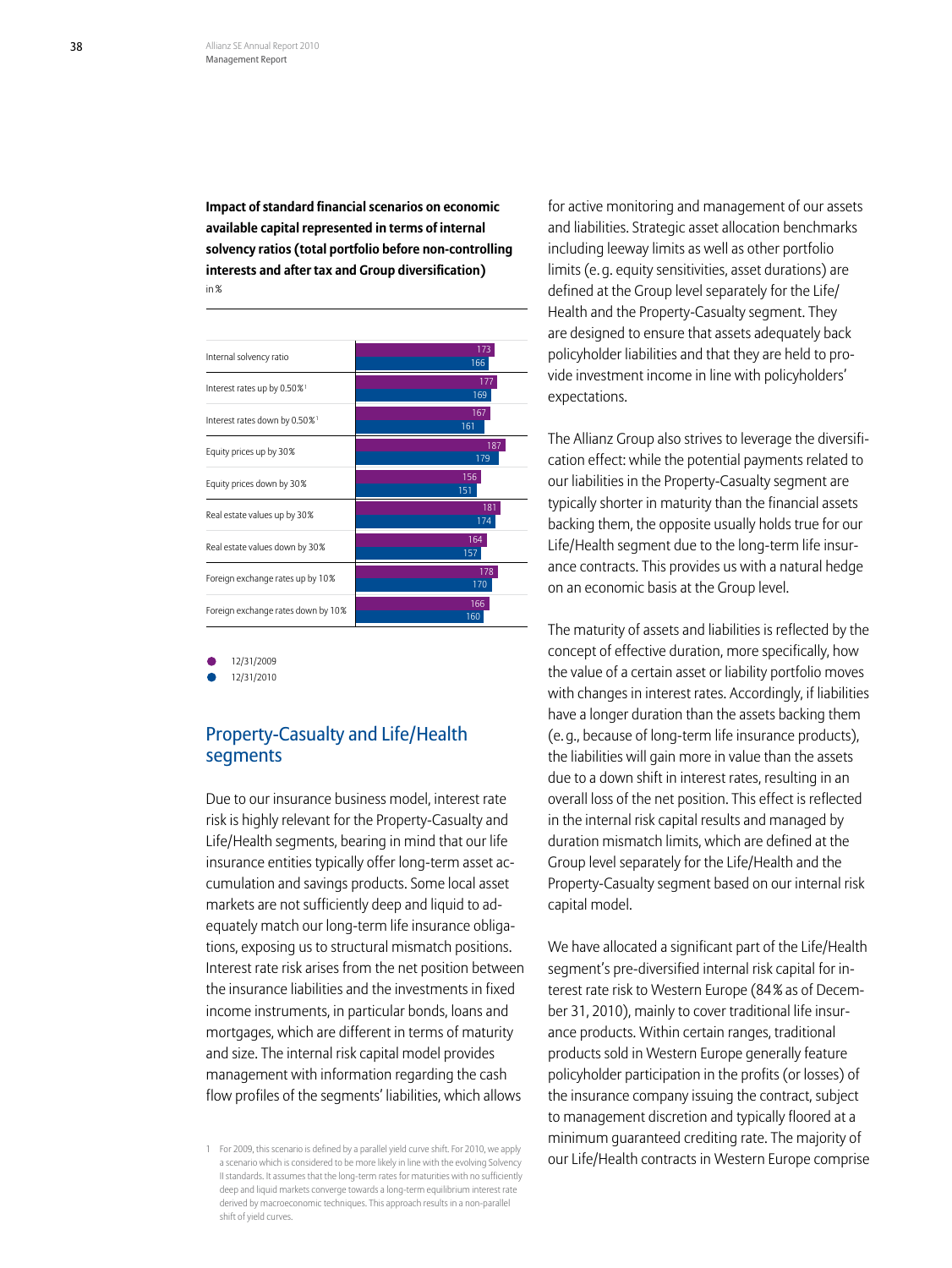**Impact of standard financial scenarios on economic available capital represented in terms of internal solvency ratios (total portfolio before non-controlling interests and after tax and Group diversification)**
in %

| | 12/31/2009 | 12/31/2010 |
|---|---|---|
| Internal solvency ratio | 173 | 166 |
| Interest rates up by 0.50 %[1] | 177 | 169 |
| Interest rates down by 0.50 %[1] | 167 | 161 |
| Equity prices up by 30 % | 187 | 179 |
| Equity prices down by 30 % | 156 | 151 |
| Real estate values up by 30 % | 181 | 174 |
| Real estate values down by 30 % | 164 | 157 |
| Foreign exchange rates up by 10 % | 178 | 170 |
| Foreign exchange rates down by 10 % | 166 | 160 |

1 For 2009, this scenario is defined by a parallel yield curve shift. For 2010, we apply a scenario which is considered to be more likely in line with the evolving Solvency II standards. It assumes that the long-term rates for maturities with no sufficiently deep and liquid markets converge towards a long-term equilibrium interest rate derived by macroeconomic techniques. This approach results in a non-parallel shift of yield curves.

## Property-Casualty and Life/Health segments

Due to our insurance business model, interest rate risk is highly relevant for the Property-Casualty and Life/Health segments, bearing in mind that our life insurance entities typically offer long-term asset accumulation and savings products. Some local asset markets are not sufficiently deep and liquid to adequately match our long-term life insurance obligations, exposing us to structural mismatch positions. Interest rate risk arises from the net position between the insurance liabilities and the investments in fixed income instruments, in particular bonds, loans and mortgages, which are different in terms of maturity and size. The internal risk capital model provides management with information regarding the cash flow profiles of the segments' liabilities, which allows for active monitoring and management of our assets and liabilities. Strategic asset allocation benchmarks including leeway limits as well as other portfolio limits (e. g. equity sensitivities, asset durations) are defined at the Group level separately for the Life/Health and the Property-Casualty segment. They are designed to ensure that assets adequately back policyholder liabilities and that they are held to provide investment income in line with policyholders' expectations.

The Allianz Group also strives to leverage the diversification effect: while the potential payments related to our liabilities in the Property-Casualty segment are typically shorter in maturity than the financial assets backing them, the opposite usually holds true for our Life/Health segment due to the long-term life insurance contracts. This provides us with a natural hedge on an economic basis at the Group level.

The maturity of assets and liabilities is reflected by the concept of effective duration, more specifically, how the value of a certain asset or liability portfolio moves with changes in interest rates. Accordingly, if liabilities have a longer duration than the assets backing them (e. g., because of long-term life insurance products), the liabilities will gain more in value than the assets due to a down shift in interest rates, resulting in an overall loss of the net position. This effect is reflected in the internal risk capital results and managed by duration mismatch limits, which are defined at the Group level separately for the Life/Health and the Property-Casualty segment based on our internal risk capital model.

We have allocated a significant part of the Life/Health segment's pre-diversified internal risk capital for interest rate risk to Western Europe (84 % as of December 31, 2010), mainly to cover traditional life insurance products. Within certain ranges, traditional products sold in Western Europe generally feature policyholder participation in the profits (or losses) of the insurance company issuing the contract, subject to management discretion and typically floored at a minimum guaranteed crediting rate. The majority of our Life/Health contracts in Western Europe comprise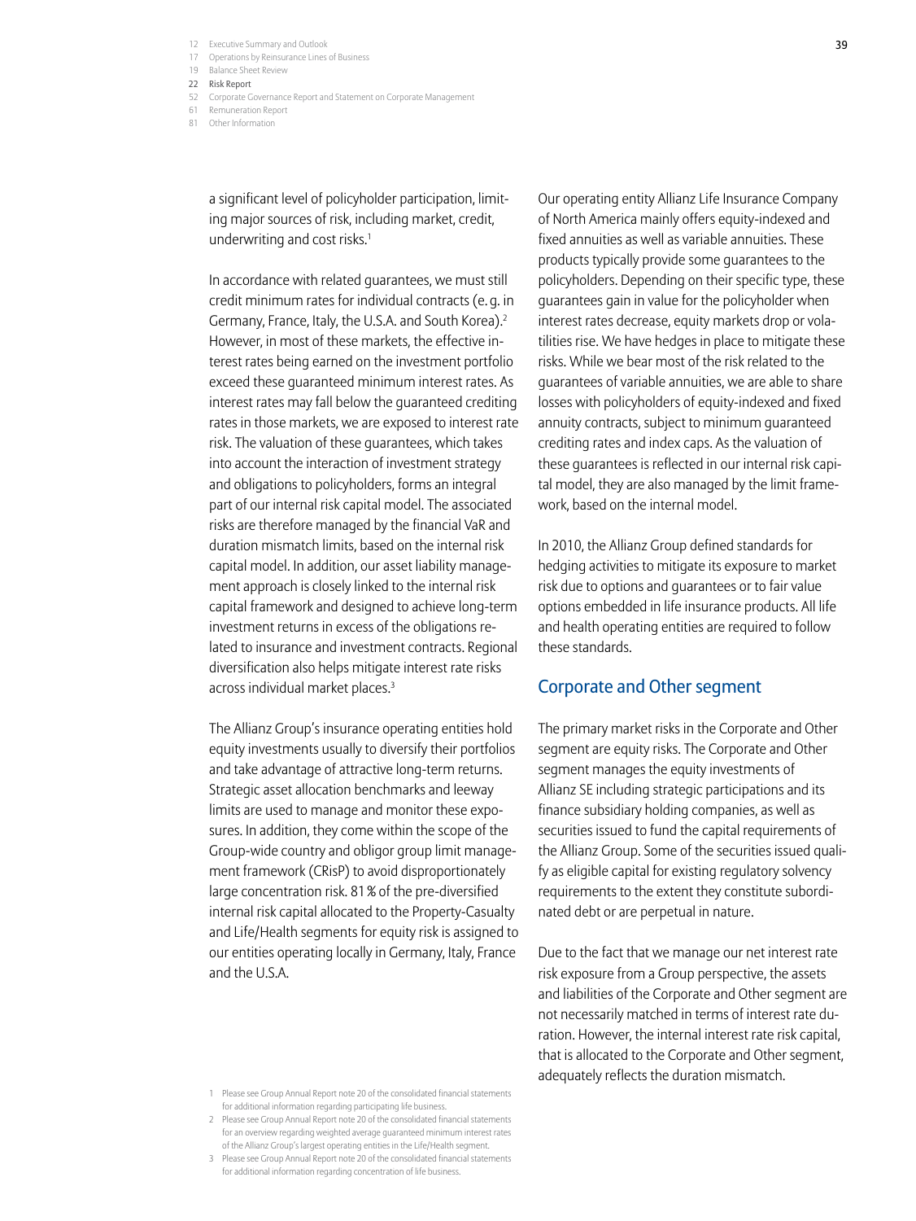a significant level of policyholder participation, limiting major sources of risk, including market, credit, underwriting and cost risks.[1]

In accordance with related guarantees, we must still credit minimum rates for individual contracts (e. g. in Germany, France, Italy, the U.S.A. and South Korea).[2] However, in most of these markets, the effective interest rates being earned on the investment portfolio exceed these guaranteed minimum interest rates. As interest rates may fall below the guaranteed crediting rates in those markets, we are exposed to interest rate risk. The valuation of these guarantees, which takes into account the interaction of investment strategy and obligations to policyholders, forms an integral part of our internal risk capital model. The associated risks are therefore managed by the financial VaR and duration mismatch limits, based on the internal risk capital model. In addition, our asset liability management approach is closely linked to the internal risk capital framework and designed to achieve long-term investment returns in excess of the obligations related to insurance and investment contracts. Regional diversification also helps mitigate interest rate risks across individual market places.[3]

The Allianz Group's insurance operating entities hold equity investments usually to diversify their portfolios and take advantage of attractive long-term returns. Strategic asset allocation benchmarks and leeway limits are used to manage and monitor these exposures. In addition, they come within the scope of the Group-wide country and obligor group limit management framework (CRisP) to avoid disproportionately large concentration risk. 81 % of the pre-diversified internal risk capital allocated to the Property-Casualty and Life/Health segments for equity risk is assigned to our entities operating locally in Germany, Italy, France and the U.S.A.

Our operating entity Allianz Life Insurance Company of North America mainly offers equity-indexed and fixed annuities as well as variable annuities. These products typically provide some guarantees to the policyholders. Depending on their specific type, these guarantees gain in value for the policyholder when interest rates decrease, equity markets drop or volatilities rise. We have hedges in place to mitigate these risks. While we bear most of the risk related to the guarantees of variable annuities, we are able to share losses with policyholders of equity-indexed and fixed annuity contracts, subject to minimum guaranteed crediting rates and index caps. As the valuation of these guarantees is reflected in our internal risk capital model, they are also managed by the limit framework, based on the internal model.

In 2010, the Allianz Group defined standards for hedging activities to mitigate its exposure to market risk due to options and guarantees or to fair value options embedded in life insurance products. All life and health operating entities are required to follow these standards.

## Corporate and Other segment

The primary market risks in the Corporate and Other segment are equity risks. The Corporate and Other segment manages the equity investments of Allianz SE including strategic participations and its finance subsidiary holding companies, as well as securities issued to fund the capital requirements of the Allianz Group. Some of the securities issued qualify as eligible capital for existing regulatory solvency requirements to the extent they constitute subordinated debt or are perpetual in nature.

Due to the fact that we manage our net interest rate risk exposure from a Group perspective, the assets and liabilities of the Corporate and Other segment are not necessarily matched in terms of interest rate duration. However, the internal interest rate risk capital, that is allocated to the Corporate and Other segment, adequately reflects the duration mismatch.

---

1 Please see Group Annual Report note 20 of the consolidated financial statements for additional information regarding participating life business.

2 Please see Group Annual Report note 20 of the consolidated financial statements for an overview regarding weighted average guaranteed minimum interest rates of the Allianz Group's largest operating entities in the Life/Health segment.

3 Please see Group Annual Report note 20 of the consolidated financial statements for additional information regarding concentration of life business.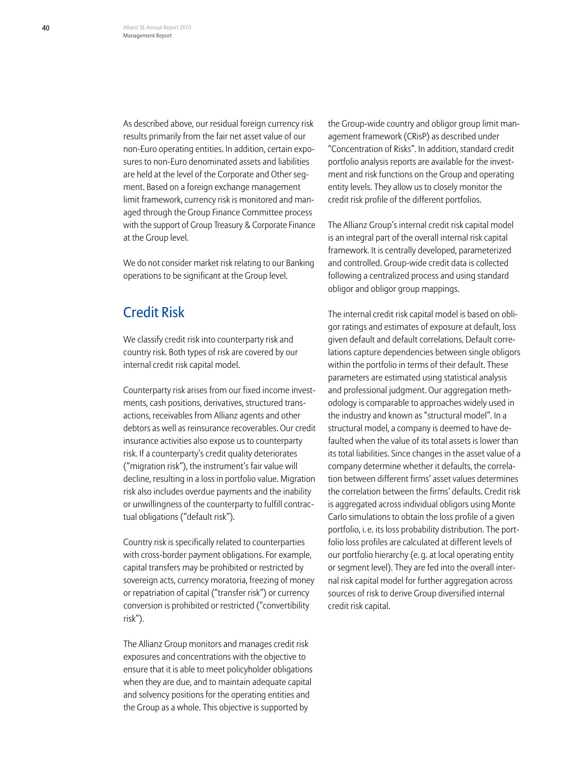As described above, our residual foreign currency risk results primarily from the fair net asset value of our non-Euro operating entities. In addition, certain exposures to non-Euro denominated assets and liabilities are held at the level of the Corporate and Other segment. Based on a foreign exchange management limit framework, currency risk is monitored and managed through the Group Finance Committee process with the support of Group Treasury & Corporate Finance at the Group level.

We do not consider market risk relating to our Banking operations to be significant at the Group level.

## Credit Risk

We classify credit risk into counterparty risk and country risk. Both types of risk are covered by our internal credit risk capital model.

Counterparty risk arises from our fixed income investments, cash positions, derivatives, structured transactions, receivables from Allianz agents and other debtors as well as reinsurance recoverables. Our credit insurance activities also expose us to counterparty risk. If a counterparty's credit quality deteriorates ("migration risk"), the instrument's fair value will decline, resulting in a loss in portfolio value. Migration risk also includes overdue payments and the inability or unwillingness of the counterparty to fulfill contractual obligations ("default risk").

Country risk is specifically related to counterparties with cross-border payment obligations. For example, capital transfers may be prohibited or restricted by sovereign acts, currency moratoria, freezing of money or repatriation of capital ("transfer risk") or currency conversion is prohibited or restricted ("convertibility risk").

The Allianz Group monitors and manages credit risk exposures and concentrations with the objective to ensure that it is able to meet policyholder obligations when they are due, and to maintain adequate capital and solvency positions for the operating entities and the Group as a whole. This objective is supported by the Group-wide country and obligor group limit management framework (CRisP) as described under "Concentration of Risks". In addition, standard credit portfolio analysis reports are available for the investment and risk functions on the Group and operating entity levels. They allow us to closely monitor the credit risk profile of the different portfolios.

The Allianz Group's internal credit risk capital model is an integral part of the overall internal risk capital framework. It is centrally developed, parameterized and controlled. Group-wide credit data is collected following a centralized process and using standard obligor and obligor group mappings.

The internal credit risk capital model is based on obligor ratings and estimates of exposure at default, loss given default and default correlations. Default correlations capture dependencies between single obligors within the portfolio in terms of their default. These parameters are estimated using statistical analysis and professional judgment. Our aggregation methodology is comparable to approaches widely used in the industry and known as "structural model". In a structural model, a company is deemed to have defaulted when the value of its total assets is lower than its total liabilities. Since changes in the asset value of a company determine whether it defaults, the correlation between different firms' asset values determines the correlation between the firms' defaults. Credit risk is aggregated across individual obligors using Monte Carlo simulations to obtain the loss profile of a given portfolio, i. e. its loss probability distribution. The portfolio loss profiles are calculated at different levels of our portfolio hierarchy (e. g. at local operating entity or segment level). They are fed into the overall internal risk capital model for further aggregation across sources of risk to derive Group diversified internal credit risk capital.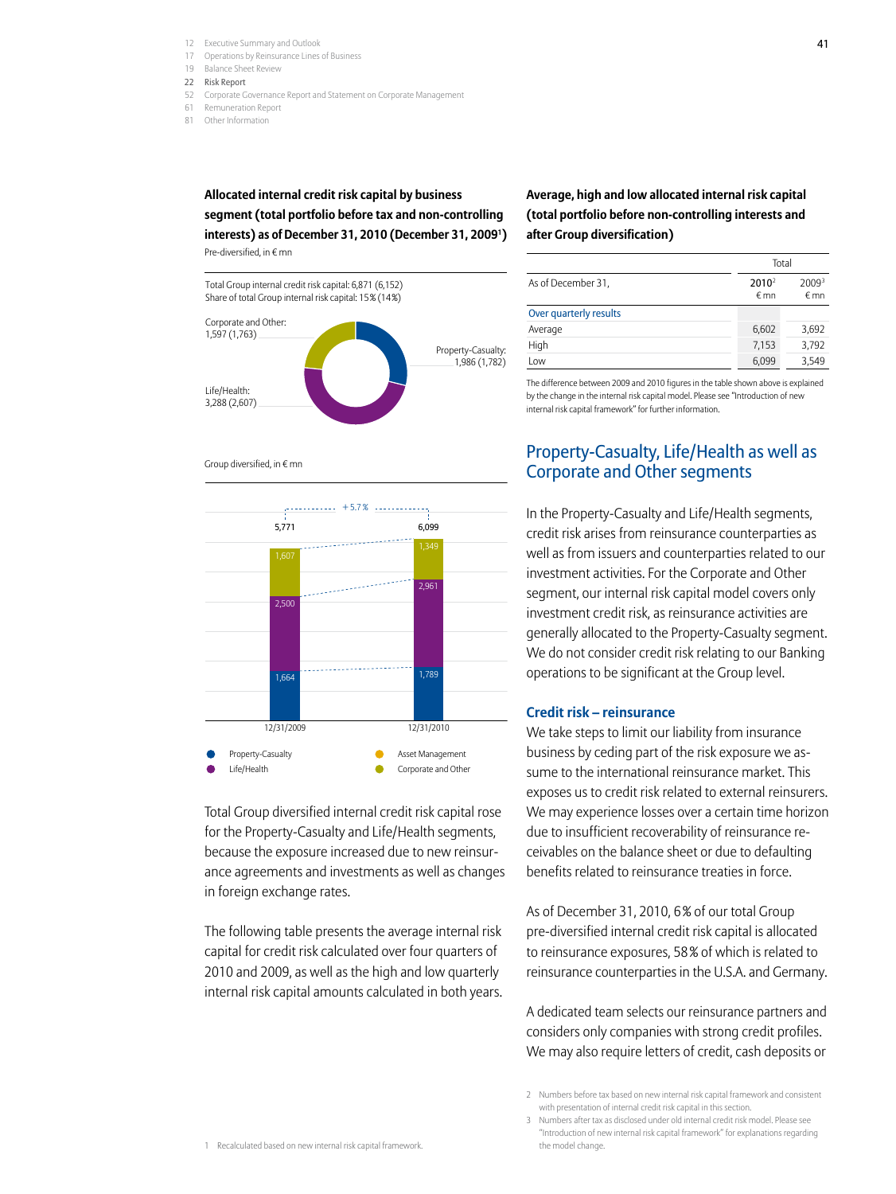**Allocated internal credit risk capital by business segment (total portfolio before tax and non-controlling interests) as of December 31, 2010 (December 31, 2009[1])**

Pre-diversified, in € mn

Total Group internal credit risk capital: 6,871 (6,152)
Share of total Group internal risk capital: 15% (14%)

Corporate and Other: 1,597 (1,763)
Property-Casualty: 1,986 (1,782)
Life/Health: 3,288 (2,607)

Group diversified, in € mn

| | 12/31/2009 | 12/31/2010 |
|---|---|---|
| Property-Casualty | 1,664 | 1,789 |
| Life/Health | 2,500 | 2,961 |
| Corporate and Other | 1,607 | 1,349 |
| Total | 5,771 | 6,099 |

+5.7%

Property-Casualty · Life/Health · Asset Management · Corporate and Other

Total Group diversified internal credit risk capital rose for the Property-Casualty and Life/Health segments, because the exposure increased due to new reinsurance agreements and investments as well as changes in foreign exchange rates.

The following table presents the average internal risk capital for credit risk calculated over four quarters of 2010 and 2009, as well as the high and low quarterly internal risk capital amounts calculated in both years.

**Average, high and low allocated internal risk capital (total portfolio before non-controlling interests and after Group diversification)**

| | Total | |
|---|---|---|
| As of December 31, | 2010[2] € mn | 2009[3] € mn |
| Over quarterly results | | |
| Average | 6,602 | 3,692 |
| High | 7,153 | 3,792 |
| Low | 6,099 | 3,549 |

The difference between 2009 and 2010 figures in the table shown above is explained by the change in the internal risk capital model. Please see "Introduction of new internal risk capital framework" for further information.

## Property-Casualty, Life/Health as well as Corporate and Other segments

In the Property-Casualty and Life/Health segments, credit risk arises from reinsurance counterparties as well as from issuers and counterparties related to our investment activities. For the Corporate and Other segment, our internal risk capital model covers only investment credit risk, as reinsurance activities are generally allocated to the Property-Casualty segment. We do not consider credit risk relating to our Banking operations to be significant at the Group level.

### Credit risk – reinsurance

We take steps to limit our liability from insurance business by ceding part of the risk exposure we assume to the international reinsurance market. This exposes us to credit risk related to external reinsurers. We may experience losses over a certain time horizon due to insufficient recoverability of reinsurance receivables on the balance sheet or due to defaulting benefits related to reinsurance treaties in force.

As of December 31, 2010, 6% of our total Group pre-diversified internal credit risk capital is allocated to reinsurance exposures, 58% of which is related to reinsurance counterparties in the U.S.A. and Germany.

A dedicated team selects our reinsurance partners and considers only companies with strong credit profiles. We may also require letters of credit, cash deposits or

1 Recalculated based on new internal risk capital framework.

2 Numbers before tax based on new internal risk capital framework and consistent with presentation of internal credit risk capital in this section.

3 Numbers after tax as disclosed under old internal credit risk model. Please see "Introduction of new internal risk capital framework" for explanations regarding the model change.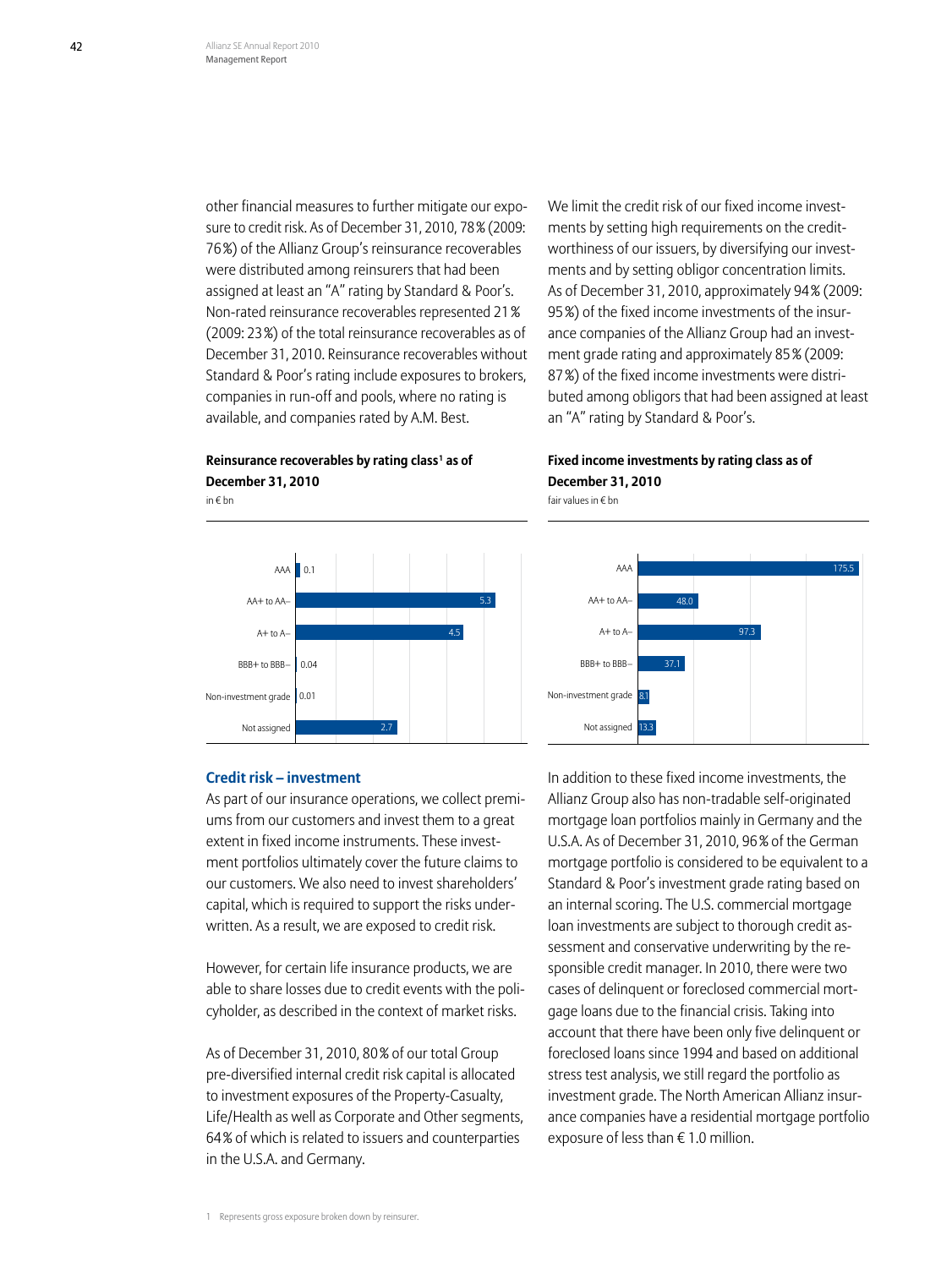other financial measures to further mitigate our exposure to credit risk. As of December 31, 2010, 78 % (2009: 76 %) of the Allianz Group's reinsurance recoverables were distributed among reinsurers that had been assigned at least an "A" rating by Standard & Poor's. Non-rated reinsurance recoverables represented 21 % (2009: 23 %) of the total reinsurance recoverables as of December 31, 2010. Reinsurance recoverables without Standard & Poor's rating include exposures to brokers, companies in run-off and pools, where no rating is available, and companies rated by A.M. Best.

**Reinsurance recoverables by rating class[1] as of December 31, 2010**
in € bn

| Rating class | € bn |
|---|---|
| AAA | 0.1 |
| AA+ to AA– | 5.3 |
| A+ to A– | 4.5 |
| BBB+ to BBB– | 0.04 |
| Non-investment grade | 0.01 |
| Not assigned | 2.7 |

We limit the credit risk of our fixed income investments by setting high requirements on the creditworthiness of our issuers, by diversifying our investments and by setting obligor concentration limits. As of December 31, 2010, approximately 94 % (2009: 95 %) of the fixed income investments of the insurance companies of the Allianz Group had an investment grade rating and approximately 85 % (2009: 87 %) of the fixed income investments were distributed among obligors that had been assigned at least an "A" rating by Standard & Poor's.

**Fixed income investments by rating class as of December 31, 2010**
fair values in € bn

| Rating class | € bn |
|---|---|
| AAA | 175.5 |
| AA+ to AA– | 48.0 |
| A+ to A– | 97.3 |
| BBB+ to BBB– | 37.1 |
| Non-investment grade | 8.1 |
| Not assigned | 13.3 |

## Credit risk – investment

As part of our insurance operations, we collect premiums from our customers and invest them to a great extent in fixed income instruments. These investment portfolios ultimately cover the future claims to our customers. We also need to invest shareholders' capital, which is required to support the risks underwritten. As a result, we are exposed to credit risk.

However, for certain life insurance products, we are able to share losses due to credit events with the policyholder, as described in the context of market risks.

As of December 31, 2010, 80 % of our total Group pre-diversified internal credit risk capital is allocated to investment exposures of the Property-Casualty, Life/Health as well as Corporate and Other segments, 64 % of which is related to issuers and counterparties in the U.S.A. and Germany.

In addition to these fixed income investments, the Allianz Group also has non-tradable self-originated mortgage loan portfolios mainly in Germany and the U.S.A. As of December 31, 2010, 96 % of the German mortgage portfolio is considered to be equivalent to a Standard & Poor's investment grade rating based on an internal scoring. The U.S. commercial mortgage loan investments are subject to thorough credit assessment and conservative underwriting by the responsible credit manager. In 2010, there were two cases of delinquent or foreclosed commercial mortgage loans due to the financial crisis. Taking into account that there have been only five delinquent or foreclosed loans since 1994 and based on additional stress test analysis, we still regard the portfolio as investment grade. The North American Allianz insurance companies have a residential mortgage portfolio exposure of less than € 1.0 million.

1 Represents gross exposure broken down by reinsurer.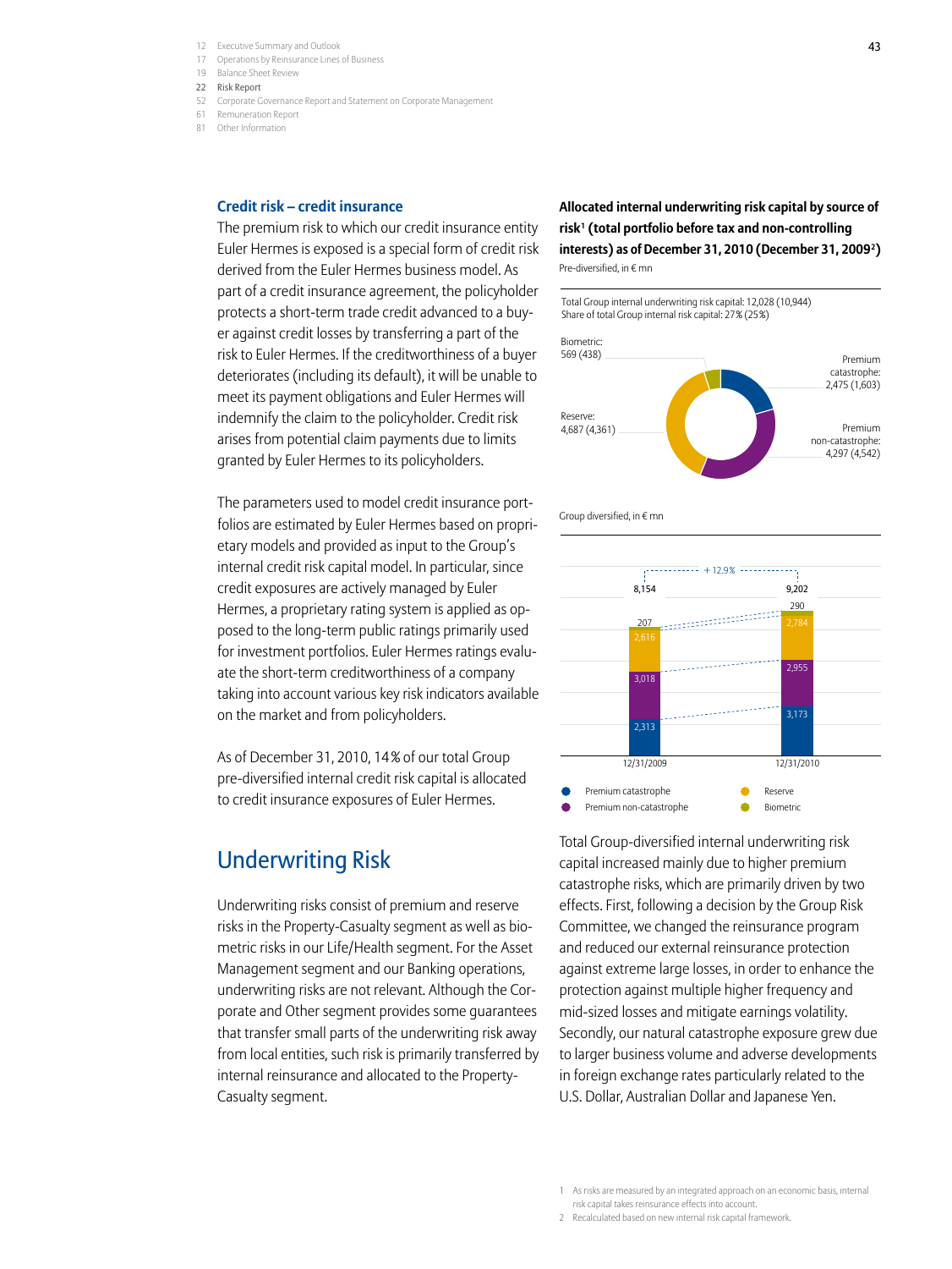### Credit risk – credit insurance

The premium risk to which our credit insurance entity Euler Hermes is exposed is a special form of credit risk derived from the Euler Hermes business model. As part of a credit insurance agreement, the policyholder protects a short-term trade credit advanced to a buyer against credit losses by transferring a part of the risk to Euler Hermes. If the creditworthiness of a buyer deteriorates (including its default), it will be unable to meet its payment obligations and Euler Hermes will indemnify the claim to the policyholder. Credit risk arises from potential claim payments due to limits granted by Euler Hermes to its policyholders.

The parameters used to model credit insurance portfolios are estimated by Euler Hermes based on proprietary models and provided as input to the Group's internal credit risk capital model. In particular, since credit exposures are actively managed by Euler Hermes, a proprietary rating system is applied as opposed to the long-term public ratings primarily used for investment portfolios. Euler Hermes ratings evaluate the short-term creditworthiness of a company taking into account various key risk indicators available on the market and from policyholders.

As of December 31, 2010, 14% of our total Group pre-diversified internal credit risk capital is allocated to credit insurance exposures of Euler Hermes.

## Underwriting Risk

Underwriting risks consist of premium and reserve risks in the Property-Casualty segment as well as biometric risks in our Life/Health segment. For the Asset Management segment and our Banking operations, underwriting risks are not relevant. Although the Corporate and Other segment provides some guarantees that transfer small parts of the underwriting risk away from local entities, such risk is primarily transferred by internal reinsurance and allocated to the Property-Casualty segment.

**Allocated internal underwriting risk capital by source of risk[1] (total portfolio before tax and non-controlling interests) as of December 31, 2010 (December 31, 2009[2])**

Pre-diversified, in € mn

Total Group internal underwriting risk capital: 12,028 (10,944)
Share of total Group internal risk capital: 27% (25%)

| Source of risk | 2010 (2009) |
|---|---|
| Biometric | 569 (438) |
| Premium catastrophe | 2,475 (1,603) |
| Reserve | 4,687 (4,361) |
| Premium non-catastrophe | 4,297 (4,542) |

Group diversified, in € mn

| | 12/31/2009 | 12/31/2010 |
|---|---|---|
| Premium catastrophe | 2,313 | 3,173 |
| Premium non-catastrophe | 3,018 | 2,955 |
| Reserve | 2,616 | 2,784 |
| Biometric | 207 | 290 |
| Total | 8,154 | 9,202 |

+12.9%

Total Group-diversified internal underwriting risk capital increased mainly due to higher premium catastrophe risks, which are primarily driven by two effects. First, following a decision by the Group Risk Committee, we changed the reinsurance program and reduced our external reinsurance protection against extreme large losses, in order to enhance the protection against multiple higher frequency and mid-sized losses and mitigate earnings volatility. Secondly, our natural catastrophe exposure grew due to larger business volume and adverse developments in foreign exchange rates particularly related to the U.S. Dollar, Australian Dollar and Japanese Yen.

1 As risks are measured by an integrated approach on an economic basis, internal risk capital takes reinsurance effects into account.
2 Recalculated based on new internal risk capital framework.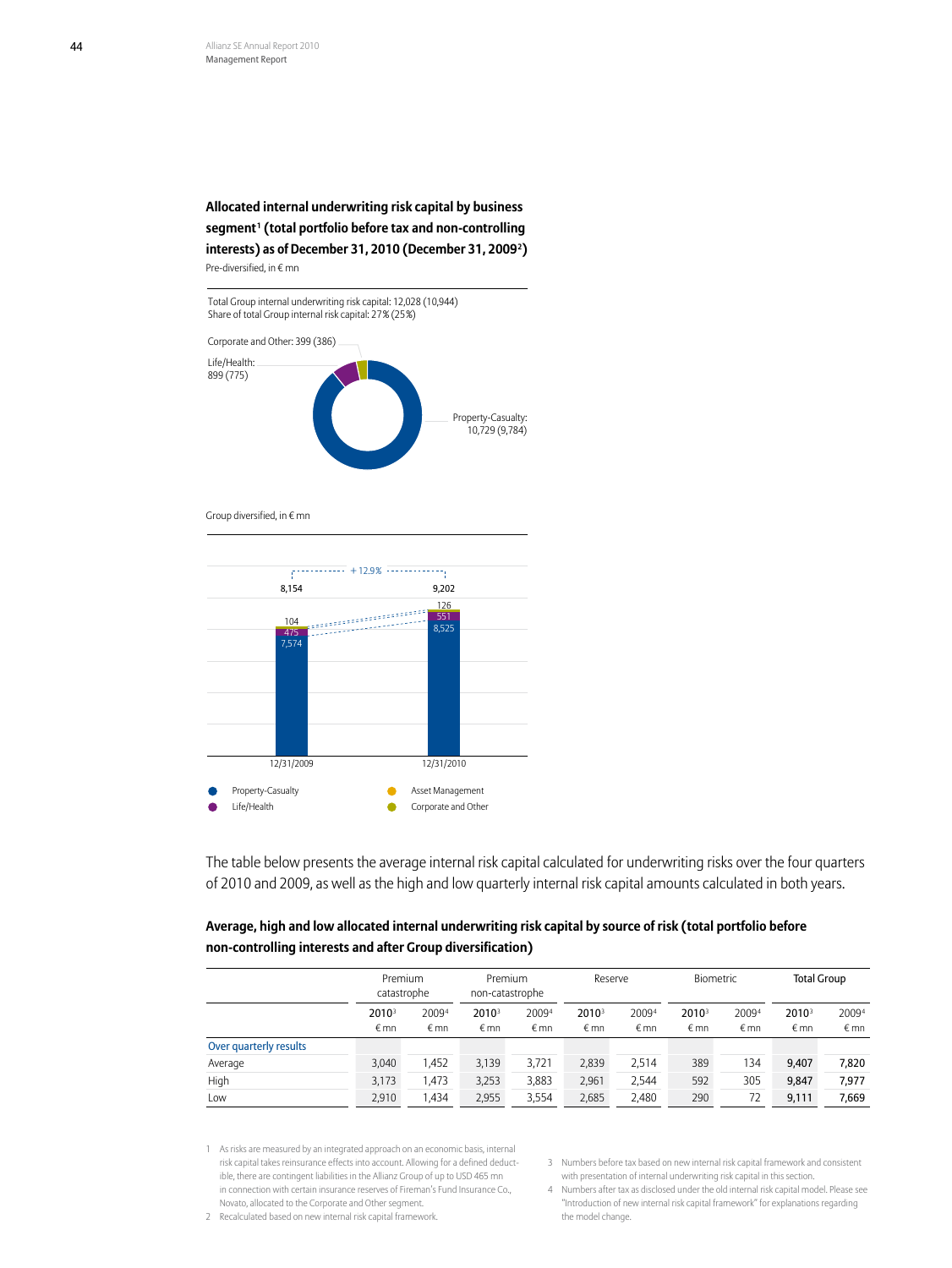**Allocated internal underwriting risk capital by business segment[1] (total portfolio before tax and non-controlling interests) as of December 31, 2010 (December 31, 2009[2])**

Pre-diversified, in € mn

Total Group internal underwriting risk capital: 12,028 (10,944)
Share of total Group internal risk capital: 27% (25%)

Corporate and Other: 399 (386)
Life/Health: 899 (775)
Property-Casualty: 10,729 (9,784)

Group diversified, in € mn

| | 12/31/2009 | 12/31/2010 |
|---|---|---|
| Property-Casualty | 7,574 | 8,525 |
| Life/Health | 475 | 551 |
| Corporate and Other | 104 | 126 |
| Total | 8,154 | 9,202 |

+12.9%

Property-Casualty · Life/Health · Asset Management · Corporate and Other

The table below presents the average internal risk capital calculated for underwriting risks over the four quarters of 2010 and 2009, as well as the high and low quarterly internal risk capital amounts calculated in both years.

**Average, high and low allocated internal underwriting risk capital by source of risk (total portfolio before non-controlling interests and after Group diversification)**

| | Premium catastrophe | | Premium non-catastrophe | | Reserve | | Biometric | | Total Group | |
|---|---|---|---|---|---|---|---|---|---|---|
| | 2010[3] € mn | 2009[4] € mn | 2010[3] € mn | 2009[4] € mn | 2010[3] € mn | 2009[4] € mn | 2010[3] € mn | 2009[4] € mn | 2010[3] € mn | 2009[4] € mn |
| Over quarterly results | | | | | | | | | | |
| Average | 3,040 | 1,452 | 3,139 | 3,721 | 2,839 | 2,514 | 389 | 134 | 9,407 | 7,820 |
| High | 3,173 | 1,473 | 3,253 | 3,883 | 2,961 | 2,544 | 592 | 305 | 9,847 | 7,977 |
| Low | 2,910 | 1,434 | 2,955 | 3,554 | 2,685 | 2,480 | 290 | 72 | 9,111 | 7,669 |

1 As risks are measured by an integrated approach on an economic basis, internal risk capital takes reinsurance effects into account. Allowing for a defined deductible, there are contingent liabilities in the Allianz Group of up to USD 465 mn in connection with certain insurance reserves of Fireman's Fund Insurance Co., Novato, allocated to the Corporate and Other segment.
2 Recalculated based on new internal risk capital framework.
3 Numbers before tax based on new internal risk capital framework and consistent with presentation of internal underwriting risk capital in this section.
4 Numbers after tax as disclosed under the old internal risk capital model. Please see "Introduction of new internal risk capital framework" for explanations regarding the model change.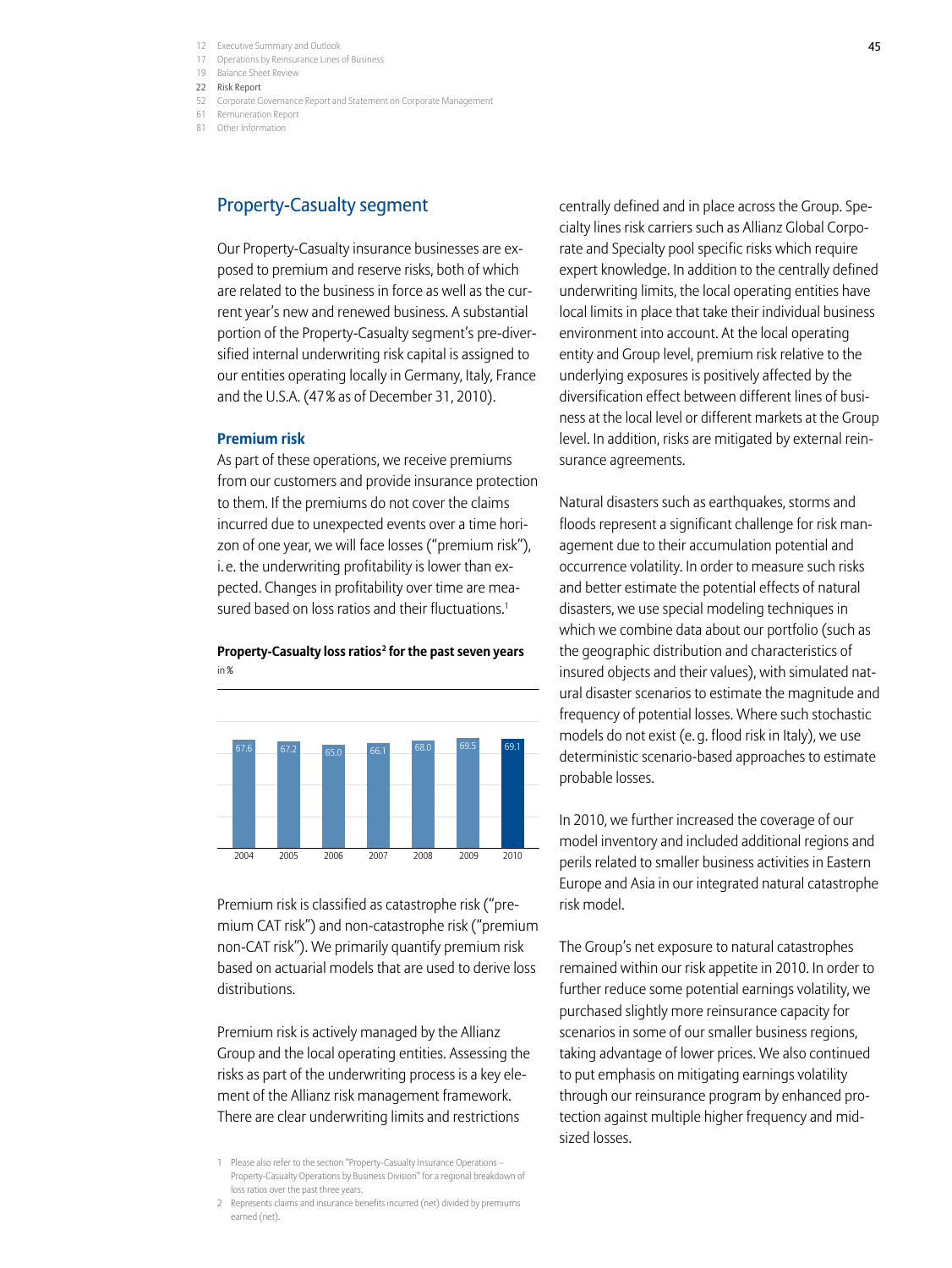## Property-Casualty segment

Our Property-Casualty insurance businesses are exposed to premium and reserve risks, both of which are related to the business in force as well as the current year's new and renewed business. A substantial portion of the Property-Casualty segment's pre-diversified internal underwriting risk capital is assigned to our entities operating locally in Germany, Italy, France and the U.S.A. (47% as of December 31, 2010).

### Premium risk

As part of these operations, we receive premiums from our customers and provide insurance protection to them. If the premiums do not cover the claims incurred due to unexpected events over a time horizon of one year, we will face losses ("premium risk"), i.e. the underwriting profitability is lower than expected. Changes in profitability over time are measured based on loss ratios and their fluctuations.[1]

**Property-Casualty loss ratios[2] for the past seven years**
in %

| 2004 | 2005 | 2006 | 2007 | 2008 | 2009 | 2010 |
|---|---|---|---|---|---|---|
| 67.6 | 67.2 | 65.0 | 66.1 | 68.0 | 69.5 | 69.1 |

Premium risk is classified as catastrophe risk ("premium CAT risk") and non-catastrophe risk ("premium non-CAT risk"). We primarily quantify premium risk based on actuarial models that are used to derive loss distributions.

Premium risk is actively managed by the Allianz Group and the local operating entities. Assessing the risks as part of the underwriting process is a key element of the Allianz risk management framework. There are clear underwriting limits and restrictions centrally defined and in place across the Group. Specialty lines risk carriers such as Allianz Global Corporate and Specialty pool specific risks which require expert knowledge. In addition to the centrally defined underwriting limits, the local operating entities have local limits in place that take their individual business environment into account. At the local operating entity and Group level, premium risk relative to the underlying exposures is positively affected by the diversification effect between different lines of business at the local level or different markets at the Group level. In addition, risks are mitigated by external reinsurance agreements.

Natural disasters such as earthquakes, storms and floods represent a significant challenge for risk management due to their accumulation potential and occurrence volatility. In order to measure such risks and better estimate the potential effects of natural disasters, we use special modeling techniques in which we combine data about our portfolio (such as the geographic distribution and characteristics of insured objects and their values), with simulated natural disaster scenarios to estimate the magnitude and frequency of potential losses. Where such stochastic models do not exist (e.g. flood risk in Italy), we use deterministic scenario-based approaches to estimate probable losses.

In 2010, we further increased the coverage of our model inventory and included additional regions and perils related to smaller business activities in Eastern Europe and Asia in our integrated natural catastrophe risk model.

The Group's net exposure to natural catastrophes remained within our risk appetite in 2010. In order to further reduce some potential earnings volatility, we purchased slightly more reinsurance capacity for scenarios in some of our smaller business regions, taking advantage of lower prices. We also continued to put emphasis on mitigating earnings volatility through our reinsurance program by enhanced protection against multiple higher frequency and mid-sized losses.

1 Please also refer to the section "Property-Casualty Insurance Operations – Property-Casualty Operations by Business Division" for a regional breakdown of loss ratios over the past three years.

2 Represents claims and insurance benefits incurred (net) divided by premiums earned (net).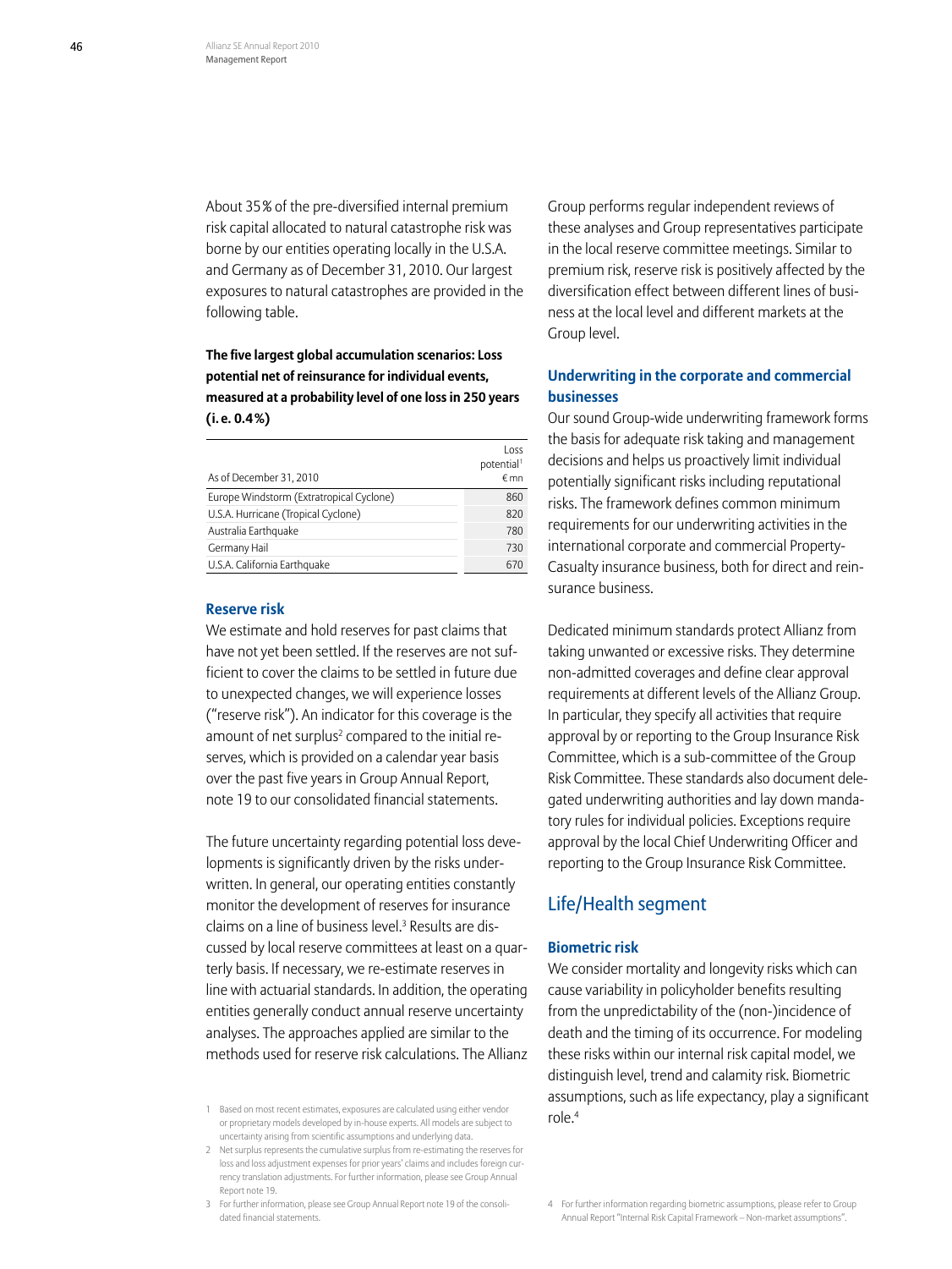About 35 % of the pre-diversified internal premium risk capital allocated to natural catastrophe risk was borne by our entities operating locally in the U.S.A. and Germany as of December 31, 2010. Our largest exposures to natural catastrophes are provided in the following table.

**The five largest global accumulation scenarios: Loss potential net of reinsurance for individual events, measured at a probability level of one loss in 250 years (i. e. 0.4 %)**

| As of December 31, 2010 | Loss potential[1] € mn |
|---|---|
| Europe Windstorm (Extratropical Cyclone) | 860 |
| U.S.A. Hurricane (Tropical Cyclone) | 820 |
| Australia Earthquake | 780 |
| Germany Hail | 730 |
| U.S.A. California Earthquake | 670 |

### Reserve risk

We estimate and hold reserves for past claims that have not yet been settled. If the reserves are not sufficient to cover the claims to be settled in future due to unexpected changes, we will experience losses ("reserve risk"). An indicator for this coverage is the amount of net surplus[2] compared to the initial reserves, which is provided on a calendar year basis over the past five years in Group Annual Report, note 19 to our consolidated financial statements.

The future uncertainty regarding potential loss developments is significantly driven by the risks underwritten. In general, our operating entities constantly monitor the development of reserves for insurance claims on a line of business level.[3] Results are discussed by local reserve committees at least on a quarterly basis. If necessary, we re-estimate reserves in line with actuarial standards. In addition, the operating entities generally conduct annual reserve uncertainty analyses. The approaches applied are similar to the methods used for reserve risk calculations. The Allianz Group performs regular independent reviews of these analyses and Group representatives participate in the local reserve committee meetings. Similar to premium risk, reserve risk is positively affected by the diversification effect between different lines of business at the local level and different markets at the Group level.

### Underwriting in the corporate and commercial businesses

Our sound Group-wide underwriting framework forms the basis for adequate risk taking and management decisions and helps us proactively limit individual potentially significant risks including reputational risks. The framework defines common minimum requirements for our underwriting activities in the international corporate and commercial Property-Casualty insurance business, both for direct and reinsurance business.

Dedicated minimum standards protect Allianz from taking unwanted or excessive risks. They determine non-admitted coverages and define clear approval requirements at different levels of the Allianz Group. In particular, they specify all activities that require approval by or reporting to the Group Insurance Risk Committee, which is a sub-committee of the Group Risk Committee. These standards also document delegated underwriting authorities and lay down mandatory rules for individual policies. Exceptions require approval by the local Chief Underwriting Officer and reporting to the Group Insurance Risk Committee.

## Life/Health segment

### Biometric risk

We consider mortality and longevity risks which can cause variability in policyholder benefits resulting from the unpredictability of the (non-)incidence of death and the timing of its occurrence. For modeling these risks within our internal risk capital model, we distinguish level, trend and calamity risk. Biometric assumptions, such as life expectancy, play a significant role.[4]

1 Based on most recent estimates, exposures are calculated using either vendor or proprietary models developed by in-house experts. All models are subject to uncertainty arising from scientific assumptions and underlying data.

2 Net surplus represents the cumulative surplus from re-estimating the reserves for loss and loss adjustment expenses for prior years' claims and includes foreign currency translation adjustments. For further information, please see Group Annual Report note 19.

3 For further information, please see Group Annual Report note 19 of the consolidated financial statements.

4 For further information regarding biometric assumptions, please refer to Group Annual Report "Internal Risk Capital Framework – Non-market assumptions".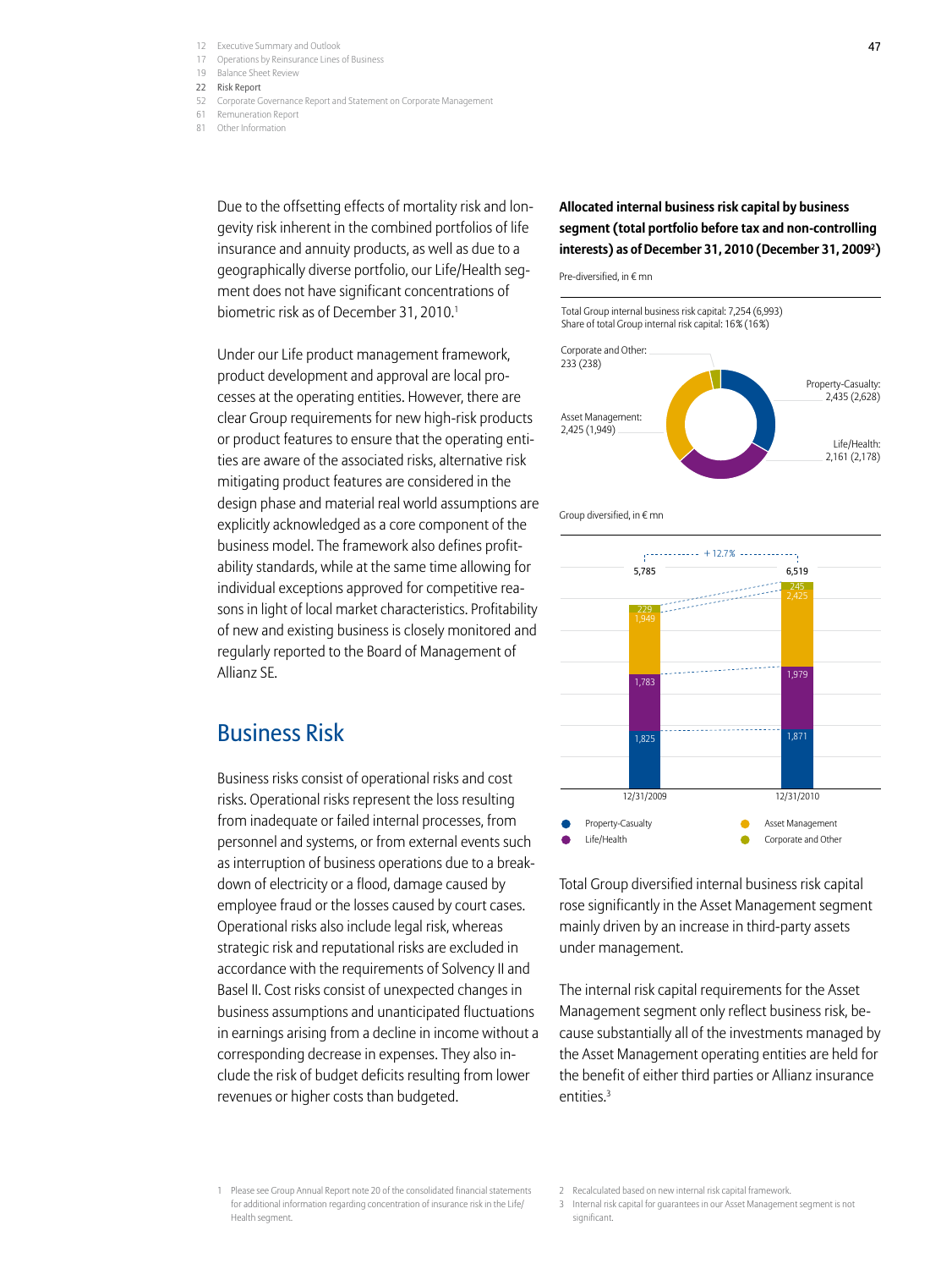Due to the offsetting effects of mortality risk and longevity risk inherent in the combined portfolios of life insurance and annuity products, as well as due to a geographically diverse portfolio, our Life/Health segment does not have significant concentrations of biometric risk as of December 31, 2010.[1]

Under our Life product management framework, product development and approval are local processes at the operating entities. However, there are clear Group requirements for new high-risk products or product features to ensure that the operating entities are aware of the associated risks, alternative risk mitigating product features are considered in the design phase and material real world assumptions are explicitly acknowledged as a core component of the business model. The framework also defines profitability standards, while at the same time allowing for individual exceptions approved for competitive reasons in light of local market characteristics. Profitability of new and existing business is closely monitored and regularly reported to the Board of Management of Allianz SE.

## Business Risk

Business risks consist of operational risks and cost risks. Operational risks represent the loss resulting from inadequate or failed internal processes, from personnel and systems, or from external events such as interruption of business operations due to a breakdown of electricity or a flood, damage caused by employee fraud or the losses caused by court cases. Operational risks also include legal risk, whereas strategic risk and reputational risks are excluded in accordance with the requirements of Solvency II and Basel II. Cost risks consist of unexpected changes in business assumptions and unanticipated fluctuations in earnings arising from a decline in income without a corresponding decrease in expenses. They also include the risk of budget deficits resulting from lower revenues or higher costs than budgeted.

**Allocated internal business risk capital by business segment (total portfolio before tax and non-controlling interests) as of December 31, 2010 (December 31, 2009[2])**

Pre-diversified, in € mn

Total Group internal business risk capital: 7,254 (6,993)
Share of total Group internal risk capital: 16% (16%)

| Segment | 2010 (2009) |
|---|---|
| Property-Casualty | 2,435 (2,628) |
| Life/Health | 2,161 (2,178) |
| Asset Management | 2,425 (1,949) |
| Corporate and Other | 233 (238) |

Group diversified, in € mn

| | 12/31/2009 | 12/31/2010 |
|---|---|---|
| Property-Casualty | 1,825 | 1,871 |
| Life/Health | 1,783 | 1,979 |
| Asset Management | 1,949 | 2,425 |
| Corporate and Other | 229 | 245 |
| Total | 5,785 | 6,519 |

+12.7%

Total Group diversified internal business risk capital rose significantly in the Asset Management segment mainly driven by an increase in third-party assets under management.

The internal risk capital requirements for the Asset Management segment only reflect business risk, because substantially all of the investments managed by the Asset Management operating entities are held for the benefit of either third parties or Allianz insurance entities.[3]

1 Please see Group Annual Report note 20 of the consolidated financial statements for additional information regarding concentration of insurance risk in the Life/Health segment.

2 Recalculated based on new internal risk capital framework.

3 Internal risk capital for guarantees in our Asset Management segment is not significant.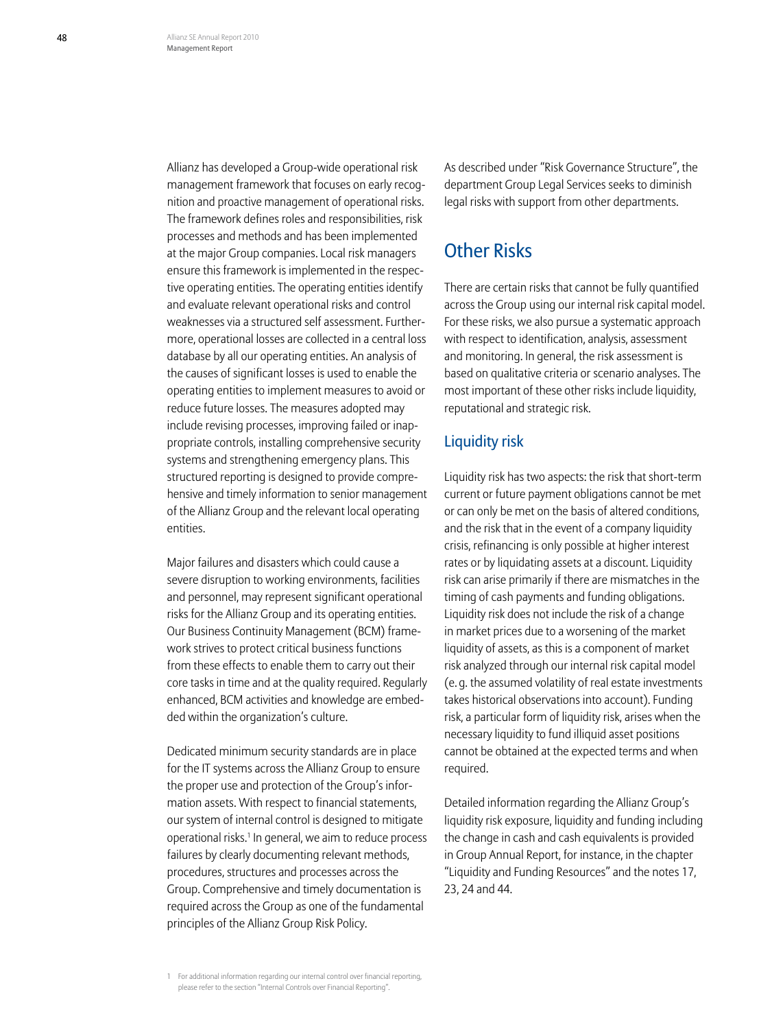Allianz has developed a Group-wide operational risk management framework that focuses on early recognition and proactive management of operational risks. The framework defines roles and responsibilities, risk processes and methods and has been implemented at the major Group companies. Local risk managers ensure this framework is implemented in the respective operating entities. The operating entities identify and evaluate relevant operational risks and control weaknesses via a structured self assessment. Furthermore, operational losses are collected in a central loss database by all our operating entities. An analysis of the causes of significant losses is used to enable the operating entities to implement measures to avoid or reduce future losses. The measures adopted may include revising processes, improving failed or inappropriate controls, installing comprehensive security systems and strengthening emergency plans. This structured reporting is designed to provide comprehensive and timely information to senior management of the Allianz Group and the relevant local operating entities.

Major failures and disasters which could cause a severe disruption to working environments, facilities and personnel, may represent significant operational risks for the Allianz Group and its operating entities. Our Business Continuity Management (BCM) framework strives to protect critical business functions from these effects to enable them to carry out their core tasks in time and at the quality required. Regularly enhanced, BCM activities and knowledge are embedded within the organization's culture.

Dedicated minimum security standards are in place for the IT systems across the Allianz Group to ensure the proper use and protection of the Group's information assets. With respect to financial statements, our system of internal control is designed to mitigate operational risks.[1] In general, we aim to reduce process failures by clearly documenting relevant methods, procedures, structures and processes across the Group. Comprehensive and timely documentation is required across the Group as one of the fundamental principles of the Allianz Group Risk Policy.

As described under "Risk Governance Structure", the department Group Legal Services seeks to diminish legal risks with support from other departments.

## Other Risks

There are certain risks that cannot be fully quantified across the Group using our internal risk capital model. For these risks, we also pursue a systematic approach with respect to identification, analysis, assessment and monitoring. In general, the risk assessment is based on qualitative criteria or scenario analyses. The most important of these other risks include liquidity, reputational and strategic risk.

### Liquidity risk

Liquidity risk has two aspects: the risk that short-term current or future payment obligations cannot be met or can only be met on the basis of altered conditions, and the risk that in the event of a company liquidity crisis, refinancing is only possible at higher interest rates or by liquidating assets at a discount. Liquidity risk can arise primarily if there are mismatches in the timing of cash payments and funding obligations. Liquidity risk does not include the risk of a change in market prices due to a worsening of the market liquidity of assets, as this is a component of market risk analyzed through our internal risk capital model (e.g. the assumed volatility of real estate investments takes historical observations into account). Funding risk, a particular form of liquidity risk, arises when the necessary liquidity to fund illiquid asset positions cannot be obtained at the expected terms and when required.

Detailed information regarding the Allianz Group's liquidity risk exposure, liquidity and funding including the change in cash and cash equivalents is provided in Group Annual Report, for instance, in the chapter "Liquidity and Funding Resources" and the notes 17, 23, 24 and 44.

1 For additional information regarding our internal control over financial reporting, please refer to the section "Internal Controls over Financial Reporting".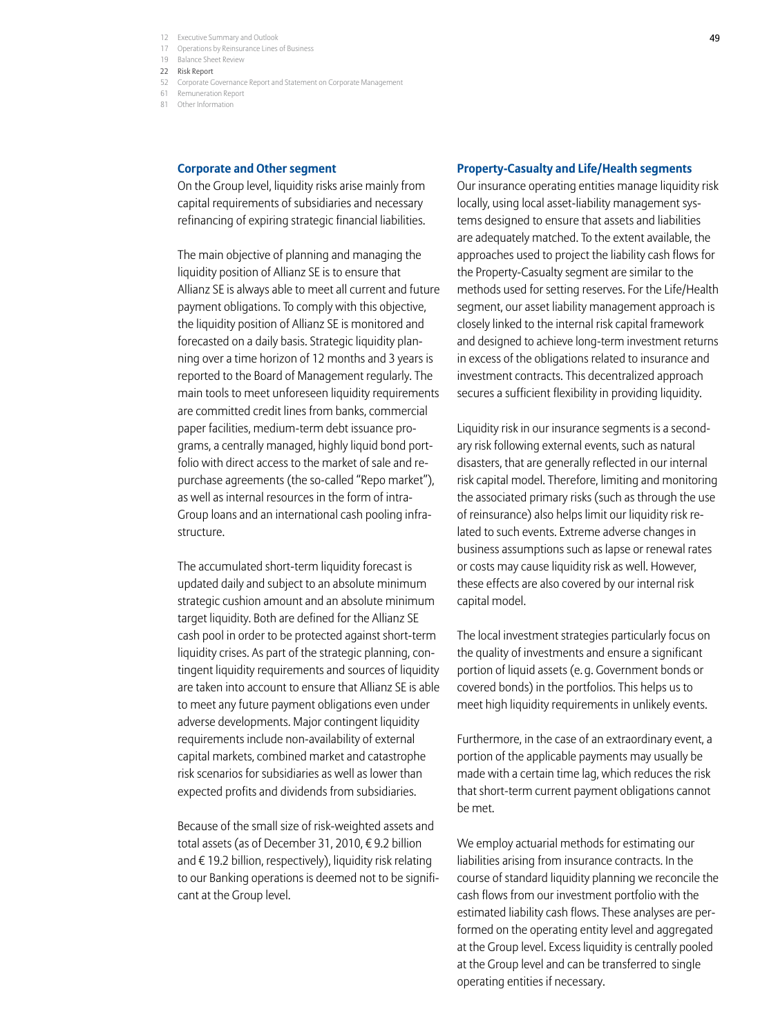### Corporate and Other segment

On the Group level, liquidity risks arise mainly from capital requirements of subsidiaries and necessary refinancing of expiring strategic financial liabilities.

The main objective of planning and managing the liquidity position of Allianz SE is to ensure that Allianz SE is always able to meet all current and future payment obligations. To comply with this objective, the liquidity position of Allianz SE is monitored and forecasted on a daily basis. Strategic liquidity planning over a time horizon of 12 months and 3 years is reported to the Board of Management regularly. The main tools to meet unforeseen liquidity requirements are committed credit lines from banks, commercial paper facilities, medium-term debt issuance programs, a centrally managed, highly liquid bond portfolio with direct access to the market of sale and repurchase agreements (the so-called "Repo market"), as well as internal resources in the form of intra-Group loans and an international cash pooling infrastructure.

The accumulated short-term liquidity forecast is updated daily and subject to an absolute minimum strategic cushion amount and an absolute minimum target liquidity. Both are defined for the Allianz SE cash pool in order to be protected against short-term liquidity crises. As part of the strategic planning, contingent liquidity requirements and sources of liquidity are taken into account to ensure that Allianz SE is able to meet any future payment obligations even under adverse developments. Major contingent liquidity requirements include non-availability of external capital markets, combined market and catastrophe risk scenarios for subsidiaries as well as lower than expected profits and dividends from subsidiaries.

Because of the small size of risk-weighted assets and total assets (as of December 31, 2010, € 9.2 billion and € 19.2 billion, respectively), liquidity risk relating to our Banking operations is deemed not to be significant at the Group level.

### Property-Casualty and Life/Health segments

Our insurance operating entities manage liquidity risk locally, using local asset-liability management systems designed to ensure that assets and liabilities are adequately matched. To the extent available, the approaches used to project the liability cash flows for the Property-Casualty segment are similar to the methods used for setting reserves. For the Life/Health segment, our asset liability management approach is closely linked to the internal risk capital framework and designed to achieve long-term investment returns in excess of the obligations related to insurance and investment contracts. This decentralized approach secures a sufficient flexibility in providing liquidity.

Liquidity risk in our insurance segments is a secondary risk following external events, such as natural disasters, that are generally reflected in our internal risk capital model. Therefore, limiting and monitoring the associated primary risks (such as through the use of reinsurance) also helps limit our liquidity risk related to such events. Extreme adverse changes in business assumptions such as lapse or renewal rates or costs may cause liquidity risk as well. However, these effects are also covered by our internal risk capital model.

The local investment strategies particularly focus on the quality of investments and ensure a significant portion of liquid assets (e. g. Government bonds or covered bonds) in the portfolios. This helps us to meet high liquidity requirements in unlikely events.

Furthermore, in the case of an extraordinary event, a portion of the applicable payments may usually be made with a certain time lag, which reduces the risk that short-term current payment obligations cannot be met.

We employ actuarial methods for estimating our liabilities arising from insurance contracts. In the course of standard liquidity planning we reconcile the cash flows from our investment portfolio with the estimated liability cash flows. These analyses are performed on the operating entity level and aggregated at the Group level. Excess liquidity is centrally pooled at the Group level and can be transferred to single operating entities if necessary.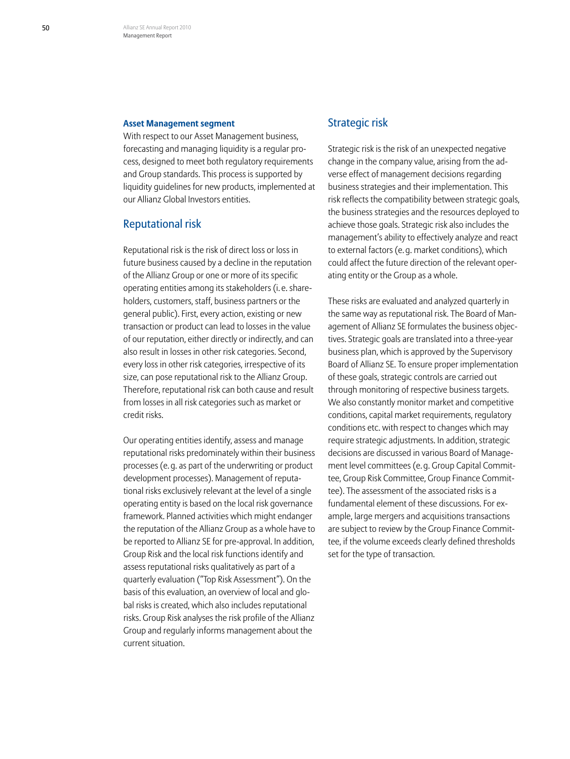### Asset Management segment

With respect to our Asset Management business, forecasting and managing liquidity is a regular process, designed to meet both regulatory requirements and Group standards. This process is supported by liquidity guidelines for new products, implemented at our Allianz Global Investors entities.

## Reputational risk

Reputational risk is the risk of direct loss or loss in future business caused by a decline in the reputation of the Allianz Group or one or more of its specific operating entities among its stakeholders (i. e. shareholders, customers, staff, business partners or the general public). First, every action, existing or new transaction or product can lead to losses in the value of our reputation, either directly or indirectly, and can also result in losses in other risk categories. Second, every loss in other risk categories, irrespective of its size, can pose reputational risk to the Allianz Group. Therefore, reputational risk can both cause and result from losses in all risk categories such as market or credit risks.

Our operating entities identify, assess and manage reputational risks predominately within their business processes (e. g. as part of the underwriting or product development processes). Management of reputational risks exclusively relevant at the level of a single operating entity is based on the local risk governance framework. Planned activities which might endanger the reputation of the Allianz Group as a whole have to be reported to Allianz SE for pre-approval. In addition, Group Risk and the local risk functions identify and assess reputational risks qualitatively as part of a quarterly evaluation ("Top Risk Assessment"). On the basis of this evaluation, an overview of local and global risks is created, which also includes reputational risks. Group Risk analyses the risk profile of the Allianz Group and regularly informs management about the current situation.

## Strategic risk

Strategic risk is the risk of an unexpected negative change in the company value, arising from the adverse effect of management decisions regarding business strategies and their implementation. This risk reflects the compatibility between strategic goals, the business strategies and the resources deployed to achieve those goals. Strategic risk also includes the management's ability to effectively analyze and react to external factors (e. g. market conditions), which could affect the future direction of the relevant operating entity or the Group as a whole.

These risks are evaluated and analyzed quarterly in the same way as reputational risk. The Board of Management of Allianz SE formulates the business objectives. Strategic goals are translated into a three-year business plan, which is approved by the Supervisory Board of Allianz SE. To ensure proper implementation of these goals, strategic controls are carried out through monitoring of respective business targets. We also constantly monitor market and competitive conditions, capital market requirements, regulatory conditions etc. with respect to changes which may require strategic adjustments. In addition, strategic decisions are discussed in various Board of Management level committees (e. g. Group Capital Committee, Group Risk Committee, Group Finance Committee). The assessment of the associated risks is a fundamental element of these discussions. For example, large mergers and acquisitions transactions are subject to review by the Group Finance Committee, if the volume exceeds clearly defined thresholds set for the type of transaction.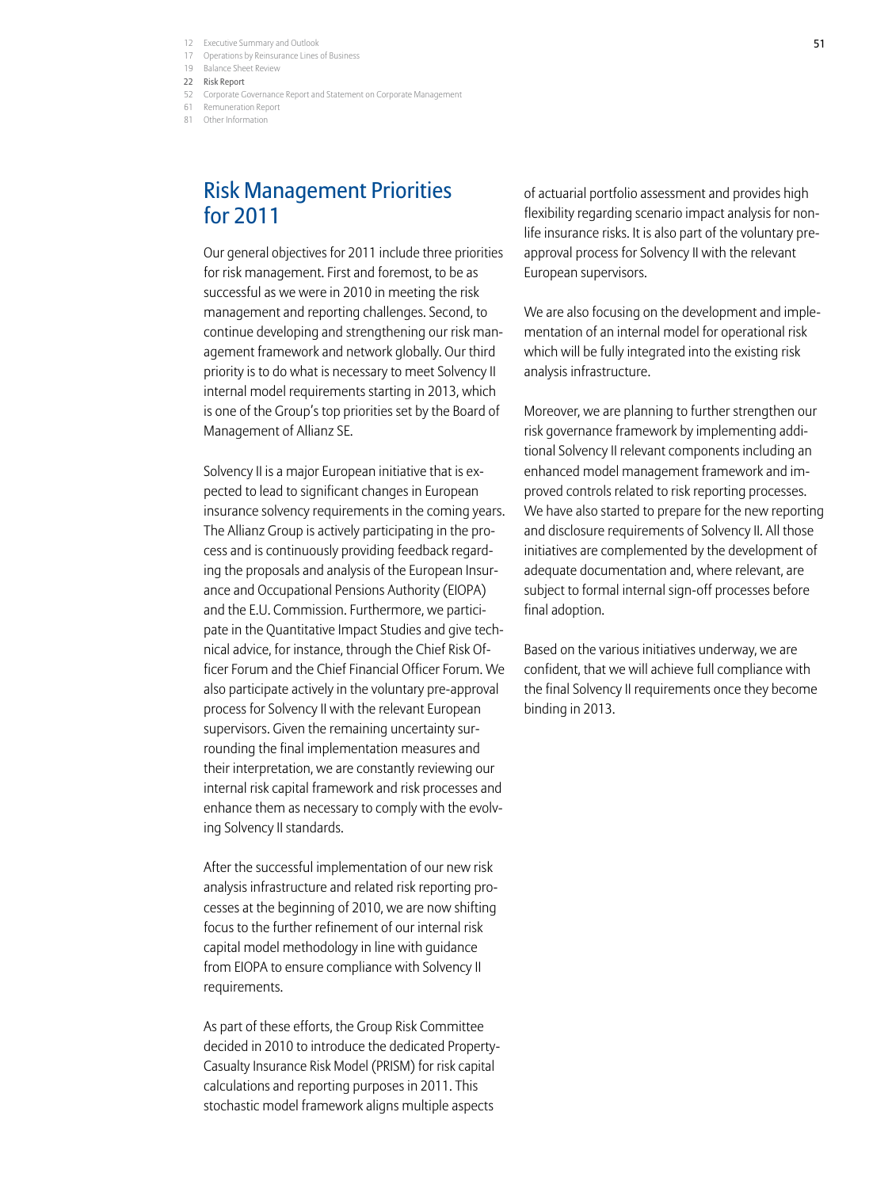## Risk Management Priorities for 2011

Our general objectives for 2011 include three priorities for risk management. First and foremost, to be as successful as we were in 2010 in meeting the risk management and reporting challenges. Second, to continue developing and strengthening our risk management framework and network globally. Our third priority is to do what is necessary to meet Solvency II internal model requirements starting in 2013, which is one of the Group's top priorities set by the Board of Management of Allianz SE.

Solvency II is a major European initiative that is expected to lead to significant changes in European insurance solvency requirements in the coming years. The Allianz Group is actively participating in the process and is continuously providing feedback regarding the proposals and analysis of the European Insurance and Occupational Pensions Authority (EIOPA) and the E.U. Commission. Furthermore, we participate in the Quantitative Impact Studies and give technical advice, for instance, through the Chief Risk Officer Forum and the Chief Financial Officer Forum. We also participate actively in the voluntary pre-approval process for Solvency II with the relevant European supervisors. Given the remaining uncertainty surrounding the final implementation measures and their interpretation, we are constantly reviewing our internal risk capital framework and risk processes and enhance them as necessary to comply with the evolving Solvency II standards.

After the successful implementation of our new risk analysis infrastructure and related risk reporting processes at the beginning of 2010, we are now shifting focus to the further refinement of our internal risk capital model methodology in line with guidance from EIOPA to ensure compliance with Solvency II requirements.

As part of these efforts, the Group Risk Committee decided in 2010 to introduce the dedicated Property-Casualty Insurance Risk Model (PRISM) for risk capital calculations and reporting purposes in 2011. This stochastic model framework aligns multiple aspects of actuarial portfolio assessment and provides high flexibility regarding scenario impact analysis for non-life insurance risks. It is also part of the voluntary pre-approval process for Solvency II with the relevant European supervisors.

We are also focusing on the development and implementation of an internal model for operational risk which will be fully integrated into the existing risk analysis infrastructure.

Moreover, we are planning to further strengthen our risk governance framework by implementing additional Solvency II relevant components including an enhanced model management framework and improved controls related to risk reporting processes. We have also started to prepare for the new reporting and disclosure requirements of Solvency II. All those initiatives are complemented by the development of adequate documentation and, where relevant, are subject to formal internal sign-off processes before final adoption.

Based on the various initiatives underway, we are confident, that we will achieve full compliance with the final Solvency II requirements once they become binding in 2013.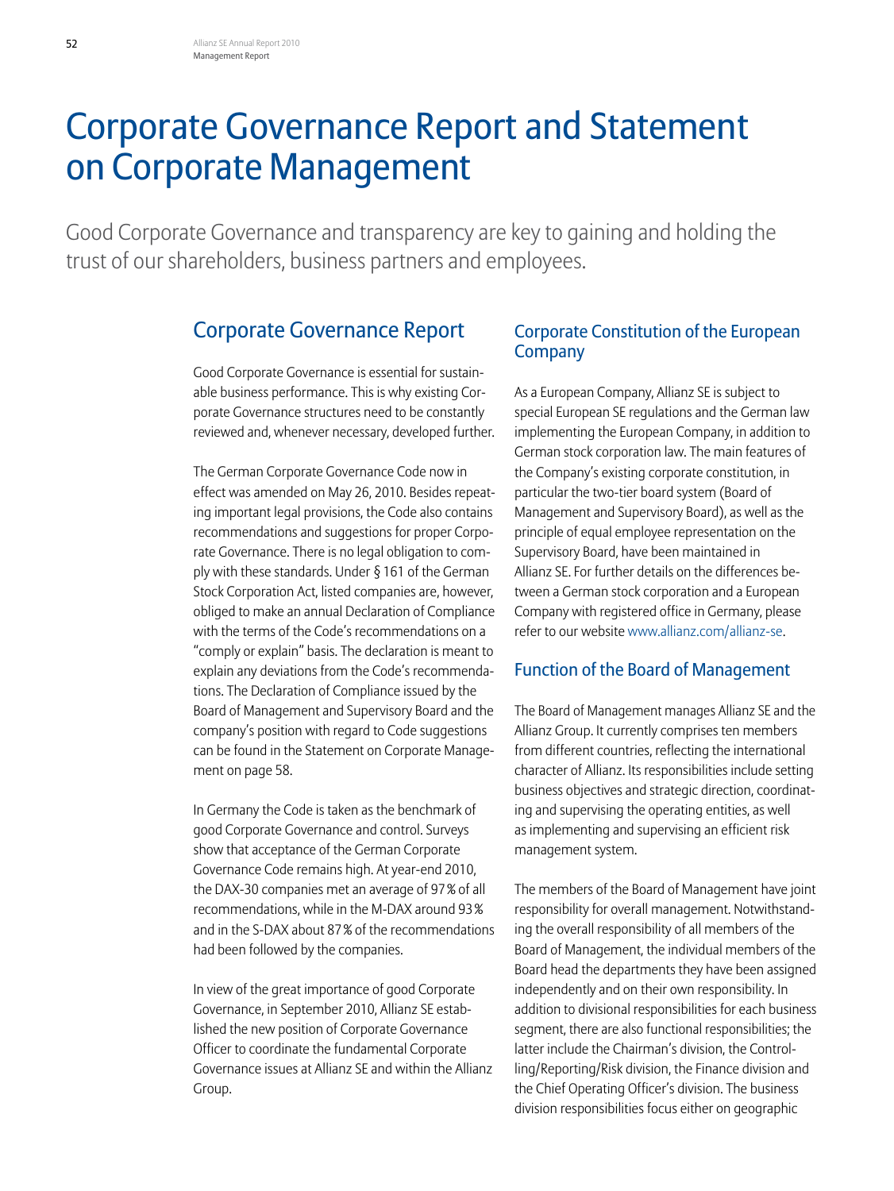# Corporate Governance Report and Statement on Corporate Management

Good Corporate Governance and transparency are key to gaining and holding the trust of our shareholders, business partners and employees.

## Corporate Governance Report

Good Corporate Governance is essential for sustainable business performance. This is why existing Corporate Governance structures need to be constantly reviewed and, whenever necessary, developed further.

The German Corporate Governance Code now in effect was amended on May 26, 2010. Besides repeating important legal provisions, the Code also contains recommendations and suggestions for proper Corporate Governance. There is no legal obligation to comply with these standards. Under § 161 of the German Stock Corporation Act, listed companies are, however, obliged to make an annual Declaration of Compliance with the terms of the Code's recommendations on a "comply or explain" basis. The declaration is meant to explain any deviations from the Code's recommendations. The Declaration of Compliance issued by the Board of Management and Supervisory Board and the company's position with regard to Code suggestions can be found in the Statement on Corporate Management on page 58.

In Germany the Code is taken as the benchmark of good Corporate Governance and control. Surveys show that acceptance of the German Corporate Governance Code remains high. At year-end 2010, the DAX-30 companies met an average of 97 % of all recommendations, while in the M-DAX around 93 % and in the S-DAX about 87 % of the recommendations had been followed by the companies.

In view of the great importance of good Corporate Governance, in September 2010, Allianz SE established the new position of Corporate Governance Officer to coordinate the fundamental Corporate Governance issues at Allianz SE and within the Allianz Group.

### Corporate Constitution of the European Company

As a European Company, Allianz SE is subject to special European SE regulations and the German law implementing the European Company, in addition to German stock corporation law. The main features of the Company's existing corporate constitution, in particular the two-tier board system (Board of Management and Supervisory Board), as well as the principle of equal employee representation on the Supervisory Board, have been maintained in Allianz SE. For further details on the differences between a German stock corporation and a European Company with registered office in Germany, please refer to our website www.allianz.com/allianz-se.

### Function of the Board of Management

The Board of Management manages Allianz SE and the Allianz Group. It currently comprises ten members from different countries, reflecting the international character of Allianz. Its responsibilities include setting business objectives and strategic direction, coordinating and supervising the operating entities, as well as implementing and supervising an efficient risk management system.

The members of the Board of Management have joint responsibility for overall management. Notwithstanding the overall responsibility of all members of the Board of Management, the individual members of the Board head the departments they have been assigned independently and on their own responsibility. In addition to divisional responsibilities for each business segment, there are also functional responsibilities; the latter include the Chairman's division, the Controlling/Reporting/Risk division, the Finance division and the Chief Operating Officer's division. The business division responsibilities focus either on geographic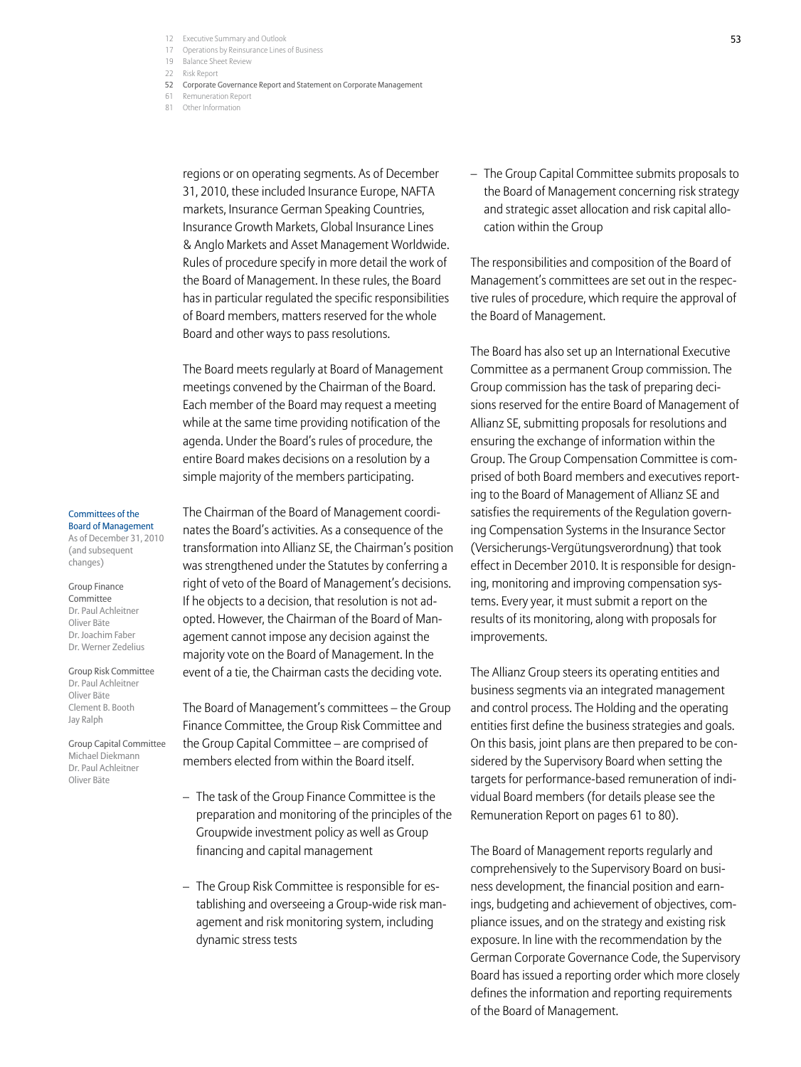regions or on operating segments. As of December 31, 2010, these included Insurance Europe, NAFTA markets, Insurance German Speaking Countries, Insurance Growth Markets, Global Insurance Lines & Anglo Markets and Asset Management Worldwide. Rules of procedure specify in more detail the work of the Board of Management. In these rules, the Board has in particular regulated the specific responsibilities of Board members, matters reserved for the whole Board and other ways to pass resolutions.

The Board meets regularly at Board of Management meetings convened by the Chairman of the Board. Each member of the Board may request a meeting while at the same time providing notification of the agenda. Under the Board's rules of procedure, the entire Board makes decisions on a resolution by a simple majority of the members participating.

**Committees of the Board of Management**
As of December 31, 2010 (and subsequent changes)

Group Finance Committee
Dr. Paul Achleitner
Oliver Bäte
Dr. Joachim Faber
Dr. Werner Zedelius

Group Risk Committee
Dr. Paul Achleitner
Oliver Bäte
Clement B. Booth
Jay Ralph

Group Capital Committee
Michael Diekmann
Dr. Paul Achleitner
Oliver Bäte

The Chairman of the Board of Management coordinates the Board's activities. As a consequence of the transformation into Allianz SE, the Chairman's position was strengthened under the Statutes by conferring a right of veto of the Board of Management's decisions. If he objects to a decision, that resolution is not adopted. However, the Chairman of the Board of Management cannot impose any decision against the majority vote on the Board of Management. In the event of a tie, the Chairman casts the deciding vote.

The Board of Management's committees – the Group Finance Committee, the Group Risk Committee and the Group Capital Committee – are comprised of members elected from within the Board itself.

- The task of the Group Finance Committee is the preparation and monitoring of the principles of the Groupwide investment policy as well as Group financing and capital management
- The Group Risk Committee is responsible for establishing and overseeing a Group-wide risk management and risk monitoring system, including dynamic stress tests
- The Group Capital Committee submits proposals to the Board of Management concerning risk strategy and strategic asset allocation and risk capital allocation within the Group

The responsibilities and composition of the Board of Management's committees are set out in the respective rules of procedure, which require the approval of the Board of Management.

The Board has also set up an International Executive Committee as a permanent Group commission. The Group commission has the task of preparing decisions reserved for the entire Board of Management of Allianz SE, submitting proposals for resolutions and ensuring the exchange of information within the Group. The Group Compensation Committee is comprised of both Board members and executives reporting to the Board of Management of Allianz SE and satisfies the requirements of the Regulation governing Compensation Systems in the Insurance Sector (Versicherungs-Vergütungsverordnung) that took effect in December 2010. It is responsible for designing, monitoring and improving compensation systems. Every year, it must submit a report on the results of its monitoring, along with proposals for improvements.

The Allianz Group steers its operating entities and business segments via an integrated management and control process. The Holding and the operating entities first define the business strategies and goals. On this basis, joint plans are then prepared to be considered by the Supervisory Board when setting the targets for performance-based remuneration of individual Board members (for details please see the Remuneration Report on pages 61 to 80).

The Board of Management reports regularly and comprehensively to the Supervisory Board on business development, the financial position and earnings, budgeting and achievement of objectives, compliance issues, and on the strategy and existing risk exposure. In line with the recommendation by the German Corporate Governance Code, the Supervisory Board has issued a reporting order which more closely defines the information and reporting requirements of the Board of Management.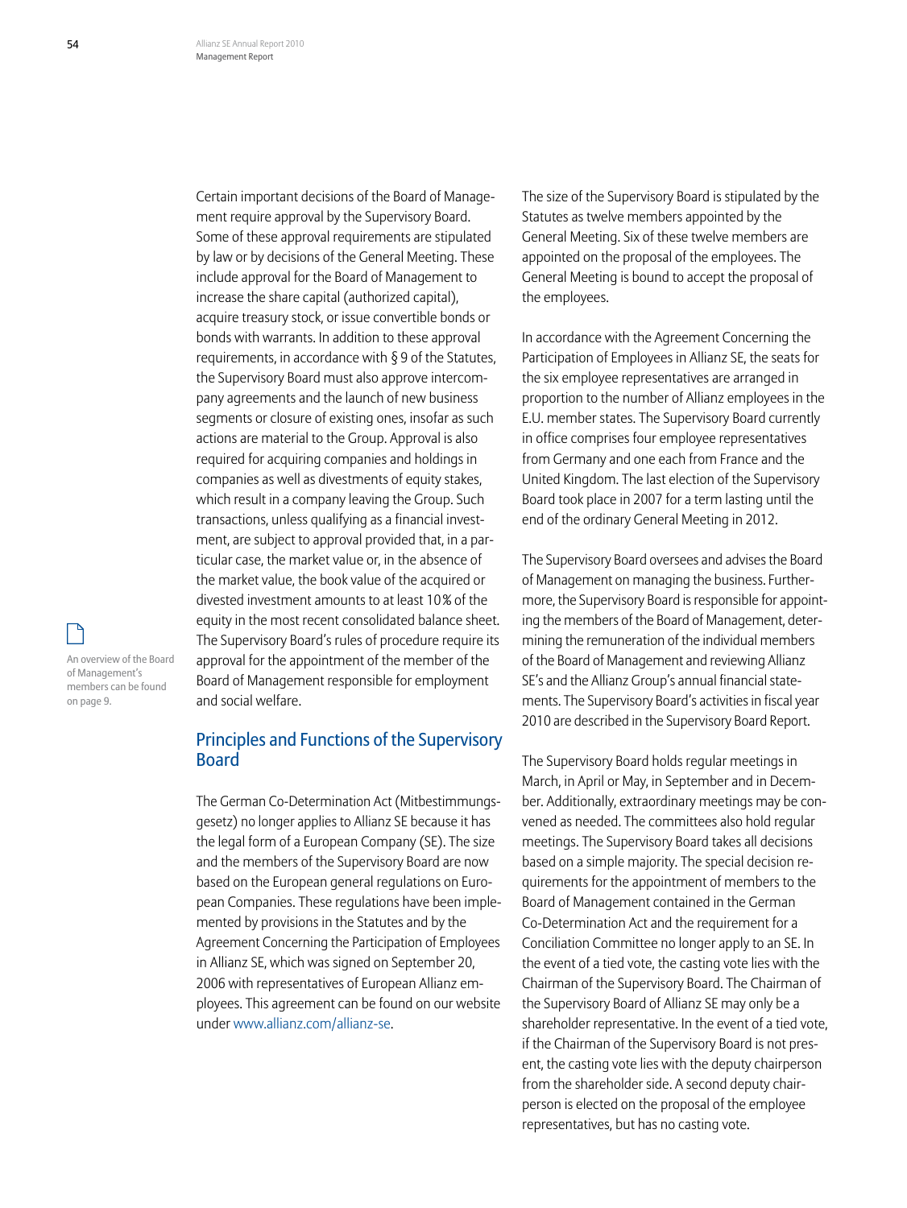Certain important decisions of the Board of Management require approval by the Supervisory Board. Some of these approval requirements are stipulated by law or by decisions of the General Meeting. These include approval for the Board of Management to increase the share capital (authorized capital), acquire treasury stock, or issue convertible bonds or bonds with warrants. In addition to these approval requirements, in accordance with § 9 of the Statutes, the Supervisory Board must also approve intercompany agreements and the launch of new business segments or closure of existing ones, insofar as such actions are material to the Group. Approval is also required for acquiring companies and holdings in companies as well as divestments of equity stakes, which result in a company leaving the Group. Such transactions, unless qualifying as a financial investment, are subject to approval provided that, in a particular case, the market value or, in the absence of the market value, the book value of the acquired or divested investment amounts to at least 10% of the equity in the most recent consolidated balance sheet. The Supervisory Board's rules of procedure require its approval for the appointment of the member of the Board of Management responsible for employment and social welfare.

An overview of the Board of Management's members can be found on page 9.

## Principles and Functions of the Supervisory Board

The German Co-Determination Act (Mitbestimmungsgesetz) no longer applies to Allianz SE because it has the legal form of a European Company (SE). The size and the members of the Supervisory Board are now based on the European general regulations on European Companies. These regulations have been implemented by provisions in the Statutes and by the Agreement Concerning the Participation of Employees in Allianz SE, which was signed on September 20, 2006 with representatives of European Allianz employees. This agreement can be found on our website under www.allianz.com/allianz-se.

The size of the Supervisory Board is stipulated by the Statutes as twelve members appointed by the General Meeting. Six of these twelve members are appointed on the proposal of the employees. The General Meeting is bound to accept the proposal of the employees.

In accordance with the Agreement Concerning the Participation of Employees in Allianz SE, the seats for the six employee representatives are arranged in proportion to the number of Allianz employees in the E.U. member states. The Supervisory Board currently in office comprises four employee representatives from Germany and one each from France and the United Kingdom. The last election of the Supervisory Board took place in 2007 for a term lasting until the end of the ordinary General Meeting in 2012.

The Supervisory Board oversees and advises the Board of Management on managing the business. Furthermore, the Supervisory Board is responsible for appointing the members of the Board of Management, determining the remuneration of the individual members of the Board of Management and reviewing Allianz SE's and the Allianz Group's annual financial statements. The Supervisory Board's activities in fiscal year 2010 are described in the Supervisory Board Report.

The Supervisory Board holds regular meetings in March, in April or May, in September and in December. Additionally, extraordinary meetings may be convened as needed. The committees also hold regular meetings. The Supervisory Board takes all decisions based on a simple majority. The special decision requirements for the appointment of members to the Board of Management contained in the German Co-Determination Act and the requirement for a Conciliation Committee no longer apply to an SE. In the event of a tied vote, the casting vote lies with the Chairman of the Supervisory Board. The Chairman of the Supervisory Board of Allianz SE may only be a shareholder representative. In the event of a tied vote, if the Chairman of the Supervisory Board is not present, the casting vote lies with the deputy chairperson from the shareholder side. A second deputy chairperson is elected on the proposal of the employee representatives, but has no casting vote.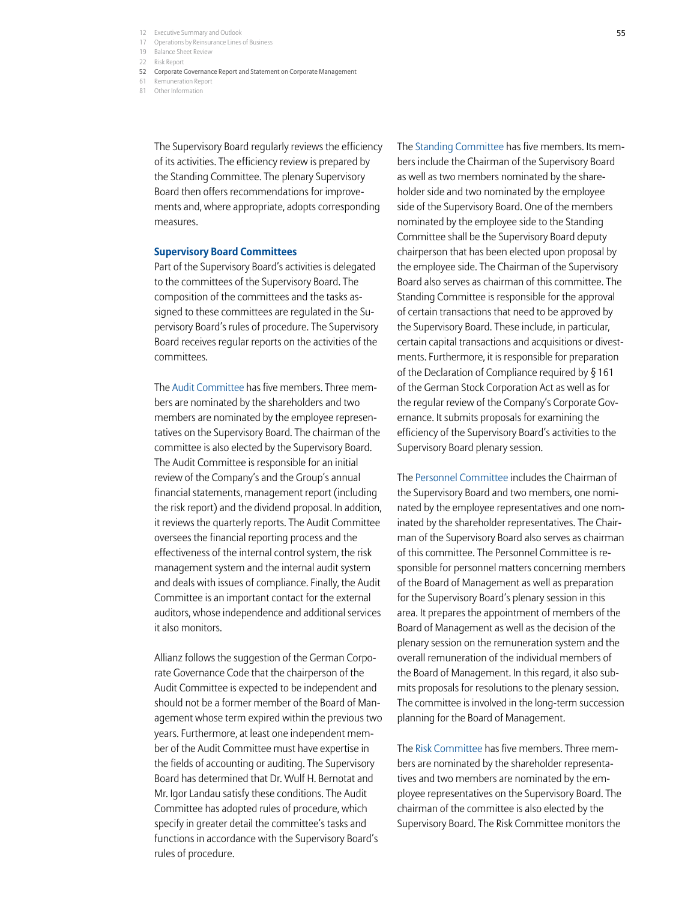The Supervisory Board regularly reviews the efficiency of its activities. The efficiency review is prepared by the Standing Committee. The plenary Supervisory Board then offers recommendations for improvements and, where appropriate, adopts corresponding measures.

### Supervisory Board Committees

Part of the Supervisory Board's activities is delegated to the committees of the Supervisory Board. The composition of the committees and the tasks assigned to these committees are regulated in the Supervisory Board's rules of procedure. The Supervisory Board receives regular reports on the activities of the committees.

The Audit Committee has five members. Three members are nominated by the shareholders and two members are nominated by the employee representatives on the Supervisory Board. The chairman of the committee is also elected by the Supervisory Board. The Audit Committee is responsible for an initial review of the Company's and the Group's annual financial statements, management report (including the risk report) and the dividend proposal. In addition, it reviews the quarterly reports. The Audit Committee oversees the financial reporting process and the effectiveness of the internal control system, the risk management system and the internal audit system and deals with issues of compliance. Finally, the Audit Committee is an important contact for the external auditors, whose independence and additional services it also monitors.

Allianz follows the suggestion of the German Corporate Governance Code that the chairperson of the Audit Committee is expected to be independent and should not be a former member of the Board of Management whose term expired within the previous two years. Furthermore, at least one independent member of the Audit Committee must have expertise in the fields of accounting or auditing. The Supervisory Board has determined that Dr. Wulf H. Bernotat and Mr. Igor Landau satisfy these conditions. The Audit Committee has adopted rules of procedure, which specify in greater detail the committee's tasks and functions in accordance with the Supervisory Board's rules of procedure.

The Standing Committee has five members. Its members include the Chairman of the Supervisory Board as well as two members nominated by the shareholder side and two nominated by the employee side of the Supervisory Board. One of the members nominated by the employee side to the Standing Committee shall be the Supervisory Board deputy chairperson that has been elected upon proposal by the employee side. The Chairman of the Supervisory Board also serves as chairman of this committee. The Standing Committee is responsible for the approval of certain transactions that need to be approved by the Supervisory Board. These include, in particular, certain capital transactions and acquisitions or divestments. Furthermore, it is responsible for preparation of the Declaration of Compliance required by § 161 of the German Stock Corporation Act as well as for the regular review of the Company's Corporate Governance. It submits proposals for examining the efficiency of the Supervisory Board's activities to the Supervisory Board plenary session.

The Personnel Committee includes the Chairman of the Supervisory Board and two members, one nominated by the employee representatives and one nominated by the shareholder representatives. The Chairman of the Supervisory Board also serves as chairman of this committee. The Personnel Committee is responsible for personnel matters concerning members of the Board of Management as well as preparation for the Supervisory Board's plenary session in this area. It prepares the appointment of members of the Board of Management as well as the decision of the plenary session on the remuneration system and the overall remuneration of the individual members of the Board of Management. In this regard, it also submits proposals for resolutions to the plenary session. The committee is involved in the long-term succession planning for the Board of Management.

The Risk Committee has five members. Three members are nominated by the shareholder representatives and two members are nominated by the employee representatives on the Supervisory Board. The chairman of the committee is also elected by the Supervisory Board. The Risk Committee monitors the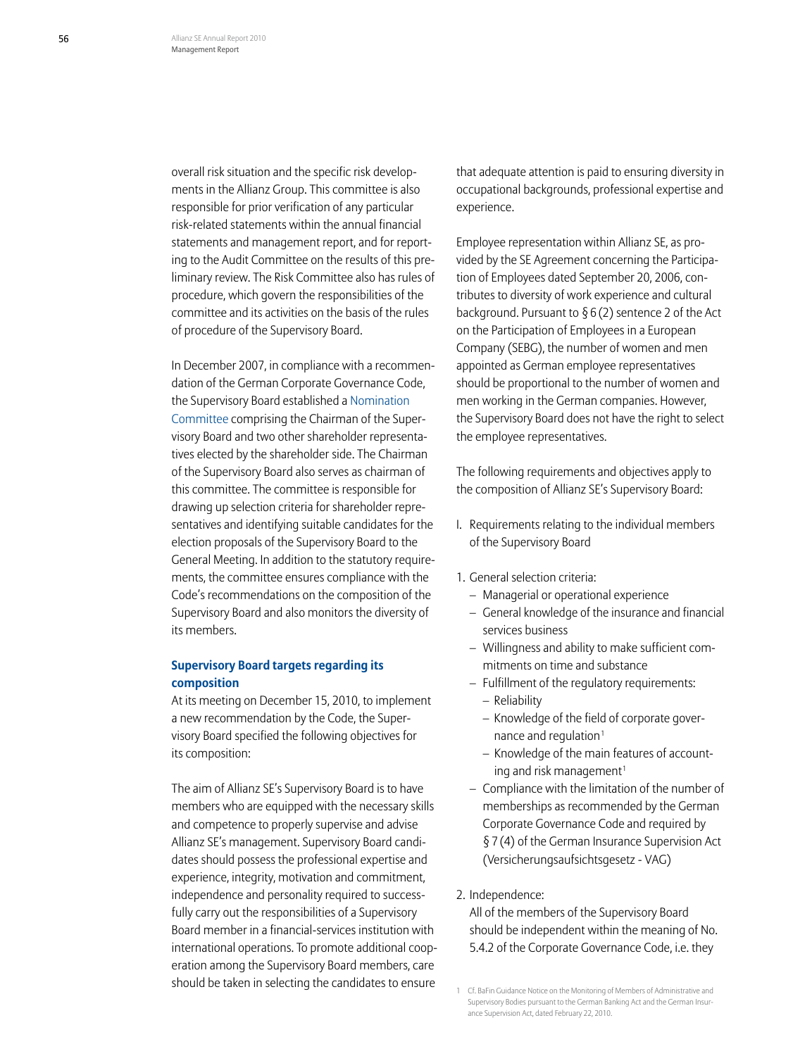overall risk situation and the specific risk developments in the Allianz Group. This committee is also responsible for prior verification of any particular risk-related statements within the annual financial statements and management report, and for reporting to the Audit Committee on the results of this preliminary review. The Risk Committee also has rules of procedure, which govern the responsibilities of the committee and its activities on the basis of the rules of procedure of the Supervisory Board.

In December 2007, in compliance with a recommendation of the German Corporate Governance Code, the Supervisory Board established a Nomination Committee comprising the Chairman of the Supervisory Board and two other shareholder representatives elected by the shareholder side. The Chairman of the Supervisory Board also serves as chairman of this committee. The committee is responsible for drawing up selection criteria for shareholder representatives and identifying suitable candidates for the election proposals of the Supervisory Board to the General Meeting. In addition to the statutory requirements, the committee ensures compliance with the Code's recommendations on the composition of the Supervisory Board and also monitors the diversity of its members.

### Supervisory Board targets regarding its composition

At its meeting on December 15, 2010, to implement a new recommendation by the Code, the Supervisory Board specified the following objectives for its composition:

The aim of Allianz SE's Supervisory Board is to have members who are equipped with the necessary skills and competence to properly supervise and advise Allianz SE's management. Supervisory Board candidates should possess the professional expertise and experience, integrity, motivation and commitment, independence and personality required to successfully carry out the responsibilities of a Supervisory Board member in a financial-services institution with international operations. To promote additional cooperation among the Supervisory Board members, care should be taken in selecting the candidates to ensure that adequate attention is paid to ensuring diversity in occupational backgrounds, professional expertise and experience.

Employee representation within Allianz SE, as provided by the SE Agreement concerning the Participation of Employees dated September 20, 2006, contributes to diversity of work experience and cultural background. Pursuant to § 6 (2) sentence 2 of the Act on the Participation of Employees in a European Company (SEBG), the number of women and men appointed as German employee representatives should be proportional to the number of women and men working in the German companies. However, the Supervisory Board does not have the right to select the employee representatives.

The following requirements and objectives apply to the composition of Allianz SE's Supervisory Board:

I. Requirements relating to the individual members of the Supervisory Board

1. General selection criteria:
   - Managerial or operational experience
   - General knowledge of the insurance and financial services business
   - Willingness and ability to make sufficient commitments on time and substance
   - Fulfillment of the regulatory requirements:
     - Reliability
     - Knowledge of the field of corporate governance and regulation[1]
     - Knowledge of the main features of accounting and risk management[1]
   - Compliance with the limitation of the number of memberships as recommended by the German Corporate Governance Code and required by § 7 (4) of the German Insurance Supervision Act (Versicherungsaufsichtsgesetz - VAG)

2. Independence:

   All of the members of the Supervisory Board should be independent within the meaning of No. 5.4.2 of the Corporate Governance Code, i.e. they

[1] Cf. BaFin Guidance Notice on the Monitoring of Members of Administrative and Supervisory Bodies pursuant to the German Banking Act and the German Insurance Supervision Act, dated February 22, 2010.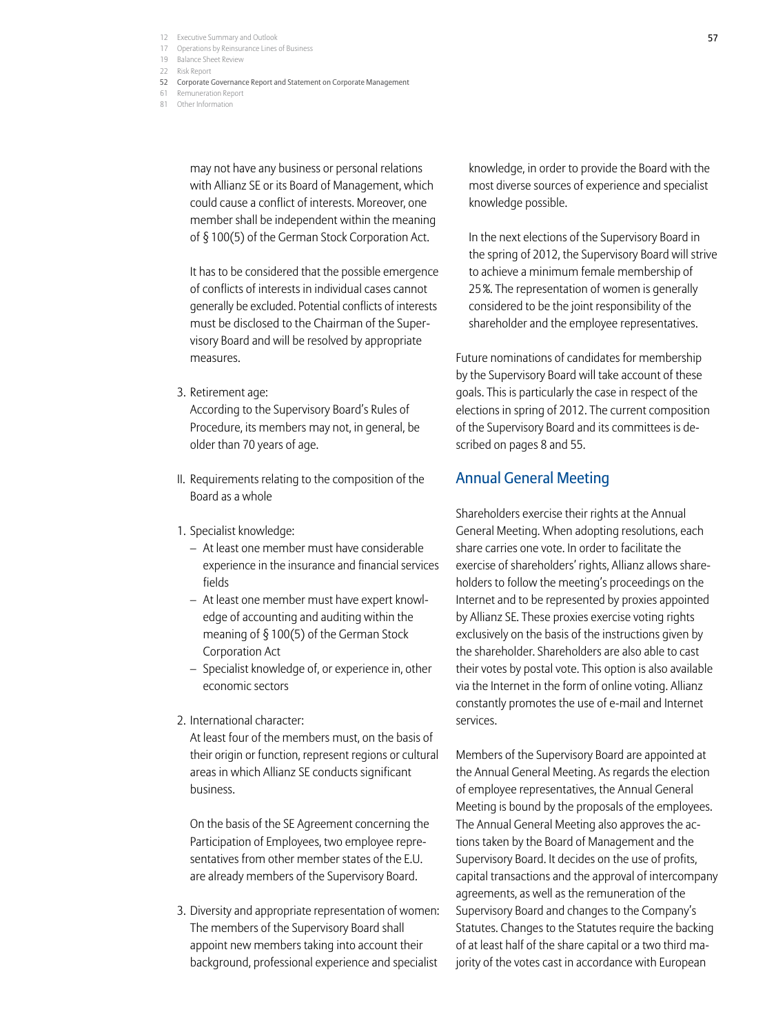may not have any business or personal relations with Allianz SE or its Board of Management, which could cause a conflict of interests. Moreover, one member shall be independent within the meaning of § 100(5) of the German Stock Corporation Act.

It has to be considered that the possible emergence of conflicts of interests in individual cases cannot generally be excluded. Potential conflicts of interests must be disclosed to the Chairman of the Supervisory Board and will be resolved by appropriate measures.

3. Retirement age:
   According to the Supervisory Board's Rules of Procedure, its members may not, in general, be older than 70 years of age.

II. Requirements relating to the composition of the Board as a whole

1. Specialist knowledge:
   - At least one member must have considerable experience in the insurance and financial services fields
   - At least one member must have expert knowledge of accounting and auditing within the meaning of § 100(5) of the German Stock Corporation Act
   - Specialist knowledge of, or experience in, other economic sectors

2. International character:
   At least four of the members must, on the basis of their origin or function, represent regions or cultural areas in which Allianz SE conducts significant business.

   On the basis of the SE Agreement concerning the Participation of Employees, two employee representatives from other member states of the E.U. are already members of the Supervisory Board.

3. Diversity and appropriate representation of women:
   The members of the Supervisory Board shall appoint new members taking into account their background, professional experience and specialist knowledge, in order to provide the Board with the most diverse sources of experience and specialist knowledge possible.

   In the next elections of the Supervisory Board in the spring of 2012, the Supervisory Board will strive to achieve a minimum female membership of 25%. The representation of women is generally considered to be the joint responsibility of the shareholder and the employee representatives.

Future nominations of candidates for membership by the Supervisory Board will take account of these goals. This is particularly the case in respect of the elections in spring of 2012. The current composition of the Supervisory Board and its committees is described on pages 8 and 55.

## Annual General Meeting

Shareholders exercise their rights at the Annual General Meeting. When adopting resolutions, each share carries one vote. In order to facilitate the exercise of shareholders' rights, Allianz allows shareholders to follow the meeting's proceedings on the Internet and to be represented by proxies appointed by Allianz SE. These proxies exercise voting rights exclusively on the basis of the instructions given by the shareholder. Shareholders are also able to cast their votes by postal vote. This option is also available via the Internet in the form of online voting. Allianz constantly promotes the use of e-mail and Internet services.

Members of the Supervisory Board are appointed at the Annual General Meeting. As regards the election of employee representatives, the Annual General Meeting is bound by the proposals of the employees. The Annual General Meeting also approves the actions taken by the Board of Management and the Supervisory Board. It decides on the use of profits, capital transactions and the approval of intercompany agreements, as well as the remuneration of the Supervisory Board and changes to the Company's Statutes. Changes to the Statutes require the backing of at least half of the share capital or a two third majority of the votes cast in accordance with European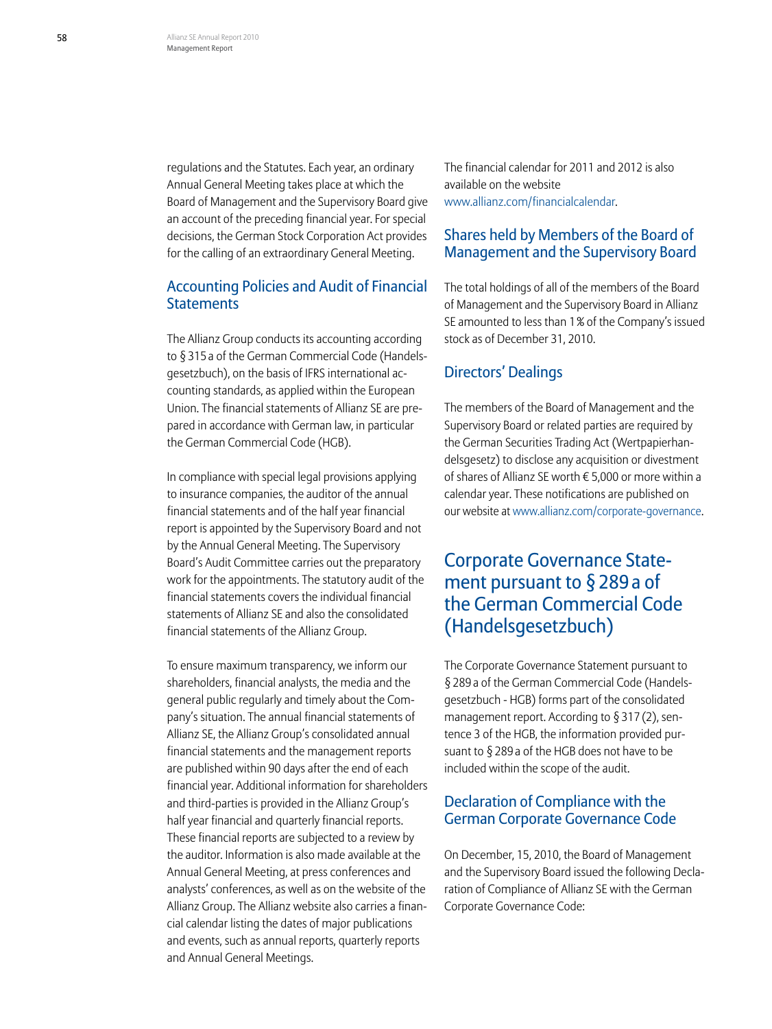regulations and the Statutes. Each year, an ordinary Annual General Meeting takes place at which the Board of Management and the Supervisory Board give an account of the preceding financial year. For special decisions, the German Stock Corporation Act provides for the calling of an extraordinary General Meeting.

### Accounting Policies and Audit of Financial Statements

The Allianz Group conducts its accounting according to § 315 a of the German Commercial Code (Handelsgesetzbuch), on the basis of IFRS international accounting standards, as applied within the European Union. The financial statements of Allianz SE are prepared in accordance with German law, in particular the German Commercial Code (HGB).

In compliance with special legal provisions applying to insurance companies, the auditor of the annual financial statements and of the half year financial report is appointed by the Supervisory Board and not by the Annual General Meeting. The Supervisory Board's Audit Committee carries out the preparatory work for the appointments. The statutory audit of the financial statements covers the individual financial statements of Allianz SE and also the consolidated financial statements of the Allianz Group.

To ensure maximum transparency, we inform our shareholders, financial analysts, the media and the general public regularly and timely about the Company's situation. The annual financial statements of Allianz SE, the Allianz Group's consolidated annual financial statements and the management reports are published within 90 days after the end of each financial year. Additional information for shareholders and third-parties is provided in the Allianz Group's half year financial and quarterly financial reports. These financial reports are subjected to a review by the auditor. Information is also made available at the Annual General Meeting, at press conferences and analysts' conferences, as well as on the website of the Allianz Group. The Allianz website also carries a financial calendar listing the dates of major publications and events, such as annual reports, quarterly reports and Annual General Meetings.

The financial calendar for 2011 and 2012 is also available on the website www.allianz.com/financialcalendar.

### Shares held by Members of the Board of Management and the Supervisory Board

The total holdings of all of the members of the Board of Management and the Supervisory Board in Allianz SE amounted to less than 1% of the Company's issued stock as of December 31, 2010.

### Directors' Dealings

The members of the Board of Management and the Supervisory Board or related parties are required by the German Securities Trading Act (Wertpapierhandelsgesetz) to disclose any acquisition or divestment of shares of Allianz SE worth € 5,000 or more within a calendar year. These notifications are published on our website at www.allianz.com/corporate-governance.

## Corporate Governance Statement pursuant to § 289 a of the German Commercial Code (Handelsgesetzbuch)

The Corporate Governance Statement pursuant to § 289 a of the German Commercial Code (Handelsgesetzbuch - HGB) forms part of the consolidated management report. According to § 317 (2), sentence 3 of the HGB, the information provided pursuant to § 289 a of the HGB does not have to be included within the scope of the audit.

### Declaration of Compliance with the German Corporate Governance Code

On December, 15, 2010, the Board of Management and the Supervisory Board issued the following Declaration of Compliance of Allianz SE with the German Corporate Governance Code: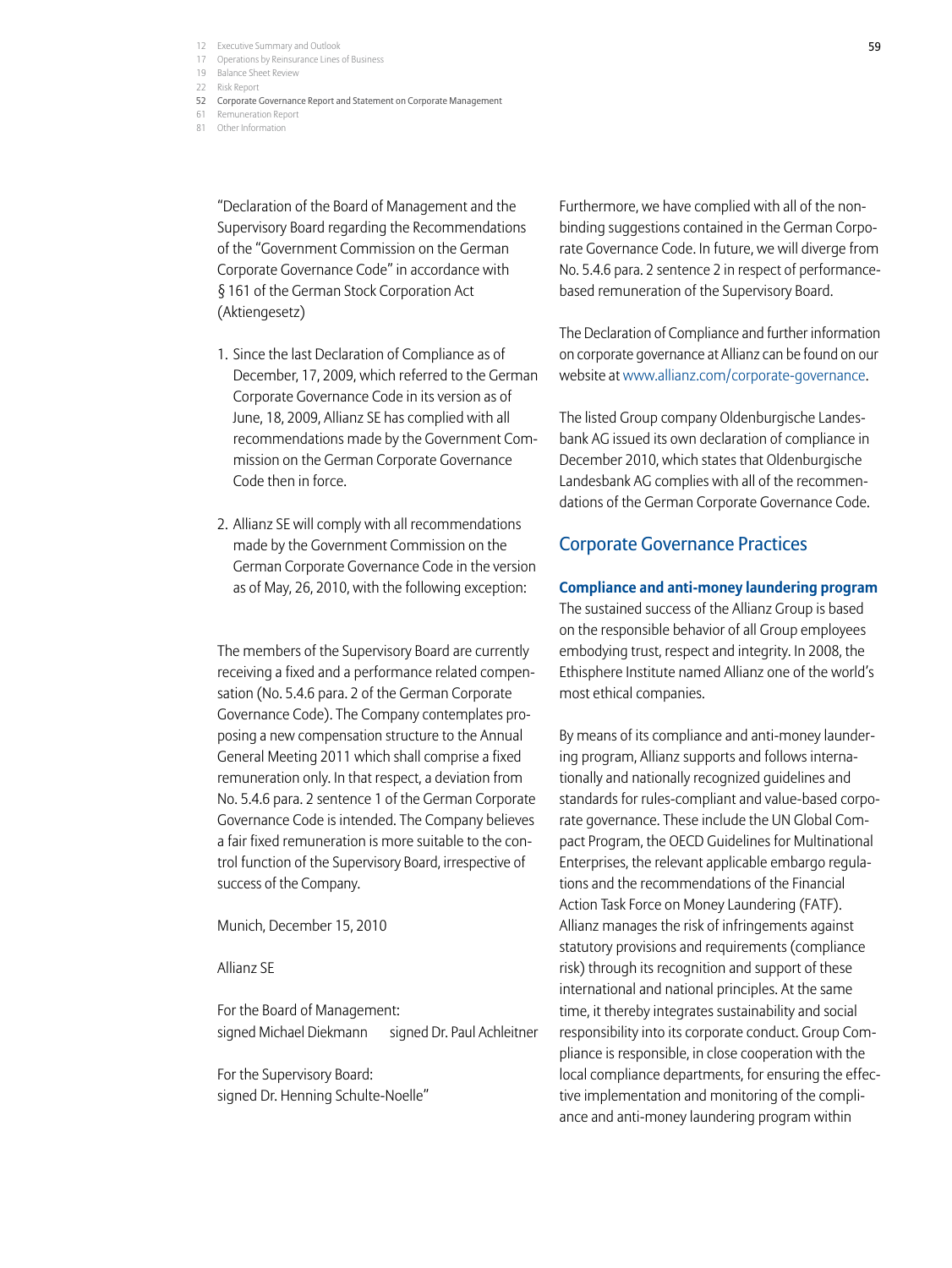"Declaration of the Board of Management and the Supervisory Board regarding the Recommendations of the "Government Commission on the German Corporate Governance Code" in accordance with § 161 of the German Stock Corporation Act (Aktiengesetz)

1. Since the last Declaration of Compliance as of December, 17, 2009, which referred to the German Corporate Governance Code in its version as of June, 18, 2009, Allianz SE has complied with all recommendations made by the Government Commission on the German Corporate Governance Code then in force.

2. Allianz SE will comply with all recommendations made by the Government Commission on the German Corporate Governance Code in the version as of May, 26, 2010, with the following exception:

The members of the Supervisory Board are currently receiving a fixed and a performance related compensation (No. 5.4.6 para. 2 of the German Corporate Governance Code). The Company contemplates proposing a new compensation structure to the Annual General Meeting 2011 which shall comprise a fixed remuneration only. In that respect, a deviation from No. 5.4.6 para. 2 sentence 1 of the German Corporate Governance Code is intended. The Company believes a fair fixed remuneration is more suitable to the control function of the Supervisory Board, irrespective of success of the Company.

Munich, December 15, 2010

Allianz SE

For the Board of Management:
signed Michael Diekmann signed Dr. Paul Achleitner

For the Supervisory Board:
signed Dr. Henning Schulte-Noelle"

Furthermore, we have complied with all of the non-binding suggestions contained in the German Corporate Governance Code. In future, we will diverge from No. 5.4.6 para. 2 sentence 2 in respect of performance-based remuneration of the Supervisory Board.

The Declaration of Compliance and further information on corporate governance at Allianz can be found on our website at www.allianz.com/corporate-governance.

The listed Group company Oldenburgische Landesbank AG issued its own declaration of compliance in December 2010, which states that Oldenburgische Landesbank AG complies with all of the recommendations of the German Corporate Governance Code.

## Corporate Governance Practices

### Compliance and anti-money laundering program

The sustained success of the Allianz Group is based on the responsible behavior of all Group employees embodying trust, respect and integrity. In 2008, the Ethisphere Institute named Allianz one of the world's most ethical companies.

By means of its compliance and anti-money laundering program, Allianz supports and follows internationally and nationally recognized guidelines and standards for rules-compliant and value-based corporate governance. These include the UN Global Compact Program, the OECD Guidelines for Multinational Enterprises, the relevant applicable embargo regulations and the recommendations of the Financial Action Task Force on Money Laundering (FATF). Allianz manages the risk of infringements against statutory provisions and requirements (compliance risk) through its recognition and support of these international and national principles. At the same time, it thereby integrates sustainability and social responsibility into its corporate conduct. Group Compliance is responsible, in close cooperation with the local compliance departments, for ensuring the effective implementation and monitoring of the compliance and anti-money laundering program within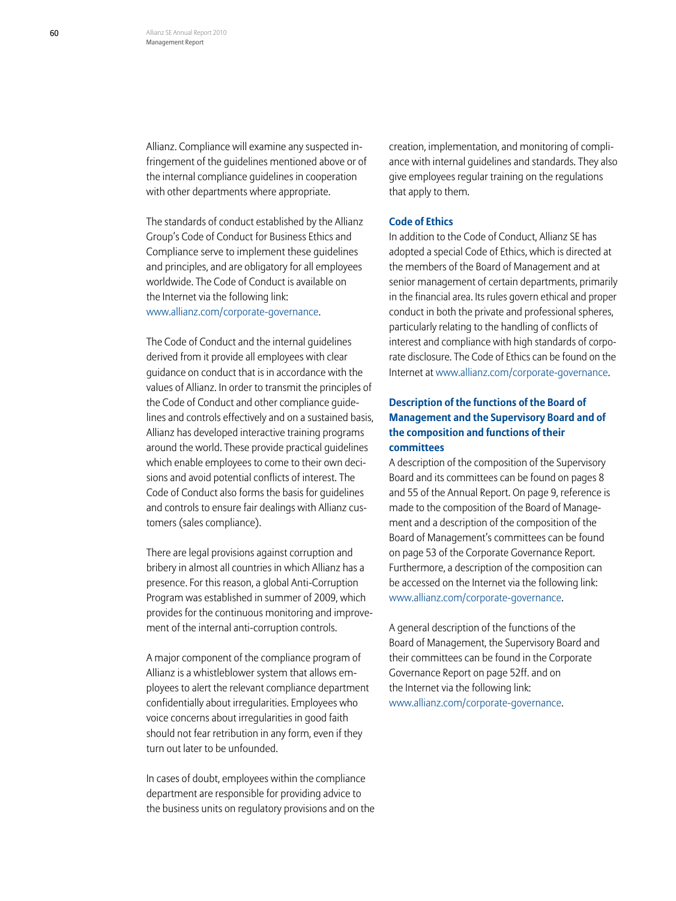Allianz. Compliance will examine any suspected infringement of the guidelines mentioned above or of the internal compliance guidelines in cooperation with other departments where appropriate.

The standards of conduct established by the Allianz Group's Code of Conduct for Business Ethics and Compliance serve to implement these guidelines and principles, and are obligatory for all employees worldwide. The Code of Conduct is available on the Internet via the following link: www.allianz.com/corporate-governance.

The Code of Conduct and the internal guidelines derived from it provide all employees with clear guidance on conduct that is in accordance with the values of Allianz. In order to transmit the principles of the Code of Conduct and other compliance guidelines and controls effectively and on a sustained basis, Allianz has developed interactive training programs around the world. These provide practical guidelines which enable employees to come to their own decisions and avoid potential conflicts of interest. The Code of Conduct also forms the basis for guidelines and controls to ensure fair dealings with Allianz customers (sales compliance).

There are legal provisions against corruption and bribery in almost all countries in which Allianz has a presence. For this reason, a global Anti-Corruption Program was established in summer of 2009, which provides for the continuous monitoring and improvement of the internal anti-corruption controls.

A major component of the compliance program of Allianz is a whistleblower system that allows employees to alert the relevant compliance department confidentially about irregularities. Employees who voice concerns about irregularities in good faith should not fear retribution in any form, even if they turn out later to be unfounded.

In cases of doubt, employees within the compliance department are responsible for providing advice to the business units on regulatory provisions and on the creation, implementation, and monitoring of compliance with internal guidelines and standards. They also give employees regular training on the regulations that apply to them.

### Code of Ethics

In addition to the Code of Conduct, Allianz SE has adopted a special Code of Ethics, which is directed at the members of the Board of Management and at senior management of certain departments, primarily in the financial area. Its rules govern ethical and proper conduct in both the private and professional spheres, particularly relating to the handling of conflicts of interest and compliance with high standards of corporate disclosure. The Code of Ethics can be found on the Internet at www.allianz.com/corporate-governance.

### Description of the functions of the Board of Management and the Supervisory Board and of the composition and functions of their committees

A description of the composition of the Supervisory Board and its committees can be found on pages 8 and 55 of the Annual Report. On page 9, reference is made to the composition of the Board of Management and a description of the composition of the Board of Management's committees can be found on page 53 of the Corporate Governance Report. Furthermore, a description of the composition can be accessed on the Internet via the following link: www.allianz.com/corporate-governance.

A general description of the functions of the Board of Management, the Supervisory Board and their committees can be found in the Corporate Governance Report on page 52ff. and on the Internet via the following link: www.allianz.com/corporate-governance.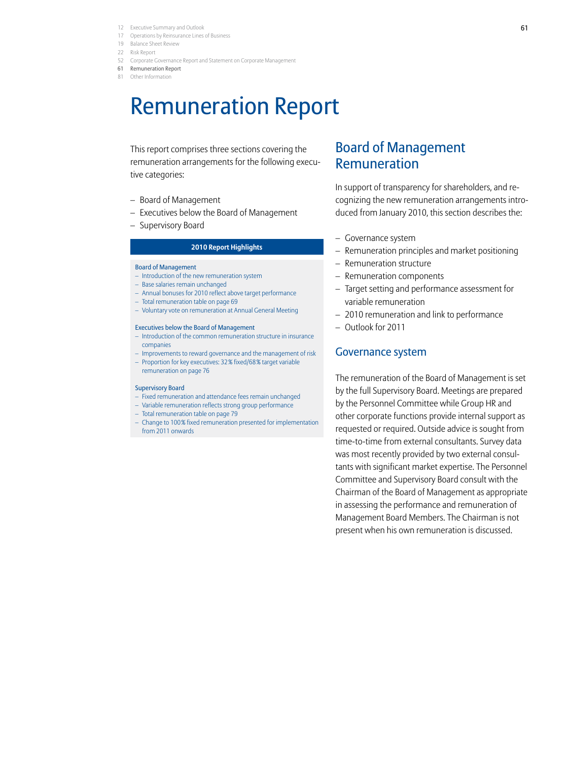# Remuneration Report

This report comprises three sections covering the remuneration arrangements for the following executive categories:

- Board of Management
- Executives below the Board of Management
- Supervisory Board

**2010 Report Highlights**

Board of Management
- Introduction of the new remuneration system
- Base salaries remain unchanged
- Annual bonuses for 2010 reflect above target performance
- Total remuneration table on page 69
- Voluntary vote on remuneration at Annual General Meeting

Executives below the Board of Management
- Introduction of the common remuneration structure in insurance companies
- Improvements to reward governance and the management of risk
- Proportion for key executives: 32% fixed/68% target variable remuneration on page 76

Supervisory Board
- Fixed remuneration and attendance fees remain unchanged
- Variable remuneration reflects strong group performance
- Total remuneration table on page 79
- Change to 100% fixed remuneration presented for implementation from 2011 onwards

## Board of Management Remuneration

In support of transparency for shareholders, and recognizing the new remuneration arrangements introduced from January 2010, this section describes the:

- Governance system
- Remuneration principles and market positioning
- Remuneration structure
- Remuneration components
- Target setting and performance assessment for variable remuneration
- 2010 remuneration and link to performance
- Outlook for 2011

### Governance system

The remuneration of the Board of Management is set by the full Supervisory Board. Meetings are prepared by the Personnel Committee while Group HR and other corporate functions provide internal support as requested or required. Outside advice is sought from time-to-time from external consultants. Survey data was most recently provided by two external consultants with significant market expertise. The Personnel Committee and Supervisory Board consult with the Chairman of the Board of Management as appropriate in assessing the performance and remuneration of Management Board Members. The Chairman is not present when his own remuneration is discussed.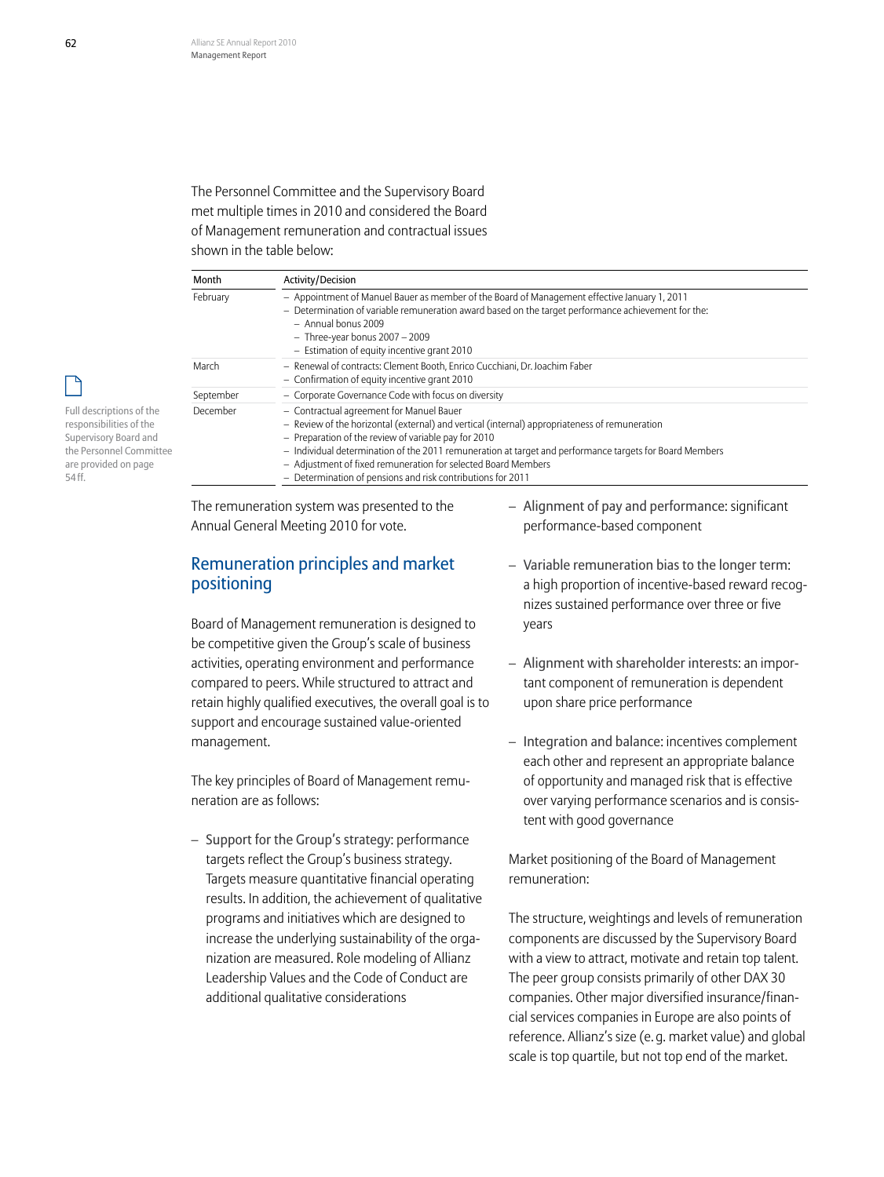The Personnel Committee and the Supervisory Board met multiple times in 2010 and considered the Board of Management remuneration and contractual issues shown in the table below:

Full descriptions of the responsibilities of the Supervisory Board and the Personnel Committee are provided on page 54 ff.

| Month | Activity/Decision |
|---|---|
| February | – Appointment of Manuel Bauer as member of the Board of Management effective January 1, 2011<br>– Determination of variable remuneration award based on the target performance achievement for the:<br>  – Annual bonus 2009<br>  – Three-year bonus 2007 – 2009<br>  – Estimation of equity incentive grant 2010 |
| March | – Renewal of contracts: Clement Booth, Enrico Cucchiani, Dr. Joachim Faber<br>– Confirmation of equity incentive grant 2010 |
| September | – Corporate Governance Code with focus on diversity |
| December | – Contractual agreement for Manuel Bauer<br>– Review of the horizontal (external) and vertical (internal) appropriateness of remuneration<br>– Preparation of the review of variable pay for 2010<br>– Individual determination of the 2011 remuneration at target and performance targets for Board Members<br>– Adjustment of fixed remuneration for selected Board Members<br>– Determination of pensions and risk contributions for 2011 |

The remuneration system was presented to the Annual General Meeting 2010 for vote.

## Remuneration principles and market positioning

Board of Management remuneration is designed to be competitive given the Group's scale of business activities, operating environment and performance compared to peers. While structured to attract and retain highly qualified executives, the overall goal is to support and encourage sustained value-oriented management.

The key principles of Board of Management remuneration are as follows:

- Support for the Group's strategy: performance targets reflect the Group's business strategy. Targets measure quantitative financial operating results. In addition, the achievement of qualitative programs and initiatives which are designed to increase the underlying sustainability of the organization are measured. Role modeling of Allianz Leadership Values and the Code of Conduct are additional qualitative considerations
- Alignment of pay and performance: significant performance-based component
- Variable remuneration bias to the longer term: a high proportion of incentive-based reward recognizes sustained performance over three or five years
- Alignment with shareholder interests: an important component of remuneration is dependent upon share price performance
- Integration and balance: incentives complement each other and represent an appropriate balance of opportunity and managed risk that is effective over varying performance scenarios and is consistent with good governance

Market positioning of the Board of Management remuneration:

The structure, weightings and levels of remuneration components are discussed by the Supervisory Board with a view to attract, motivate and retain top talent. The peer group consists primarily of other DAX 30 companies. Other major diversified insurance/financial services companies in Europe are also points of reference. Allianz's size (e. g. market value) and global scale is top quartile, but not top end of the market.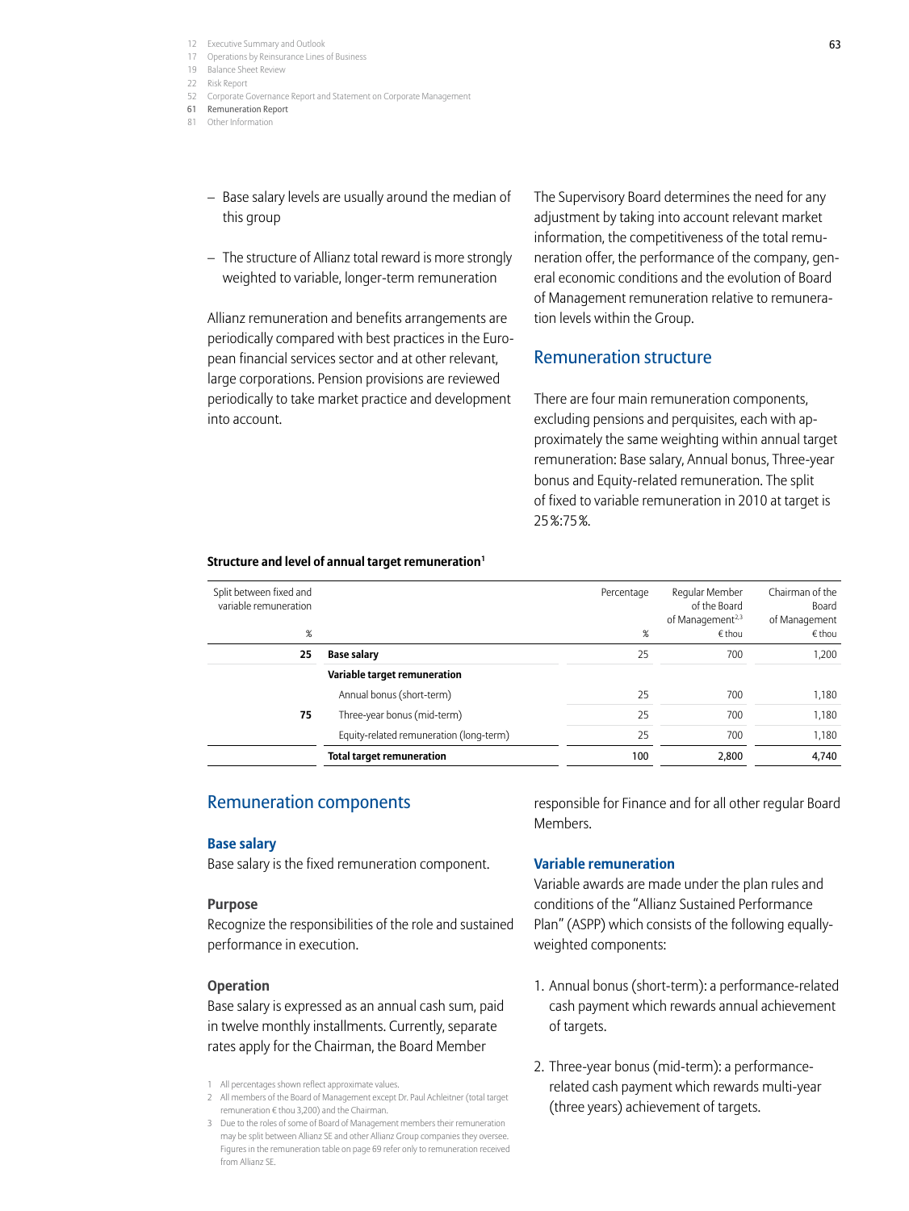– Base salary levels are usually around the median of this group

– The structure of Allianz total reward is more strongly weighted to variable, longer-term remuneration

Allianz remuneration and benefits arrangements are periodically compared with best practices in the European financial services sector and at other relevant, large corporations. Pension provisions are reviewed periodically to take market practice and development into account.

The Supervisory Board determines the need for any adjustment by taking into account relevant market information, the competitiveness of the total remuneration offer, the performance of the company, general economic conditions and the evolution of Board of Management remuneration relative to remuneration levels within the Group.

## Remuneration structure

There are four main remuneration components, excluding pensions and perquisites, each with approximately the same weighting within annual target remuneration: Base salary, Annual bonus, Three-year bonus and Equity-related remuneration. The split of fixed to variable remuneration in 2010 at target is 25%:75%.

**Structure and level of annual target remuneration**[1]

| Split between fixed and variable remuneration % | | Percentage % | Regular Member of the Board of Management[2,3] € thou | Chairman of the Board of Management € thou |
|---|---|---|---|---|
| 25 | **Base salary** | 25 | 700 | 1,200 |
| | **Variable target remuneration** | | | |
| | Annual bonus (short-term) | 25 | 700 | 1,180 |
| 75 | Three-year bonus (mid-term) | 25 | 700 | 1,180 |
| | Equity-related remuneration (long-term) | 25 | 700 | 1,180 |
| | **Total target remuneration** | 100 | 2,800 | 4,740 |

1 All percentages shown reflect approximate values.
2 All members of the Board of Management except Dr. Paul Achleitner (total target remuneration € thou 3,200) and the Chairman.
3 Due to the roles of some of Board of Management members their remuneration may be split between Allianz SE and other Allianz Group companies they oversee. Figures in the remuneration table on page 69 refer only to remuneration received from Allianz SE.

## Remuneration components

### Base salary

Base salary is the fixed remuneration component.

#### Purpose

Recognize the responsibilities of the role and sustained performance in execution.

#### Operation

Base salary is expressed as an annual cash sum, paid in twelve monthly installments. Currently, separate rates apply for the Chairman, the Board Member responsible for Finance and for all other regular Board Members.

### Variable remuneration

Variable awards are made under the plan rules and conditions of the "Allianz Sustained Performance Plan" (ASPP) which consists of the following equally-weighted components:

1. Annual bonus (short-term): a performance-related cash payment which rewards annual achievement of targets.

2. Three-year bonus (mid-term): a performance-related cash payment which rewards multi-year (three years) achievement of targets.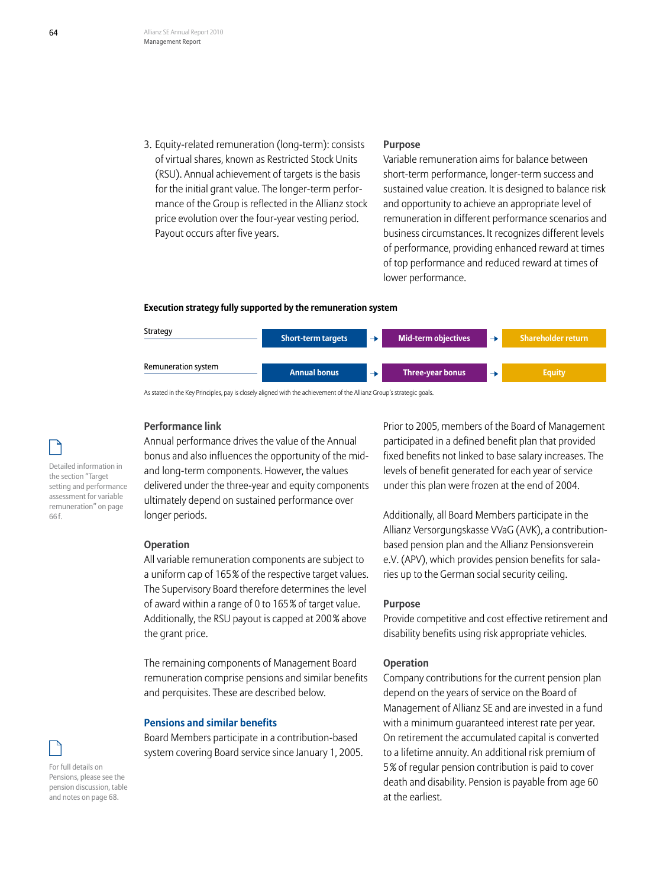3. Equity-related remuneration (long-term): consists of virtual shares, known as Restricted Stock Units (RSU). Annual achievement of targets is the basis for the initial grant value. The longer-term performance of the Group is reflected in the Allianz stock price evolution over the four-year vesting period. Payout occurs after five years.

**Purpose**

Variable remuneration aims for balance between short-term performance, longer-term success and sustained value creation. It is designed to balance risk and opportunity to achieve an appropriate level of remuneration in different performance scenarios and business circumstances. It recognizes different levels of performance, providing enhanced reward at times of top performance and reduced reward at times of lower performance.

**Execution strategy fully supported by the remuneration system**

| | | | | | |
|---|---|---|---|---|---|
| Strategy | Short-term targets | → | Mid-term objectives | → | Shareholder return |
| Remuneration system | Annual bonus | → | Three-year bonus | → | Equity |

As stated in the Key Principles, pay is closely aligned with the achievement of the Allianz Group's strategic goals.

Detailed information in the section "Target setting and performance assessment for variable remuneration" on page 66 f.

**Performance link**

Annual performance drives the value of the Annual bonus and also influences the opportunity of the mid- and long-term components. However, the values delivered under the three-year and equity components ultimately depend on sustained performance over longer periods.

**Operation**

All variable remuneration components are subject to a uniform cap of 165% of the respective target values. The Supervisory Board therefore determines the level of award within a range of 0 to 165% of target value. Additionally, the RSU payout is capped at 200% above the grant price.

The remaining components of Management Board remuneration comprise pensions and similar benefits and perquisites. These are described below.

## Pensions and similar benefits

For full details on Pensions, please see the pension discussion, table and notes on page 68.

Board Members participate in a contribution-based system covering Board service since January 1, 2005.

Prior to 2005, members of the Board of Management participated in a defined benefit plan that provided fixed benefits not linked to base salary increases. The levels of benefit generated for each year of service under this plan were frozen at the end of 2004.

Additionally, all Board Members participate in the Allianz Versorgungskasse VVaG (AVK), a contribution-based pension plan and the Allianz Pensionsverein e.V. (APV), which provides pension benefits for salaries up to the German social security ceiling.

**Purpose**

Provide competitive and cost effective retirement and disability benefits using risk appropriate vehicles.

**Operation**

Company contributions for the current pension plan depend on the years of service on the Board of Management of Allianz SE and are invested in a fund with a minimum guaranteed interest rate per year. On retirement the accumulated capital is converted to a lifetime annuity. An additional risk premium of 5% of regular pension contribution is paid to cover death and disability. Pension is payable from age 60 at the earliest.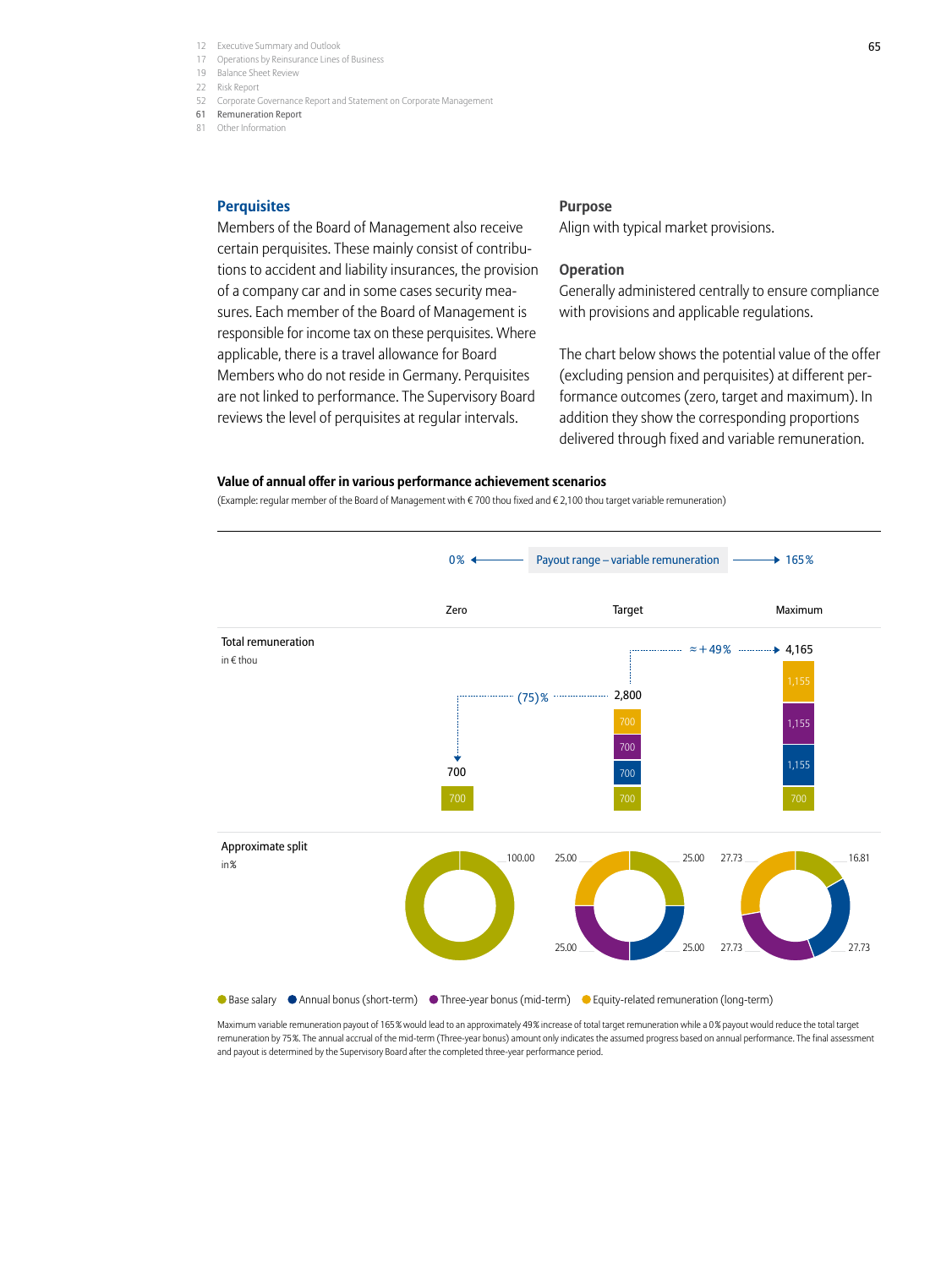## Perquisites

Members of the Board of Management also receive certain perquisites. These mainly consist of contributions to accident and liability insurances, the provision of a company car and in some cases security measures. Each member of the Board of Management is responsible for income tax on these perquisites. Where applicable, there is a travel allowance for Board Members who do not reside in Germany. Perquisites are not linked to performance. The Supervisory Board reviews the level of perquisites at regular intervals.

### Purpose

Align with typical market provisions.

### Operation

Generally administered centrally to ensure compliance with provisions and applicable regulations.

The chart below shows the potential value of the offer (excluding pension and perquisites) at different performance outcomes (zero, target and maximum). In addition they show the corresponding proportions delivered through fixed and variable remuneration.

### Value of annual offer in various performance achievement scenarios

(Example: regular member of the Board of Management with € 700 thou fixed and € 2,100 thou target variable remuneration)

Payout range – variable remuneration: 0% to 165%

| | Zero | Target | Maximum |
|---|---|---|---|
| **Total remuneration** in € thou | 700 | 2,800 | 4,165 |
| Base salary | 700 | 700 | 700 |
| Annual bonus (short-term) | | 700 | 1,155 |
| Three-year bonus (mid-term) | | 700 | 1,155 |
| Equity-related remuneration (long-term) | | 700 | 1,155 |
| Change vs. target | (75)% | | ≈ +49% |
| **Approximate split** in % | | | |
| Base salary | 100.00 | 25.00 | 16.81 |
| Annual bonus (short-term) | | 25.00 | 27.73 |
| Three-year bonus (mid-term) | | 25.00 | 27.73 |
| Equity-related remuneration (long-term) | | 25.00 | 27.73 |

Base salary · Annual bonus (short-term) · Three-year bonus (mid-term) · Equity-related remuneration (long-term)

Maximum variable remuneration payout of 165% would lead to an approximately 49% increase of total target remuneration while a 0% payout would reduce the total target remuneration by 75%. The annual accrual of the mid-term (Three-year bonus) amount only indicates the assumed progress based on annual performance. The final assessment and payout is determined by the Supervisory Board after the completed three-year performance period.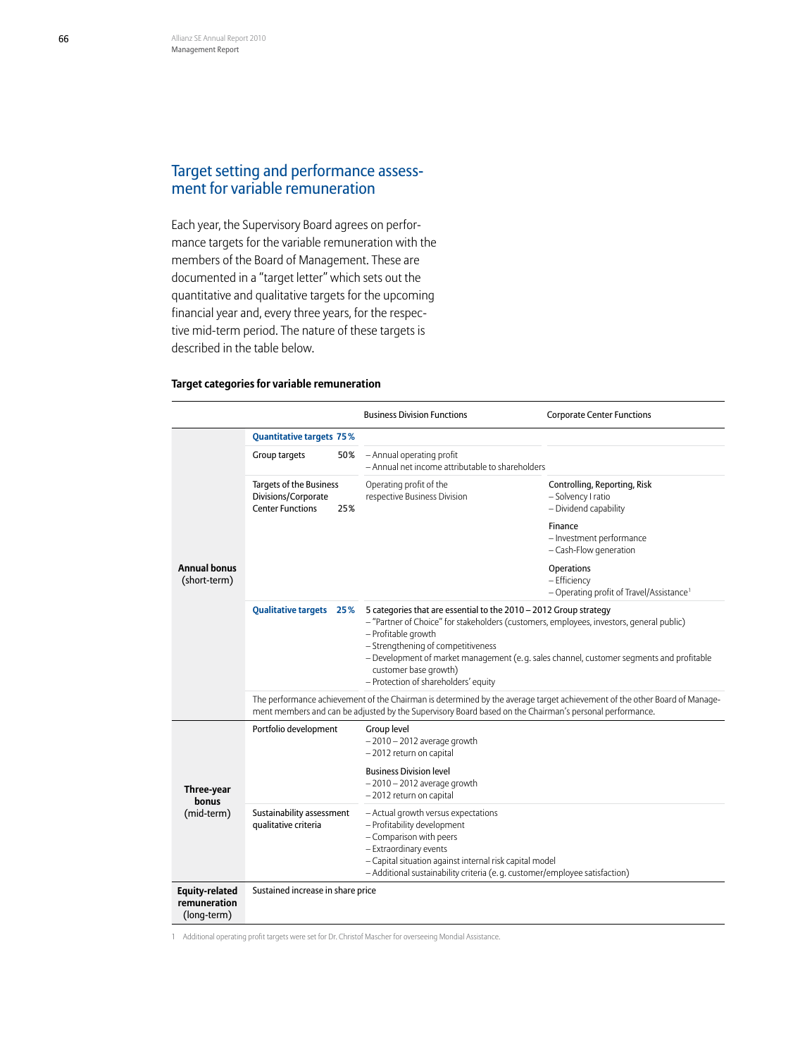## Target setting and performance assessment for variable remuneration

Each year, the Supervisory Board agrees on performance targets for the variable remuneration with the members of the Board of Management. These are documented in a "target letter" which sets out the quantitative and qualitative targets for the upcoming financial year and, every three years, for the respective mid-term period. The nature of these targets is described in the table below.

**Target categories for variable remuneration**

| | | | Business Division Functions | Corporate Center Functions |
|---|---|---|---|---|
| **Annual bonus** (short-term) | **Quantitative targets** | **75%** | | |
| | Group targets | 50% | – Annual operating profit<br>– Annual net income attributable to shareholders | |
| | Targets of the Business Divisions/Corporate Center Functions | 25% | Operating profit of the respective Business Division | Controlling, Reporting, Risk<br>– Solvency I ratio<br>– Dividend capability<br><br>Finance<br>– Investment performance<br>– Cash-Flow generation<br><br>Operations<br>– Efficiency<br>– Operating profit of Travel/Assistance[1] |
| | **Qualitative targets** | **25%** | 5 categories that are essential to the 2010 – 2012 Group strategy<br>– "Partner of Choice" for stakeholders (customers, employees, investors, general public)<br>– Profitable growth<br>– Strengthening of competitiveness<br>– Development of market management (e.g. sales channel, customer segments and profitable customer base growth)<br>– Protection of shareholders' equity | |
| | The performance achievement of the Chairman is determined by the average target achievement of the other Board of Management members and can be adjusted by the Supervisory Board based on the Chairman's personal performance. | | | |
| **Three-year bonus** (mid-term) | Portfolio development | | Group level<br>– 2010 – 2012 average growth<br>– 2012 return on capital<br><br>Business Division level<br>– 2010 – 2012 average growth<br>– 2012 return on capital | |
| | Sustainability assessment qualitative criteria | | – Actual growth versus expectations<br>– Profitability development<br>– Comparison with peers<br>– Extraordinary events<br>– Capital situation against internal risk capital model<br>– Additional sustainability criteria (e.g. customer/employee satisfaction) | |
| **Equity-related remuneration** (long-term) | Sustained increase in share price | | | |

1 Additional operating profit targets were set for Dr. Christof Mascher for overseeing Mondial Assistance.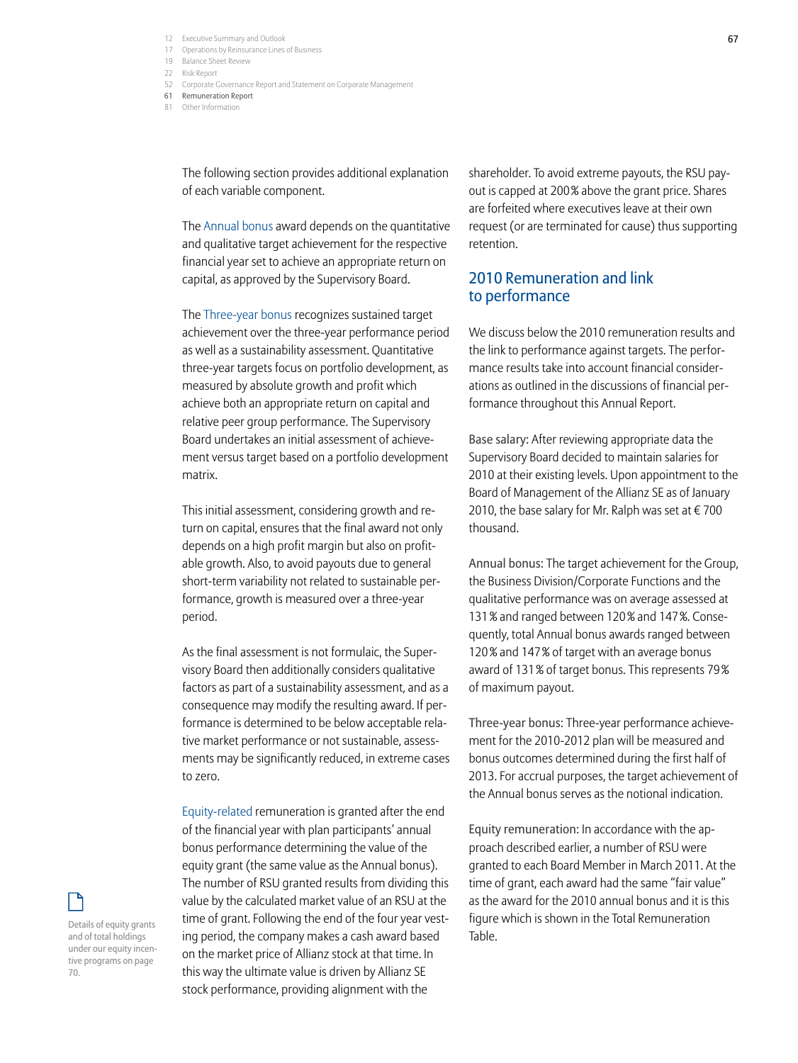The following section provides additional explanation of each variable component.

The Annual bonus award depends on the quantitative and qualitative target achievement for the respective financial year set to achieve an appropriate return on capital, as approved by the Supervisory Board.

The Three-year bonus recognizes sustained target achievement over the three-year performance period as well as a sustainability assessment. Quantitative three-year targets focus on portfolio development, as measured by absolute growth and profit which achieve both an appropriate return on capital and relative peer group performance. The Supervisory Board undertakes an initial assessment of achievement versus target based on a portfolio development matrix.

This initial assessment, considering growth and return on capital, ensures that the final award not only depends on a high profit margin but also on profitable growth. Also, to avoid payouts due to general short-term variability not related to sustainable performance, growth is measured over a three-year period.

As the final assessment is not formulaic, the Supervisory Board then additionally considers qualitative factors as part of a sustainability assessment, and as a consequence may modify the resulting award. If performance is determined to be below acceptable relative market performance or not sustainable, assessments may be significantly reduced, in extreme cases to zero.

Equity-related remuneration is granted after the end of the financial year with plan participants' annual bonus performance determining the value of the equity grant (the same value as the Annual bonus). The number of RSU granted results from dividing this value by the calculated market value of an RSU at the time of grant. Following the end of the four year vesting period, the company makes a cash award based on the market price of Allianz stock at that time. In this way the ultimate value is driven by Allianz SE stock performance, providing alignment with the shareholder. To avoid extreme payouts, the RSU payout is capped at 200% above the grant price. Shares are forfeited where executives leave at their own request (or are terminated for cause) thus supporting retention.

Details of equity grants and of total holdings under our equity incentive programs on page 70.

## 2010 Remuneration and link to performance

We discuss below the 2010 remuneration results and the link to performance against targets. The performance results take into account financial considerations as outlined in the discussions of financial performance throughout this Annual Report.

Base salary: After reviewing appropriate data the Supervisory Board decided to maintain salaries for 2010 at their existing levels. Upon appointment to the Board of Management of the Allianz SE as of January 2010, the base salary for Mr. Ralph was set at € 700 thousand.

Annual bonus: The target achievement for the Group, the Business Division/Corporate Functions and the qualitative performance was on average assessed at 131% and ranged between 120% and 147%. Consequently, total Annual bonus awards ranged between 120% and 147% of target with an average bonus award of 131% of target bonus. This represents 79% of maximum payout.

Three-year bonus: Three-year performance achievement for the 2010-2012 plan will be measured and bonus outcomes determined during the first half of 2013. For accrual purposes, the target achievement of the Annual bonus serves as the notional indication.

Equity remuneration: In accordance with the approach described earlier, a number of RSU were granted to each Board Member in March 2011. At the time of grant, each award had the same "fair value" as the award for the 2010 annual bonus and it is this figure which is shown in the Total Remuneration Table.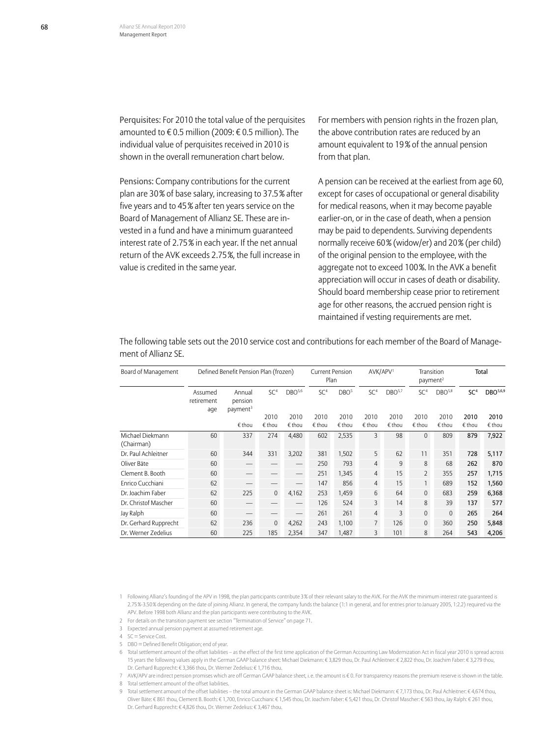Perquisites: For 2010 the total value of the perquisites amounted to € 0.5 million (2009: € 0.5 million). The individual value of perquisites received in 2010 is shown in the overall remuneration chart below.

Pensions: Company contributions for the current plan are 30% of base salary, increasing to 37.5% after five years and to 45% after ten years service on the Board of Management of Allianz SE. These are invested in a fund and have a minimum guaranteed interest rate of 2.75% in each year. If the net annual return of the AVK exceeds 2.75%, the full increase in value is credited in the same year.

For members with pension rights in the frozen plan, the above contribution rates are reduced by an amount equivalent to 19% of the annual pension from that plan.

A pension can be received at the earliest from age 60, except for cases of occupational or general disability for medical reasons, when it may become payable earlier-on, or in the case of death, when a pension may be paid to dependents. Surviving dependents normally receive 60% (widow/er) and 20% (per child) of the original pension to the employee, with the aggregate not to exceed 100%. In the AVK a benefit appreciation will occur in cases of death or disability. Should board membership cease prior to retirement age for other reasons, the accrued pension right is maintained if vesting requirements are met.

The following table sets out the 2010 service cost and contributions for each member of the Board of Management of Allianz SE.

| Board of Management | Defined Benefit Pension Plan (frozen) | | | | Current Pension Plan | | AVK/APV[1] | | Transition payment[2] | | Total | |
|---|---|---|---|---|---|---|---|---|---|---|---|---|
| | Assumed retirement age | Annual pension payment[3] | SC[4] | DBO[5,6] | SC[4] | DBO[5] | SC[4] | DBO[5,7] | SC[4] | DBO[5,8] | SC[4] | DBO[5,6,9] |
| | | | 2010 | 2010 | 2010 | 2010 | 2010 | 2010 | 2010 | 2010 | 2010 | 2010 |
| | | € thou | € thou | € thou | € thou | € thou | € thou | € thou | € thou | € thou | € thou | € thou |
| Michael Diekmann (Chairman) | 60 | 337 | 274 | 4,480 | 602 | 2,535 | 3 | 98 | 0 | 809 | **879** | **7,922** |
| Dr. Paul Achleitner | 60 | 344 | 331 | 3,202 | 381 | 1,502 | 5 | 62 | 11 | 351 | **728** | **5,117** |
| Oliver Bäte | 60 | — | — | — | 250 | 793 | 4 | 9 | 8 | 68 | **262** | **870** |
| Clement B. Booth | 60 | — | — | — | 251 | 1,345 | 4 | 15 | 2 | 355 | **257** | **1,715** |
| Enrico Cucchiani | 62 | — | — | — | 147 | 856 | 4 | 15 | 1 | 689 | **152** | **1,560** |
| Dr. Joachim Faber | 62 | 225 | 0 | 4,162 | 253 | 1,459 | 6 | 64 | 0 | 683 | **259** | **6,368** |
| Dr. Christof Mascher | 60 | — | — | — | 126 | 524 | 3 | 14 | 8 | 39 | **137** | **577** |
| Jay Ralph | 60 | — | — | — | 261 | 261 | 4 | 3 | 0 | 0 | **265** | **264** |
| Dr. Gerhard Rupprecht | 62 | 236 | 0 | 4,262 | 243 | 1,100 | 7 | 126 | 0 | 360 | **250** | **5,848** |
| Dr. Werner Zedelius | 60 | 225 | 185 | 2,354 | 347 | 1,487 | 3 | 101 | 8 | 264 | **543** | **4,206** |

1 Following Allianz's founding of the APV in 1998, the plan participants contribute 3% of their relevant salary to the AVK. For the AVK the minimum interest rate guaranteed is 2.75%-3.50% depending on the date of joining Allianz. In general, the company funds the balance (1:1 in general, and for entries prior to January 2005, 1:2.2) required via the APV. Before 1998 both Allianz and the plan participants were contributing to the AVK.

2 For details on the transition payment see section "Termination of Service" on page 71.

3 Expected annual pension payment at assumed retirement age.

4 SC = Service Cost.

5 DBO = Defined Benefit Obligation; end of year.

6 Total settlement amount of the offset liabilities – as the effect of the first time application of the German Accounting Law Modernization Act in fiscal year 2010 is spread across 15 years the following values apply in the German GAAP balance sheet: Michael Diekmann: € 3,829 thou, Dr. Paul Achleitner: € 2,822 thou, Dr. Joachim Faber: € 3,279 thou, Dr. Gerhard Rupprecht: € 3,366 thou, Dr. Werner Zedelius: € 1,716 thou.

7 AVK/APV are indirect pension promises which are off German GAAP balance sheet, i.e. the amount is € 0. For transparency reasons the premium reserve is shown in the table.

8 Total settlement amount of the offset liabilities.

9 Total settlement amount of the offset liabilities – the total amount in the German GAAP balance sheet is: Michael Diekmann: € 7,173 thou, Dr. Paul Achleitner: € 4,674 thou, Oliver Bäte: € 861 thou, Clement B. Booth: € 1,700, Enrico Cucchiani: € 1,545 thou, Dr. Joachim Faber: € 5,421 thou, Dr. Christof Mascher: € 563 thou, Jay Ralph: € 261 thou, Dr. Gerhard Rupprecht: € 4,826 thou, Dr. Werner Zedelius: € 3,467 thou.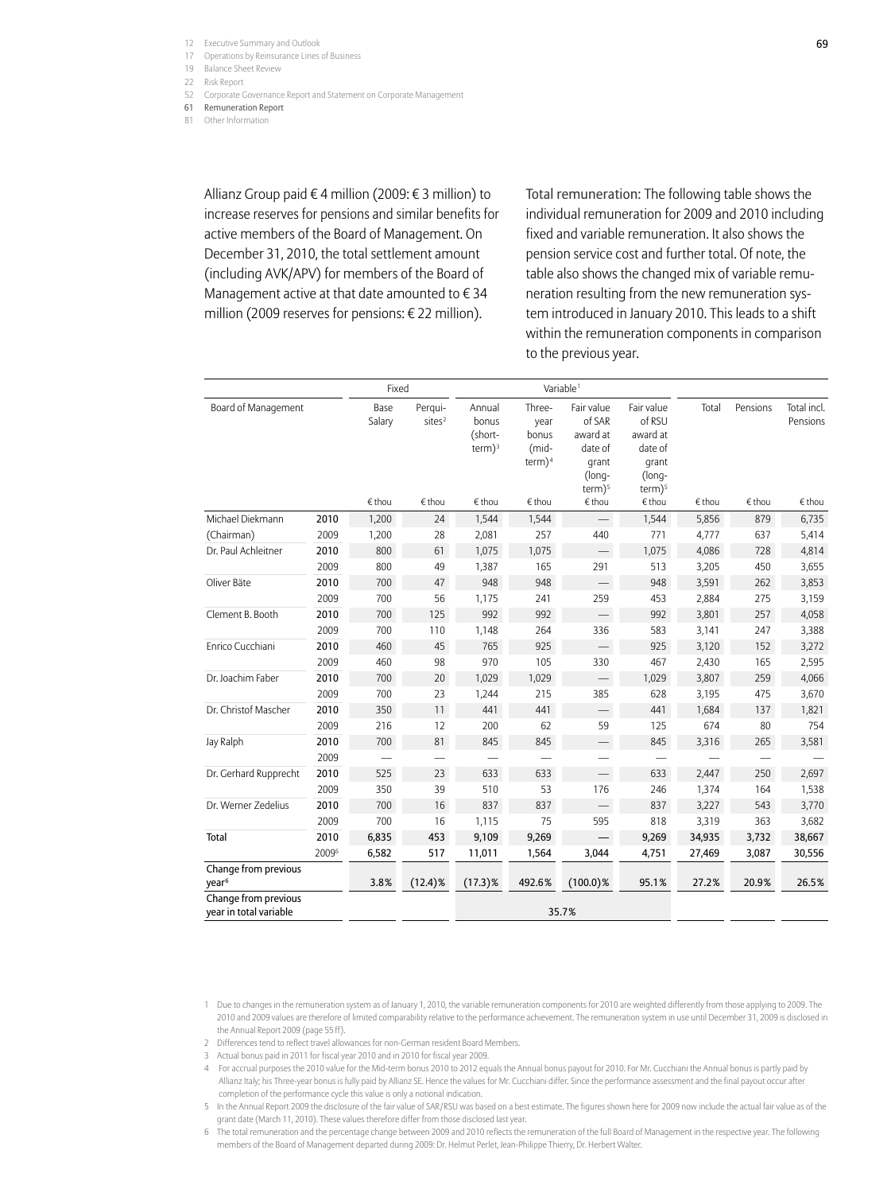Allianz Group paid € 4 million (2009: € 3 million) to increase reserves for pensions and similar benefits for active members of the Board of Management. On December 31, 2010, the total settlement amount (including AVK/APV) for members of the Board of Management active at that date amounted to € 34 million (2009 reserves for pensions: € 22 million).

Total remuneration: The following table shows the individual remuneration for 2009 and 2010 including fixed and variable remuneration. It also shows the pension service cost and further total. Of note, the table also shows the changed mix of variable remuneration resulting from the new remuneration system introduced in January 2010. This leads to a shift within the remuneration components in comparison to the previous year.

| | | Fixed | | Variable[1] | | | | | | |
|---|---|---|---|---|---|---|---|---|---|---|
| Board of Management | | Base Salary | Perquisites[2] | Annual bonus (short-term)[3] | Three-year bonus (mid-term)[4] | Fair value of SAR award at date of grant (long-term)[5] | Fair value of RSU award at date of grant (long-term)[5] | Total | Pensions | Total incl. Pensions |
| | | € thou | € thou | € thou | € thou | € thou | € thou | € thou | € thou | € thou |
| Michael Diekmann | 2010 | 1,200 | 24 | 1,544 | 1,544 | — | 1,544 | 5,856 | 879 | 6,735 |
| (Chairman) | 2009 | 1,200 | 28 | 2,081 | 257 | 440 | 771 | 4,777 | 637 | 5,414 |
| Dr. Paul Achleitner | 2010 | 800 | 61 | 1,075 | 1,075 | — | 1,075 | 4,086 | 728 | 4,814 |
| | 2009 | 800 | 49 | 1,387 | 165 | 291 | 513 | 3,205 | 450 | 3,655 |
| Oliver Bäte | 2010 | 700 | 47 | 948 | 948 | — | 948 | 3,591 | 262 | 3,853 |
| | 2009 | 700 | 56 | 1,175 | 241 | 259 | 453 | 2,884 | 275 | 3,159 |
| Clement B. Booth | 2010 | 700 | 125 | 992 | 992 | — | 992 | 3,801 | 257 | 4,058 |
| | 2009 | 700 | 110 | 1,148 | 264 | 336 | 583 | 3,141 | 247 | 3,388 |
| Enrico Cucchiani | 2010 | 460 | 45 | 765 | 925 | — | 925 | 3,120 | 152 | 3,272 |
| | 2009 | 460 | 98 | 970 | 105 | 330 | 467 | 2,430 | 165 | 2,595 |
| Dr. Joachim Faber | 2010 | 700 | 20 | 1,029 | 1,029 | — | 1,029 | 3,807 | 259 | 4,066 |
| | 2009 | 700 | 23 | 1,244 | 215 | 385 | 628 | 3,195 | 475 | 3,670 |
| Dr. Christof Mascher | 2010 | 350 | 11 | 441 | 441 | — | 441 | 1,684 | 137 | 1,821 |
| | 2009 | 216 | 12 | 200 | 62 | 59 | 125 | 674 | 80 | 754 |
| Jay Ralph | 2010 | 700 | 81 | 845 | 845 | — | 845 | 3,316 | 265 | 3,581 |
| | 2009 | — | — | — | — | — | — | — | — | — |
| Dr. Gerhard Rupprecht | 2010 | 525 | 23 | 633 | 633 | — | 633 | 2,447 | 250 | 2,697 |
| | 2009 | 350 | 39 | 510 | 53 | 176 | 246 | 1,374 | 164 | 1,538 |
| Dr. Werner Zedelius | 2010 | 700 | 16 | 837 | 837 | — | 837 | 3,227 | 543 | 3,770 |
| | 2009 | 700 | 16 | 1,115 | 75 | 595 | 818 | 3,319 | 363 | 3,682 |
| **Total** | **2010** | **6,835** | **453** | **9,109** | **9,269** | **—** | **9,269** | **34,935** | **3,732** | **38,667** |
| | **2009[6]** | **6,582** | **517** | **11,011** | **1,564** | **3,044** | **4,751** | **27,469** | **3,087** | **30,556** |
| **Change from previous year[6]** | | **3.8%** | **(12.4)%** | **(17.3)%** | **492.6%** | **(100.0)%** | **95.1%** | **27.2%** | **20.9%** | **26.5%** |
| **Change from previous year in total variable** | | | | **35.7%** | | | | | | |

1 Due to changes in the remuneration system as of January 1, 2010, the variable remuneration components for 2010 are weighted differently from those applying to 2009. The 2010 and 2009 values are therefore of limited comparability relative to the performance achievement. The remuneration system in use until December 31, 2009 is disclosed in the Annual Report 2009 (page 55 ff).

2 Differences tend to reflect travel allowances for non-German resident Board Members.

3 Actual bonus paid in 2011 for fiscal year 2010 and in 2010 for fiscal year 2009.

4 For accrual purposes the 2010 value for the Mid-term bonus 2010 to 2012 equals the Annual bonus payout for 2010. For Mr. Cucchiani the Annual bonus is partly paid by Allianz Italy; his Three-year bonus is fully paid by Allianz SE. Hence the values for Mr. Cucchiani differ. Since the performance assessment and the final payout occur after completion of the performance cycle this value is only a notional indication.

5 In the Annual Report 2009 the disclosure of the fair value of SAR/RSU was based on a best estimate. The figures shown here for 2009 now include the actual fair value as of the grant date (March 11, 2010). These values therefore differ from those disclosed last year.

6 The total remuneration and the percentage change between 2009 and 2010 reflects the remuneration of the full Board of Management in the respective year. The following members of the Board of Management departed during 2009: Dr. Helmut Perlet, Jean-Philippe Thierry, Dr. Herbert Walter.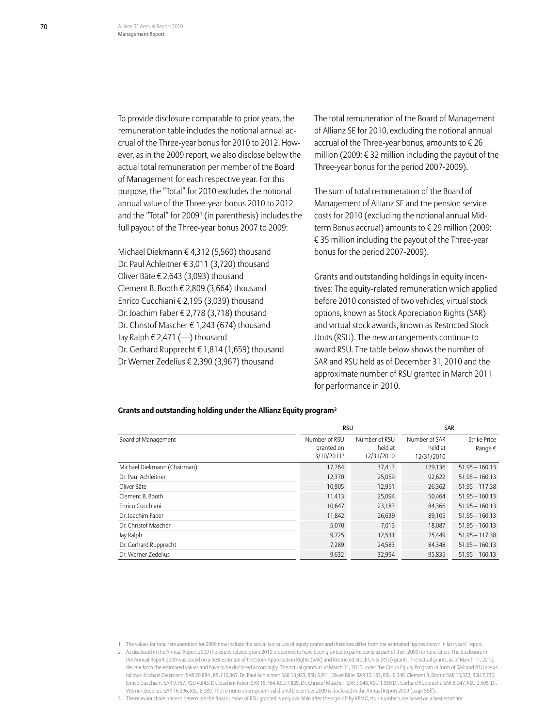To provide disclosure comparable to prior years, the remuneration table includes the notional annual accrual of the Three-year bonus for 2010 to 2012. However, as in the 2009 report, we also disclose below the actual total remuneration per member of the Board of Management for each respective year. For this purpose, the "Total" for 2010 excludes the notional annual value of the Three-year bonus 2010 to 2012 and the "Total" for 2009[1] (in parenthesis) includes the full payout of the Three-year bonus 2007 to 2009:

Michael Diekmann € 4,312 (5,560) thousand
Dr. Paul Achleitner € 3,011 (3,720) thousand
Oliver Bäte € 2,643 (3,093) thousand
Clement B. Booth € 2,809 (3,664) thousand
Enrico Cucchiani € 2,195 (3,039) thousand
Dr. Joachim Faber € 2,778 (3,718) thousand
Dr. Christof Mascher € 1,243 (674) thousand
Jay Ralph € 2,471 (—) thousand
Dr. Gerhard Rupprecht € 1,814 (1,659) thousand
Dr Werner Zedelius € 2,390 (3,967) thousand

The total remuneration of the Board of Management of Allianz SE for 2010, excluding the notional annual accrual of the Three-year bonus, amounts to € 26 million (2009: € 32 million including the payout of the Three-year bonus for the period 2007-2009).

The sum of total remuneration of the Board of Management of Allianz SE and the pension service costs for 2010 (excluding the notional annual Mid-term Bonus accrual) amounts to € 29 million (2009: € 35 million including the payout of the Three-year bonus for the period 2007-2009).

Grants and outstanding holdings in equity incentives: The equity-related remuneration which applied before 2010 consisted of two vehicles, virtual stock options, known as Stock Appreciation Rights (SAR) and virtual stock awards, known as Restricted Stock Units (RSU). The new arrangements continue to award RSU. The table below shows the number of SAR and RSU held as of December 31, 2010 and the approximate number of RSU granted in March 2011 for performance in 2010.

**Grants and outstanding holding under the Allianz Equity program[2]**

| | RSU | | SAR | |
|---|---|---|---|---|
| Board of Management | Number of RSU granted on 3/10/2011[3] | Number of RSU held at 12/31/2010 | Number of SAR held at 12/31/2010 | Strike Price Range € |
| Michael Diekmann (Chairman) | 17,764 | 37,417 | 129,136 | 51.95 – 160.13 |
| Dr. Paul Achleitner | 12,370 | 25,059 | 92,622 | 51.95 – 160.13 |
| Oliver Bäte | 10,905 | 12,951 | 26,362 | 51.95 – 117.38 |
| Clement B. Booth | 11,413 | 25,094 | 50,464 | 51.95 – 160.13 |
| Enrico Cucchiani | 10,647 | 23,187 | 84,366 | 51.95 – 160.13 |
| Dr. Joachim Faber | 11,842 | 26,639 | 89,105 | 51.95 – 160.13 |
| Dr. Christof Mascher | 5,070 | 7,013 | 18,087 | 51.95 – 160.13 |
| Jay Ralph | 9,725 | 12,531 | 25,449 | 51.95 – 117.38 |
| Dr. Gerhard Rupprecht | 7,289 | 24,583 | 84,348 | 51.95 – 160.13 |
| Dr. Werner Zedelius | 9,632 | 32,994 | 95,835 | 51.95 – 160.13 |

1 The values for total remuneration for 2009 now include the actual fair values of equity grants and therefore differ from the estimated figures shown in last years' report.

2 As disclosed in the Annual Report 2009 the equity related grant 2010 is deemed to have been granted to participants as part of their 2009 remuneration. The disclosure in the Annual Report 2009 was based on a best estimate of the Stock Appreciation Rights (SAR) and Restricted Stock Units (RSU) grants. The actual grants, as of March 11, 2010, deviate from the estimated values and have to be disclosed accordingly. The actual grants as of March 11, 2010 under the Group Equity Program in form of SAR and RSU are as follows: Michael Diekmann: SAR 20,884 , RSU 10,367, Dr. Paul Achleitner: SAR 13,923, RSU 6,911, Oliver Bäte: SAR 12,183, RSU 6,048, Clement B. Booth: SAR 15,572, RSU 7,730, Enrico Cucchiani: SAR 9,757, RSU 4,843, Dr. Joachim Faber: SAR 15,764, RSU 7,825, Dr. Christof Mascher: SAR 3,946, RSU 1,959 Dr. Gerhard Rupprecht: SAR 5,047, RSU 2,505, Dr. Werner Zedelius: SAR 16,296, RSU 8,089. The remuneration system valid until December 2009 is disclosed in the Annual Report 2009 (page 55ff).

3 The relevant share price to determine the final number of RSU granted is only available after the sign-off by KPMG, thus numbers are based on a best estimate.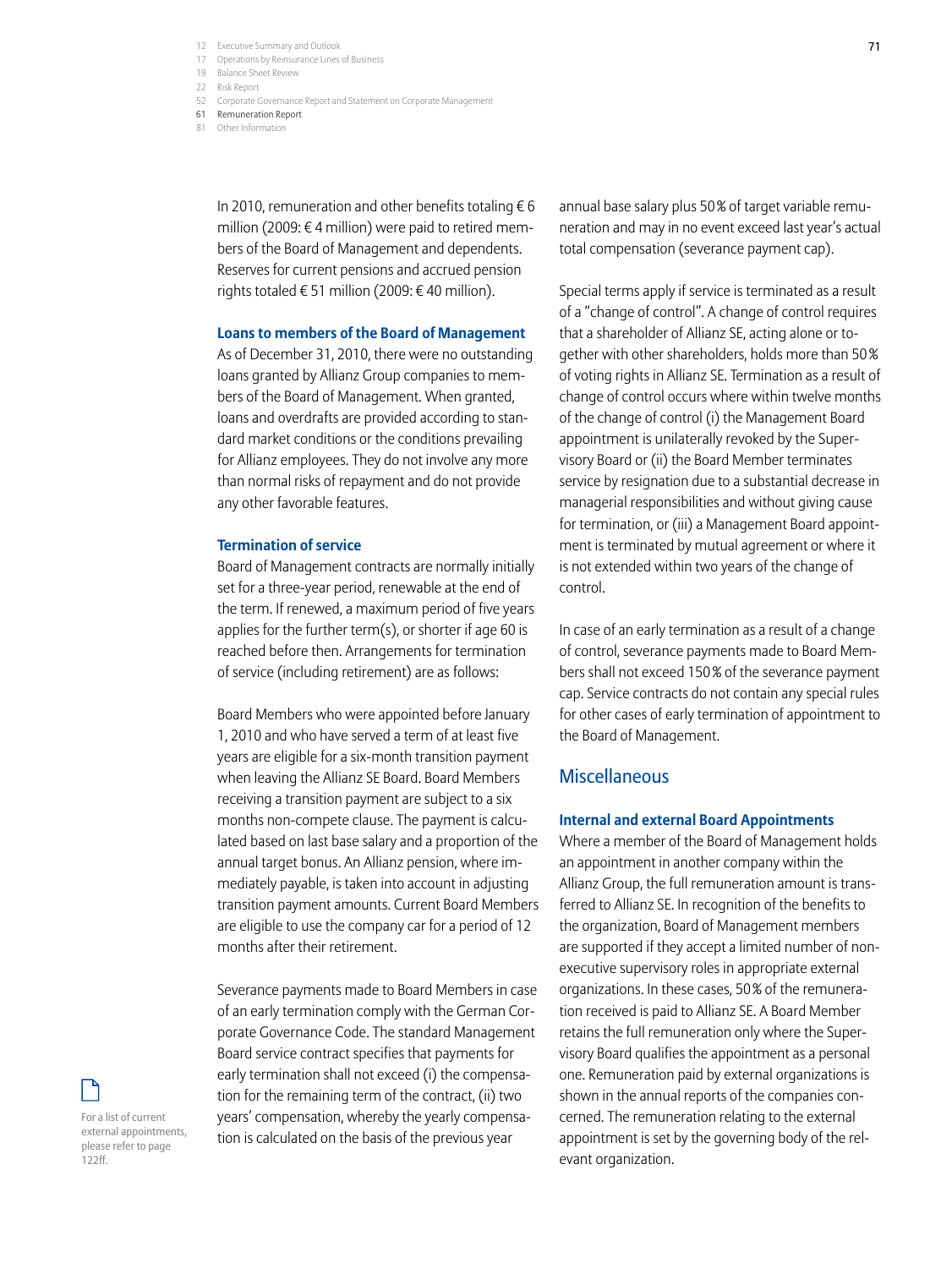In 2010, remuneration and other benefits totaling € 6 million (2009: € 4 million) were paid to retired members of the Board of Management and dependents. Reserves for current pensions and accrued pension rights totaled € 51 million (2009: € 40 million).

### Loans to members of the Board of Management

As of December 31, 2010, there were no outstanding loans granted by Allianz Group companies to members of the Board of Management. When granted, loans and overdrafts are provided according to standard market conditions or the conditions prevailing for Allianz employees. They do not involve any more than normal risks of repayment and do not provide any other favorable features.

### Termination of service

Board of Management contracts are normally initially set for a three-year period, renewable at the end of the term. If renewed, a maximum period of five years applies for the further term(s), or shorter if age 60 is reached before then. Arrangements for termination of service (including retirement) are as follows:

Board Members who were appointed before January 1, 2010 and who have served a term of at least five years are eligible for a six-month transition payment when leaving the Allianz SE Board. Board Members receiving a transition payment are subject to a six months non-compete clause. The payment is calculated based on last base salary and a proportion of the annual target bonus. An Allianz pension, where immediately payable, is taken into account in adjusting transition payment amounts. Current Board Members are eligible to use the company car for a period of 12 months after their retirement.

Severance payments made to Board Members in case of an early termination comply with the German Corporate Governance Code. The standard Management Board service contract specifies that payments for early termination shall not exceed (i) the compensation for the remaining term of the contract, (ii) two years' compensation, whereby the yearly compensation is calculated on the basis of the previous year annual base salary plus 50 % of target variable remuneration and may in no event exceed last year's actual total compensation (severance payment cap).

Special terms apply if service is terminated as a result of a "change of control". A change of control requires that a shareholder of Allianz SE, acting alone or together with other shareholders, holds more than 50 % of voting rights in Allianz SE. Termination as a result of change of control occurs where within twelve months of the change of control (i) the Management Board appointment is unilaterally revoked by the Supervisory Board or (ii) the Board Member terminates service by resignation due to a substantial decrease in managerial responsibilities and without giving cause for termination, or (iii) a Management Board appointment is terminated by mutual agreement or where it is not extended within two years of the change of control.

In case of an early termination as a result of a change of control, severance payments made to Board Members shall not exceed 150 % of the severance payment cap. Service contracts do not contain any special rules for other cases of early termination of appointment to the Board of Management.

## Miscellaneous

### Internal and external Board Appointments

Where a member of the Board of Management holds an appointment in another company within the Allianz Group, the full remuneration amount is transferred to Allianz SE. In recognition of the benefits to the organization, Board of Management members are supported if they accept a limited number of non-executive supervisory roles in appropriate external organizations. In these cases, 50 % of the remuneration received is paid to Allianz SE. A Board Member retains the full remuneration only where the Supervisory Board qualifies the appointment as a personal one. Remuneration paid by external organizations is shown in the annual reports of the companies concerned. The remuneration relating to the external appointment is set by the governing body of the relevant organization.

For a list of current external appointments, please refer to page 122ff.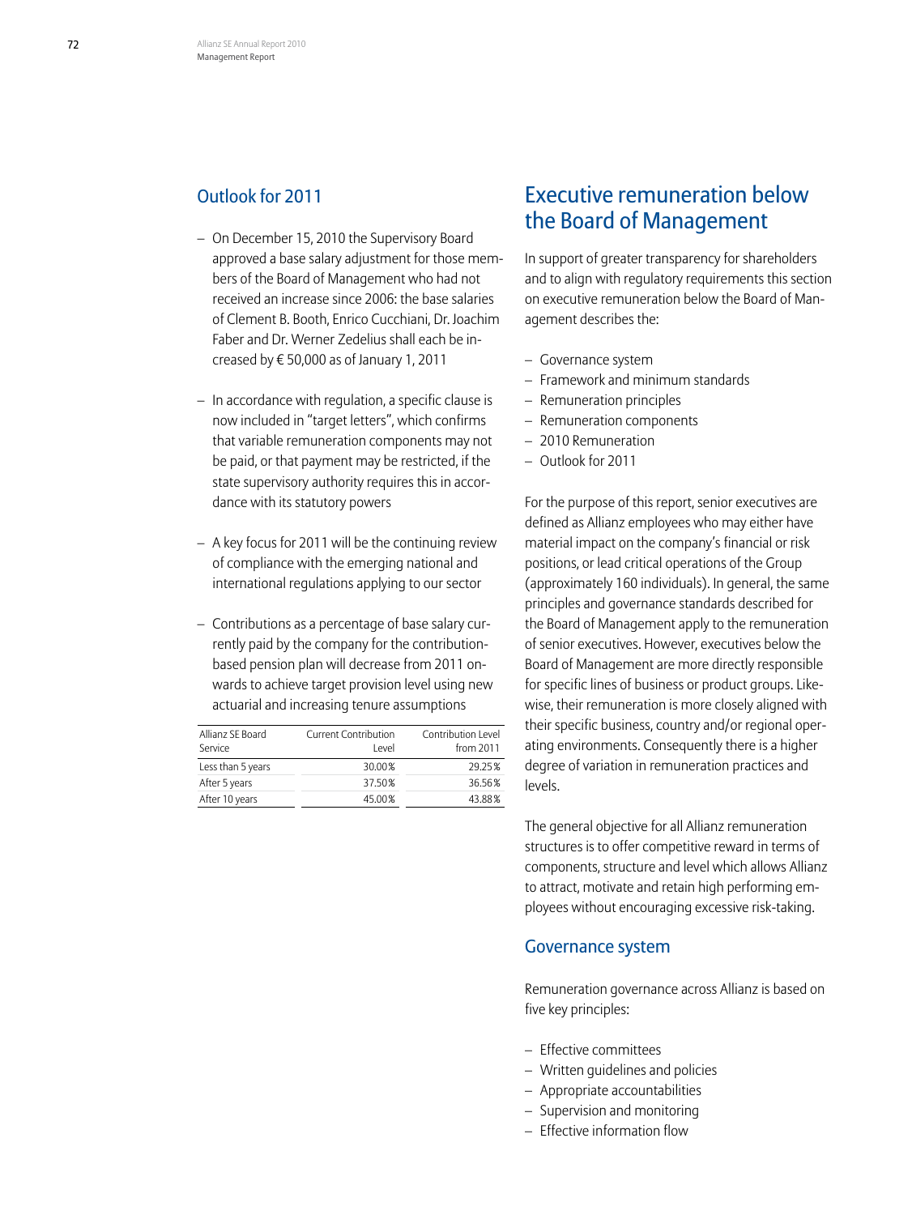## Outlook for 2011

- On December 15, 2010 the Supervisory Board approved a base salary adjustment for those members of the Board of Management who had not received an increase since 2006: the base salaries of Clement B. Booth, Enrico Cucchiani, Dr. Joachim Faber and Dr. Werner Zedelius shall each be increased by € 50,000 as of January 1, 2011
- In accordance with regulation, a specific clause is now included in "target letters", which confirms that variable remuneration components may not be paid, or that payment may be restricted, if the state supervisory authority requires this in accordance with its statutory powers
- A key focus for 2011 will be the continuing review of compliance with the emerging national and international regulations applying to our sector
- Contributions as a percentage of base salary currently paid by the company for the contribution-based pension plan will decrease from 2011 onwards to achieve target provision level using new actuarial and increasing tenure assumptions

| Allianz SE Board Service | Current Contribution Level | Contribution Level from 2011 |
|---|---|---|
| Less than 5 years | 30.00% | 29.25% |
| After 5 years | 37.50% | 36.56% |
| After 10 years | 45.00% | 43.88% |

# Executive remuneration below the Board of Management

In support of greater transparency for shareholders and to align with regulatory requirements this section on executive remuneration below the Board of Management describes the:

- Governance system
- Framework and minimum standards
- Remuneration principles
- Remuneration components
- 2010 Remuneration
- Outlook for 2011

For the purpose of this report, senior executives are defined as Allianz employees who may either have material impact on the company's financial or risk positions, or lead critical operations of the Group (approximately 160 individuals). In general, the same principles and governance standards described for the Board of Management apply to the remuneration of senior executives. However, executives below the Board of Management are more directly responsible for specific lines of business or product groups. Likewise, their remuneration is more closely aligned with their specific business, country and/or regional operating environments. Consequently there is a higher degree of variation in remuneration practices and levels.

The general objective for all Allianz remuneration structures is to offer competitive reward in terms of components, structure and level which allows Allianz to attract, motivate and retain high performing employees without encouraging excessive risk-taking.

## Governance system

Remuneration governance across Allianz is based on five key principles:

- Effective committees
- Written guidelines and policies
- Appropriate accountabilities
- Supervision and monitoring
- Effective information flow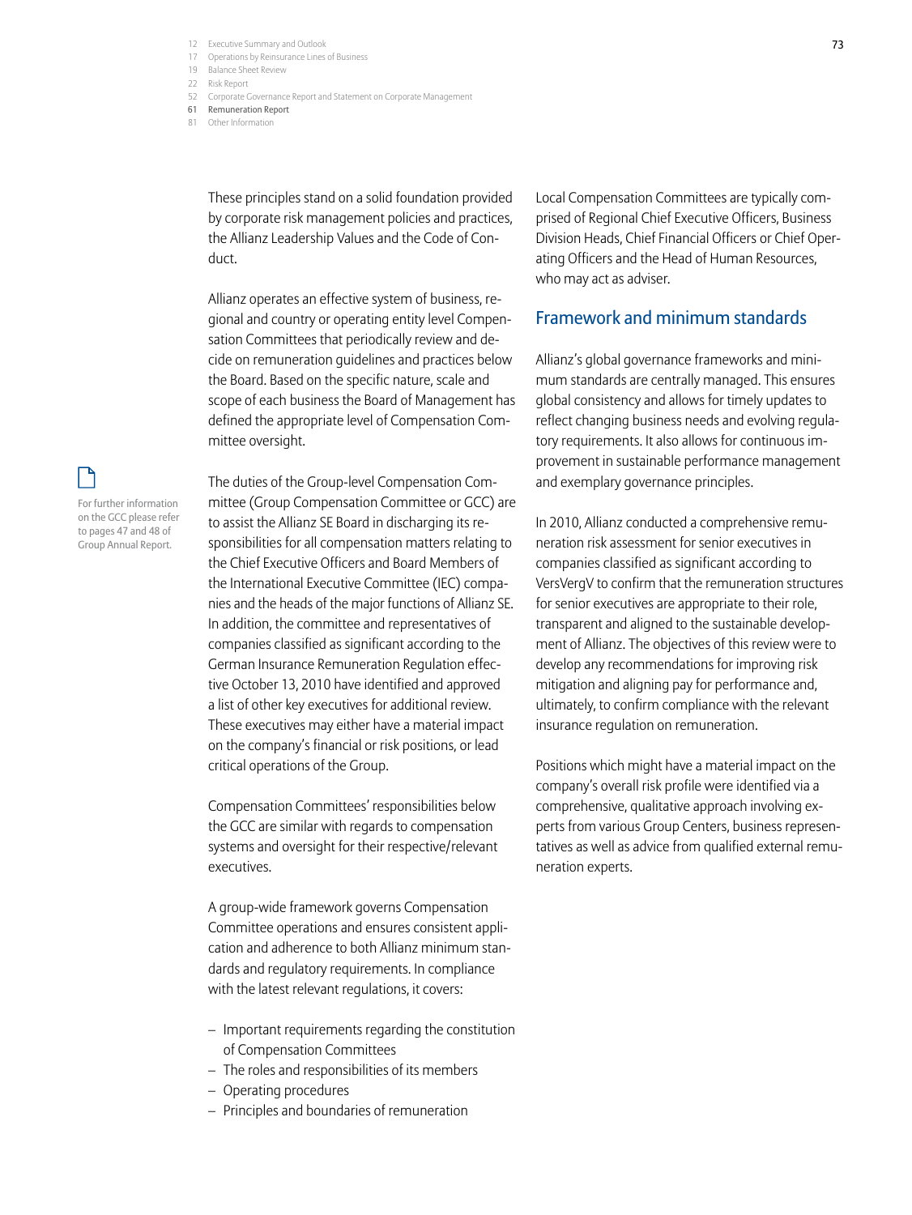These principles stand on a solid foundation provided by corporate risk management policies and practices, the Allianz Leadership Values and the Code of Conduct.

Allianz operates an effective system of business, regional and country or operating entity level Compensation Committees that periodically review and decide on remuneration guidelines and practices below the Board. Based on the specific nature, scale and scope of each business the Board of Management has defined the appropriate level of Compensation Committee oversight.

For further information on the GCC please refer to pages 47 and 48 of Group Annual Report.

The duties of the Group-level Compensation Committee (Group Compensation Committee or GCC) are to assist the Allianz SE Board in discharging its responsibilities for all compensation matters relating to the Chief Executive Officers and Board Members of the International Executive Committee (IEC) companies and the heads of the major functions of Allianz SE. In addition, the committee and representatives of companies classified as significant according to the German Insurance Remuneration Regulation effective October 13, 2010 have identified and approved a list of other key executives for additional review. These executives may either have a material impact on the company's financial or risk positions, or lead critical operations of the Group.

Compensation Committees' responsibilities below the GCC are similar with regards to compensation systems and oversight for their respective/relevant executives.

A group-wide framework governs Compensation Committee operations and ensures consistent application and adherence to both Allianz minimum standards and regulatory requirements. In compliance with the latest relevant regulations, it covers:

- Important requirements regarding the constitution of Compensation Committees
- The roles and responsibilities of its members
- Operating procedures
- Principles and boundaries of remuneration

Local Compensation Committees are typically comprised of Regional Chief Executive Officers, Business Division Heads, Chief Financial Officers or Chief Operating Officers and the Head of Human Resources, who may act as adviser.

## Framework and minimum standards

Allianz's global governance frameworks and minimum standards are centrally managed. This ensures global consistency and allows for timely updates to reflect changing business needs and evolving regulatory requirements. It also allows for continuous improvement in sustainable performance management and exemplary governance principles.

In 2010, Allianz conducted a comprehensive remuneration risk assessment for senior executives in companies classified as significant according to VersVergV to confirm that the remuneration structures for senior executives are appropriate to their role, transparent and aligned to the sustainable development of Allianz. The objectives of this review were to develop any recommendations for improving risk mitigation and aligning pay for performance and, ultimately, to confirm compliance with the relevant insurance regulation on remuneration.

Positions which might have a material impact on the company's overall risk profile were identified via a comprehensive, qualitative approach involving experts from various Group Centers, business representatives as well as advice from qualified external remuneration experts.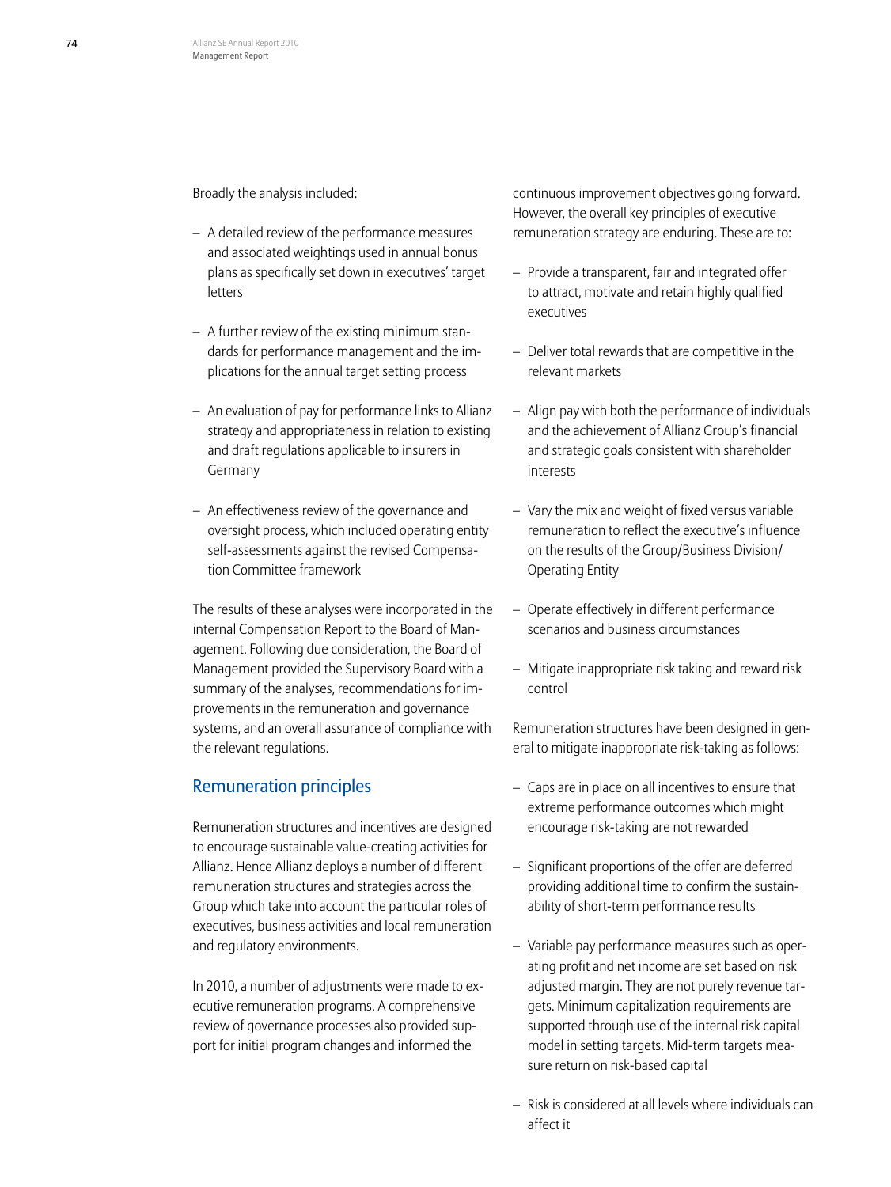Broadly the analysis included:

- A detailed review of the performance measures and associated weightings used in annual bonus plans as specifically set down in executives' target letters
- A further review of the existing minimum standards for performance management and the implications for the annual target setting process
- An evaluation of pay for performance links to Allianz strategy and appropriateness in relation to existing and draft regulations applicable to insurers in Germany
- An effectiveness review of the governance and oversight process, which included operating entity self-assessments against the revised Compensation Committee framework

The results of these analyses were incorporated in the internal Compensation Report to the Board of Management. Following due consideration, the Board of Management provided the Supervisory Board with a summary of the analyses, recommendations for improvements in the remuneration and governance systems, and an overall assurance of compliance with the relevant regulations.

## Remuneration principles

Remuneration structures and incentives are designed to encourage sustainable value-creating activities for Allianz. Hence Allianz deploys a number of different remuneration structures and strategies across the Group which take into account the particular roles of executives, business activities and local remuneration and regulatory environments.

In 2010, a number of adjustments were made to executive remuneration programs. A comprehensive review of governance processes also provided support for initial program changes and informed the continuous improvement objectives going forward. However, the overall key principles of executive remuneration strategy are enduring. These are to:

- Provide a transparent, fair and integrated offer to attract, motivate and retain highly qualified executives
- Deliver total rewards that are competitive in the relevant markets
- Align pay with both the performance of individuals and the achievement of Allianz Group's financial and strategic goals consistent with shareholder interests
- Vary the mix and weight of fixed versus variable remuneration to reflect the executive's influence on the results of the Group/Business Division/Operating Entity
- Operate effectively in different performance scenarios and business circumstances
- Mitigate inappropriate risk taking and reward risk control

Remuneration structures have been designed in general to mitigate inappropriate risk-taking as follows:

- Caps are in place on all incentives to ensure that extreme performance outcomes which might encourage risk-taking are not rewarded
- Significant proportions of the offer are deferred providing additional time to confirm the sustainability of short-term performance results
- Variable pay performance measures such as operating profit and net income are set based on risk adjusted margin. They are not purely revenue targets. Minimum capitalization requirements are supported through use of the internal risk capital model in setting targets. Mid-term targets measure return on risk-based capital
- Risk is considered at all levels where individuals can affect it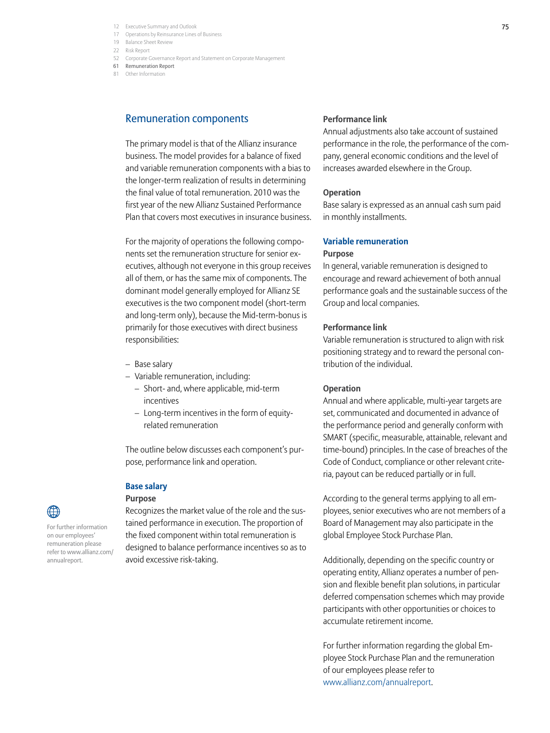## Remuneration components

The primary model is that of the Allianz insurance business. The model provides for a balance of fixed and variable remuneration components with a bias to the longer-term realization of results in determining the final value of total remuneration. 2010 was the first year of the new Allianz Sustained Performance Plan that covers most executives in insurance business.

For the majority of operations the following components set the remuneration structure for senior executives, although not everyone in this group receives all of them, or has the same mix of components. The dominant model generally employed for Allianz SE executives is the two component model (short-term and long-term only), because the Mid-term-bonus is primarily for those executives with direct business responsibilities:

- Base salary
- Variable remuneration, including:
  - Short- and, where applicable, mid-term incentives
  - Long-term incentives in the form of equity-related remuneration

The outline below discusses each component's purpose, performance link and operation.

### Base salary

**Purpose**

Recognizes the market value of the role and the sustained performance in execution. The proportion of the fixed component within total remuneration is designed to balance performance incentives so as to avoid excessive risk-taking.

For further information on our employees' remuneration please refer to www.allianz.com/annualreport.

**Performance link**

Annual adjustments also take account of sustained performance in the role, the performance of the company, general economic conditions and the level of increases awarded elsewhere in the Group.

**Operation**

Base salary is expressed as an annual cash sum paid in monthly installments.

### Variable remuneration

**Purpose**

In general, variable remuneration is designed to encourage and reward achievement of both annual performance goals and the sustainable success of the Group and local companies.

**Performance link**

Variable remuneration is structured to align with risk positioning strategy and to reward the personal contribution of the individual.

**Operation**

Annual and where applicable, multi-year targets are set, communicated and documented in advance of the performance period and generally conform with SMART (specific, measurable, attainable, relevant and time-bound) principles. In the case of breaches of the Code of Conduct, compliance or other relevant criteria, payout can be reduced partially or in full.

According to the general terms applying to all employees, senior executives who are not members of a Board of Management may also participate in the global Employee Stock Purchase Plan.

Additionally, depending on the specific country or operating entity, Allianz operates a number of pension and flexible benefit plan solutions, in particular deferred compensation schemes which may provide participants with other opportunities or choices to accumulate retirement income.

For further information regarding the global Employee Stock Purchase Plan and the remuneration of our employees please refer to www.allianz.com/annualreport.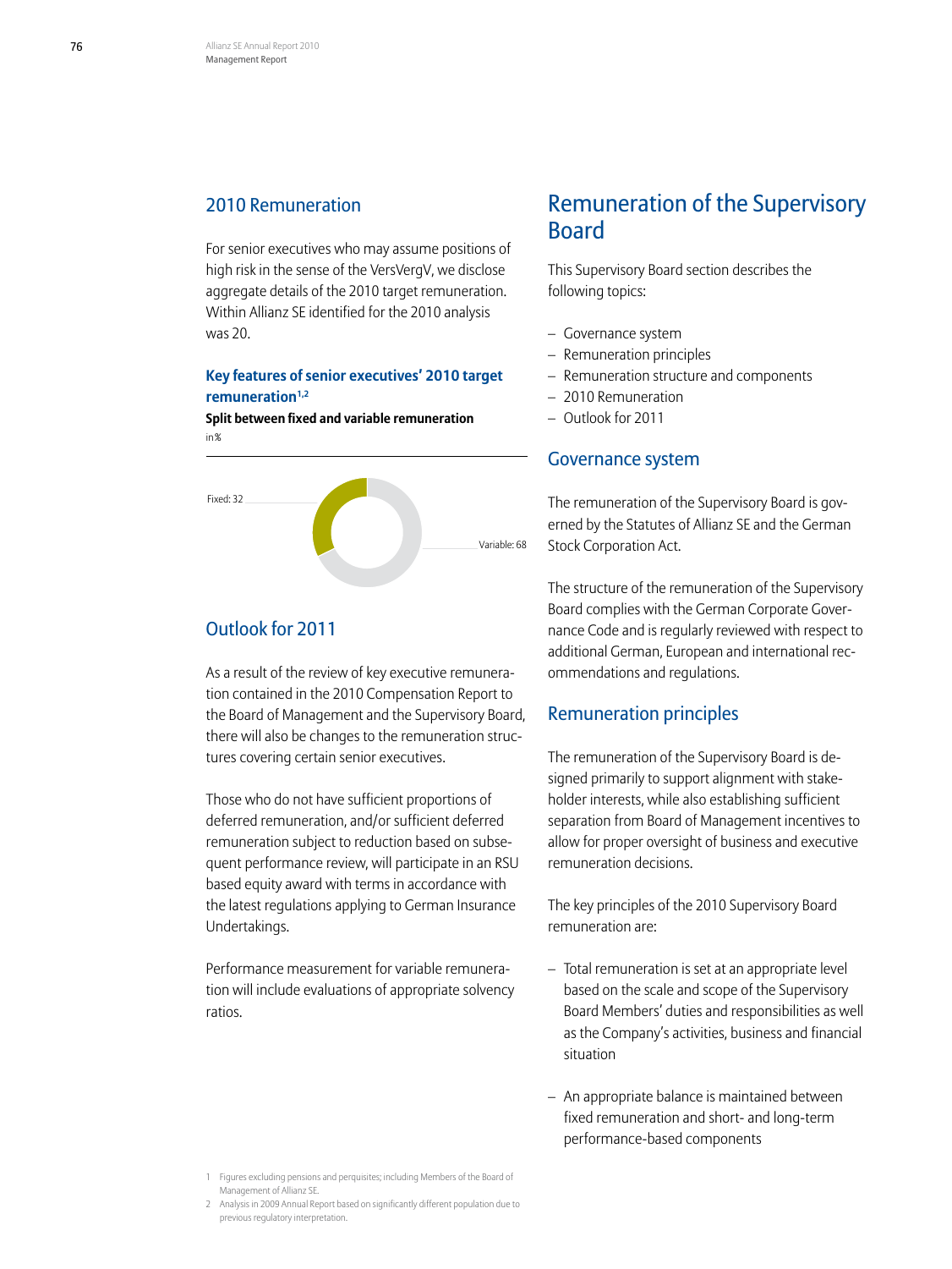## 2010 Remuneration

For senior executives who may assume positions of high risk in the sense of the VersVergV, we disclose aggregate details of the 2010 target remuneration. Within Allianz SE identified for the 2010 analysis was 20.

### Key features of senior executives' 2010 target remuneration[1,2]

**Split between fixed and variable remuneration**

in %

Fixed: 32

Variable: 68

## Outlook for 2011

As a result of the review of key executive remuneration contained in the 2010 Compensation Report to the Board of Management and the Supervisory Board, there will also be changes to the remuneration structures covering certain senior executives.

Those who do not have sufficient proportions of deferred remuneration, and/or sufficient deferred remuneration subject to reduction based on subsequent performance review, will participate in an RSU based equity award with terms in accordance with the latest regulations applying to German Insurance Undertakings.

Performance measurement for variable remuneration will include evaluations of appropriate solvency ratios.

1 Figures excluding pensions and perquisites; including Members of the Board of Management of Allianz SE.

2 Analysis in 2009 Annual Report based on significantly different population due to previous regulatory interpretation.

# Remuneration of the Supervisory Board

This Supervisory Board section describes the following topics:

- Governance system
- Remuneration principles
- Remuneration structure and components
- 2010 Remuneration
- Outlook for 2011

## Governance system

The remuneration of the Supervisory Board is governed by the Statutes of Allianz SE and the German Stock Corporation Act.

The structure of the remuneration of the Supervisory Board complies with the German Corporate Governance Code and is regularly reviewed with respect to additional German, European and international recommendations and regulations.

## Remuneration principles

The remuneration of the Supervisory Board is designed primarily to support alignment with stakeholder interests, while also establishing sufficient separation from Board of Management incentives to allow for proper oversight of business and executive remuneration decisions.

The key principles of the 2010 Supervisory Board remuneration are:

- Total remuneration is set at an appropriate level based on the scale and scope of the Supervisory Board Members' duties and responsibilities as well as the Company's activities, business and financial situation

- An appropriate balance is maintained between fixed remuneration and short- and long-term performance-based components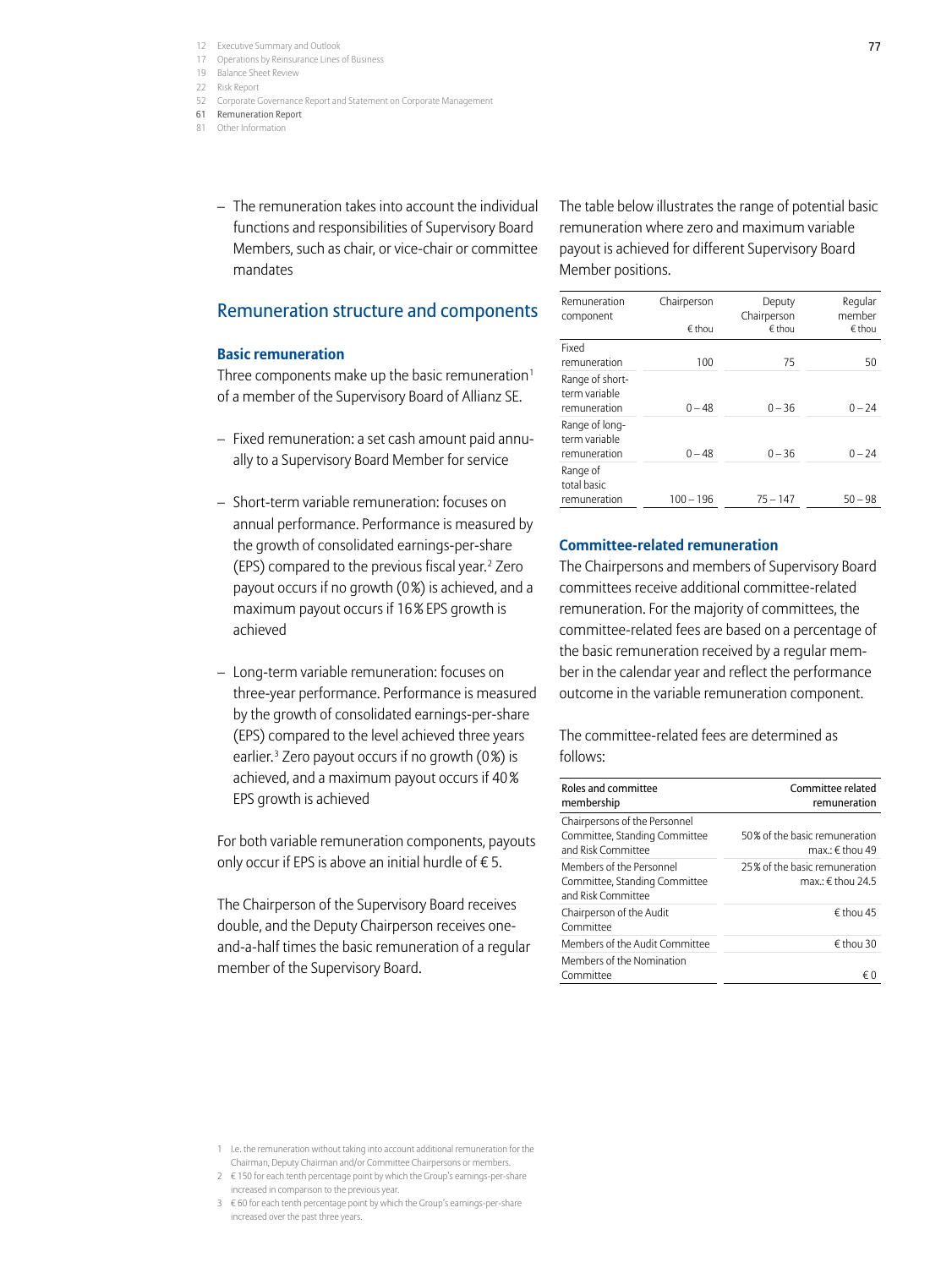- The remuneration takes into account the individual functions and responsibilities of Supervisory Board Members, such as chair, or vice-chair or committee mandates

## Remuneration structure and components

### Basic remuneration

Three components make up the basic remuneration[1] of a member of the Supervisory Board of Allianz SE.

- Fixed remuneration: a set cash amount paid annually to a Supervisory Board Member for service
- Short-term variable remuneration: focuses on annual performance. Performance is measured by the growth of consolidated earnings-per-share (EPS) compared to the previous fiscal year.[2] Zero payout occurs if no growth (0%) is achieved, and a maximum payout occurs if 16% EPS growth is achieved
- Long-term variable remuneration: focuses on three-year performance. Performance is measured by the growth of consolidated earnings-per-share (EPS) compared to the level achieved three years earlier.[3] Zero payout occurs if no growth (0%) is achieved, and a maximum payout occurs if 40% EPS growth is achieved

For both variable remuneration components, payouts only occur if EPS is above an initial hurdle of € 5.

The Chairperson of the Supervisory Board receives double, and the Deputy Chairperson receives one-and-a-half times the basic remuneration of a regular member of the Supervisory Board.

The table below illustrates the range of potential basic remuneration where zero and maximum variable payout is achieved for different Supervisory Board Member positions.

| Remuneration component | Chairperson € thou | Deputy Chairperson € thou | Regular member € thou |
|---|---|---|---|
| Fixed remuneration | 100 | 75 | 50 |
| Range of short-term variable remuneration | 0 – 48 | 0 – 36 | 0 – 24 |
| Range of long-term variable remuneration | 0 – 48 | 0 – 36 | 0 – 24 |
| Range of total basic remuneration | 100 – 196 | 75 – 147 | 50 – 98 |

### Committee-related remuneration

The Chairpersons and members of Supervisory Board committees receive additional committee-related remuneration. For the majority of committees, the committee-related fees are based on a percentage of the basic remuneration received by a regular member in the calendar year and reflect the performance outcome in the variable remuneration component.

The committee-related fees are determined as follows:

| Roles and committee membership | Committee related remuneration |
|---|---|
| Chairpersons of the Personnel Committee, Standing Committee and Risk Committee | 50% of the basic remuneration max.: € thou 49 |
| Members of the Personnel Committee, Standing Committee and Risk Committee | 25% of the basic remuneration max.: € thou 24.5 |
| Chairperson of the Audit Committee | € thou 45 |
| Members of the Audit Committee | € thou 30 |
| Members of the Nomination Committee | € 0 |

1 I.e. the remuneration without taking into account additional remuneration for the Chairman, Deputy Chairman and/or Committee Chairpersons or members.

2 € 150 for each tenth percentage point by which the Group's earnings-per-share increased in comparison to the previous year.

3 € 60 for each tenth percentage point by which the Group's earnings-per-share increased over the past three years.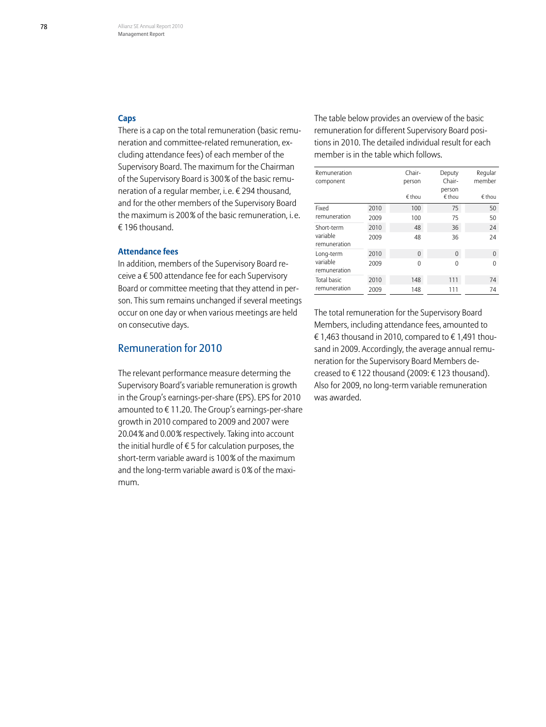### Caps

There is a cap on the total remuneration (basic remuneration and committee-related remuneration, excluding attendance fees) of each member of the Supervisory Board. The maximum for the Chairman of the Supervisory Board is 300 % of the basic remuneration of a regular member, i. e. € 294 thousand, and for the other members of the Supervisory Board the maximum is 200 % of the basic remuneration, i. e. € 196 thousand.

### Attendance fees

In addition, members of the Supervisory Board receive a € 500 attendance fee for each Supervisory Board or committee meeting that they attend in person. This sum remains unchanged if several meetings occur on one day or when various meetings are held on consecutive days.

## Remuneration for 2010

The relevant performance measure determining the Supervisory Board's variable remuneration is growth in the Group's earnings-per-share (EPS). EPS for 2010 amounted to € 11.20. The Group's earnings-per-share growth in 2010 compared to 2009 and 2007 were 20.04 % and 0.00 % respectively. Taking into account the initial hurdle of € 5 for calculation purposes, the short-term variable award is 100 % of the maximum and the long-term variable award is 0 % of the maximum.

The table below provides an overview of the basic remuneration for different Supervisory Board positions in 2010. The detailed individual result for each member is in the table which follows.

| Remuneration component | | Chairperson € thou | Deputy Chairperson € thou | Regular member € thou |
|---|---|---|---|---|
| Fixed remuneration | 2010 | 100 | 75 | 50 |
| | 2009 | 100 | 75 | 50 |
| Short-term variable remuneration | 2010 | 48 | 36 | 24 |
| | 2009 | 48 | 36 | 24 |
| Long-term variable remuneration | 2010 | 0 | 0 | 0 |
| | 2009 | 0 | 0 | 0 |
| Total basic remuneration | 2010 | 148 | 111 | 74 |
| | 2009 | 148 | 111 | 74 |

The total remuneration for the Supervisory Board Members, including attendance fees, amounted to € 1,463 thousand in 2010, compared to € 1,491 thousand in 2009. Accordingly, the average annual remuneration for the Supervisory Board Members decreased to € 122 thousand (2009: € 123 thousand). Also for 2009, no long-term variable remuneration was awarded.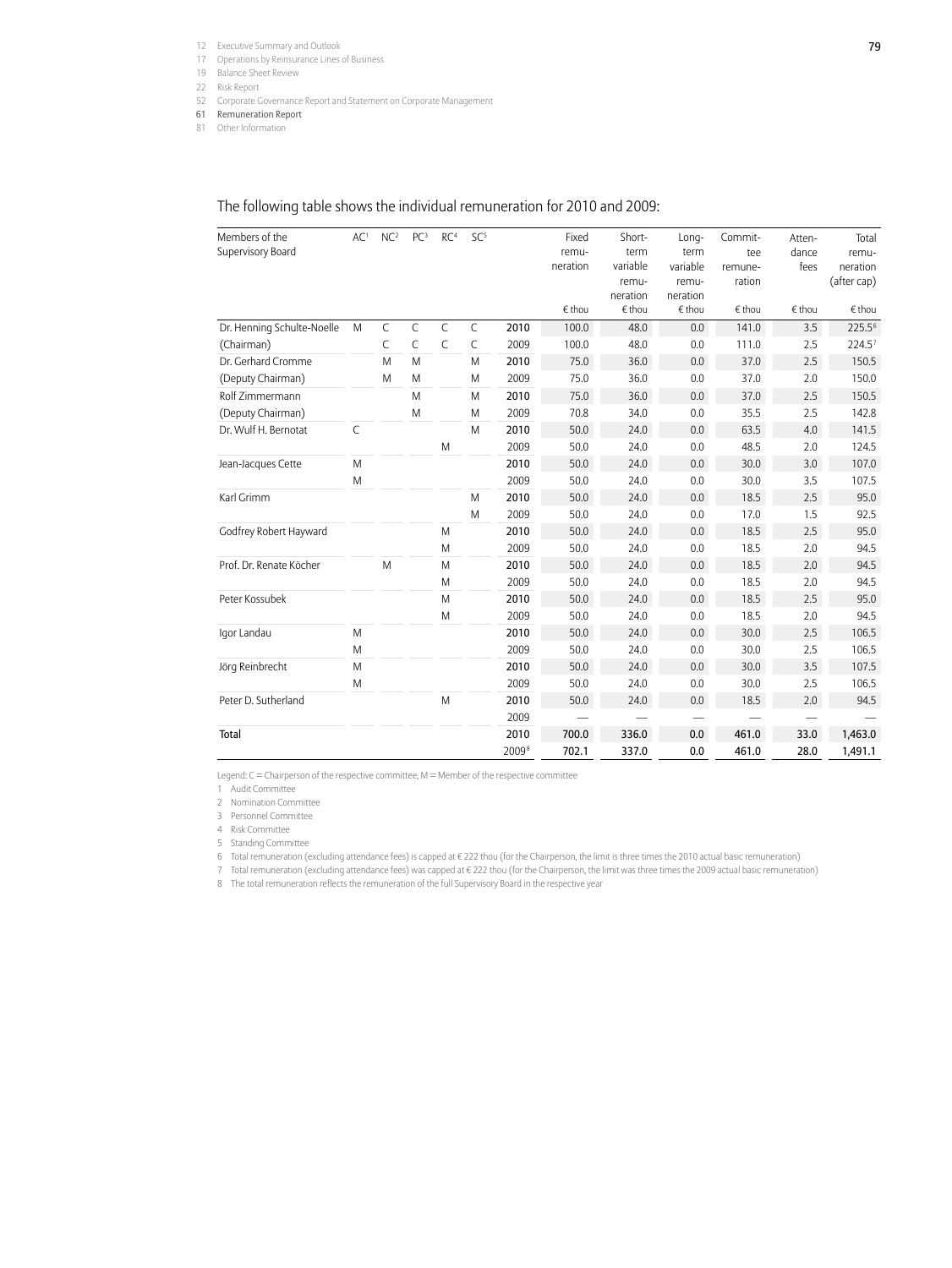The following table shows the individual remuneration for 2010 and 2009:

| Members of the Supervisory Board | AC[1] | NC[2] | PC[3] | RC[4] | SC[5] | | Fixed remu­neration | Short-term variable remu­neration | Long-term variable remu­neration | Commit­tee remune­ration | Atten­dance fees | Total remu­neration (after cap) |
|---|---|---|---|---|---|---|---|---|---|---|---|---|
| | | | | | | | € thou | € thou | € thou | € thou | € thou | € thou |
| Dr. Henning Schulte-Noelle | M | C | C | C | C | 2010 | 100.0 | 48.0 | 0.0 | 141.0 | 3.5 | 225.5[6] |
| (Chairman) | | C | C | C | C | 2009 | 100.0 | 48.0 | 0.0 | 111.0 | 2.5 | 224.5[7] |
| Dr. Gerhard Cromme | | M | M | | M | 2010 | 75.0 | 36.0 | 0.0 | 37.0 | 2.5 | 150.5 |
| (Deputy Chairman) | | M | M | | M | 2009 | 75.0 | 36.0 | 0.0 | 37.0 | 2.0 | 150.0 |
| Rolf Zimmermann | | | M | | M | 2010 | 75.0 | 36.0 | 0.0 | 37.0 | 2.5 | 150.5 |
| (Deputy Chairman) | | | M | | M | 2009 | 70.8 | 34.0 | 0.0 | 35.5 | 2.5 | 142.8 |
| Dr. Wulf H. Bernotat | C | | | | M | 2010 | 50.0 | 24.0 | 0.0 | 63.5 | 4.0 | 141.5 |
| | | | | M | | 2009 | 50.0 | 24.0 | 0.0 | 48.5 | 2.0 | 124.5 |
| Jean-Jacques Cette | M | | | | | 2010 | 50.0 | 24.0 | 0.0 | 30.0 | 3.0 | 107.0 |
| | M | | | | | 2009 | 50.0 | 24.0 | 0.0 | 30.0 | 3.5 | 107.5 |
| Karl Grimm | | | | | M | 2010 | 50.0 | 24.0 | 0.0 | 18.5 | 2.5 | 95.0 |
| | | | | | M | 2009 | 50.0 | 24.0 | 0.0 | 17.0 | 1.5 | 92.5 |
| Godfrey Robert Hayward | | | | M | | 2010 | 50.0 | 24.0 | 0.0 | 18.5 | 2.5 | 95.0 |
| | | | | M | | 2009 | 50.0 | 24.0 | 0.0 | 18.5 | 2.0 | 94.5 |
| Prof. Dr. Renate Köcher | | M | | M | | 2010 | 50.0 | 24.0 | 0.0 | 18.5 | 2.0 | 94.5 |
| | | | | M | | 2009 | 50.0 | 24.0 | 0.0 | 18.5 | 2.0 | 94.5 |
| Peter Kossubek | | | | M | | 2010 | 50.0 | 24.0 | 0.0 | 18.5 | 2.5 | 95.0 |
| | | | | M | | 2009 | 50.0 | 24.0 | 0.0 | 18.5 | 2.0 | 94.5 |
| Igor Landau | M | | | | | 2010 | 50.0 | 24.0 | 0.0 | 30.0 | 2.5 | 106.5 |
| | M | | | | | 2009 | 50.0 | 24.0 | 0.0 | 30.0 | 2.5 | 106.5 |
| Jörg Reinbrecht | M | | | | | 2010 | 50.0 | 24.0 | 0.0 | 30.0 | 3.5 | 107.5 |
| | M | | | | | 2009 | 50.0 | 24.0 | 0.0 | 30.0 | 2.5 | 106.5 |
| Peter D. Sutherland | | | | M | | 2010 | 50.0 | 24.0 | 0.0 | 18.5 | 2.0 | 94.5 |
| | | | | | | 2009 | — | — | — | — | — | — |
| **Total** | | | | | | 2010 | 700.0 | 336.0 | 0.0 | 461.0 | 33.0 | 1,463.0 |
| | | | | | | 2009[8] | 702.1 | 337.0 | 0.0 | 461.0 | 28.0 | 1,491.1 |

Legend: C = Chairperson of the respective committee, M = Member of the respective committee

1 Audit Committee
2 Nomination Committee
3 Personnel Committee
4 Risk Committee
5 Standing Committee
6 Total remuneration (excluding attendance fees) is capped at € 222 thou (for the Chairperson, the limit is three times the 2010 actual basic remuneration)
7 Total remuneration (excluding attendance fees) was capped at € 222 thou (for the Chairperson, the limit was three times the 2009 actual basic remuneration)
8 The total remuneration reflects the remuneration of the full Supervisory Board in the respective year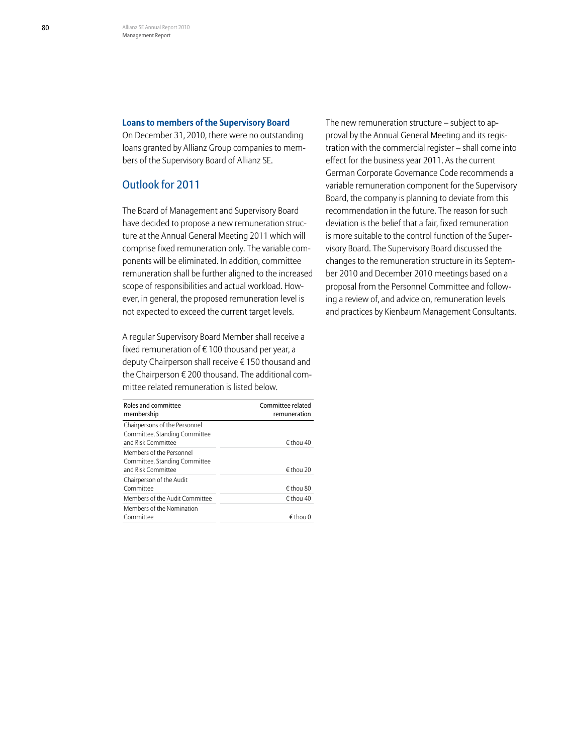### Loans to members of the Supervisory Board

On December 31, 2010, there were no outstanding loans granted by Allianz Group companies to members of the Supervisory Board of Allianz SE.

## Outlook for 2011

The Board of Management and Supervisory Board have decided to propose a new remuneration structure at the Annual General Meeting 2011 which will comprise fixed remuneration only. The variable components will be eliminated. In addition, committee remuneration shall be further aligned to the increased scope of responsibilities and actual workload. However, in general, the proposed remuneration level is not expected to exceed the current target levels.

A regular Supervisory Board Member shall receive a fixed remuneration of € 100 thousand per year, a deputy Chairperson shall receive € 150 thousand and the Chairperson € 200 thousand. The additional committee related remuneration is listed below.

| Roles and committee membership | Committee related remuneration |
|---|---|
| Chairpersons of the Personnel Committee, Standing Committee and Risk Committee | € thou 40 |
| Members of the Personnel Committee, Standing Committee and Risk Committee | € thou 20 |
| Chairperson of the Audit Committee | € thou 80 |
| Members of the Audit Committee | € thou 40 |
| Members of the Nomination Committee | € thou 0 |

The new remuneration structure – subject to approval by the Annual General Meeting and its registration with the commercial register – shall come into effect for the business year 2011. As the current German Corporate Governance Code recommends a variable remuneration component for the Supervisory Board, the company is planning to deviate from this recommendation in the future. The reason for such deviation is the belief that a fair, fixed remuneration is more suitable to the control function of the Supervisory Board. The Supervisory Board discussed the changes to the remuneration structure in its September 2010 and December 2010 meetings based on a proposal from the Personnel Committee and following a review of, and advice on, remuneration levels and practices by Kienbaum Management Consultants.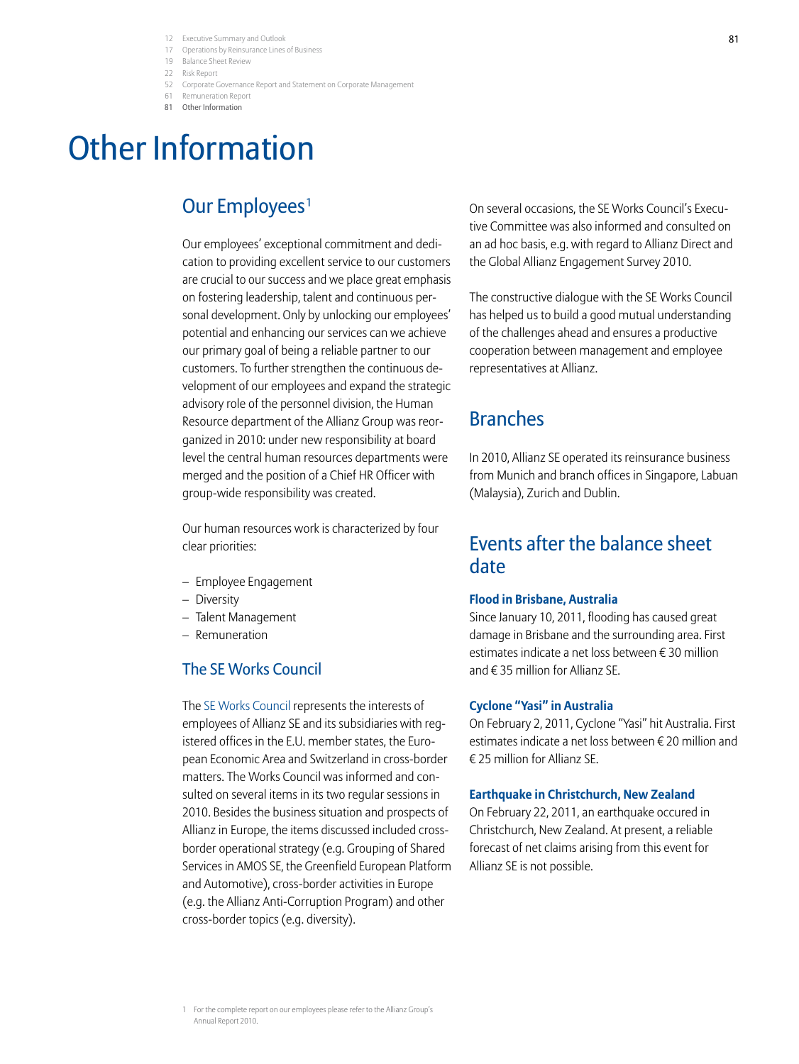# Other Information

## Our Employees[1]

Our employees' exceptional commitment and dedication to providing excellent service to our customers are crucial to our success and we place great emphasis on fostering leadership, talent and continuous personal development. Only by unlocking our employees' potential and enhancing our services can we achieve our primary goal of being a reliable partner to our customers. To further strengthen the continuous development of our employees and expand the strategic advisory role of the personnel division, the Human Resource department of the Allianz Group was reorganized in 2010: under new responsibility at board level the central human resources departments were merged and the position of a Chief HR Officer with group-wide responsibility was created.

Our human resources work is characterized by four clear priorities:

- Employee Engagement
- Diversity
- Talent Management
- Remuneration

### The SE Works Council

The SE Works Council represents the interests of employees of Allianz SE and its subsidiaries with registered offices in the E.U. member states, the European Economic Area and Switzerland in cross-border matters. The Works Council was informed and consulted on several items in its two regular sessions in 2010. Besides the business situation and prospects of Allianz in Europe, the items discussed included cross-border operational strategy (e.g. Grouping of Shared Services in AMOS SE, the Greenfield European Platform and Automotive), cross-border activities in Europe (e.g. the Allianz Anti-Corruption Program) and other cross-border topics (e.g. diversity).

On several occasions, the SE Works Council's Executive Committee was also informed and consulted on an ad hoc basis, e.g. with regard to Allianz Direct and the Global Allianz Engagement Survey 2010.

The constructive dialogue with the SE Works Council has helped us to build a good mutual understanding of the challenges ahead and ensures a productive cooperation between management and employee representatives at Allianz.

## Branches

In 2010, Allianz SE operated its reinsurance business from Munich and branch offices in Singapore, Labuan (Malaysia), Zurich and Dublin.

## Events after the balance sheet date

**Flood in Brisbane, Australia**
Since January 10, 2011, flooding has caused great damage in Brisbane and the surrounding area. First estimates indicate a net loss between € 30 million and € 35 million for Allianz SE.

**Cyclone "Yasi" in Australia**
On February 2, 2011, Cyclone "Yasi" hit Australia. First estimates indicate a net loss between € 20 million and € 25 million for Allianz SE.

**Earthquake in Christchurch, New Zealand**
On February 22, 2011, an earthquake occured in Christchurch, New Zealand. At present, a reliable forecast of net claims arising from this event for Allianz SE is not possible.

---

1 For the complete report on our employees please refer to the Allianz Group's Annual Report 2010.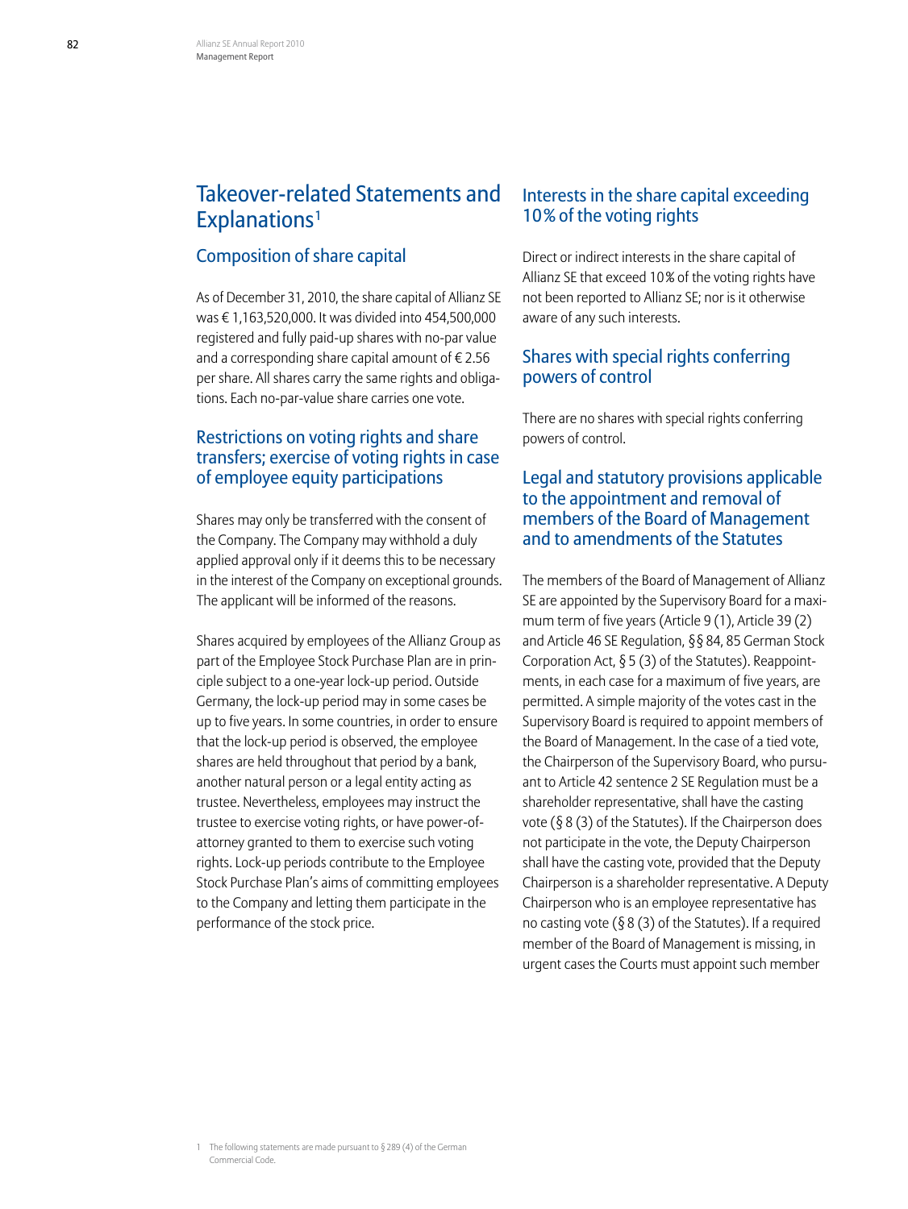# Takeover-related Statements and Explanations[1]

## Composition of share capital

As of December 31, 2010, the share capital of Allianz SE was € 1,163,520,000. It was divided into 454,500,000 registered and fully paid-up shares with no-par value and a corresponding share capital amount of € 2.56 per share. All shares carry the same rights and obligations. Each no-par-value share carries one vote.

## Restrictions on voting rights and share transfers; exercise of voting rights in case of employee equity participations

Shares may only be transferred with the consent of the Company. The Company may withhold a duly applied approval only if it deems this to be necessary in the interest of the Company on exceptional grounds. The applicant will be informed of the reasons.

Shares acquired by employees of the Allianz Group as part of the Employee Stock Purchase Plan are in principle subject to a one-year lock-up period. Outside Germany, the lock-up period may in some cases be up to five years. In some countries, in order to ensure that the lock-up period is observed, the employee shares are held throughout that period by a bank, another natural person or a legal entity acting as trustee. Nevertheless, employees may instruct the trustee to exercise voting rights, or have power-of-attorney granted to them to exercise such voting rights. Lock-up periods contribute to the Employee Stock Purchase Plan's aims of committing employees to the Company and letting them participate in the performance of the stock price.

## Interests in the share capital exceeding 10% of the voting rights

Direct or indirect interests in the share capital of Allianz SE that exceed 10% of the voting rights have not been reported to Allianz SE; nor is it otherwise aware of any such interests.

## Shares with special rights conferring powers of control

There are no shares with special rights conferring powers of control.

## Legal and statutory provisions applicable to the appointment and removal of members of the Board of Management and to amendments of the Statutes

The members of the Board of Management of Allianz SE are appointed by the Supervisory Board for a maximum term of five years (Article 9 (1), Article 39 (2) and Article 46 SE Regulation, §§ 84, 85 German Stock Corporation Act, § 5 (3) of the Statutes). Reappointments, in each case for a maximum of five years, are permitted. A simple majority of the votes cast in the Supervisory Board is required to appoint members of the Board of Management. In the case of a tied vote, the Chairperson of the Supervisory Board, who pursuant to Article 42 sentence 2 SE Regulation must be a shareholder representative, shall have the casting vote (§ 8 (3) of the Statutes). If the Chairperson does not participate in the vote, the Deputy Chairperson shall have the casting vote, provided that the Deputy Chairperson is a shareholder representative. A Deputy Chairperson who is an employee representative has no casting vote (§ 8 (3) of the Statutes). If a required member of the Board of Management is missing, in urgent cases the Courts must appoint such member

[1] The following statements are made pursuant to § 289 (4) of the German Commercial Code.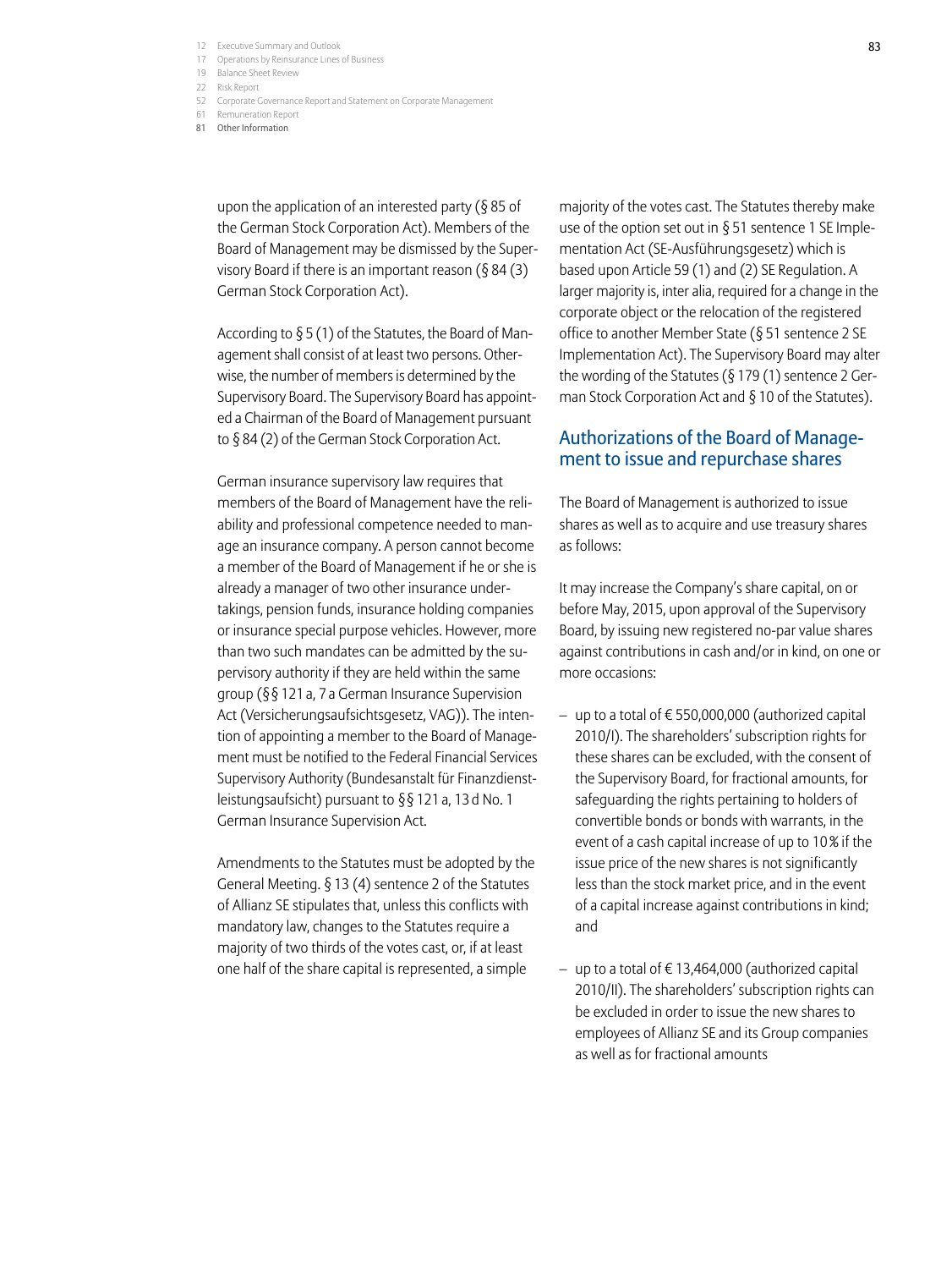upon the application of an interested party (§ 85 of the German Stock Corporation Act). Members of the Board of Management may be dismissed by the Supervisory Board if there is an important reason (§ 84 (3) German Stock Corporation Act).

According to § 5 (1) of the Statutes, the Board of Management shall consist of at least two persons. Otherwise, the number of members is determined by the Supervisory Board. The Supervisory Board has appointed a Chairman of the Board of Management pursuant to § 84 (2) of the German Stock Corporation Act.

German insurance supervisory law requires that members of the Board of Management have the reliability and professional competence needed to manage an insurance company. A person cannot become a member of the Board of Management if he or she is already a manager of two other insurance undertakings, pension funds, insurance holding companies or insurance special purpose vehicles. However, more than two such mandates can be admitted by the supervisory authority if they are held within the same group (§§ 121 a, 7 a German Insurance Supervision Act (Versicherungsaufsichtsgesetz, VAG)). The intention of appointing a member to the Board of Management must be notified to the Federal Financial Services Supervisory Authority (Bundesanstalt für Finanzdienstleistungsaufsicht) pursuant to §§ 121 a, 13 d No. 1 German Insurance Supervision Act.

Amendments to the Statutes must be adopted by the General Meeting. § 13 (4) sentence 2 of the Statutes of Allianz SE stipulates that, unless this conflicts with mandatory law, changes to the Statutes require a majority of two thirds of the votes cast, or, if at least one half of the share capital is represented, a simple majority of the votes cast. The Statutes thereby make use of the option set out in § 51 sentence 1 SE Implementation Act (SE-Ausführungsgesetz) which is based upon Article 59 (1) and (2) SE Regulation. A larger majority is, inter alia, required for a change in the corporate object or the relocation of the registered office to another Member State (§ 51 sentence 2 SE Implementation Act). The Supervisory Board may alter the wording of the Statutes (§ 179 (1) sentence 2 German Stock Corporation Act and § 10 of the Statutes).

## Authorizations of the Board of Management to issue and repurchase shares

The Board of Management is authorized to issue shares as well as to acquire and use treasury shares as follows:

It may increase the Company's share capital, on or before May, 2015, upon approval of the Supervisory Board, by issuing new registered no-par value shares against contributions in cash and/or in kind, on one or more occasions:

- up to a total of € 550,000,000 (authorized capital 2010/I). The shareholders' subscription rights for these shares can be excluded, with the consent of the Supervisory Board, for fractional amounts, for safeguarding the rights pertaining to holders of convertible bonds or bonds with warrants, in the event of a cash capital increase of up to 10 % if the issue price of the new shares is not significantly less than the stock market price, and in the event of a capital increase against contributions in kind; and

- up to a total of € 13,464,000 (authorized capital 2010/II). The shareholders' subscription rights can be excluded in order to issue the new shares to employees of Allianz SE and its Group companies as well as for fractional amounts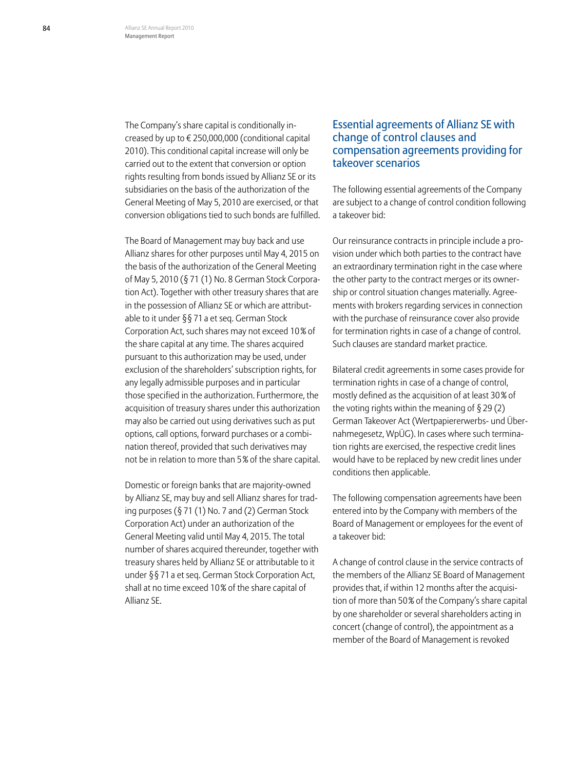The Company's share capital is conditionally increased by up to € 250,000,000 (conditional capital 2010). This conditional capital increase will only be carried out to the extent that conversion or option rights resulting from bonds issued by Allianz SE or its subsidiaries on the basis of the authorization of the General Meeting of May 5, 2010 are exercised, or that conversion obligations tied to such bonds are fulfilled.

The Board of Management may buy back and use Allianz shares for other purposes until May 4, 2015 on the basis of the authorization of the General Meeting of May 5, 2010 (§ 71 (1) No. 8 German Stock Corporation Act). Together with other treasury shares that are in the possession of Allianz SE or which are attributable to it under §§ 71 a et seq. German Stock Corporation Act, such shares may not exceed 10 % of the share capital at any time. The shares acquired pursuant to this authorization may be used, under exclusion of the shareholders' subscription rights, for any legally admissible purposes and in particular those specified in the authorization. Furthermore, the acquisition of treasury shares under this authorization may also be carried out using derivatives such as put options, call options, forward purchases or a combination thereof, provided that such derivatives may not be in relation to more than 5 % of the share capital.

Domestic or foreign banks that are majority-owned by Allianz SE, may buy and sell Allianz shares for trading purposes (§ 71 (1) No. 7 and (2) German Stock Corporation Act) under an authorization of the General Meeting valid until May 4, 2015. The total number of shares acquired thereunder, together with treasury shares held by Allianz SE or attributable to it under §§ 71 a et seq. German Stock Corporation Act, shall at no time exceed 10 % of the share capital of Allianz SE.

## Essential agreements of Allianz SE with change of control clauses and compensation agreements providing for takeover scenarios

The following essential agreements of the Company are subject to a change of control condition following a takeover bid:

Our reinsurance contracts in principle include a provision under which both parties to the contract have an extraordinary termination right in the case where the other party to the contract merges or its ownership or control situation changes materially. Agreements with brokers regarding services in connection with the purchase of reinsurance cover also provide for termination rights in case of a change of control. Such clauses are standard market practice.

Bilateral credit agreements in some cases provide for termination rights in case of a change of control, mostly defined as the acquisition of at least 30 % of the voting rights within the meaning of § 29 (2) German Takeover Act (Wertpapiererwerbs- und Übernahmegesetz, WpÜG). In cases where such termination rights are exercised, the respective credit lines would have to be replaced by new credit lines under conditions then applicable.

The following compensation agreements have been entered into by the Company with members of the Board of Management or employees for the event of a takeover bid:

A change of control clause in the service contracts of the members of the Allianz SE Board of Management provides that, if within 12 months after the acquisition of more than 50 % of the Company's share capital by one shareholder or several shareholders acting in concert (change of control), the appointment as a member of the Board of Management is revoked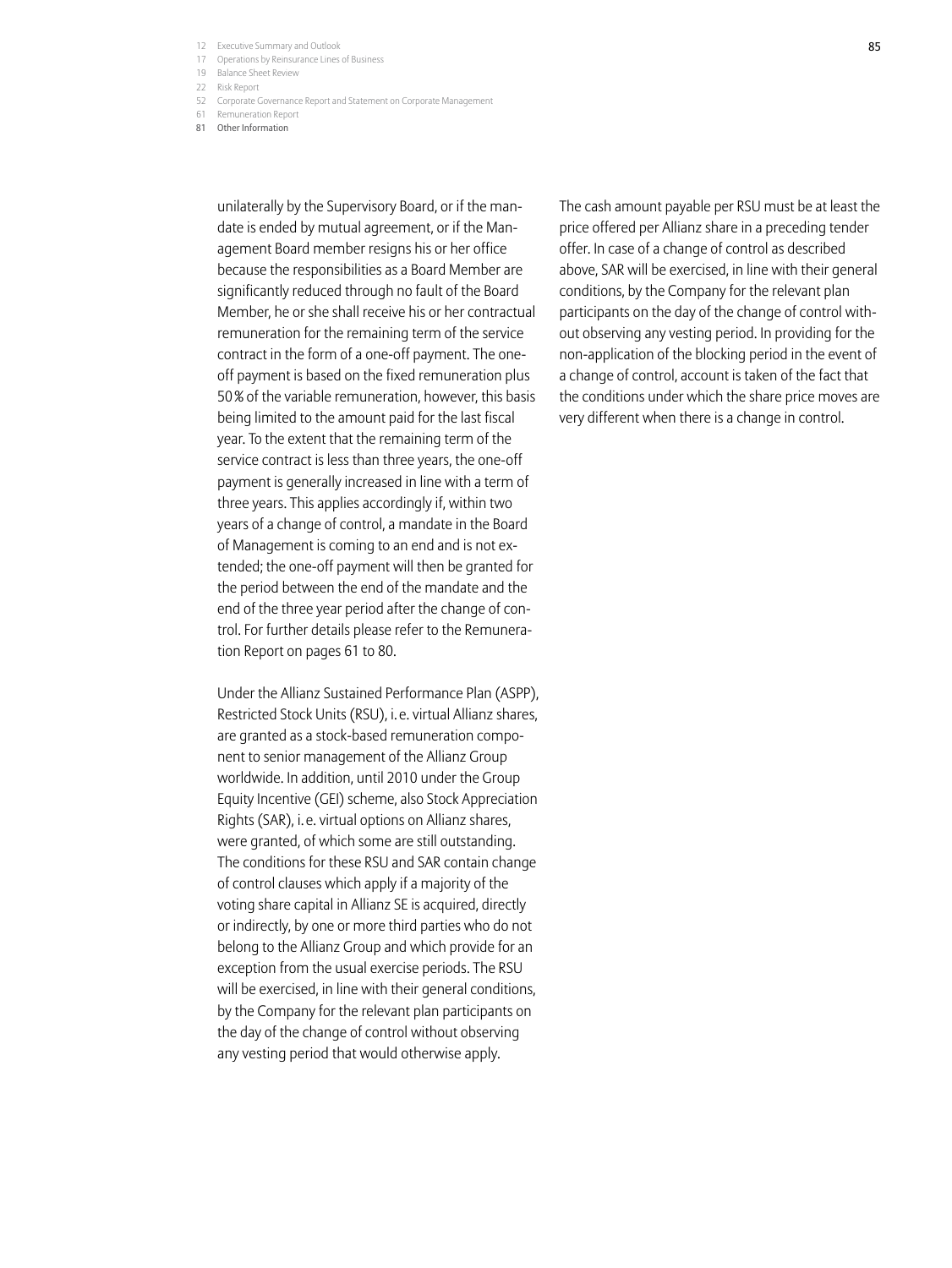unilaterally by the Supervisory Board, or if the mandate is ended by mutual agreement, or if the Management Board member resigns his or her office because the responsibilities as a Board Member are significantly reduced through no fault of the Board Member, he or she shall receive his or her contractual remuneration for the remaining term of the service contract in the form of a one-off payment. The one-off payment is based on the fixed remuneration plus 50% of the variable remuneration, however, this basis being limited to the amount paid for the last fiscal year. To the extent that the remaining term of the service contract is less than three years, the one-off payment is generally increased in line with a term of three years. This applies accordingly if, within two years of a change of control, a mandate in the Board of Management is coming to an end and is not extended; the one-off payment will then be granted for the period between the end of the mandate and the end of the three year period after the change of control. For further details please refer to the Remuneration Report on pages 61 to 80.

Under the Allianz Sustained Performance Plan (ASPP), Restricted Stock Units (RSU), i. e. virtual Allianz shares, are granted as a stock-based remuneration component to senior management of the Allianz Group worldwide. In addition, until 2010 under the Group Equity Incentive (GEI) scheme, also Stock Appreciation Rights (SAR), i. e. virtual options on Allianz shares, were granted, of which some are still outstanding. The conditions for these RSU and SAR contain change of control clauses which apply if a majority of the voting share capital in Allianz SE is acquired, directly or indirectly, by one or more third parties who do not belong to the Allianz Group and which provide for an exception from the usual exercise periods. The RSU will be exercised, in line with their general conditions, by the Company for the relevant plan participants on the day of the change of control without observing any vesting period that would otherwise apply.

The cash amount payable per RSU must be at least the price offered per Allianz share in a preceding tender offer. In case of a change of control as described above, SAR will be exercised, in line with their general conditions, by the Company for the relevant plan participants on the day of the change of control without observing any vesting period. In providing for the non-application of the blocking period in the event of a change of control, account is taken of the fact that the conditions under which the share price moves are very different when there is a change in control.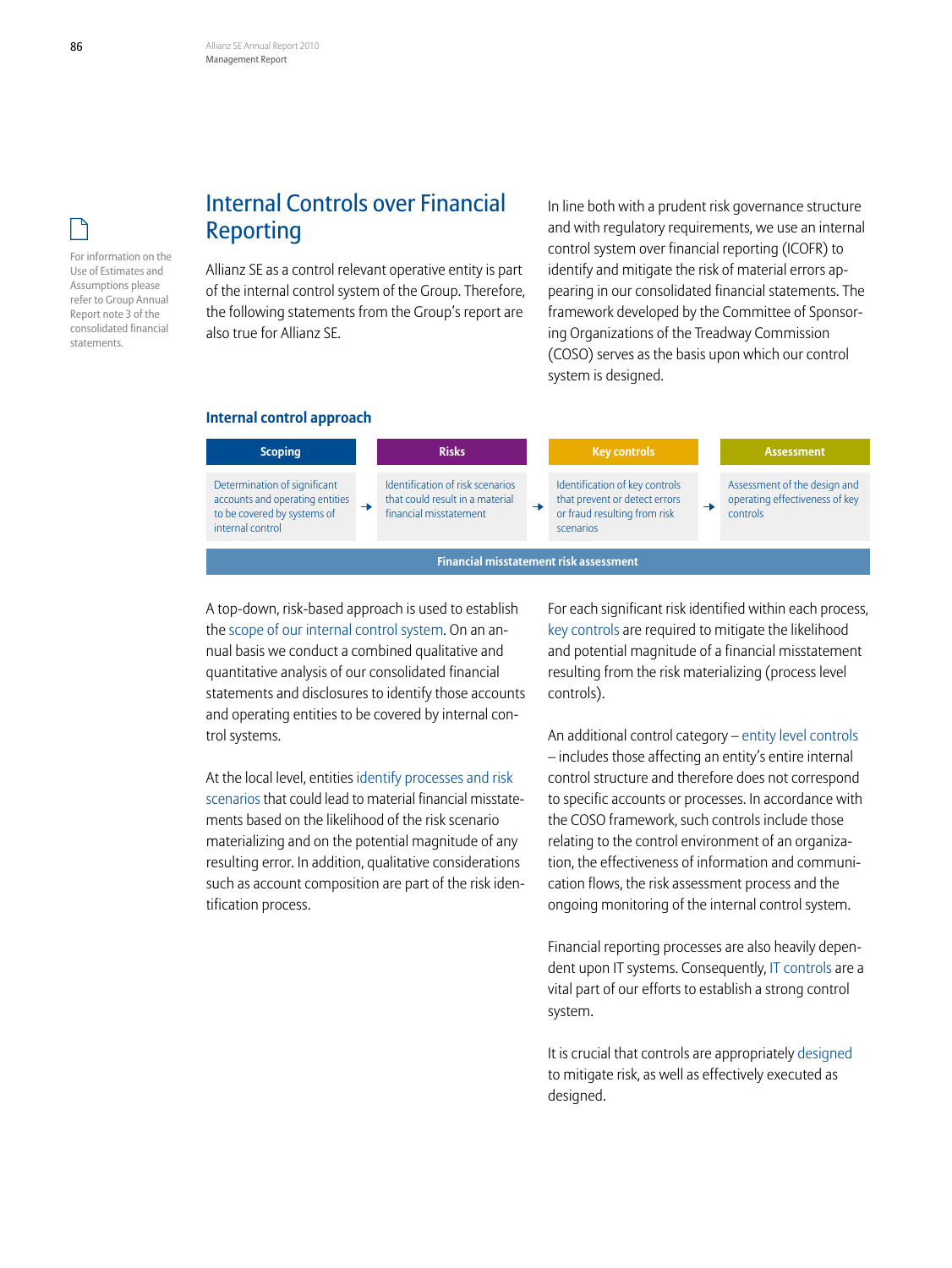For information on the Use of Estimates and Assumptions please refer to Group Annual Report note 3 of the consolidated financial statements.

# Internal Controls over Financial Reporting

Allianz SE as a control relevant operative entity is part of the internal control system of the Group. Therefore, the following statements from the Group's report are also true for Allianz SE.

In line both with a prudent risk governance structure and with regulatory requirements, we use an internal control system over financial reporting (ICOFR) to identify and mitigate the risk of material errors appearing in our consolidated financial statements. The framework developed by the Committee of Sponsoring Organizations of the Treadway Commission (COSO) serves as the basis upon which our control system is designed.

### Internal control approach

| Scoping | | Risks | | Key controls | | Assessment |
|---|---|---|---|---|---|---|
| Determination of significant accounts and operating entities to be covered by systems of internal control | → | Identification of risk scenarios that could result in a material financial misstatement | → | Identification of key controls that prevent or detect errors or fraud resulting from risk scenarios | → | Assessment of the design and operating effectiveness of key controls |

**Financial misstatement risk assessment**

A top-down, risk-based approach is used to establish the scope of our internal control system. On an annual basis we conduct a combined qualitative and quantitative analysis of our consolidated financial statements and disclosures to identify those accounts and operating entities to be covered by internal control systems.

At the local level, entities identify processes and risk scenarios that could lead to material financial misstatements based on the likelihood of the risk scenario materializing and on the potential magnitude of any resulting error. In addition, qualitative considerations such as account composition are part of the risk identification process.

For each significant risk identified within each process, key controls are required to mitigate the likelihood and potential magnitude of a financial misstatement resulting from the risk materializing (process level controls).

An additional control category – entity level controls – includes those affecting an entity's entire internal control structure and therefore does not correspond to specific accounts or processes. In accordance with the COSO framework, such controls include those relating to the control environment of an organization, the effectiveness of information and communication flows, the risk assessment process and the ongoing monitoring of the internal control system.

Financial reporting processes are also heavily dependent upon IT systems. Consequently, IT controls are a vital part of our efforts to establish a strong control system.

It is crucial that controls are appropriately designed to mitigate risk, as well as effectively executed as designed.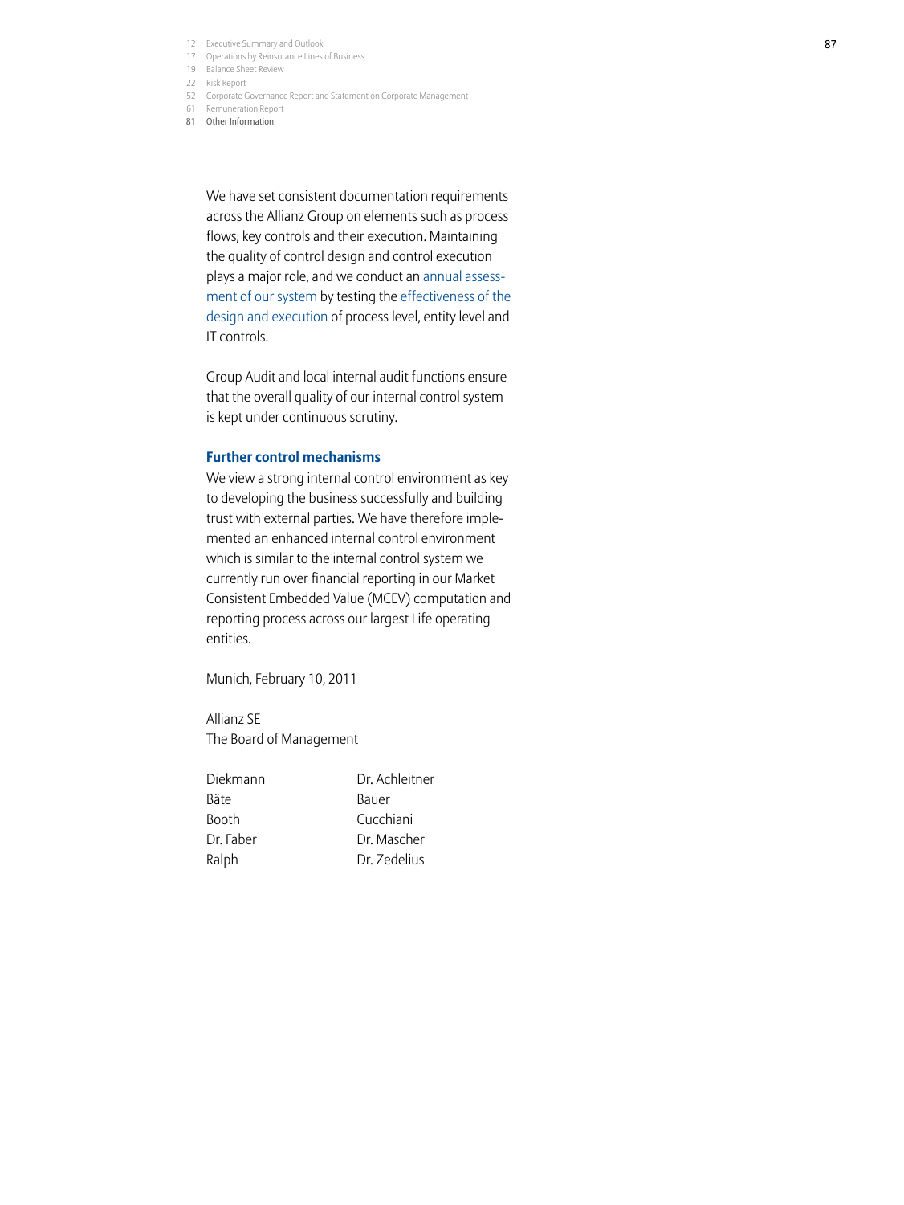We have set consistent documentation requirements across the Allianz Group on elements such as process flows, key controls and their execution. Maintaining the quality of control design and control execution plays a major role, and we conduct an annual assessment of our system by testing the effectiveness of the design and execution of process level, entity level and IT controls.

Group Audit and local internal audit functions ensure that the overall quality of our internal control system is kept under continuous scrutiny.

### Further control mechanisms

We view a strong internal control environment as key to developing the business successfully and building trust with external parties. We have therefore implemented an enhanced internal control environment which is similar to the internal control system we currently run over financial reporting in our Market Consistent Embedded Value (MCEV) computation and reporting process across our largest Life operating entities.

Munich, February 10, 2011

Allianz SE
The Board of Management

| | |
|---|---|
| Diekmann | Dr. Achleitner |
| Bäte | Bauer |
| Booth | Cucchiani |
| Dr. Faber | Dr. Mascher |
| Ralph | Dr. Zedelius |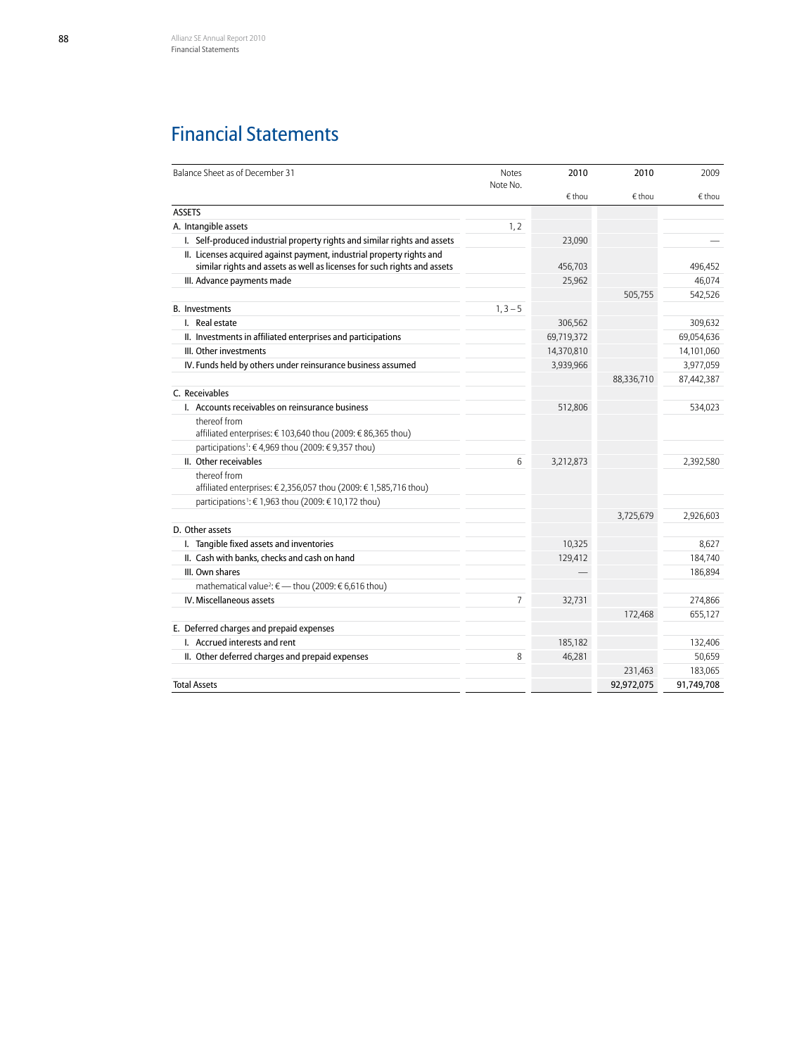# Financial Statements

| Balance Sheet as of December 31 | Notes Note No. | 2010 | 2010 | 2009 |
|---|---|---|---|---|
| | | € thou | € thou | € thou |
| ASSETS | | | | |
| A. Intangible assets | 1, 2 | | | |
| I. Self-produced industrial property rights and similar rights and assets | | 23,090 | | — |
| II. Licenses acquired against payment, industrial property rights and similar rights and assets as well as licenses for such rights and assets | | 456,703 | | 496,452 |
| III. Advance payments made | | 25,962 | | 46,074 |
| | | | 505,755 | 542,526 |
| B. Investments | 1, 3 – 5 | | | |
| I. Real estate | | 306,562 | | 309,632 |
| II. Investments in affiliated enterprises and participations | | 69,719,372 | | 69,054,636 |
| III. Other investments | | 14,370,810 | | 14,101,060 |
| IV. Funds held by others under reinsurance business assumed | | 3,939,966 | | 3,977,059 |
| | | | 88,336,710 | 87,442,387 |
| C. Receivables | | | | |
| I. Accounts receivables on reinsurance business | | 512,806 | | 534,023 |
| thereof from affiliated enterprises: € 103,640 thou (2009: € 86,365 thou) | | | | |
| participations[1]: € 4,969 thou (2009: € 9,357 thou) | | | | |
| II. Other receivables | 6 | 3,212,873 | | 2,392,580 |
| thereof from affiliated enterprises: € 2,356,057 thou (2009: € 1,585,716 thou) | | | | |
| participations[1]: € 1,963 thou (2009: € 10,172 thou) | | | | |
| | | | 3,725,679 | 2,926,603 |
| D. Other assets | | | | |
| I. Tangible fixed assets and inventories | | 10,325 | | 8,627 |
| II. Cash with banks, checks and cash on hand | | 129,412 | | 184,740 |
| III. Own shares | | — | | 186,894 |
| mathematical value[2]: € — thou (2009: € 6,616 thou) | | | | |
| IV. Miscellaneous assets | 7 | 32,731 | | 274,866 |
| | | | 172,468 | 655,127 |
| E. Deferred charges and prepaid expenses | | | | |
| I. Accrued interests and rent | | 185,182 | | 132,406 |
| II. Other deferred charges and prepaid expenses | 8 | 46,281 | | 50,659 |
| | | | 231,463 | 183,065 |
| Total Assets | | | 92,972,075 | 91,749,708 |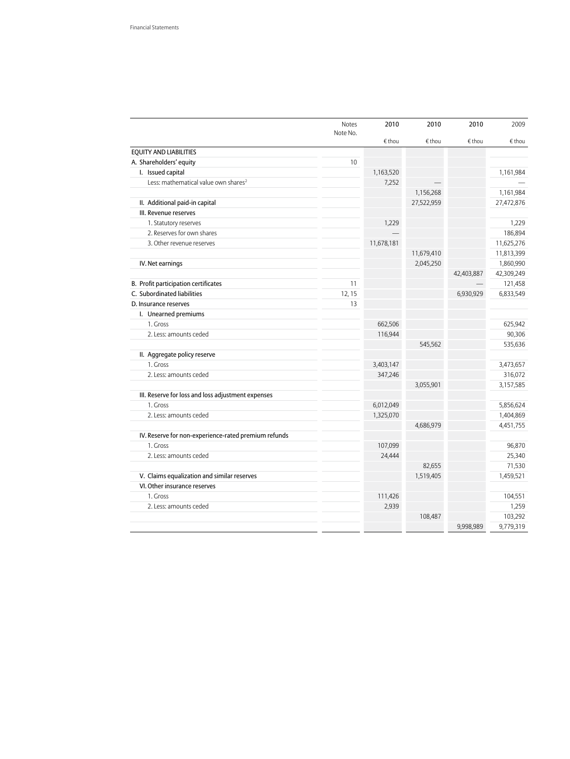| | Notes Note No. | 2010 | 2010 | 2010 | 2009 |
|---|---|---|---|---|---|
| | | € thou | € thou | € thou | € thou |
| EQUITY AND LIABILITIES | | | | | |
| A. Shareholders' equity | 10 | | | | |
| I. Issued capital | | 1,163,520 | | | 1,161,984 |
| Less: mathematical value own shares[2] | | 7,252 | — | | — |
| | | | 1,156,268 | | 1,161,984 |
| II. Additional paid-in capital | | | 27,522,959 | | 27,472,876 |
| III. Revenue reserves | | | | | |
| 1. Statutory reserves | | 1,229 | | | 1,229 |
| 2. Reserves for own shares | | — | | | 186,894 |
| 3. Other revenue reserves | | 11,678,181 | | | 11,625,276 |
| | | | 11,679,410 | | 11,813,399 |
| IV. Net earnings | | | 2,045,250 | | 1,860,990 |
| | | | | 42,403,887 | 42,309,249 |
| B. Profit participation certificates | 11 | | | — | 121,458 |
| C. Subordinated liabilities | 12, 15 | | | 6,930,929 | 6,833,549 |
| D. Insurance reserves | 13 | | | | |
| I. Unearned premiums | | | | | |
| 1. Gross | | 662,506 | | | 625,942 |
| 2. Less: amounts ceded | | 116,944 | | | 90,306 |
| | | | 545,562 | | 535,636 |
| II. Aggregate policy reserve | | | | | |
| 1. Gross | | 3,403,147 | | | 3,473,657 |
| 2. Less: amounts ceded | | 347,246 | | | 316,072 |
| | | | 3,055,901 | | 3,157,585 |
| III. Reserve for loss and loss adjustment expenses | | | | | |
| 1. Gross | | 6,012,049 | | | 5,856,624 |
| 2. Less: amounts ceded | | 1,325,070 | | | 1,404,869 |
| | | | 4,686,979 | | 4,451,755 |
| IV. Reserve for non-experience-rated premium refunds | | | | | |
| 1. Gross | | 107,099 | | | 96,870 |
| 2. Less: amounts ceded | | 24,444 | | | 25,340 |
| | | | 82,655 | | 71,530 |
| V. Claims equalization and similar reserves | | | 1,519,405 | | 1,459,521 |
| VI. Other insurance reserves | | | | | |
| 1. Gross | | 111,426 | | | 104,551 |
| 2. Less: amounts ceded | | 2,939 | | | 1,259 |
| | | | 108,487 | | 103,292 |
| | | | | 9,998,989 | 9,779,319 |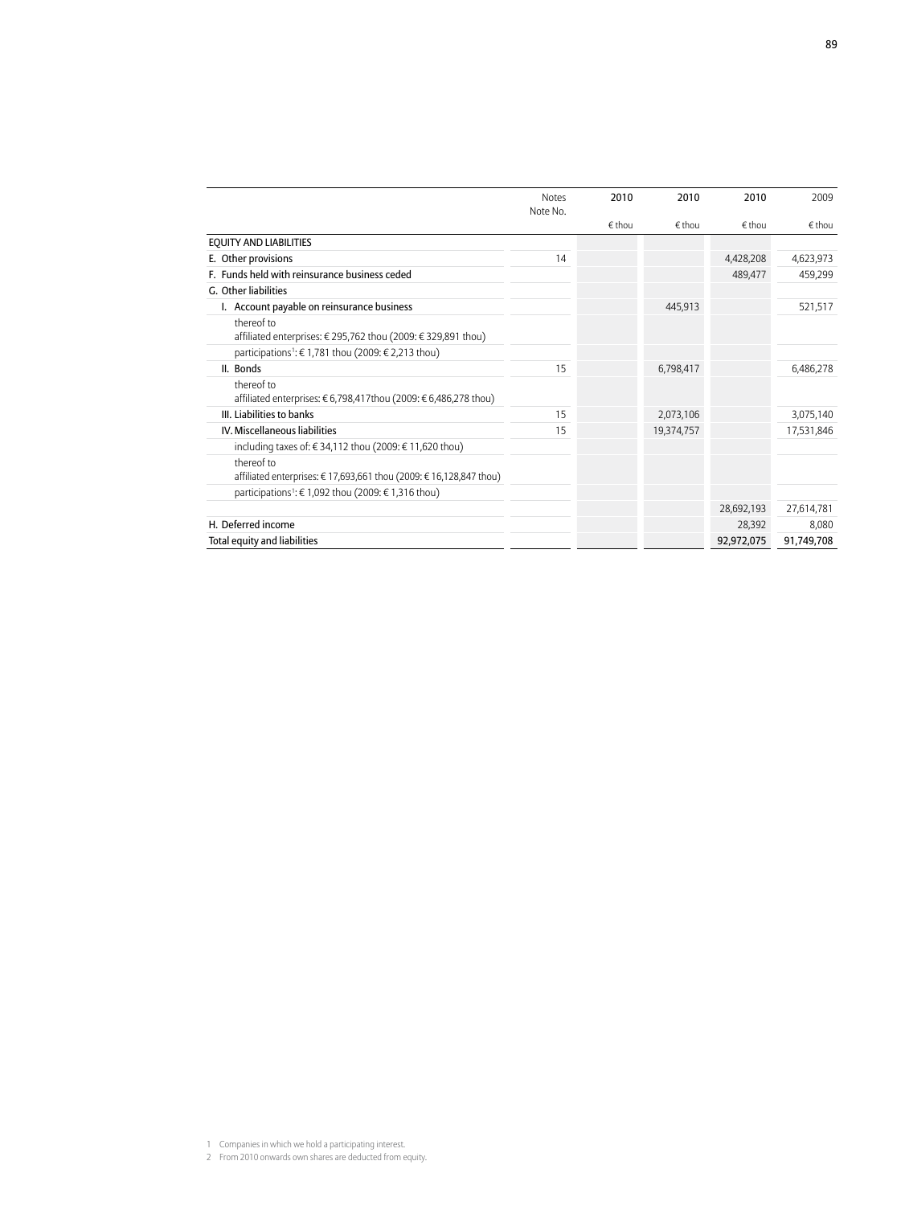| | Notes Note No. | 2010 € thou | 2010 € thou | 2010 € thou | 2009 € thou |
|---|---|---|---|---|---|
| EQUITY AND LIABILITIES | | | | | |
| E. Other provisions | 14 | | | 4,428,208 | 4,623,973 |
| F. Funds held with reinsurance business ceded | | | | 489,477 | 459,299 |
| G. Other liabilities | | | | | |
| I. Account payable on reinsurance business | | | 445,913 | | 521,517 |
| thereof to affiliated enterprises: € 295,762 thou (2009: € 329,891 thou) | | | | | |
| participations[1]: € 1,781 thou (2009: € 2,213 thou) | | | | | |
| II. Bonds | 15 | | 6,798,417 | | 6,486,278 |
| thereof to affiliated enterprises: € 6,798,417thou (2009: € 6,486,278 thou) | | | | | |
| III. Liabilities to banks | 15 | | 2,073,106 | | 3,075,140 |
| IV. Miscellaneous liabilities | 15 | | 19,374,757 | | 17,531,846 |
| including taxes of: € 34,112 thou (2009: € 11,620 thou) | | | | | |
| thereof to affiliated enterprises: € 17,693,661 thou (2009: € 16,128,847 thou) | | | | | |
| participations[1]: € 1,092 thou (2009: € 1,316 thou) | | | | | |
| | | | | 28,692,193 | 27,614,781 |
| H. Deferred income | | | | 28,392 | 8,080 |
| Total equity and liabilities | | | | 92,972,075 | 91,749,708 |

1 Companies in which we hold a participating interest.
2 From 2010 onwards own shares are deducted from equity.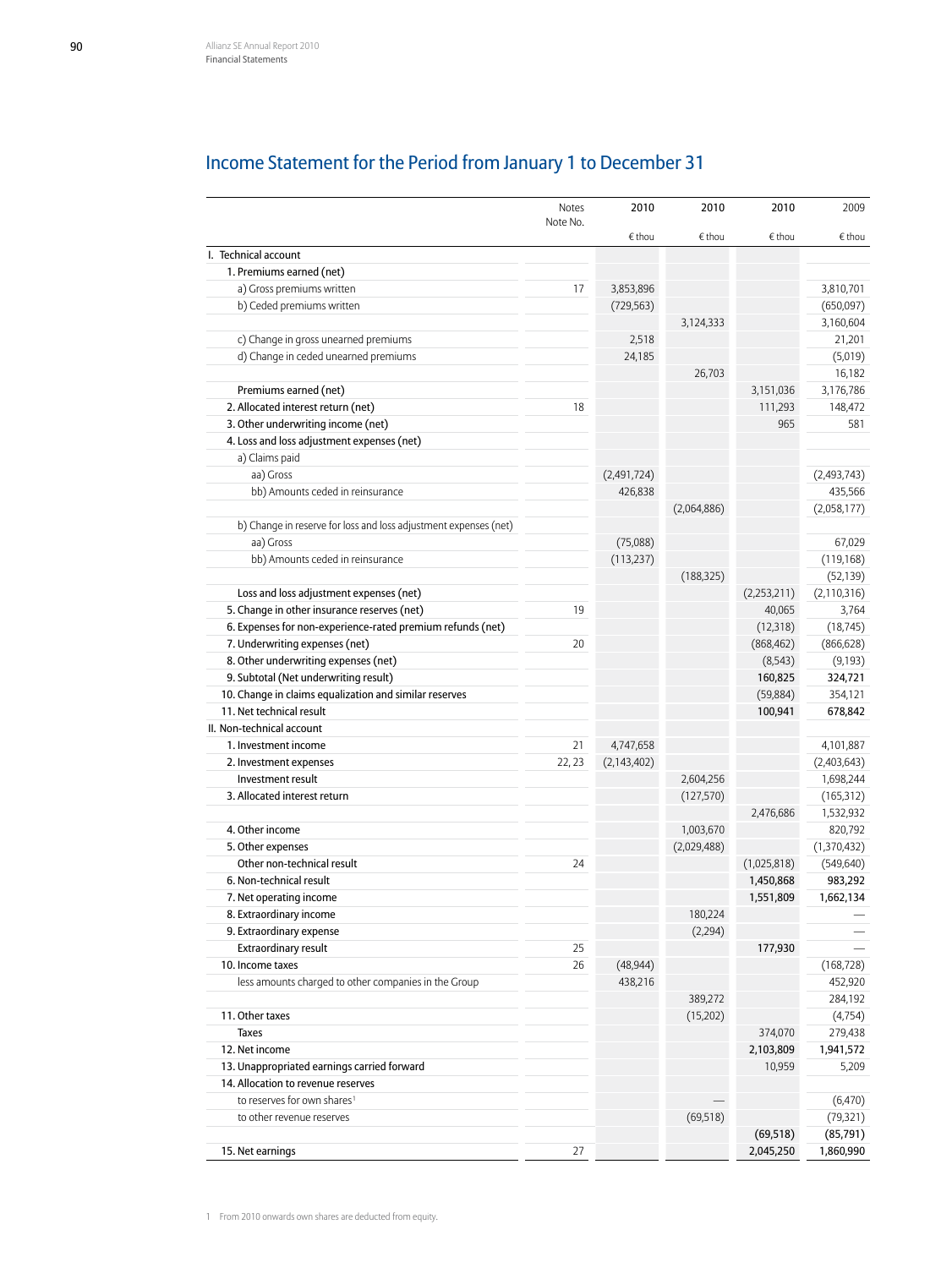## Income Statement for the Period from January 1 to December 31

| | Notes Note No. | 2010 | 2010 | 2010 | 2009 |
|---|---|---|---|---|---|
| | | € thou | € thou | € thou | € thou |
| I. Technical account | | | | | |
| 1. Premiums earned (net) | | | | | |
| a) Gross premiums written | 17 | 3,853,896 | | | 3,810,701 |
| b) Ceded premiums written | | (729,563) | | | (650,097) |
| | | | 3,124,333 | | 3,160,604 |
| c) Change in gross unearned premiums | | 2,518 | | | 21,201 |
| d) Change in ceded unearned premiums | | 24,185 | | | (5,019) |
| | | | 26,703 | | 16,182 |
| Premiums earned (net) | | | | 3,151,036 | 3,176,786 |
| 2. Allocated interest return (net) | 18 | | | 111,293 | 148,472 |
| 3. Other underwriting income (net) | | | | 965 | 581 |
| 4. Loss and loss adjustment expenses (net) | | | | | |
| a) Claims paid | | | | | |
| aa) Gross | | (2,491,724) | | | (2,493,743) |
| bb) Amounts ceded in reinsurance | | 426,838 | | | 435,566 |
| | | | (2,064,886) | | (2,058,177) |
| b) Change in reserve for loss and loss adjustment expenses (net) | | | | | |
| aa) Gross | | (75,088) | | | 67,029 |
| bb) Amounts ceded in reinsurance | | (113,237) | | | (119,168) |
| | | | (188,325) | | (52,139) |
| Loss and loss adjustment expenses (net) | | | | (2,253,211) | (2,110,316) |
| 5. Change in other insurance reserves (net) | 19 | | | 40,065 | 3,764 |
| 6. Expenses for non-experience-rated premium refunds (net) | | | | (12,318) | (18,745) |
| 7. Underwriting expenses (net) | 20 | | | (868,462) | (866,628) |
| 8. Other underwriting expenses (net) | | | | (8,543) | (9,193) |
| 9. Subtotal (Net underwriting result) | | | | **160,825** | **324,721** |
| 10. Change in claims equalization and similar reserves | | | | (59,884) | 354,121 |
| 11. Net technical result | | | | **100,941** | **678,842** |
| II. Non-technical account | | | | | |
| 1. Investment income | 21 | 4,747,658 | | | 4,101,887 |
| 2. Investment expenses | 22, 23 | (2,143,402) | | | (2,403,643) |
| Investment result | | | 2,604,256 | | 1,698,244 |
| 3. Allocated interest return | | | (127,570) | | (165,312) |
| | | | | 2,476,686 | 1,532,932 |
| 4. Other income | | | 1,003,670 | | 820,792 |
| 5. Other expenses | | | (2,029,488) | | (1,370,432) |
| Other non-technical result | 24 | | | (1,025,818) | (549,640) |
| 6. Non-technical result | | | | **1,450,868** | **983,292** |
| 7. Net operating income | | | | **1,551,809** | **1,662,134** |
| 8. Extraordinary income | | | 180,224 | | — |
| 9. Extraordinary expense | | | (2,294) | | — |
| Extraordinary result | 25 | | | **177,930** | — |
| 10. Income taxes | 26 | (48,944) | | | (168,728) |
| less amounts charged to other companies in the Group | | 438,216 | | | 452,920 |
| | | | 389,272 | | 284,192 |
| 11. Other taxes | | | (15,202) | | (4,754) |
| Taxes | | | | 374,070 | 279,438 |
| 12. Net income | | | | **2,103,809** | **1,941,572** |
| 13. Unappropriated earnings carried forward | | | | 10,959 | 5,209 |
| 14. Allocation to revenue reserves | | | | | |
| to reserves for own shares[1] | | | — | | (6,470) |
| to other revenue reserves | | | (69,518) | | (79,321) |
| | | | | **(69,518)** | **(85,791)** |
| 15. Net earnings | 27 | | | **2,045,250** | **1,860,990** |

1 From 2010 onwards own shares are deducted from equity.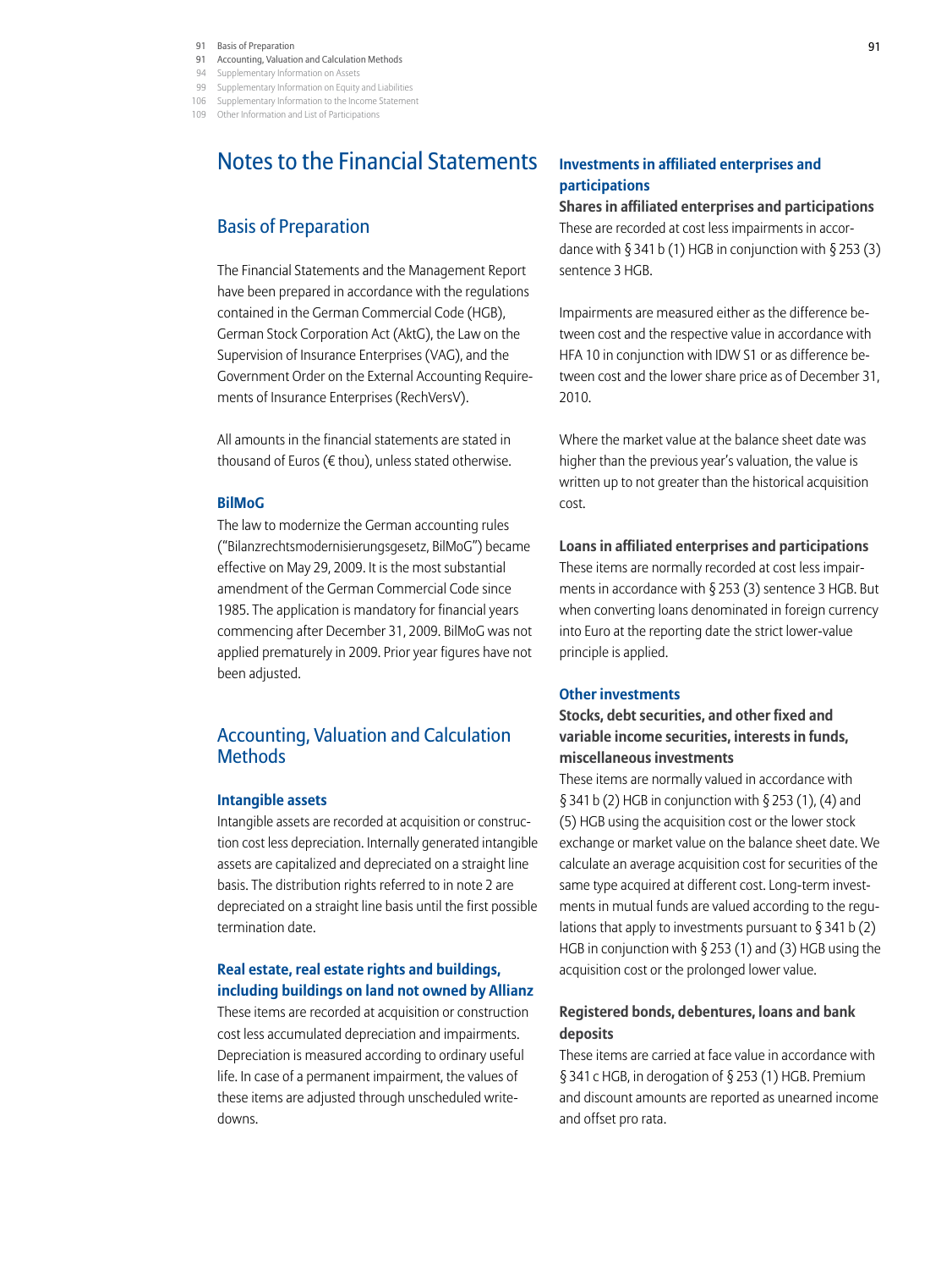# Notes to the Financial Statements

## Basis of Preparation

The Financial Statements and the Management Report have been prepared in accordance with the regulations contained in the German Commercial Code (HGB), German Stock Corporation Act (AktG), the Law on the Supervision of Insurance Enterprises (VAG), and the Government Order on the External Accounting Requirements of Insurance Enterprises (RechVersV).

All amounts in the financial statements are stated in thousand of Euros (€ thou), unless stated otherwise.

### BilMoG

The law to modernize the German accounting rules ("Bilanzrechtsmodernisierungsgesetz, BilMoG") became effective on May 29, 2009. It is the most substantial amendment of the German Commercial Code since 1985. The application is mandatory for financial years commencing after December 31, 2009. BilMoG was not applied prematurely in 2009. Prior year figures have not been adjusted.

## Accounting, Valuation and Calculation Methods

### Intangible assets

Intangible assets are recorded at acquisition or construction cost less depreciation. Internally generated intangible assets are capitalized and depreciated on a straight line basis. The distribution rights referred to in note 2 are depreciated on a straight line basis until the first possible termination date.

### Real estate, real estate rights and buildings, including buildings on land not owned by Allianz

These items are recorded at acquisition or construction cost less accumulated depreciation and impairments. Depreciation is measured according to ordinary useful life. In case of a permanent impairment, the values of these items are adjusted through unscheduled write-downs.

### Investments in affiliated enterprises and participations

**Shares in affiliated enterprises and participations**

These are recorded at cost less impairments in accordance with § 341 b (1) HGB in conjunction with § 253 (3) sentence 3 HGB.

Impairments are measured either as the difference between cost and the respective value in accordance with HFA 10 in conjunction with IDW S1 or as difference between cost and the lower share price as of December 31, 2010.

Where the market value at the balance sheet date was higher than the previous year's valuation, the value is written up to not greater than the historical acquisition cost.

**Loans in affiliated enterprises and participations**

These items are normally recorded at cost less impairments in accordance with § 253 (3) sentence 3 HGB. But when converting loans denominated in foreign currency into Euro at the reporting date the strict lower-value principle is applied.

### Other investments

**Stocks, debt securities, and other fixed and variable income securities, interests in funds, miscellaneous investments**

These items are normally valued in accordance with § 341 b (2) HGB in conjunction with § 253 (1), (4) and (5) HGB using the acquisition cost or the lower stock exchange or market value on the balance sheet date. We calculate an average acquisition cost for securities of the same type acquired at different cost. Long-term investments in mutual funds are valued according to the regulations that apply to investments pursuant to § 341 b (2) HGB in conjunction with § 253 (1) and (3) HGB using the acquisition cost or the prolonged lower value.

**Registered bonds, debentures, loans and bank deposits**

These items are carried at face value in accordance with § 341 c HGB, in derogation of § 253 (1) HGB. Premium and discount amounts are reported as unearned income and offset pro rata.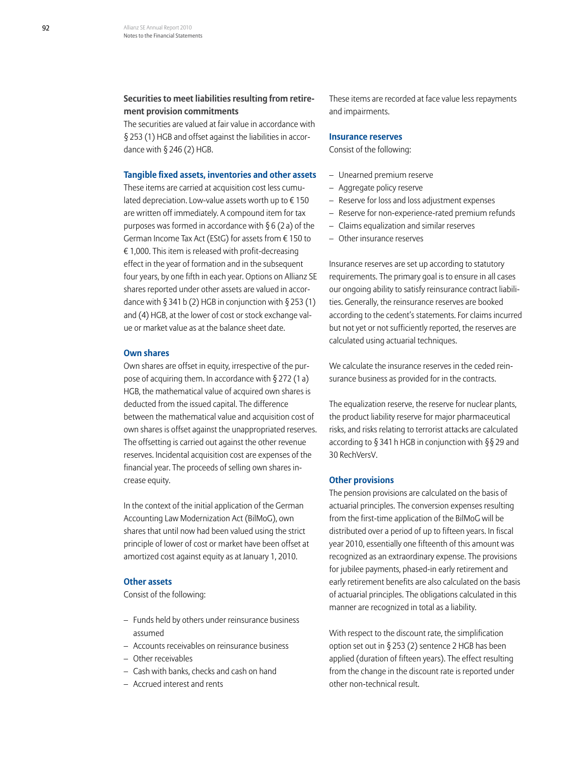### Securities to meet liabilities resulting from retirement provision commitments

The securities are valued at fair value in accordance with § 253 (1) HGB and offset against the liabilities in accordance with § 246 (2) HGB.

### Tangible fixed assets, inventories and other assets

These items are carried at acquisition cost less cumulated depreciation. Low-value assets worth up to € 150 are written off immediately. A compound item for tax purposes was formed in accordance with § 6 (2 a) of the German Income Tax Act (EStG) for assets from € 150 to € 1,000. This item is released with profit-decreasing effect in the year of formation and in the subsequent four years, by one fifth in each year. Options on Allianz SE shares reported under other assets are valued in accordance with § 341 b (2) HGB in conjunction with § 253 (1) and (4) HGB, at the lower of cost or stock exchange value or market value as at the balance sheet date.

### Own shares

Own shares are offset in equity, irrespective of the purpose of acquiring them. In accordance with § 272 (1 a) HGB, the mathematical value of acquired own shares is deducted from the issued capital. The difference between the mathematical value and acquisition cost of own shares is offset against the unappropriated reserves. The offsetting is carried out against the other revenue reserves. Incidental acquisition cost are expenses of the financial year. The proceeds of selling own shares increase equity.

In the context of the initial application of the German Accounting Law Modernization Act (BilMoG), own shares that until now had been valued using the strict principle of lower of cost or market have been offset at amortized cost against equity as at January 1, 2010.

### Other assets

Consist of the following:

- Funds held by others under reinsurance business assumed
- Accounts receivables on reinsurance business
- Other receivables
- Cash with banks, checks and cash on hand
- Accrued interest and rents

These items are recorded at face value less repayments and impairments.

### Insurance reserves

Consist of the following:

- Unearned premium reserve
- Aggregate policy reserve
- Reserve for loss and loss adjustment expenses
- Reserve for non-experience-rated premium refunds
- Claims equalization and similar reserves
- Other insurance reserves

Insurance reserves are set up according to statutory requirements. The primary goal is to ensure in all cases our ongoing ability to satisfy reinsurance contract liabilities. Generally, the reinsurance reserves are booked according to the cedent's statements. For claims incurred but not yet or not sufficiently reported, the reserves are calculated using actuarial techniques.

We calculate the insurance reserves in the ceded reinsurance business as provided for in the contracts.

The equalization reserve, the reserve for nuclear plants, the product liability reserve for major pharmaceutical risks, and risks relating to terrorist attacks are calculated according to § 341 h HGB in conjunction with §§ 29 and 30 RechVersV.

### Other provisions

The pension provisions are calculated on the basis of actuarial principles. The conversion expenses resulting from the first-time application of the BilMoG will be distributed over a period of up to fifteen years. In fiscal year 2010, essentially one fifteenth of this amount was recognized as an extraordinary expense. The provisions for jubilee payments, phased-in early retirement and early retirement benefits are also calculated on the basis of actuarial principles. The obligations calculated in this manner are recognized in total as a liability.

With respect to the discount rate, the simplification option set out in § 253 (2) sentence 2 HGB has been applied (duration of fifteen years). The effect resulting from the change in the discount rate is reported under other non-technical result.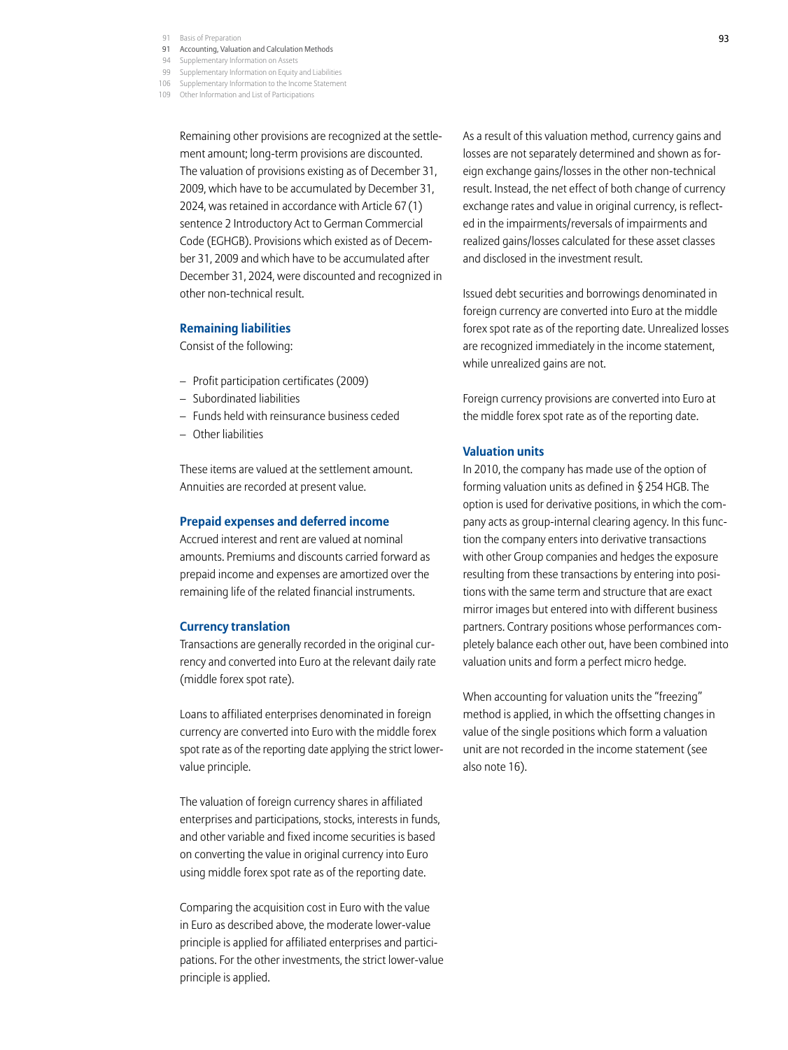Remaining other provisions are recognized at the settlement amount; long-term provisions are discounted. The valuation of provisions existing as of December 31, 2009, which have to be accumulated by December 31, 2024, was retained in accordance with Article 67 (1) sentence 2 Introductory Act to German Commercial Code (EGHGB). Provisions which existed as of December 31, 2009 and which have to be accumulated after December 31, 2024, were discounted and recognized in other non-technical result.

### Remaining liabilities

Consist of the following:

- Profit participation certificates (2009)
- Subordinated liabilities
- Funds held with reinsurance business ceded
- Other liabilities

These items are valued at the settlement amount. Annuities are recorded at present value.

### Prepaid expenses and deferred income

Accrued interest and rent are valued at nominal amounts. Premiums and discounts carried forward as prepaid income and expenses are amortized over the remaining life of the related financial instruments.

### Currency translation

Transactions are generally recorded in the original currency and converted into Euro at the relevant daily rate (middle forex spot rate).

Loans to affiliated enterprises denominated in foreign currency are converted into Euro with the middle forex spot rate as of the reporting date applying the strict lower-value principle.

The valuation of foreign currency shares in affiliated enterprises and participations, stocks, interests in funds, and other variable and fixed income securities is based on converting the value in original currency into Euro using middle forex spot rate as of the reporting date.

Comparing the acquisition cost in Euro with the value in Euro as described above, the moderate lower-value principle is applied for affiliated enterprises and participations. For the other investments, the strict lower-value principle is applied.

As a result of this valuation method, currency gains and losses are not separately determined and shown as foreign exchange gains/losses in the other non-technical result. Instead, the net effect of both change of currency exchange rates and value in original currency, is reflected in the impairments/reversals of impairments and realized gains/losses calculated for these asset classes and disclosed in the investment result.

Issued debt securities and borrowings denominated in foreign currency are converted into Euro at the middle forex spot rate as of the reporting date. Unrealized losses are recognized immediately in the income statement, while unrealized gains are not.

Foreign currency provisions are converted into Euro at the middle forex spot rate as of the reporting date.

### Valuation units

In 2010, the company has made use of the option of forming valuation units as defined in § 254 HGB. The option is used for derivative positions, in which the company acts as group-internal clearing agency. In this function the company enters into derivative transactions with other Group companies and hedges the exposure resulting from these transactions by entering into positions with the same term and structure that are exact mirror images but entered into with different business partners. Contrary positions whose performances completely balance each other out, have been combined into valuation units and form a perfect micro hedge.

When accounting for valuation units the "freezing" method is applied, in which the offsetting changes in value of the single positions which form a valuation unit are not recorded in the income statement (see also note 16).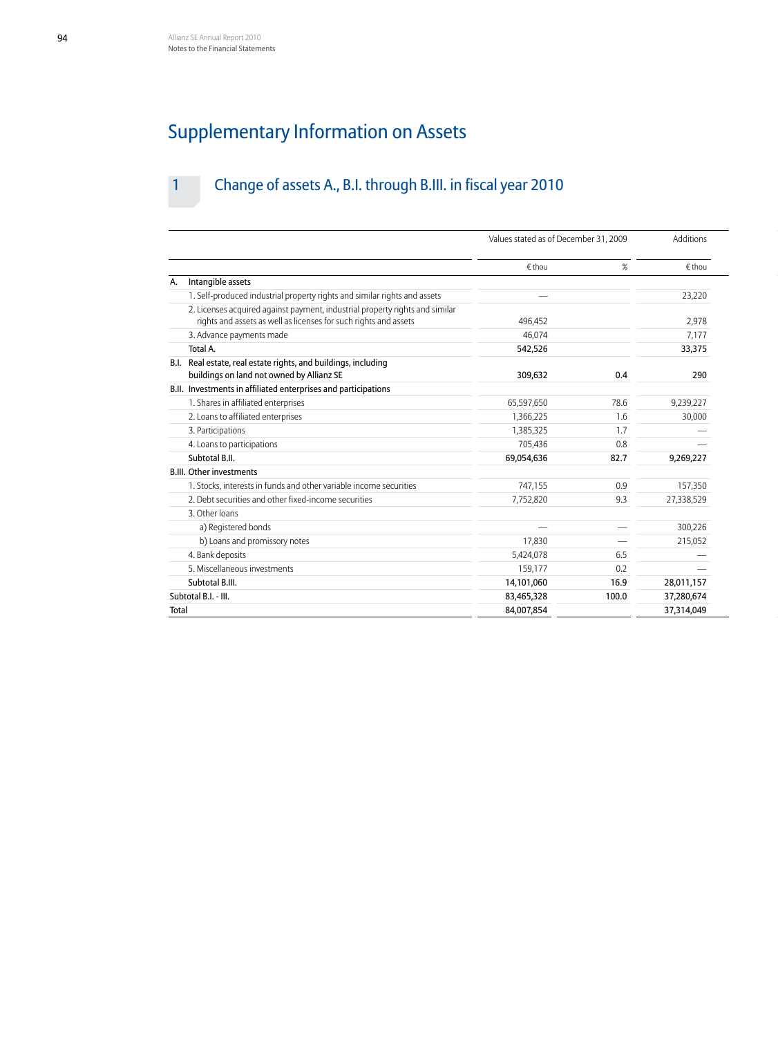# Supplementary Information on Assets

## 1 Change of assets A., B.I. through B.III. in fiscal year 2010

| | Values stated as of December 31, 2009 | | Additions |
|---|---|---|---|
| | € thou | % | € thou |
| **A. Intangible assets** | | | |
| 1. Self-produced industrial property rights and similar rights and assets | — | | 23,220 |
| 2. Licenses acquired against payment, industrial property rights and similar rights and assets as well as licenses for such rights and assets | 496,452 | | 2,978 |
| 3. Advance payments made | 46,074 | | 7,177 |
| **Total A.** | **542,526** | | **33,375** |
| **B.I. Real estate, real estate rights, and buildings, including buildings on land not owned by Allianz SE** | **309,632** | **0.4** | **290** |
| **B.II. Investments in affiliated enterprises and participations** | | | |
| 1. Shares in affiliated enterprises | 65,597,650 | 78.6 | 9,239,227 |
| 2. Loans to affiliated enterprises | 1,366,225 | 1.6 | 30,000 |
| 3. Participations | 1,385,325 | 1.7 | — |
| 4. Loans to participations | 705,436 | 0.8 | — |
| **Subtotal B.II.** | **69,054,636** | **82.7** | **9,269,227** |
| **B.III. Other investments** | | | |
| 1. Stocks, interests in funds and other variable income securities | 747,155 | 0.9 | 157,350 |
| 2. Debt securities and other fixed-income securities | 7,752,820 | 9.3 | 27,338,529 |
| 3. Other loans | | | |
| a) Registered bonds | — | — | 300,226 |
| b) Loans and promissory notes | 17,830 | — | 215,052 |
| 4. Bank deposits | 5,424,078 | 6.5 | — |
| 5. Miscellaneous investments | 159,177 | 0.2 | — |
| **Subtotal B.III.** | **14,101,060** | **16.9** | **28,011,157** |
| **Subtotal B.I. - III.** | **83,465,328** | **100.0** | **37,280,674** |
| **Total** | **84,007,854** | | **37,314,049** |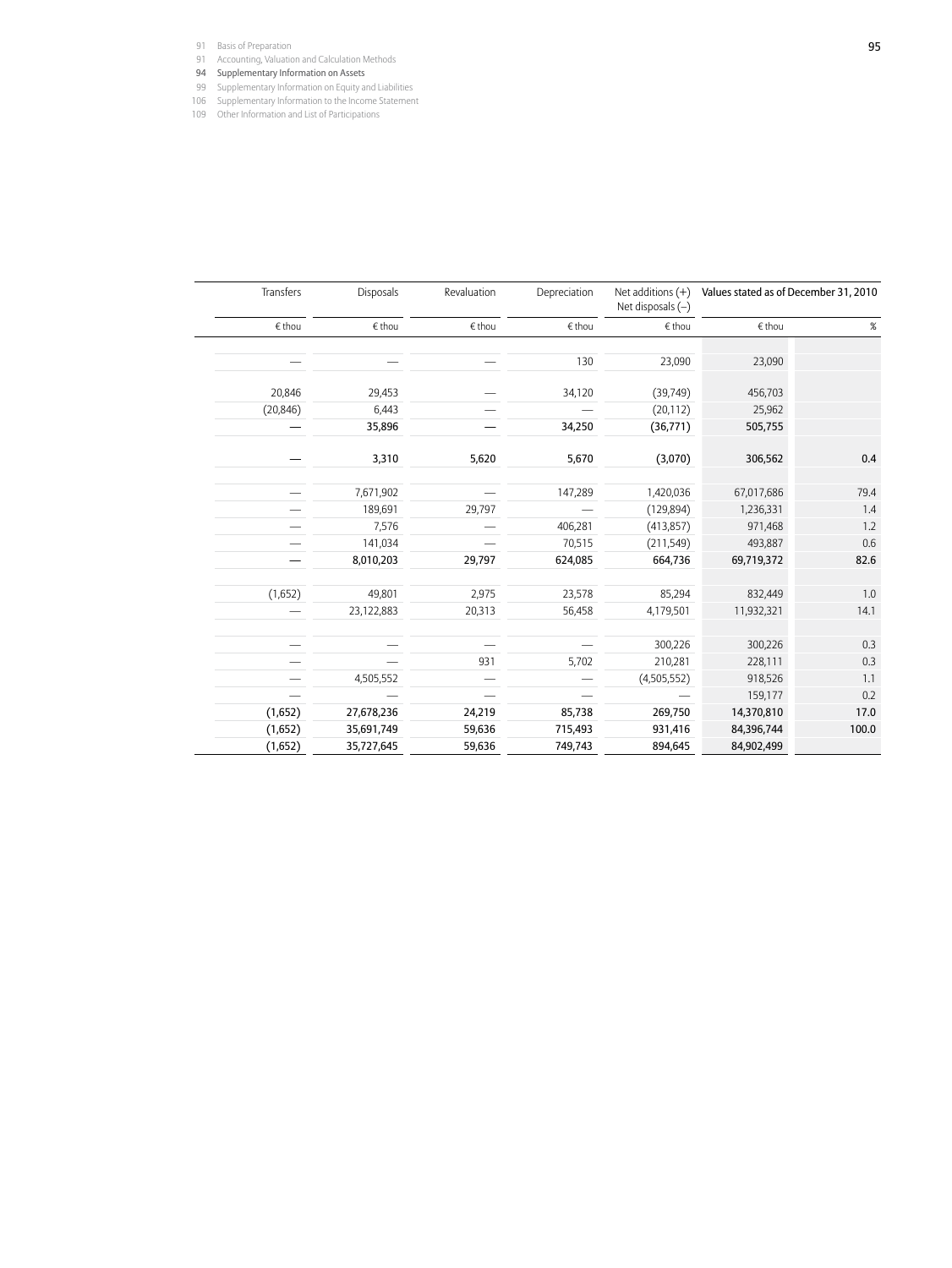| Transfers | Disposals | Revaluation | Depreciation | Net additions (+) Net disposals (–) | Values stated as of December 31, 2010 | |
|---|---|---|---|---|---|---|
| € thou | € thou | € thou | € thou | € thou | € thou | % |
| | | | | | | |
| — | — | — | 130 | 23,090 | 23,090 | |
| | | | | | | |
| 20,846 | 29,453 | — | 34,120 | (39,749) | 456,703 | |
| (20,846) | 6,443 | — | — | (20,112) | 25,962 | |
| **—** | **35,896** | **—** | **34,250** | **(36,771)** | **505,755** | |
| | | | | | | |
| **—** | **3,310** | **5,620** | **5,670** | **(3,070)** | **306,562** | **0.4** |
| | | | | | | |
| — | 7,671,902 | — | 147,289 | 1,420,036 | 67,017,686 | 79.4 |
| — | 189,691 | 29,797 | — | (129,894) | 1,236,331 | 1.4 |
| — | 7,576 | — | 406,281 | (413,857) | 971,468 | 1.2 |
| — | 141,034 | — | 70,515 | (211,549) | 493,887 | 0.6 |
| **—** | **8,010,203** | **29,797** | **624,085** | **664,736** | **69,719,372** | **82.6** |
| | | | | | | |
| (1,652) | 49,801 | 2,975 | 23,578 | 85,294 | 832,449 | 1.0 |
| — | 23,122,883 | 20,313 | 56,458 | 4,179,501 | 11,932,321 | 14.1 |
| | | | | | | |
| — | — | — | — | 300,226 | 300,226 | 0.3 |
| — | — | 931 | 5,702 | 210,281 | 228,111 | 0.3 |
| — | 4,505,552 | — | — | (4,505,552) | 918,526 | 1.1 |
| — | — | — | — | — | 159,177 | 0.2 |
| **(1,652)** | **27,678,236** | **24,219** | **85,738** | **269,750** | **14,370,810** | **17.0** |
| **(1,652)** | **35,691,749** | **59,636** | **715,493** | **931,416** | **84,396,744** | **100.0** |
| **(1,652)** | **35,727,645** | **59,636** | **749,743** | **894,645** | **84,902,499** | |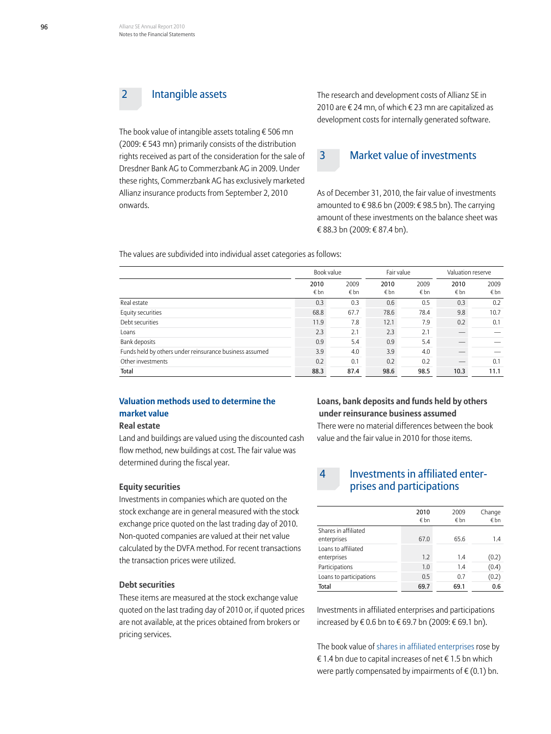## 2 Intangible assets

The book value of intangible assets totaling € 506 mn (2009: € 543 mn) primarily consists of the distribution rights received as part of the consideration for the sale of Dresdner Bank AG to Commerzbank AG in 2009. Under these rights, Commerzbank AG has exclusively marketed Allianz insurance products from September 2, 2010 onwards.

The research and development costs of Allianz SE in 2010 are € 24 mn, of which € 23 mn are capitalized as development costs for internally generated software.

## 3 Market value of investments

As of December 31, 2010, the fair value of investments amounted to € 98.6 bn (2009: € 98.5 bn). The carrying amount of these investments on the balance sheet was € 88.3 bn (2009: € 87.4 bn).

The values are subdivided into individual asset categories as follows:

| | Book value | | Fair value | | Valuation reserve | |
|---|---|---|---|---|---|---|
| | 2010 € bn | 2009 € bn | 2010 € bn | 2009 € bn | 2010 € bn | 2009 € bn |
| Real estate | 0.3 | 0.3 | 0.6 | 0.5 | 0.3 | 0.2 |
| Equity securities | 68.8 | 67.7 | 78.6 | 78.4 | 9.8 | 10.7 |
| Debt securities | 11.9 | 7.8 | 12.1 | 7.9 | 0.2 | 0.1 |
| Loans | 2.3 | 2.1 | 2.3 | 2.1 | — | — |
| Bank deposits | 0.9 | 5.4 | 0.9 | 5.4 | — | — |
| Funds held by others under reinsurance business assumed | 3.9 | 4.0 | 3.9 | 4.0 | — | — |
| Other investments | 0.2 | 0.1 | 0.2 | 0.2 | — | 0.1 |
| **Total** | **88.3** | **87.4** | **98.6** | **98.5** | **10.3** | **11.1** |

### Valuation methods used to determine the market value

**Real estate**

Land and buildings are valued using the discounted cash flow method, new buildings at cost. The fair value was determined during the fiscal year.

**Equity securities**

Investments in companies which are quoted on the stock exchange are in general measured with the stock exchange price quoted on the last trading day of 2010. Non-quoted companies are valued at their net value calculated by the DVFA method. For recent transactions the transaction prices were utilized.

**Debt securities**

These items are measured at the stock exchange value quoted on the last trading day of 2010 or, if quoted prices are not available, at the prices obtained from brokers or pricing services.

**Loans, bank deposits and funds held by others under reinsurance business assumed**

There were no material differences between the book value and the fair value in 2010 for those items.

## 4 Investments in affiliated enterprises and participations

| | 2010 € bn | 2009 € bn | Change € bn |
|---|---|---|---|
| Shares in affiliated enterprises | 67.0 | 65.6 | 1.4 |
| Loans to affiliated enterprises | 1.2 | 1.4 | (0.2) |
| Participations | 1.0 | 1.4 | (0.4) |
| Loans to participations | 0.5 | 0.7 | (0.2) |
| **Total** | **69.7** | **69.1** | **0.6** |

Investments in affiliated enterprises and participations increased by € 0.6 bn to € 69.7 bn (2009: € 69.1 bn).

The book value of shares in affiliated enterprises rose by € 1.4 bn due to capital increases of net € 1.5 bn which were partly compensated by impairments of € (0.1) bn.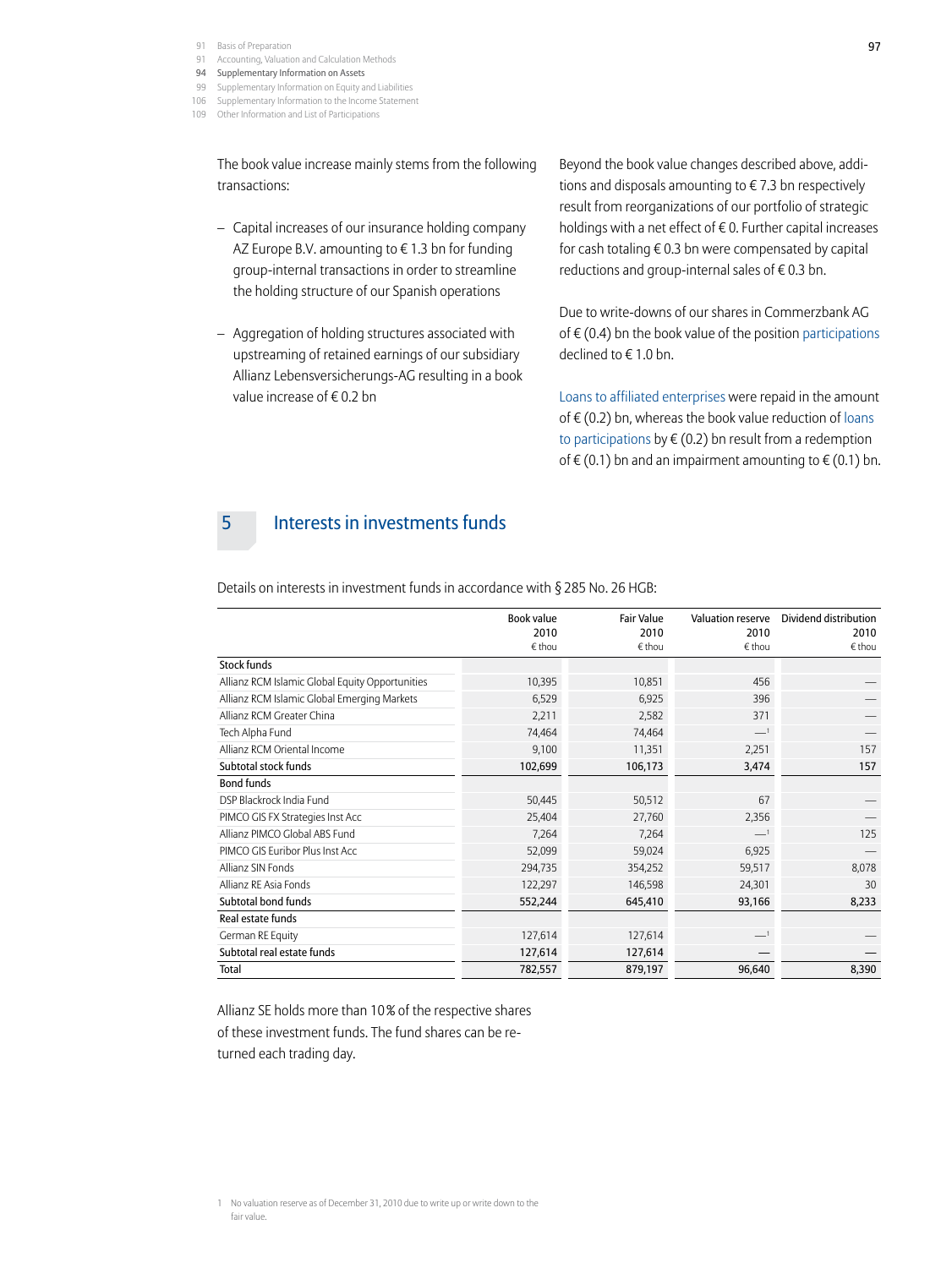The book value increase mainly stems from the following transactions:

- Capital increases of our insurance holding company AZ Europe B.V. amounting to € 1.3 bn for funding group-internal transactions in order to streamline the holding structure of our Spanish operations
- Aggregation of holding structures associated with upstreaming of retained earnings of our subsidiary Allianz Lebensversicherungs-AG resulting in a book value increase of € 0.2 bn

Beyond the book value changes described above, additions and disposals amounting to € 7.3 bn respectively result from reorganizations of our portfolio of strategic holdings with a net effect of € 0. Further capital increases for cash totaling € 0.3 bn were compensated by capital reductions and group-internal sales of € 0.3 bn.

Due to write-downs of our shares in Commerzbank AG of € (0.4) bn the book value of the position participations declined to € 1.0 bn.

Loans to affiliated enterprises were repaid in the amount of € (0.2) bn, whereas the book value reduction of loans to participations by € (0.2) bn result from a redemption of € (0.1) bn and an impairment amounting to € (0.1) bn.

## 5 Interests in investments funds

Details on interests in investment funds in accordance with § 285 No. 26 HGB:

| | Book value 2010 € thou | Fair Value 2010 € thou | Valuation reserve 2010 € thou | Dividend distribution 2010 € thou |
|---|---|---|---|---|
| **Stock funds** | | | | |
| Allianz RCM Islamic Global Equity Opportunities | 10,395 | 10,851 | 456 | — |
| Allianz RCM Islamic Global Emerging Markets | 6,529 | 6,925 | 396 | — |
| Allianz RCM Greater China | 2,211 | 2,582 | 371 | — |
| Tech Alpha Fund | 74,464 | 74,464 | —[1] | — |
| Allianz RCM Oriental Income | 9,100 | 11,351 | 2,251 | 157 |
| **Subtotal stock funds** | **102,699** | **106,173** | **3,474** | **157** |
| **Bond funds** | | | | |
| DSP Blackrock India Fund | 50,445 | 50,512 | 67 | — |
| PIMCO GIS FX Strategies Inst Acc | 25,404 | 27,760 | 2,356 | — |
| Allianz PIMCO Global ABS Fund | 7,264 | 7,264 | —[1] | 125 |
| PIMCO GIS Euribor Plus Inst Acc | 52,099 | 59,024 | 6,925 | — |
| Allianz SIN Fonds | 294,735 | 354,252 | 59,517 | 8,078 |
| Allianz RE Asia Fonds | 122,297 | 146,598 | 24,301 | 30 |
| **Subtotal bond funds** | **552,244** | **645,410** | **93,166** | **8,233** |
| **Real estate funds** | | | | |
| German RE Equity | 127,614 | 127,614 | —[1] | — |
| **Subtotal real estate funds** | **127,614** | **127,614** | **—** | **—** |
| **Total** | **782,557** | **879,197** | **96,640** | **8,390** |

Allianz SE holds more than 10 % of the respective shares of these investment funds. The fund shares can be returned each trading day.

1 No valuation reserve as of December 31, 2010 due to write up or write down to the fair value.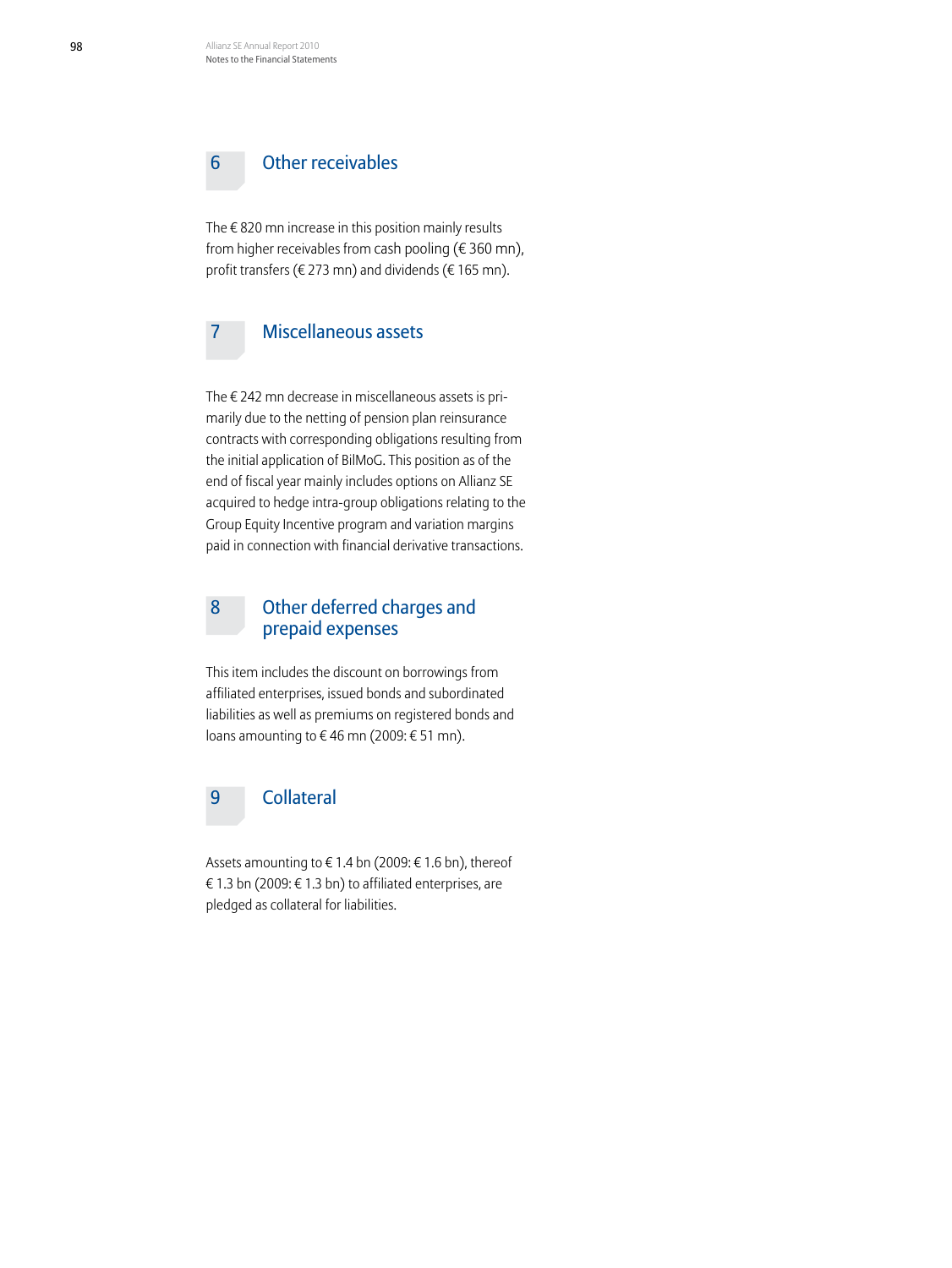## 6 Other receivables

The € 820 mn increase in this position mainly results from higher receivables from cash pooling (€ 360 mn), profit transfers (€ 273 mn) and dividends (€ 165 mn).

## 7 Miscellaneous assets

The € 242 mn decrease in miscellaneous assets is primarily due to the netting of pension plan reinsurance contracts with corresponding obligations resulting from the initial application of BilMoG. This position as of the end of fiscal year mainly includes options on Allianz SE acquired to hedge intra-group obligations relating to the Group Equity Incentive program and variation margins paid in connection with financial derivative transactions.

## 8 Other deferred charges and prepaid expenses

This item includes the discount on borrowings from affiliated enterprises, issued bonds and subordinated liabilities as well as premiums on registered bonds and loans amounting to € 46 mn (2009: € 51 mn).

## 9 Collateral

Assets amounting to € 1.4 bn (2009: € 1.6 bn), thereof € 1.3 bn (2009: € 1.3 bn) to affiliated enterprises, are pledged as collateral for liabilities.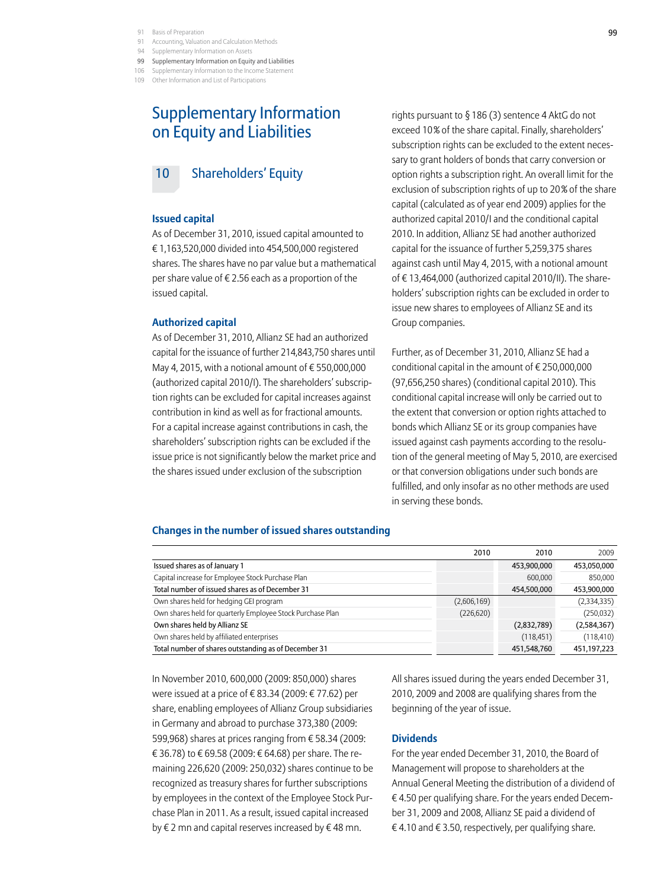# Supplementary Information on Equity and Liabilities

## 10 Shareholders' Equity

### Issued capital

As of December 31, 2010, issued capital amounted to € 1,163,520,000 divided into 454,500,000 registered shares. The shares have no par value but a mathematical per share value of € 2.56 each as a proportion of the issued capital.

### Authorized capital

As of December 31, 2010, Allianz SE had an authorized capital for the issuance of further 214,843,750 shares until May 4, 2015, with a notional amount of € 550,000,000 (authorized capital 2010/I). The shareholders' subscription rights can be excluded for capital increases against contribution in kind as well as for fractional amounts. For a capital increase against contributions in cash, the shareholders' subscription rights can be excluded if the issue price is not significantly below the market price and the shares issued under exclusion of the subscription rights pursuant to § 186 (3) sentence 4 AktG do not exceed 10% of the share capital. Finally, shareholders' subscription rights can be excluded to the extent necessary to grant holders of bonds that carry conversion or option rights a subscription right. An overall limit for the exclusion of subscription rights of up to 20% of the share capital (calculated as of year end 2009) applies for the authorized capital 2010/I and the conditional capital 2010. In addition, Allianz SE had another authorized capital for the issuance of further 5,259,375 shares against cash until May 4, 2015, with a notional amount of € 13,464,000 (authorized capital 2010/II). The shareholders' subscription rights can be excluded in order to issue new shares to employees of Allianz SE and its Group companies.

Further, as of December 31, 2010, Allianz SE had a conditional capital in the amount of € 250,000,000 (97,656,250 shares) (conditional capital 2010). This conditional capital increase will only be carried out to the extent that conversion or option rights attached to bonds which Allianz SE or its group companies have issued against cash payments according to the resolution of the general meeting of May 5, 2010, are exercised or that conversion obligations under such bonds are fulfilled, and only insofar as no other methods are used in serving these bonds.

### Changes in the number of issued shares outstanding

| | 2010 | 2010 | 2009 |
|---|---|---|---|
| Issued shares as of January 1 | | 453,900,000 | 453,050,000 |
| Capital increase for Employee Stock Purchase Plan | | 600,000 | 850,000 |
| Total number of issued shares as of December 31 | | 454,500,000 | 453,900,000 |
| Own shares held for hedging GEI program | (2,606,169) | | (2,334,335) |
| Own shares held for quarterly Employee Stock Purchase Plan | (226,620) | | (250,032) |
| Own shares held by Allianz SE | | (2,832,789) | (2,584,367) |
| Own shares held by affiliated enterprises | | (118,451) | (118,410) |
| Total number of shares outstanding as of December 31 | | 451,548,760 | 451,197,223 |

In November 2010, 600,000 (2009: 850,000) shares were issued at a price of € 83.34 (2009: € 77.62) per share, enabling employees of Allianz Group subsidiaries in Germany and abroad to purchase 373,380 (2009: 599,968) shares at prices ranging from € 58.34 (2009: € 36.78) to € 69.58 (2009: € 64.68) per share. The remaining 226,620 (2009: 250,032) shares continue to be recognized as treasury shares for further subscriptions by employees in the context of the Employee Stock Purchase Plan in 2011. As a result, issued capital increased by € 2 mn and capital reserves increased by € 48 mn.

All shares issued during the years ended December 31, 2010, 2009 and 2008 are qualifying shares from the beginning of the year of issue.

### Dividends

For the year ended December 31, 2010, the Board of Management will propose to shareholders at the Annual General Meeting the distribution of a dividend of € 4.50 per qualifying share. For the years ended December 31, 2009 and 2008, Allianz SE paid a dividend of € 4.10 and € 3.50, respectively, per qualifying share.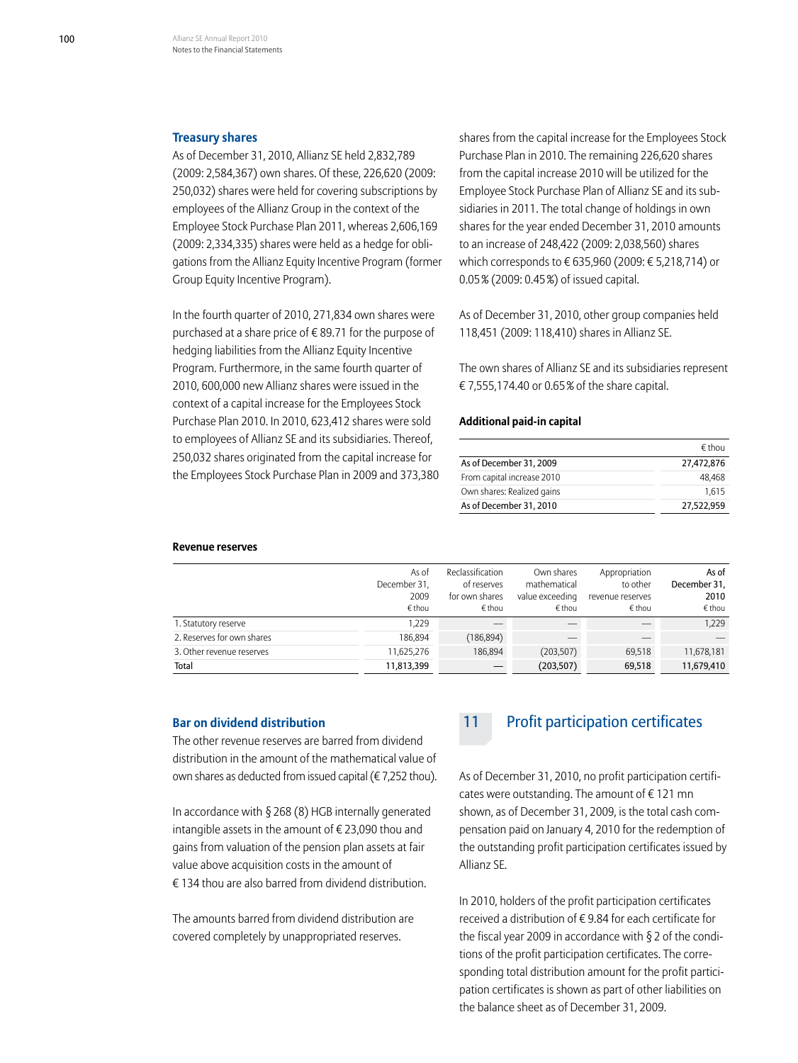### Treasury shares

As of December 31, 2010, Allianz SE held 2,832,789 (2009: 2,584,367) own shares. Of these, 226,620 (2009: 250,032) shares were held for covering subscriptions by employees of the Allianz Group in the context of the Employee Stock Purchase Plan 2011, whereas 2,606,169 (2009: 2,334,335) shares were held as a hedge for obligations from the Allianz Equity Incentive Program (former Group Equity Incentive Program).

In the fourth quarter of 2010, 271,834 own shares were purchased at a share price of € 89.71 for the purpose of hedging liabilities from the Allianz Equity Incentive Program. Furthermore, in the same fourth quarter of 2010, 600,000 new Allianz shares were issued in the context of a capital increase for the Employees Stock Purchase Plan 2010. In 2010, 623,412 shares were sold to employees of Allianz SE and its subsidiaries. Thereof, 250,032 shares originated from the capital increase for the Employees Stock Purchase Plan in 2009 and 373,380 shares from the capital increase for the Employees Stock Purchase Plan in 2010. The remaining 226,620 shares from the capital increase 2010 will be utilized for the Employee Stock Purchase Plan of Allianz SE and its subsidiaries in 2011. The total change of holdings in own shares for the year ended December 31, 2010 amounts to an increase of 248,422 (2009: 2,038,560) shares which corresponds to € 635,960 (2009: € 5,218,714) or 0.05 % (2009: 0.45 %) of issued capital.

As of December 31, 2010, other group companies held 118,451 (2009: 118,410) shares in Allianz SE.

The own shares of Allianz SE and its subsidiaries represent € 7,555,174.40 or 0.65 % of the share capital.

#### Additional paid-in capital

| | € thou |
|---|---|
| As of December 31, 2009 | 27,472,876 |
| From capital increase 2010 | 48,468 |
| Own shares: Realized gains | 1,615 |
| As of December 31, 2010 | 27,522,959 |

#### Revenue reserves

| | As of December 31, 2009 € thou | Reclassification of reserves for own shares € thou | Own shares mathematical value exceeding € thou | Appropriation to other revenue reserves € thou | As of December 31, 2010 € thou |
|---|---|---|---|---|---|
| 1. Statutory reserve | 1,229 | — | — | — | 1,229 |
| 2. Reserves for own shares | 186,894 | (186,894) | — | — | — |
| 3. Other revenue reserves | 11,625,276 | 186,894 | (203,507) | 69,518 | 11,678,181 |
| Total | 11,813,399 | — | (203,507) | 69,518 | 11,679,410 |

### Bar on dividend distribution

The other revenue reserves are barred from dividend distribution in the amount of the mathematical value of own shares as deducted from issued capital (€ 7,252 thou).

In accordance with § 268 (8) HGB internally generated intangible assets in the amount of € 23,090 thou and gains from valuation of the pension plan assets at fair value above acquisition costs in the amount of € 134 thou are also barred from dividend distribution.

The amounts barred from dividend distribution are covered completely by unappropriated reserves.

## 11 Profit participation certificates

As of December 31, 2010, no profit participation certificates were outstanding. The amount of € 121 mn shown, as of December 31, 2009, is the total cash compensation paid on January 4, 2010 for the redemption of the outstanding profit participation certificates issued by Allianz SE.

In 2010, holders of the profit participation certificates received a distribution of € 9.84 for each certificate for the fiscal year 2009 in accordance with § 2 of the conditions of the profit participation certificates. The corresponding total distribution amount for the profit participation certificates is shown as part of other liabilities on the balance sheet as of December 31, 2009.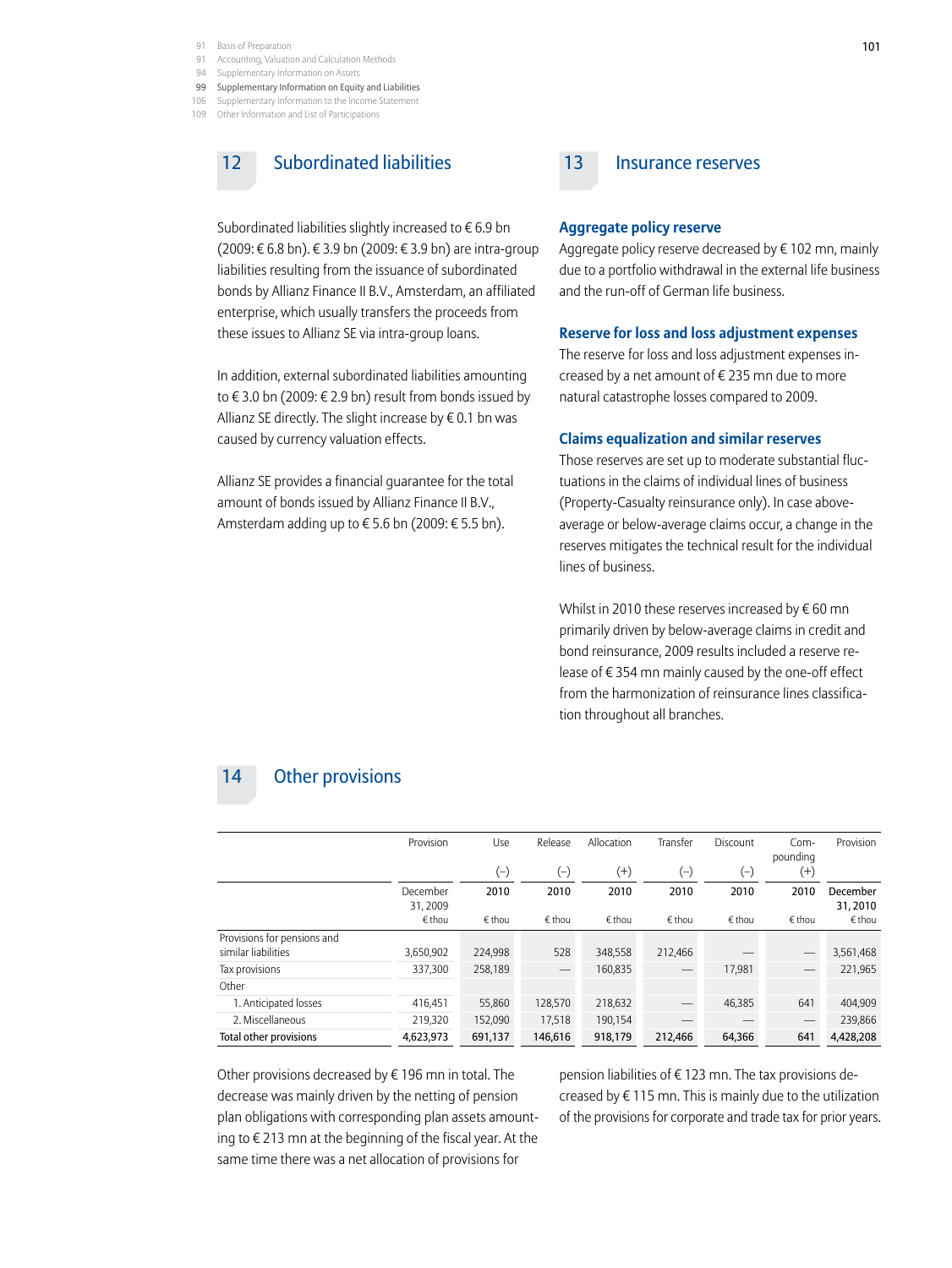## 12 Subordinated liabilities

Subordinated liabilities slightly increased to € 6.9 bn (2009: € 6.8 bn). € 3.9 bn (2009: € 3.9 bn) are intra-group liabilities resulting from the issuance of subordinated bonds by Allianz Finance II B.V., Amsterdam, an affiliated enterprise, which usually transfers the proceeds from these issues to Allianz SE via intra-group loans.

In addition, external subordinated liabilities amounting to € 3.0 bn (2009: € 2.9 bn) result from bonds issued by Allianz SE directly. The slight increase by € 0.1 bn was caused by currency valuation effects.

Allianz SE provides a financial guarantee for the total amount of bonds issued by Allianz Finance II B.V., Amsterdam adding up to € 5.6 bn (2009: € 5.5 bn).

## 13 Insurance reserves

### Aggregate policy reserve

Aggregate policy reserve decreased by € 102 mn, mainly due to a portfolio withdrawal in the external life business and the run-off of German life business.

### Reserve for loss and loss adjustment expenses

The reserve for loss and loss adjustment expenses increased by a net amount of € 235 mn due to more natural catastrophe losses compared to 2009.

### Claims equalization and similar reserves

Those reserves are set up to moderate substantial fluctuations in the claims of individual lines of business (Property-Casualty reinsurance only). In case above-average or below-average claims occur, a change in the reserves mitigates the technical result for the individual lines of business.

Whilst in 2010 these reserves increased by € 60 mn primarily driven by below-average claims in credit and bond reinsurance, 2009 results included a reserve release of € 354 mn mainly caused by the one-off effect from the harmonization of reinsurance lines classification throughout all branches.

## 14 Other provisions

| | Provision | Use (–) | Release (–) | Allocation (+) | Transfer (–) | Discount (–) | Compounding (+) | Provision |
|---|---|---|---|---|---|---|---|---|
| | December 31, 2009 | 2010 | 2010 | 2010 | 2010 | 2010 | 2010 | December 31, 2010 |
| | € thou | € thou | € thou | € thou | € thou | € thou | € thou | € thou |
| Provisions for pensions and similar liabilities | 3,650,902 | 224,998 | 528 | 348,558 | 212,466 | — | — | 3,561,468 |
| Tax provisions | 337,300 | 258,189 | — | 160,835 | — | 17,981 | — | 221,965 |
| Other | | | | | | | | |
| 1. Anticipated losses | 416,451 | 55,860 | 128,570 | 218,632 | — | 46,385 | 641 | 404,909 |
| 2. Miscellaneous | 219,320 | 152,090 | 17,518 | 190,154 | — | — | — | 239,866 |
| Total other provisions | 4,623,973 | 691,137 | 146,616 | 918,179 | 212,466 | 64,366 | 641 | 4,428,208 |

Other provisions decreased by € 196 mn in total. The decrease was mainly driven by the netting of pension plan obligations with corresponding plan assets amounting to € 213 mn at the beginning of the fiscal year. At the same time there was a net allocation of provisions for pension liabilities of € 123 mn. The tax provisions decreased by € 115 mn. This is mainly due to the utilization of the provisions for corporate and trade tax for prior years.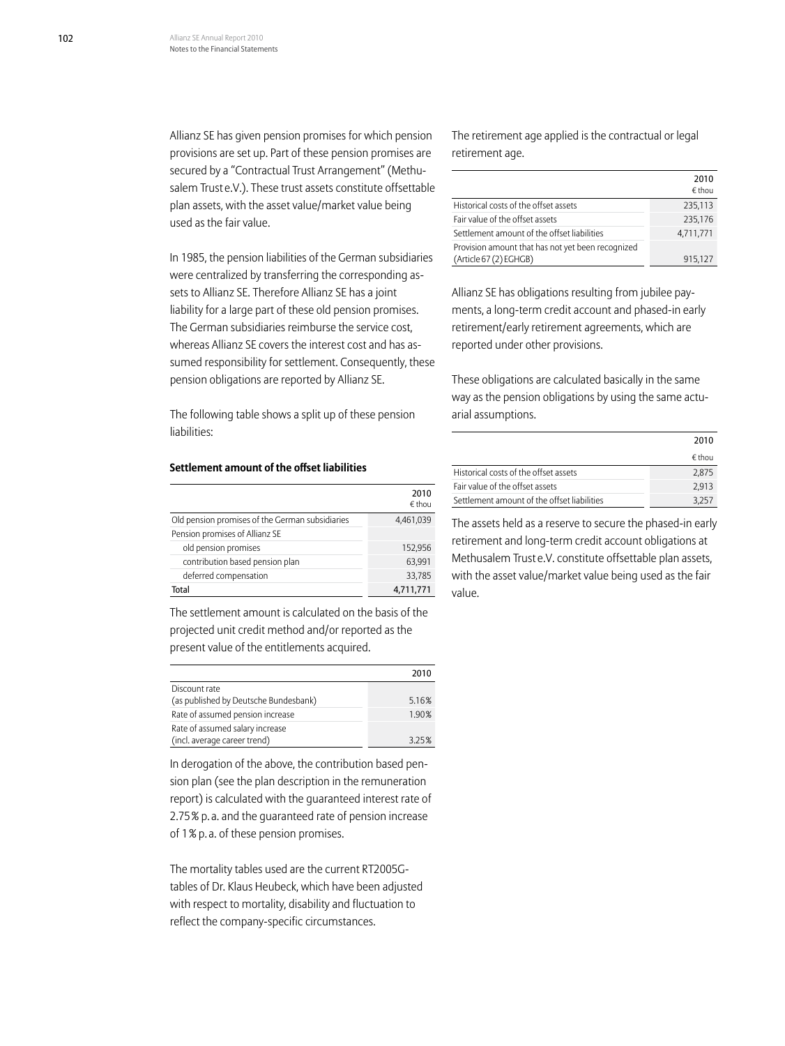Allianz SE has given pension promises for which pension provisions are set up. Part of these pension promises are secured by a "Contractual Trust Arrangement" (Methusalem Trust e.V.). These trust assets constitute offsettable plan assets, with the asset value/market value being used as the fair value.

In 1985, the pension liabilities of the German subsidiaries were centralized by transferring the corresponding assets to Allianz SE. Therefore Allianz SE has a joint liability for a large part of these old pension promises. The German subsidiaries reimburse the service cost, whereas Allianz SE covers the interest cost and has assumed responsibility for settlement. Consequently, these pension obligations are reported by Allianz SE.

The following table shows a split up of these pension liabilities:

**Settlement amount of the offset liabilities**

| | 2010<br>€ thou |
|---|---|
| Old pension promises of the German subsidiaries | 4,461,039 |
| Pension promises of Allianz SE | |
| old pension promises | 152,956 |
| contribution based pension plan | 63,991 |
| deferred compensation | 33,785 |
| Total | 4,711,771 |

The settlement amount is calculated on the basis of the projected unit credit method and/or reported as the present value of the entitlements acquired.

| | 2010 |
|---|---|
| Discount rate (as published by Deutsche Bundesbank) | 5.16% |
| Rate of assumed pension increase | 1.90% |
| Rate of assumed salary increase (incl. average career trend) | 3.25% |

In derogation of the above, the contribution based pension plan (see the plan description in the remuneration report) is calculated with the guaranteed interest rate of 2.75% p. a. and the guaranteed rate of pension increase of 1% p. a. of these pension promises.

The mortality tables used are the current RT2005G-tables of Dr. Klaus Heubeck, which have been adjusted with respect to mortality, disability and fluctuation to reflect the company-specific circumstances.

The retirement age applied is the contractual or legal retirement age.

| | 2010<br>€ thou |
|---|---|
| Historical costs of the offset assets | 235,113 |
| Fair value of the offset assets | 235,176 |
| Settlement amount of the offset liabilities | 4,711,771 |
| Provision amount that has not yet been recognized (Article 67 (2) EGHGB) | 915,127 |

Allianz SE has obligations resulting from jubilee payments, a long-term credit account and phased-in early retirement/early retirement agreements, which are reported under other provisions.

These obligations are calculated basically in the same way as the pension obligations by using the same actuarial assumptions.

| | 2010<br>€ thou |
|---|---|
| Historical costs of the offset assets | 2,875 |
| Fair value of the offset assets | 2,913 |
| Settlement amount of the offset liabilities | 3,257 |

The assets held as a reserve to secure the phased-in early retirement and long-term credit account obligations at Methusalem Trust e.V. constitute offsettable plan assets, with the asset value/market value being used as the fair value.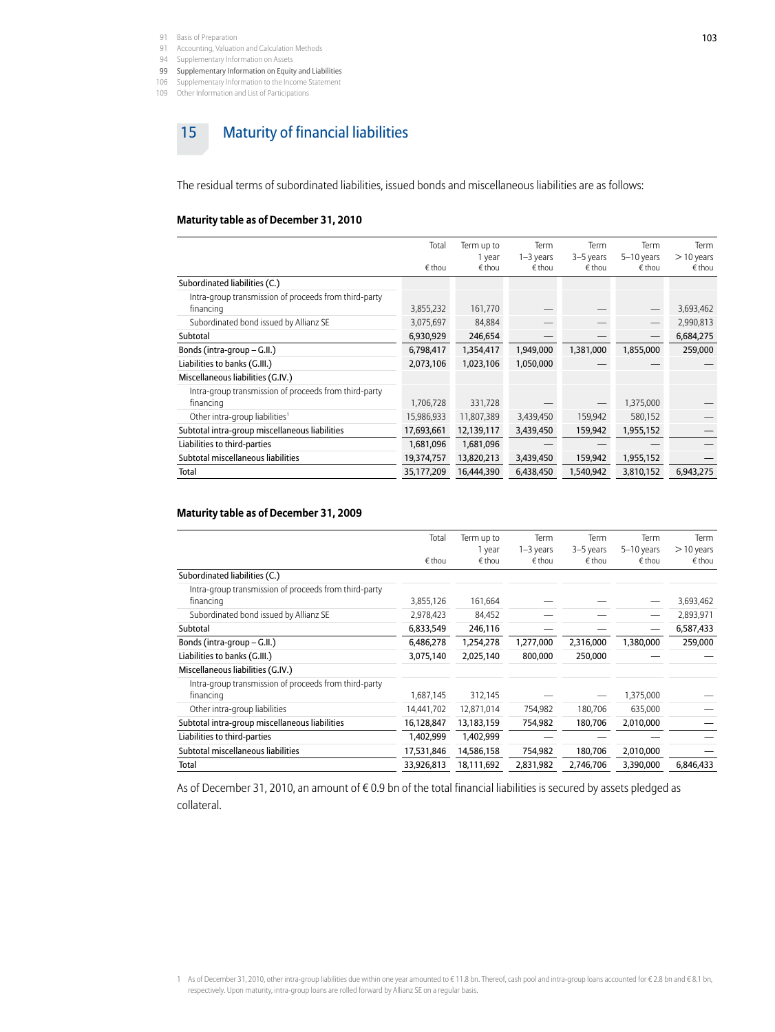# 15 Maturity of financial liabilities

The residual terms of subordinated liabilities, issued bonds and miscellaneous liabilities are as follows:

**Maturity table as of December 31, 2010**

| | Total<br>€ thou | Term up to 1 year<br>€ thou | Term 1–3 years<br>€ thou | Term 3–5 years<br>€ thou | Term 5–10 years<br>€ thou | Term > 10 years<br>€ thou |
|---|---|---|---|---|---|---|
| Subordinated liabilities (C.) | | | | | | |
| Intra-group transmission of proceeds from third-party financing | 3,855,232 | 161,770 | — | — | — | 3,693,462 |
| Subordinated bond issued by Allianz SE | 3,075,697 | 84,884 | — | — | — | 2,990,813 |
| Subtotal | 6,930,929 | 246,654 | — | — | — | 6,684,275 |
| Bonds (intra-group – G.II.) | 6,798,417 | 1,354,417 | 1,949,000 | 1,381,000 | 1,855,000 | 259,000 |
| Liabilities to banks (G.III.) | 2,073,106 | 1,023,106 | 1,050,000 | — | — | — |
| Miscellaneous liabilities (G.IV.) | | | | | | |
| Intra-group transmission of proceeds from third-party financing | 1,706,728 | 331,728 | — | — | 1,375,000 | — |
| Other intra-group liabilities[1] | 15,986,933 | 11,807,389 | 3,439,450 | 159,942 | 580,152 | — |
| Subtotal intra-group miscellaneous liabilities | 17,693,661 | 12,139,117 | 3,439,450 | 159,942 | 1,955,152 | — |
| Liabilities to third-parties | 1,681,096 | 1,681,096 | — | — | — | — |
| Subtotal miscellaneous liabilities | 19,374,757 | 13,820,213 | 3,439,450 | 159,942 | 1,955,152 | — |
| Total | 35,177,209 | 16,444,390 | 6,438,450 | 1,540,942 | 3,810,152 | 6,943,275 |

**Maturity table as of December 31, 2009**

| | Total<br>€ thou | Term up to 1 year<br>€ thou | Term 1–3 years<br>€ thou | Term 3–5 years<br>€ thou | Term 5–10 years<br>€ thou | Term > 10 years<br>€ thou |
|---|---|---|---|---|---|---|
| Subordinated liabilities (C.) | | | | | | |
| Intra-group transmission of proceeds from third-party financing | 3,855,126 | 161,664 | — | — | — | 3,693,462 |
| Subordinated bond issued by Allianz SE | 2,978,423 | 84,452 | — | — | — | 2,893,971 |
| Subtotal | 6,833,549 | 246,116 | — | — | — | 6,587,433 |
| Bonds (intra-group – G.II.) | 6,486,278 | 1,254,278 | 1,277,000 | 2,316,000 | 1,380,000 | 259,000 |
| Liabilities to banks (G.III.) | 3,075,140 | 2,025,140 | 800,000 | 250,000 | — | — |
| Miscellaneous liabilities (G.IV.) | | | | | | |
| Intra-group transmission of proceeds from third-party financing | 1,687,145 | 312,145 | — | — | 1,375,000 | — |
| Other intra-group liabilities | 14,441,702 | 12,871,014 | 754,982 | 180,706 | 635,000 | — |
| Subtotal intra-group miscellaneous liabilities | 16,128,847 | 13,183,159 | 754,982 | 180,706 | 2,010,000 | — |
| Liabilities to third-parties | 1,402,999 | 1,402,999 | — | — | — | — |
| Subtotal miscellaneous liabilities | 17,531,846 | 14,586,158 | 754,982 | 180,706 | 2,010,000 | — |
| Total | 33,926,813 | 18,111,692 | 2,831,982 | 2,746,706 | 3,390,000 | 6,846,433 |

As of December 31, 2010, an amount of € 0.9 bn of the total financial liabilities is secured by assets pledged as collateral.

1 As of December 31, 2010, other intra-group liabilities due within one year amounted to € 11.8 bn. Thereof, cash pool and intra-group loans accounted for € 2.8 bn and € 8.1 bn, respectively. Upon maturity, intra-group loans are rolled forward by Allianz SE on a regular basis.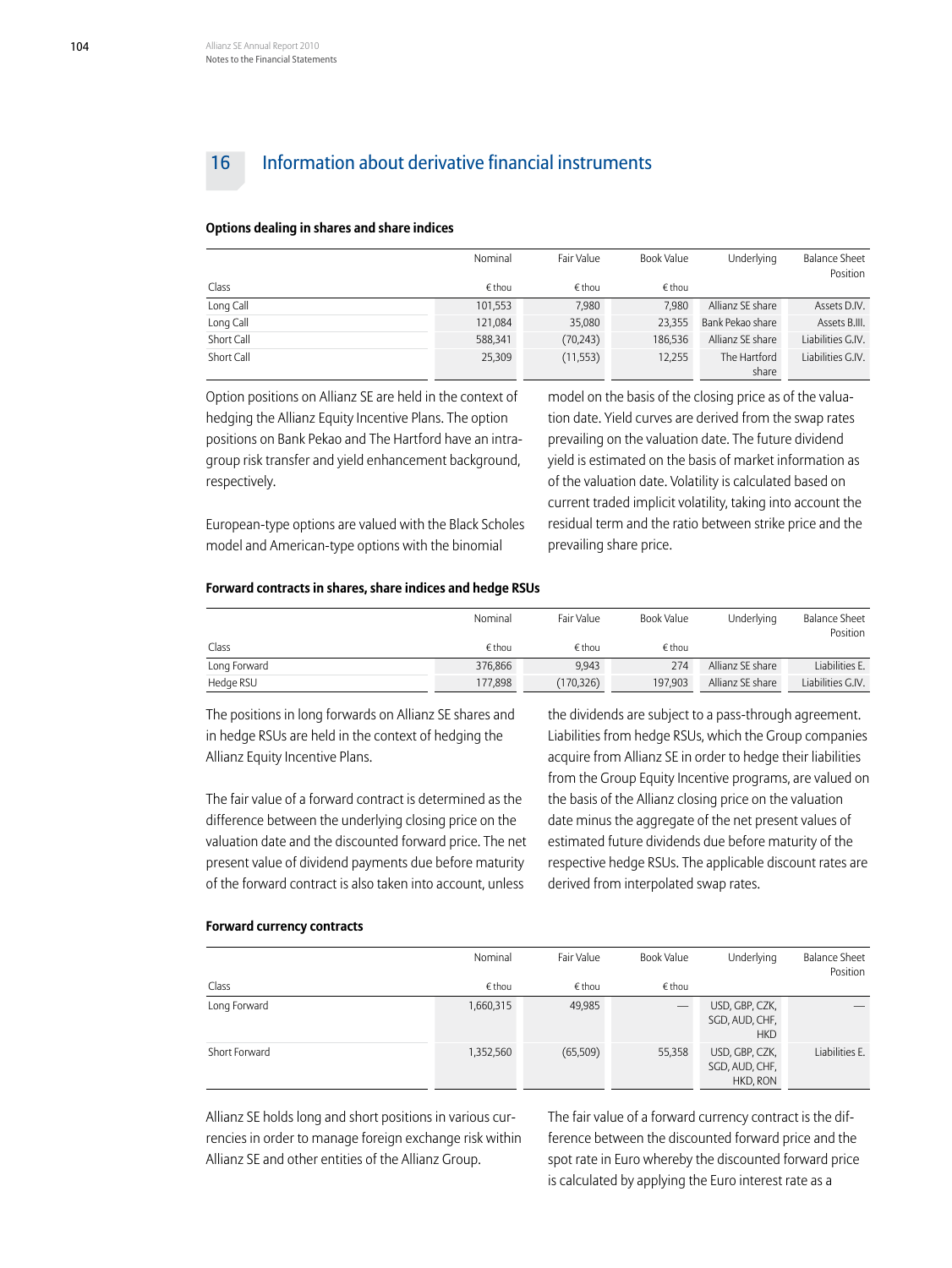## 16 Information about derivative financial instruments

**Options dealing in shares and share indices**

| Class | Nominal | Fair Value | Book Value | Underlying | Balance Sheet Position |
|---|---|---|---|---|---|
| | € thou | € thou | € thou | | |
| Long Call | 101,553 | 7,980 | 7,980 | Allianz SE share | Assets D.IV. |
| Long Call | 121,084 | 35,080 | 23,355 | Bank Pekao share | Assets B.III. |
| Short Call | 588,341 | (70,243) | 186,536 | Allianz SE share | Liabilities G.IV. |
| Short Call | 25,309 | (11,553) | 12,255 | The Hartford share | Liabilities G.IV. |

Option positions on Allianz SE are held in the context of hedging the Allianz Equity Incentive Plans. The option positions on Bank Pekao and The Hartford have an intragroup risk transfer and yield enhancement background, respectively.

European-type options are valued with the Black Scholes model and American-type options with the binomial model on the basis of the closing price as of the valuation date. Yield curves are derived from the swap rates prevailing on the valuation date. The future dividend yield is estimated on the basis of market information as of the valuation date. Volatility is calculated based on current traded implicit volatility, taking into account the residual term and the ratio between strike price and the prevailing share price.

**Forward contracts in shares, share indices and hedge RSUs**

| Class | Nominal | Fair Value | Book Value | Underlying | Balance Sheet Position |
|---|---|---|---|---|---|
| | € thou | € thou | € thou | | |
| Long Forward | 376,866 | 9,943 | 274 | Allianz SE share | Liabilities E. |
| Hedge RSU | 177,898 | (170,326) | 197,903 | Allianz SE share | Liabilities G.IV. |

The positions in long forwards on Allianz SE shares and in hedge RSUs are held in the context of hedging the Allianz Equity Incentive Plans.

The fair value of a forward contract is determined as the difference between the underlying closing price on the valuation date and the discounted forward price. The net present value of dividend payments due before maturity of the forward contract is also taken into account, unless the dividends are subject to a pass-through agreement. Liabilities from hedge RSUs, which the Group companies acquire from Allianz SE in order to hedge their liabilities from the Group Equity Incentive programs, are valued on the basis of the Allianz closing price on the valuation date minus the aggregate of the net present values of estimated future dividends due before maturity of the respective hedge RSUs. The applicable discount rates are derived from interpolated swap rates.

**Forward currency contracts**

| Class | Nominal | Fair Value | Book Value | Underlying | Balance Sheet Position |
|---|---|---|---|---|---|
| | € thou | € thou | € thou | | |
| Long Forward | 1,660,315 | 49,985 | — | USD, GBP, CZK, SGD, AUD, CHF, HKD | — |
| Short Forward | 1,352,560 | (65,509) | 55,358 | USD, GBP, CZK, SGD, AUD, CHF, HKD, RON | Liabilities E. |

Allianz SE holds long and short positions in various currencies in order to manage foreign exchange risk within Allianz SE and other entities of the Allianz Group.

The fair value of a forward currency contract is the difference between the discounted forward price and the spot rate in Euro whereby the discounted forward price is calculated by applying the Euro interest rate as a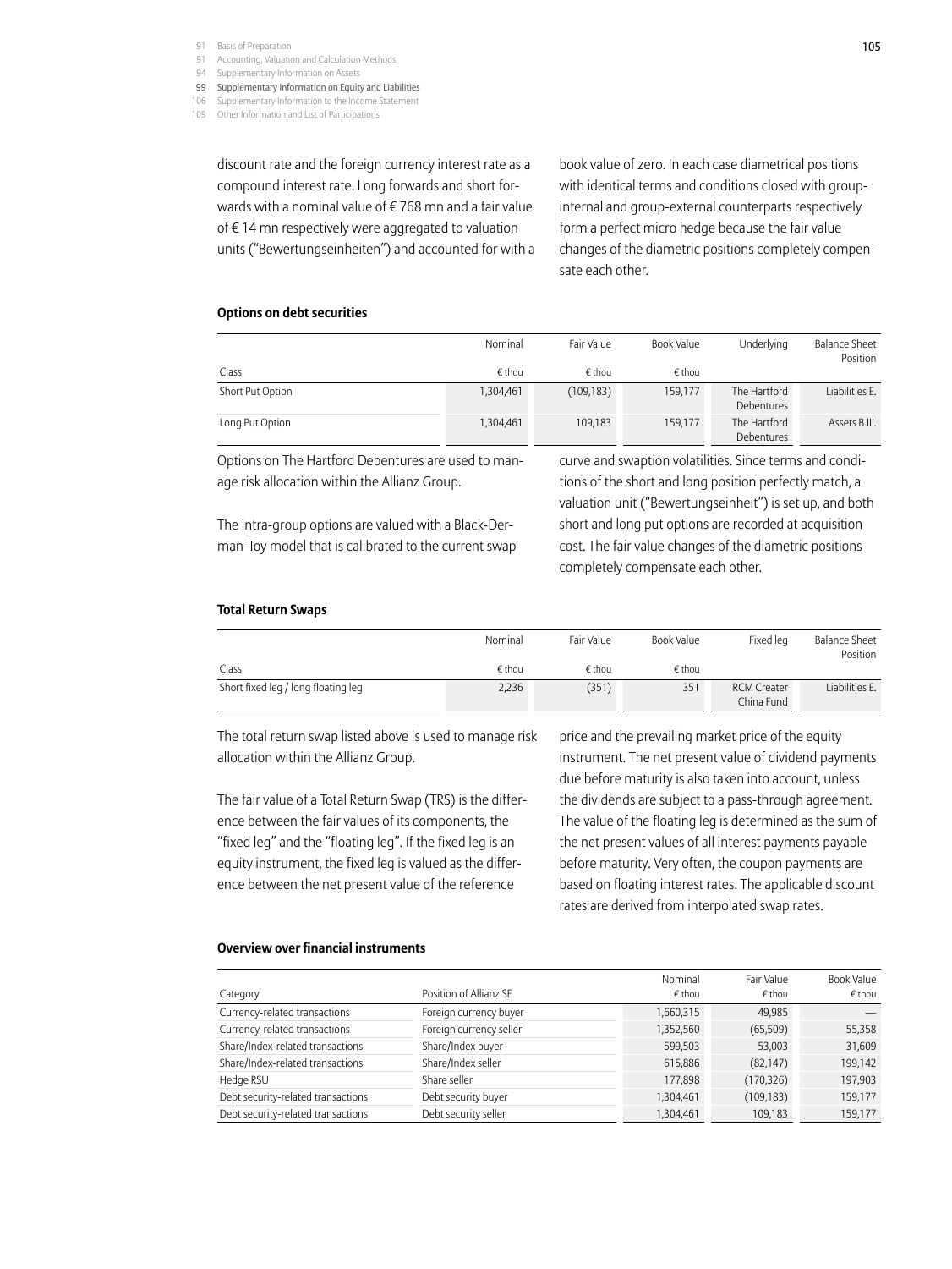discount rate and the foreign currency interest rate as a compound interest rate. Long forwards and short forwards with a nominal value of € 768 mn and a fair value of € 14 mn respectively were aggregated to valuation units ("Bewertungseinheiten") and accounted for with a book value of zero. In each case diametrical positions with identical terms and conditions closed with group-internal and group-external counterparts respectively form a perfect micro hedge because the fair value changes of the diametric positions completely compensate each other.

**Options on debt securities**

| Class | Nominal € thou | Fair Value € thou | Book Value € thou | Underlying | Balance Sheet Position |
|---|---|---|---|---|---|
| Short Put Option | 1,304,461 | (109,183) | 159,177 | The Hartford Debentures | Liabilities E. |
| Long Put Option | 1,304,461 | 109,183 | 159,177 | The Hartford Debentures | Assets B.III. |

Options on The Hartford Debentures are used to manage risk allocation within the Allianz Group.

The intra-group options are valued with a Black-Derman-Toy model that is calibrated to the current swap curve and swaption volatilities. Since terms and conditions of the short and long position perfectly match, a valuation unit ("Bewertungseinheit") is set up, and both short and long put options are recorded at acquisition cost. The fair value changes of the diametric positions completely compensate each other.

**Total Return Swaps**

| Class | Nominal € thou | Fair Value € thou | Book Value € thou | Fixed leg | Balance Sheet Position |
|---|---|---|---|---|---|
| Short fixed leg / long floating leg | 2,236 | (351) | 351 | RCM Creater China Fund | Liabilities E. |

The total return swap listed above is used to manage risk allocation within the Allianz Group.

The fair value of a Total Return Swap (TRS) is the difference between the fair values of its components, the "fixed leg" and the "floating leg". If the fixed leg is an equity instrument, the fixed leg is valued as the difference between the net present value of the reference price and the prevailing market price of the equity instrument. The net present value of dividend payments due before maturity is also taken into account, unless the dividends are subject to a pass-through agreement. The value of the floating leg is determined as the sum of the net present values of all interest payments payable before maturity. Very often, the coupon payments are based on floating interest rates. The applicable discount rates are derived from interpolated swap rates.

**Overview over financial instruments**

| Category | Position of Allianz SE | Nominal € thou | Fair Value € thou | Book Value € thou |
|---|---|---|---|---|
| Currency-related transactions | Foreign currency buyer | 1,660,315 | 49,985 | — |
| Currency-related transactions | Foreign currency seller | 1,352,560 | (65,509) | 55,358 |
| Share/Index-related transactions | Share/Index buyer | 599,503 | 53,003 | 31,609 |
| Share/Index-related transactions | Share/Index seller | 615,886 | (82,147) | 199,142 |
| Hedge RSU | Share seller | 177,898 | (170,326) | 197,903 |
| Debt security-related transactions | Debt security buyer | 1,304,461 | (109,183) | 159,177 |
| Debt security-related transactions | Debt security seller | 1,304,461 | 109,183 | 159,177 |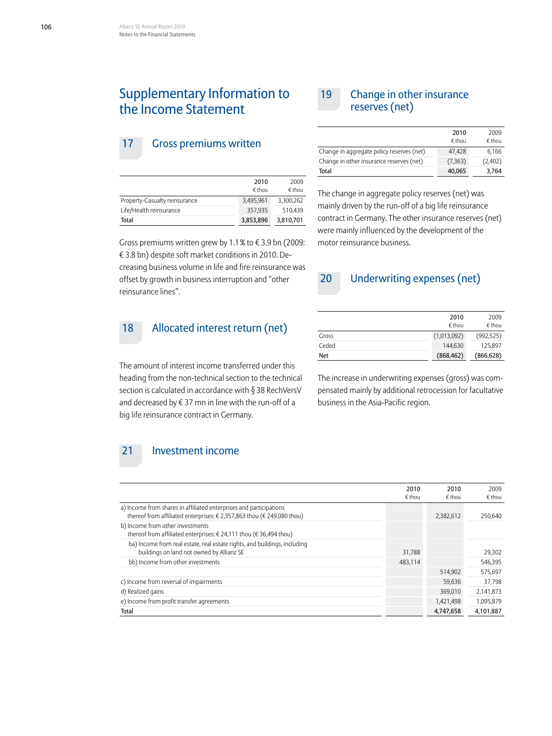# Supplementary Information to the Income Statement

## 17 Gross premiums written

| | 2010 € thou | 2009 € thou |
|---|---|---|
| Property-Casualty reinsurance | 3,495,961 | 3,300,262 |
| Life/Health reinsurance | 357,935 | 510,439 |
| **Total** | **3,853,896** | **3,810,701** |

Gross premiums written grew by 1.1 % to € 3.9 bn (2009: € 3.8 bn) despite soft market conditions in 2010. Decreasing business volume in life and fire reinsurance was offset by growth in business interruption and "other reinsurance lines".

## 18 Allocated interest return (net)

The amount of interest income transferred under this heading from the non-technical section to the technical section is calculated in accordance with § 38 RechVersV and decreased by € 37 mn in line with the run-off of a big life reinsurance contract in Germany.

## 19 Change in other insurance reserves (net)

| | 2010 € thou | 2009 € thou |
|---|---|---|
| Change in aggregate policy reserves (net) | 47,428 | 6,166 |
| Change in other insurance reserves (net) | (7,363) | (2,402) |
| **Total** | **40,065** | **3,764** |

The change in aggregate policy reserves (net) was mainly driven by the run-off of a big life reinsurance contract in Germany. The other insurance reserves (net) were mainly influenced by the development of the motor reinsurance business.

## 20 Underwriting expenses (net)

| | 2010 € thou | 2009 € thou |
|---|---|---|
| Gross | (1,013,092) | (992,525) |
| Ceded | 144,630 | 125,897 |
| **Net** | **(868,462)** | **(866,628)** |

The increase in underwriting expenses (gross) was compensated mainly by additional retrocession for facultative business in the Asia-Pacific region.

## 21 Investment income

| | 2010 € thou | 2010 € thou | 2009 € thou |
|---|---|---|---|
| a) Income from shares in affiliated enterprises and participations<br>thereof from affiliated enterprises: € 2,357,863 thou (€ 249,080 thou) | | 2,382,612 | 250,640 |
| b) Income from other investments<br>thereof from affiliated enterprises: € 24,111 thou (€ 36,494 thou) | | | |
| ba) Income from real estate, real estate rights, and buildings, including buildings on land not owned by Allianz SE | 31,788 | | 29,302 |
| bb) Income from other investments | 483,114 | | 546,395 |
| | | 514,902 | 575,697 |
| c) Income from reversal of impairments | | 59,636 | 37,798 |
| d) Realized gains | | 369,010 | 2,141,873 |
| e) Income from profit transfer agreements | | 1,421,498 | 1,095,879 |
| **Total** | | **4,747,658** | **4,101,887** |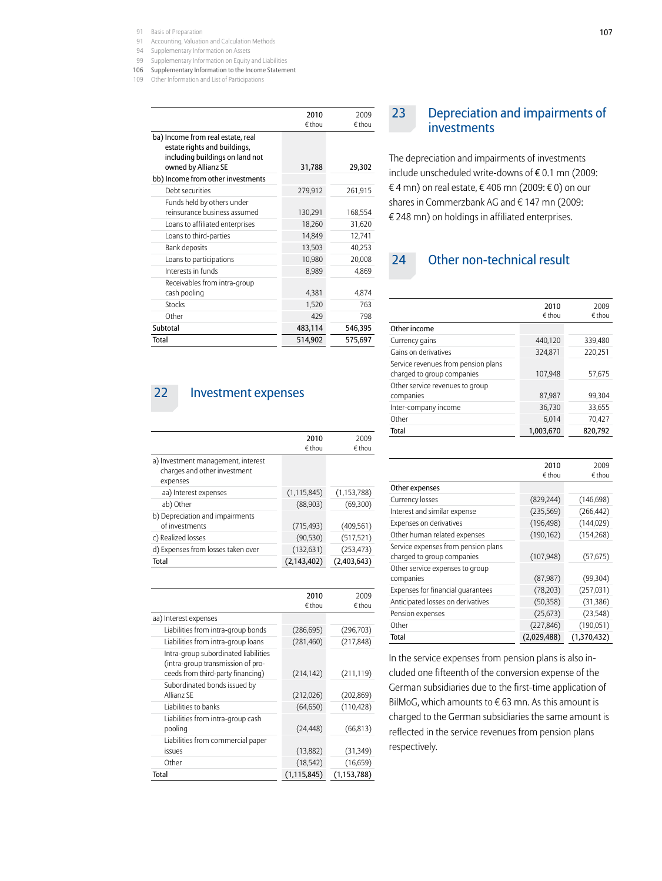| | 2010 € thou | 2009 € thou |
|---|---|---|
| ba) Income from real estate, real estate rights and buildings, including buildings on land not owned by Allianz SE | 31,788 | 29,302 |
| bb) Income from other investments | | |
| Debt securities | 279,912 | 261,915 |
| Funds held by others under reinsurance business assumed | 130,291 | 168,554 |
| Loans to affiliated enterprises | 18,260 | 31,620 |
| Loans to third-parties | 14,849 | 12,741 |
| Bank deposits | 13,503 | 40,253 |
| Loans to participations | 10,980 | 20,008 |
| Interests in funds | 8,989 | 4,869 |
| Receivables from intra-group cash pooling | 4,381 | 4,874 |
| Stocks | 1,520 | 763 |
| Other | 429 | 798 |
| Subtotal | 483,114 | 546,395 |
| Total | 514,902 | 575,697 |

## 22 Investment expenses

| | 2010 € thou | 2009 € thou |
|---|---|---|
| a) Investment management, interest charges and other investment expenses | | |
| aa) Interest expenses | (1,115,845) | (1,153,788) |
| ab) Other | (88,903) | (69,300) |
| b) Depreciation and impairments of investments | (715,493) | (409,561) |
| c) Realized losses | (90,530) | (517,521) |
| d) Expenses from losses taken over | (132,631) | (253,473) |
| Total | (2,143,402) | (2,403,643) |

| | 2010 € thou | 2009 € thou |
|---|---|---|
| aa) Interest expenses | | |
| Liabilities from intra-group bonds | (286,695) | (296,703) |
| Liabilities from intra-group loans | (281,460) | (217,848) |
| Intra-group subordinated liabilities (intra-group transmission of proceeds from third-party financing) | (214,142) | (211,119) |
| Subordinated bonds issued by Allianz SE | (212,026) | (202,869) |
| Liabilities to banks | (64,650) | (110,428) |
| Liabilities from intra-group cash pooling | (24,448) | (66,813) |
| Liabilities from commercial paper issues | (13,882) | (31,349) |
| Other | (18,542) | (16,659) |
| Total | (1,115,845) | (1,153,788) |

## 23 Depreciation and impairments of investments

The depreciation and impairments of investments include unscheduled write-downs of € 0.1 mn (2009: € 4 mn) on real estate, € 406 mn (2009: € 0) on our shares in Commerzbank AG and € 147 mn (2009: € 248 mn) on holdings in affiliated enterprises.

## 24 Other non-technical result

| | 2010 € thou | 2009 € thou |
|---|---|---|
| Other income | | |
| Currency gains | 440,120 | 339,480 |
| Gains on derivatives | 324,871 | 220,251 |
| Service revenues from pension plans charged to group companies | 107,948 | 57,675 |
| Other service revenues to group companies | 87,987 | 99,304 |
| Inter-company income | 36,730 | 33,655 |
| Other | 6,014 | 70,427 |
| Total | 1,003,670 | 820,792 |

| | 2010 € thou | 2009 € thou |
|---|---|---|
| Other expenses | | |
| Currency losses | (829,244) | (146,698) |
| Interest and similar expense | (235,569) | (266,442) |
| Expenses on derivatives | (196,498) | (144,029) |
| Other human related expenses | (190,162) | (154,268) |
| Service expenses from pension plans charged to group companies | (107,948) | (57,675) |
| Other service expenses to group companies | (87,987) | (99,304) |
| Expenses for financial guarantees | (78,203) | (257,031) |
| Anticipated losses on derivatives | (50,358) | (31,386) |
| Pension expenses | (25,673) | (23,548) |
| Other | (227,846) | (190,051) |
| Total | (2,029,488) | (1,370,432) |

In the service expenses from pension plans is also included one fifteenth of the conversion expense of the German subsidiaries due to the first-time application of BilMoG, which amounts to € 63 mn. As this amount is charged to the German subsidiaries the same amount is reflected in the service revenues from pension plans respectively.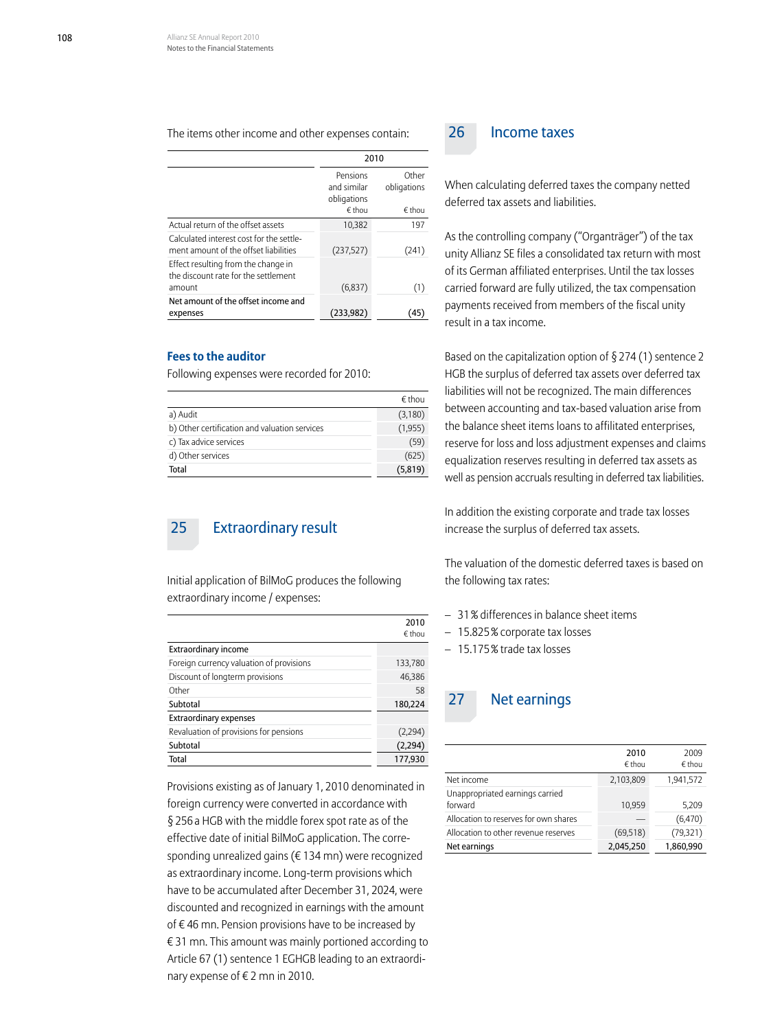The items other income and other expenses contain:

| | 2010 | |
|---|---|---|
| | Pensions and similar obligations € thou | Other obligations € thou |
| Actual return of the offset assets | 10,382 | 197 |
| Calculated interest cost for the settlement amount of the offset liabilities | (237,527) | (241) |
| Effect resulting from the change in the discount rate for the settlement amount | (6,837) | (1) |
| **Net amount of the offset income and expenses** | **(233,982)** | **(45)** |

### Fees to the auditor

Following expenses were recorded for 2010:

| | € thou |
|---|---|
| a) Audit | (3,180) |
| b) Other certification and valuation services | (1,955) |
| c) Tax advice services | (59) |
| d) Other services | (625) |
| **Total** | **(5,819)** |

## 25 Extraordinary result

Initial application of BilMoG produces the following extraordinary income / expenses:

| | 2010 € thou |
|---|---|
| **Extraordinary income** | |
| Foreign currency valuation of provisions | 133,780 |
| Discount of longterm provisions | 46,386 |
| Other | 58 |
| **Subtotal** | **180,224** |
| **Extraordinary expenses** | |
| Revaluation of provisions for pensions | (2,294) |
| **Subtotal** | **(2,294)** |
| **Total** | **177,930** |

Provisions existing as of January 1, 2010 denominated in foreign currency were converted in accordance with § 256 a HGB with the middle forex spot rate as of the effective date of initial BilMoG application. The corresponding unrealized gains (€ 134 mn) were recognized as extraordinary income. Long-term provisions which have to be accumulated after December 31, 2024, were discounted and recognized in earnings with the amount of € 46 mn. Pension provisions have to be increased by € 31 mn. This amount was mainly portioned according to Article 67 (1) sentence 1 EGHGB leading to an extraordinary expense of € 2 mn in 2010.

## 26 Income taxes

When calculating deferred taxes the company netted deferred tax assets and liabilities.

As the controlling company ("Organträger") of the tax unity Allianz SE files a consolidated tax return with most of its German affiliated enterprises. Until the tax losses carried forward are fully utilized, the tax compensation payments received from members of the fiscal unity result in a tax income.

Based on the capitalization option of § 274 (1) sentence 2 HGB the surplus of deferred tax assets over deferred tax liabilities will not be recognized. The main differences between accounting and tax-based valuation arise from the balance sheet items loans to affilitated enterprises, reserve for loss and loss adjustment expenses and claims equalization reserves resulting in deferred tax assets as well as pension accruals resulting in deferred tax liabilities.

In addition the existing corporate and trade tax losses increase the surplus of deferred tax assets.

The valuation of the domestic deferred taxes is based on the following tax rates:

- 31 % differences in balance sheet items
- 15.825 % corporate tax losses
- 15.175 % trade tax losses

## 27 Net earnings

| | 2010 € thou | 2009 € thou |
|---|---|---|
| Net income | 2,103,809 | 1,941,572 |
| Unappropriated earnings carried forward | 10,959 | 5,209 |
| Allocation to reserves for own shares | — | (6,470) |
| Allocation to other revenue reserves | (69,518) | (79,321) |
| **Net earnings** | **2,045,250** | **1,860,990** |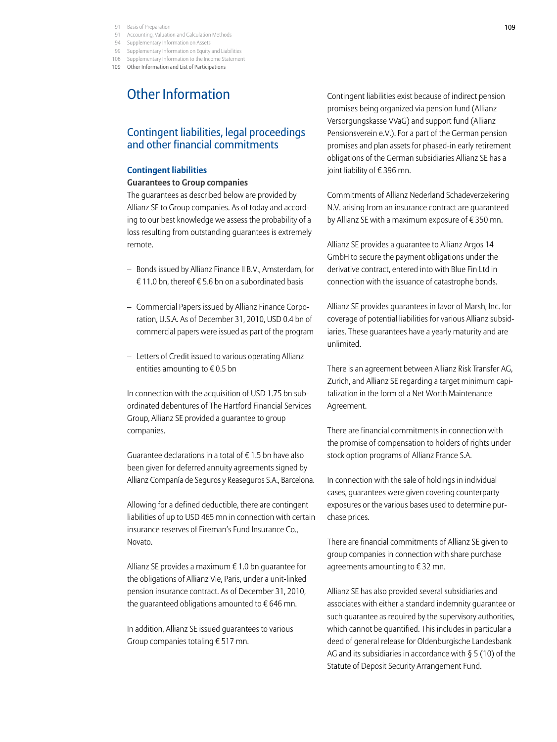# Other Information

## Contingent liabilities, legal proceedings and other financial commitments

### Contingent liabilities

**Guarantees to Group companies**

The guarantees as described below are provided by Allianz SE to Group companies. As of today and according to our best knowledge we assess the probability of a loss resulting from outstanding guarantees is extremely remote.

- Bonds issued by Allianz Finance II B.V., Amsterdam, for € 11.0 bn, thereof € 5.6 bn on a subordinated basis
- Commercial Papers issued by Allianz Finance Corporation, U.S.A. As of December 31, 2010, USD 0.4 bn of commercial papers were issued as part of the program
- Letters of Credit issued to various operating Allianz entities amounting to € 0.5 bn

In connection with the acquisition of USD 1.75 bn subordinated debentures of The Hartford Financial Services Group, Allianz SE provided a guarantee to group companies.

Guarantee declarations in a total of € 1.5 bn have also been given for deferred annuity agreements signed by Allianz Compania de Seguros y Reaseguros S.A., Barcelona.

Allowing for a defined deductible, there are contingent liabilities of up to USD 465 mn in connection with certain insurance reserves of Fireman's Fund Insurance Co., Novato.

Allianz SE provides a maximum € 1.0 bn guarantee for the obligations of Allianz Vie, Paris, under a unit-linked pension insurance contract. As of December 31, 2010, the guaranteed obligations amounted to € 646 mn.

In addition, Allianz SE issued guarantees to various Group companies totaling € 517 mn.

Contingent liabilities exist because of indirect pension promises being organized via pension fund (Allianz Versorgungskasse VVaG) and support fund (Allianz Pensionsverein e.V.). For a part of the German pension promises and plan assets for phased-in early retirement obligations of the German subsidiaries Allianz SE has a joint liability of € 396 mn.

Commitments of Allianz Nederland Schadeverzekering N.V. arising from an insurance contract are guaranteed by Allianz SE with a maximum exposure of € 350 mn.

Allianz SE provides a guarantee to Allianz Argos 14 GmbH to secure the payment obligations under the derivative contract, entered into with Blue Fin Ltd in connection with the issuance of catastrophe bonds.

Allianz SE provides guarantees in favor of Marsh, Inc. for coverage of potential liabilities for various Allianz subsidiaries. These guarantees have a yearly maturity and are unlimited.

There is an agreement between Allianz Risk Transfer AG, Zurich, and Allianz SE regarding a target minimum capitalization in the form of a Net Worth Maintenance Agreement.

There are financial commitments in connection with the promise of compensation to holders of rights under stock option programs of Allianz France S.A.

In connection with the sale of holdings in individual cases, guarantees were given covering counterparty exposures or the various bases used to determine purchase prices.

There are financial commitments of Allianz SE given to group companies in connection with share purchase agreements amounting to € 32 mn.

Allianz SE has also provided several subsidiaries and associates with either a standard indemnity guarantee or such guarantee as required by the supervisory authorities, which cannot be quantified. This includes in particular a deed of general release for Oldenburgische Landesbank AG and its subsidiaries in accordance with § 5 (10) of the Statute of Deposit Security Arrangement Fund.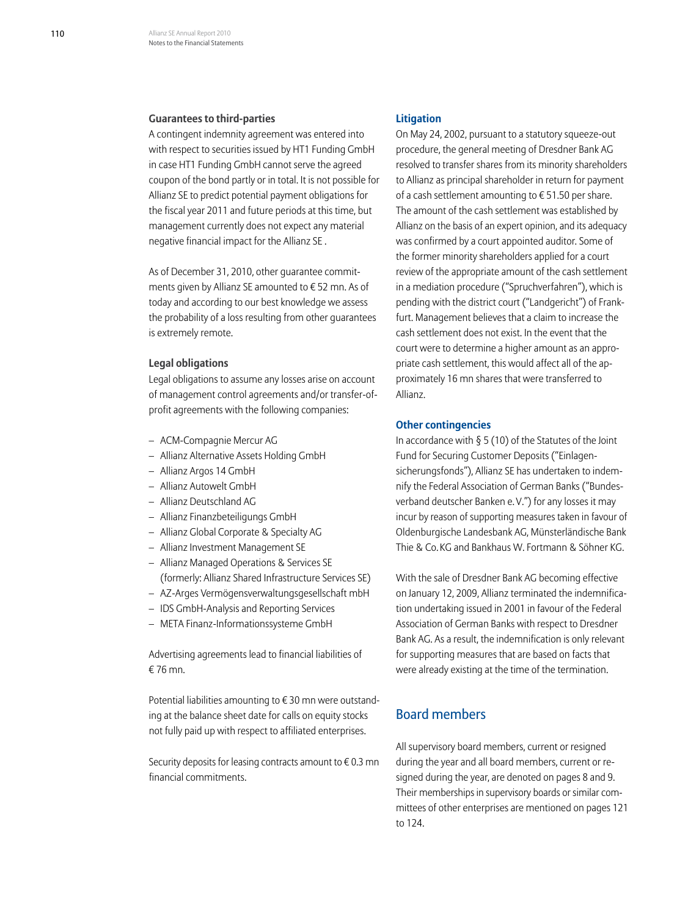### Guarantees to third-parties

A contingent indemnity agreement was entered into with respect to securities issued by HT1 Funding GmbH in case HT1 Funding GmbH cannot serve the agreed coupon of the bond partly or in total. It is not possible for Allianz SE to predict potential payment obligations for the fiscal year 2011 and future periods at this time, but management currently does not expect any material negative financial impact for the Allianz SE .

As of December 31, 2010, other guarantee commitments given by Allianz SE amounted to € 52 mn. As of today and according to our best knowledge we assess the probability of a loss resulting from other guarantees is extremely remote.

### Legal obligations

Legal obligations to assume any losses arise on account of management control agreements and/or transfer-of-profit agreements with the following companies:

- ACM-Compagnie Mercur AG
- Allianz Alternative Assets Holding GmbH
- Allianz Argos 14 GmbH
- Allianz Autowelt GmbH
- Allianz Deutschland AG
- Allianz Finanzbeteiligungs GmbH
- Allianz Global Corporate & Specialty AG
- Allianz Investment Management SE
- Allianz Managed Operations & Services SE (formerly: Allianz Shared Infrastructure Services SE)
- AZ-Arges Vermögensverwaltungsgesellschaft mbH
- IDS GmbH-Analysis and Reporting Services
- META Finanz-Informationssysteme GmbH

Advertising agreements lead to financial liabilities of € 76 mn.

Potential liabilities amounting to € 30 mn were outstanding at the balance sheet date for calls on equity stocks not fully paid up with respect to affiliated enterprises.

Security deposits for leasing contracts amount to € 0.3 mn financial commitments.

### Litigation

On May 24, 2002, pursuant to a statutory squeeze-out procedure, the general meeting of Dresdner Bank AG resolved to transfer shares from its minority shareholders to Allianz as principal shareholder in return for payment of a cash settlement amounting to € 51.50 per share. The amount of the cash settlement was established by Allianz on the basis of an expert opinion, and its adequacy was confirmed by a court appointed auditor. Some of the former minority shareholders applied for a court review of the appropriate amount of the cash settlement in a mediation procedure ("Spruchverfahren"), which is pending with the district court ("Landgericht") of Frankfurt. Management believes that a claim to increase the cash settlement does not exist. In the event that the court were to determine a higher amount as an appropriate cash settlement, this would affect all of the approximately 16 mn shares that were transferred to Allianz.

### Other contingencies

In accordance with § 5 (10) of the Statutes of the Joint Fund for Securing Customer Deposits ("Einlagensicherungsfonds"), Allianz SE has undertaken to indemnify the Federal Association of German Banks ("Bundesverband deutscher Banken e. V.") for any losses it may incur by reason of supporting measures taken in favour of Oldenburgische Landesbank AG, Münsterländische Bank Thie & Co. KG and Bankhaus W. Fortmann & Söhner KG.

With the sale of Dresdner Bank AG becoming effective on January 12, 2009, Allianz terminated the indemnification undertaking issued in 2001 in favour of the Federal Association of German Banks with respect to Dresdner Bank AG. As a result, the indemnification is only relevant for supporting measures that are based on facts that were already existing at the time of the termination.

## Board members

All supervisory board members, current or resigned during the year and all board members, current or resigned during the year, are denoted on pages 8 and 9. Their memberships in supervisory boards or similar committees of other enterprises are mentioned on pages 121 to 124.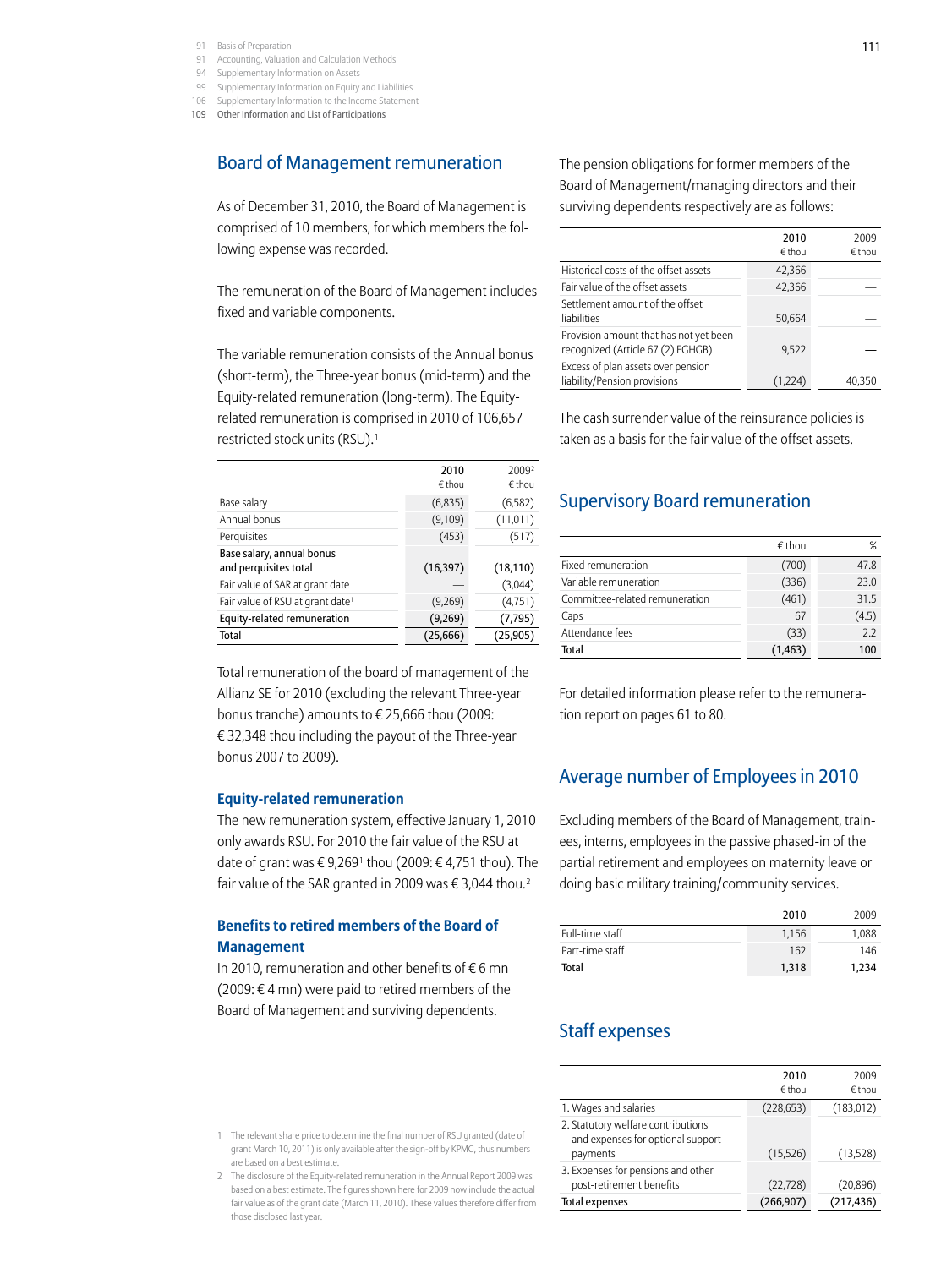## Board of Management remuneration

As of December 31, 2010, the Board of Management is comprised of 10 members, for which members the following expense was recorded.

The remuneration of the Board of Management includes fixed and variable components.

The variable remuneration consists of the Annual bonus (short-term), the Three-year bonus (mid-term) and the Equity-related remuneration (long-term). The Equity-related remuneration is comprised in 2010 of 106,657 restricted stock units (RSU).[1]

| | 2010 € thou | 2009[2] € thou |
|---|---|---|
| Base salary | (6,835) | (6,582) |
| Annual bonus | (9,109) | (11,011) |
| Perquisites | (453) | (517) |
| Base salary, annual bonus and perquisites total | (16,397) | (18,110) |
| Fair value of SAR at grant date | — | (3,044) |
| Fair value of RSU at grant date[1] | (9,269) | (4,751) |
| Equity-related remuneration | (9,269) | (7,795) |
| Total | (25,666) | (25,905) |

Total remuneration of the board of management of the Allianz SE for 2010 (excluding the relevant Three-year bonus tranche) amounts to € 25,666 thou (2009: € 32,348 thou including the payout of the Three-year bonus 2007 to 2009).

### Equity-related remuneration

The new remuneration system, effective January 1, 2010 only awards RSU. For 2010 the fair value of the RSU at date of grant was € 9,269[1] thou (2009: € 4,751 thou). The fair value of the SAR granted in 2009 was € 3,044 thou.[2]

### Benefits to retired members of the Board of Management

In 2010, remuneration and other benefits of € 6 mn (2009: € 4 mn) were paid to retired members of the Board of Management and surviving dependents.

1 The relevant share price to determine the final number of RSU granted (date of grant March 10, 2011) is only available after the sign-off by KPMG, thus numbers are based on a best estimate.

2 The disclosure of the Equity-related remuneration in the Annual Report 2009 was based on a best estimate. The figures shown here for 2009 now include the actual fair value as of the grant date (March 11, 2010). These values therefore differ from those disclosed last year.

The pension obligations for former members of the Board of Management/managing directors and their surviving dependents respectively are as follows:

| | 2010 € thou | 2009 € thou |
|---|---|---|
| Historical costs of the offset assets | 42,366 | — |
| Fair value of the offset assets | 42,366 | — |
| Settlement amount of the offset liabilities | 50,664 | — |
| Provision amount that has not yet been recognized (Article 67 (2) EGHGB) | 9,522 | — |
| Excess of plan assets over pension liability/Pension provisions | (1,224) | 40,350 |

The cash surrender value of the reinsurance policies is taken as a basis for the fair value of the offset assets.

## Supervisory Board remuneration

| | € thou | % |
|---|---|---|
| Fixed remuneration | (700) | 47.8 |
| Variable remuneration | (336) | 23.0 |
| Committee-related remuneration | (461) | 31.5 |
| Caps | 67 | (4.5) |
| Attendance fees | (33) | 2.2 |
| Total | (1,463) | 100 |

For detailed information please refer to the remuneration report on pages 61 to 80.

## Average number of Employees in 2010

Excluding members of the Board of Management, trainees, interns, employees in the passive phased-in of the partial retirement and employees on maternity leave or doing basic military training/community services.

| | 2010 | 2009 |
|---|---|---|
| Full-time staff | 1,156 | 1,088 |
| Part-time staff | 162 | 146 |
| Total | 1,318 | 1,234 |

## Staff expenses

| | 2010 € thou | 2009 € thou |
|---|---|---|
| 1. Wages and salaries | (228,653) | (183,012) |
| 2. Statutory welfare contributions and expenses for optional support payments | (15,526) | (13,528) |
| 3. Expenses for pensions and other post-retirement benefits | (22,728) | (20,896) |
| Total expenses | (266,907) | (217,436) |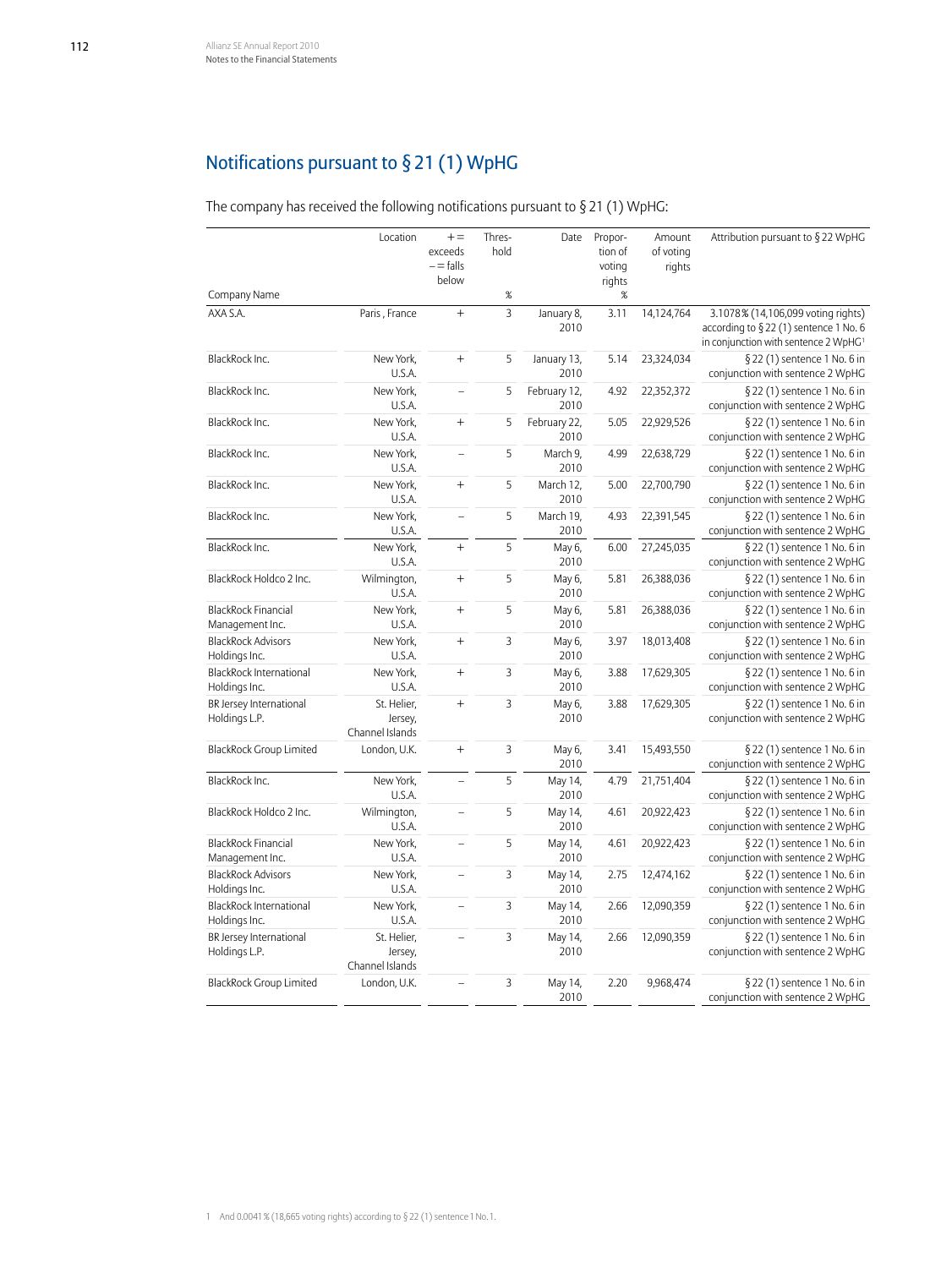## Notifications pursuant to § 21 (1) WpHG

The company has received the following notifications pursuant to § 21 (1) WpHG:

| Company Name | Location | + = exceeds – = falls below | Threshold % | Date | Proportion of voting rights % | Amount of voting rights | Attribution pursuant to § 22 WpHG |
|---|---|---|---|---|---|---|---|
| AXA S.A. | Paris, France | + | 3 | January 8, 2010 | 3.11 | 14,124,764 | 3.1078 % (14,106,099 voting rights) according to § 22 (1) sentence 1 No. 6 in conjunction with sentence 2 WpHG[1] |
| BlackRock Inc. | New York, U.S.A. | + | 5 | January 13, 2010 | 5.14 | 23,324,034 | § 22 (1) sentence 1 No. 6 in conjunction with sentence 2 WpHG |
| BlackRock Inc. | New York, U.S.A. | – | 5 | February 12, 2010 | 4.92 | 22,352,372 | § 22 (1) sentence 1 No. 6 in conjunction with sentence 2 WpHG |
| BlackRock Inc. | New York, U.S.A. | + | 5 | February 22, 2010 | 5.05 | 22,929,526 | § 22 (1) sentence 1 No. 6 in conjunction with sentence 2 WpHG |
| BlackRock Inc. | New York, U.S.A. | – | 5 | March 9, 2010 | 4.99 | 22,638,729 | § 22 (1) sentence 1 No. 6 in conjunction with sentence 2 WpHG |
| BlackRock Inc. | New York, U.S.A. | + | 5 | March 12, 2010 | 5.00 | 22,700,790 | § 22 (1) sentence 1 No. 6 in conjunction with sentence 2 WpHG |
| BlackRock Inc. | New York, U.S.A. | – | 5 | March 19, 2010 | 4.93 | 22,391,545 | § 22 (1) sentence 1 No. 6 in conjunction with sentence 2 WpHG |
| BlackRock Inc. | New York, U.S.A. | + | 5 | May 6, 2010 | 6.00 | 27,245,035 | § 22 (1) sentence 1 No. 6 in conjunction with sentence 2 WpHG |
| BlackRock Holdco 2 Inc. | Wilmington, U.S.A. | + | 5 | May 6, 2010 | 5.81 | 26,388,036 | § 22 (1) sentence 1 No. 6 in conjunction with sentence 2 WpHG |
| BlackRock Financial Management Inc. | New York, U.S.A. | + | 5 | May 6, 2010 | 5.81 | 26,388,036 | § 22 (1) sentence 1 No. 6 in conjunction with sentence 2 WpHG |
| BlackRock Advisors Holdings Inc. | New York, U.S.A. | + | 3 | May 6, 2010 | 3.97 | 18,013,408 | § 22 (1) sentence 1 No. 6 in conjunction with sentence 2 WpHG |
| BlackRock International Holdings Inc. | New York, U.S.A. | + | 3 | May 6, 2010 | 3.88 | 17,629,305 | § 22 (1) sentence 1 No. 6 in conjunction with sentence 2 WpHG |
| BR Jersey International Holdings L.P. | St. Helier, Jersey, Channel Islands | + | 3 | May 6, 2010 | 3.88 | 17,629,305 | § 22 (1) sentence 1 No. 6 in conjunction with sentence 2 WpHG |
| BlackRock Group Limited | London, U.K. | + | 3 | May 6, 2010 | 3.41 | 15,493,550 | § 22 (1) sentence 1 No. 6 in conjunction with sentence 2 WpHG |
| BlackRock Inc. | New York, U.S.A. | – | 5 | May 14, 2010 | 4.79 | 21,751,404 | § 22 (1) sentence 1 No. 6 in conjunction with sentence 2 WpHG |
| BlackRock Holdco 2 Inc. | Wilmington, U.S.A. | – | 5 | May 14, 2010 | 4.61 | 20,922,423 | § 22 (1) sentence 1 No. 6 in conjunction with sentence 2 WpHG |
| BlackRock Financial Management Inc. | New York, U.S.A. | – | 5 | May 14, 2010 | 4.61 | 20,922,423 | § 22 (1) sentence 1 No. 6 in conjunction with sentence 2 WpHG |
| BlackRock Advisors Holdings Inc. | New York, U.S.A. | – | 3 | May 14, 2010 | 2.75 | 12,474,162 | § 22 (1) sentence 1 No. 6 in conjunction with sentence 2 WpHG |
| BlackRock International Holdings Inc. | New York, U.S.A. | – | 3 | May 14, 2010 | 2.66 | 12,090,359 | § 22 (1) sentence 1 No. 6 in conjunction with sentence 2 WpHG |
| BR Jersey International Holdings L.P. | St. Helier, Jersey, Channel Islands | – | 3 | May 14, 2010 | 2.66 | 12,090,359 | § 22 (1) sentence 1 No. 6 in conjunction with sentence 2 WpHG |
| BlackRock Group Limited | London, U.K. | – | 3 | May 14, 2010 | 2.20 | 9,968,474 | § 22 (1) sentence 1 No. 6 in conjunction with sentence 2 WpHG |

1 And 0.0041 % (18,665 voting rights) according to § 22 (1) sentence 1 No. 1.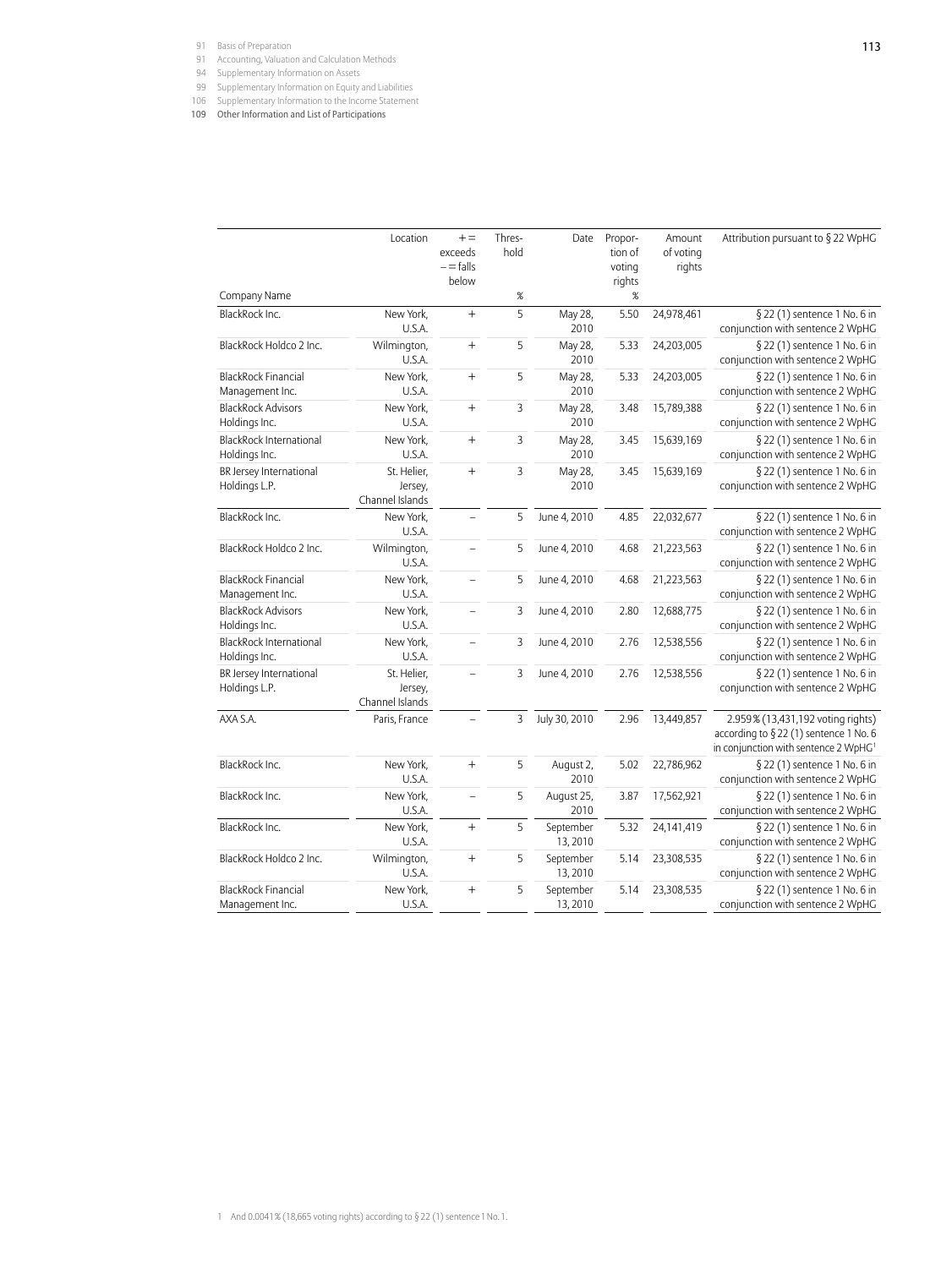| Company Name | Location | + = exceeds – = falls below | Threshold % | Date | Proportion of voting rights % | Amount of voting rights | Attribution pursuant to § 22 WpHG |
|---|---|---|---|---|---|---|---|
| BlackRock Inc. | New York, U.S.A. | + | 5 | May 28, 2010 | 5.50 | 24,978,461 | § 22 (1) sentence 1 No. 6 in conjunction with sentence 2 WpHG |
| BlackRock Holdco 2 Inc. | Wilmington, U.S.A. | + | 5 | May 28, 2010 | 5.33 | 24,203,005 | § 22 (1) sentence 1 No. 6 in conjunction with sentence 2 WpHG |
| BlackRock Financial Management Inc. | New York, U.S.A. | + | 5 | May 28, 2010 | 5.33 | 24,203,005 | § 22 (1) sentence 1 No. 6 in conjunction with sentence 2 WpHG |
| BlackRock Advisors Holdings Inc. | New York, U.S.A. | + | 3 | May 28, 2010 | 3.48 | 15,789,388 | § 22 (1) sentence 1 No. 6 in conjunction with sentence 2 WpHG |
| BlackRock International Holdings Inc. | New York, U.S.A. | + | 3 | May 28, 2010 | 3.45 | 15,639,169 | § 22 (1) sentence 1 No. 6 in conjunction with sentence 2 WpHG |
| BR Jersey International Holdings L.P. | St. Helier, Jersey, Channel Islands | + | 3 | May 28, 2010 | 3.45 | 15,639,169 | § 22 (1) sentence 1 No. 6 in conjunction with sentence 2 WpHG |
| BlackRock Inc. | New York, U.S.A. | – | 5 | June 4, 2010 | 4.85 | 22,032,677 | § 22 (1) sentence 1 No. 6 in conjunction with sentence 2 WpHG |
| BlackRock Holdco 2 Inc. | Wilmington, U.S.A. | – | 5 | June 4, 2010 | 4.68 | 21,223,563 | § 22 (1) sentence 1 No. 6 in conjunction with sentence 2 WpHG |
| BlackRock Financial Management Inc. | New York, U.S.A. | – | 5 | June 4, 2010 | 4.68 | 21,223,563 | § 22 (1) sentence 1 No. 6 in conjunction with sentence 2 WpHG |
| BlackRock Advisors Holdings Inc. | New York, U.S.A. | – | 3 | June 4, 2010 | 2.80 | 12,688,775 | § 22 (1) sentence 1 No. 6 in conjunction with sentence 2 WpHG |
| BlackRock International Holdings Inc. | New York, U.S.A. | – | 3 | June 4, 2010 | 2.76 | 12,538,556 | § 22 (1) sentence 1 No. 6 in conjunction with sentence 2 WpHG |
| BR Jersey International Holdings L.P. | St. Helier, Jersey, Channel Islands | – | 3 | June 4, 2010 | 2.76 | 12,538,556 | § 22 (1) sentence 1 No. 6 in conjunction with sentence 2 WpHG |
| AXA S.A. | Paris, France | – | 3 | July 30, 2010 | 2.96 | 13,449,857 | 2.959 % (13,431,192 voting rights) according to § 22 (1) sentence 1 No. 6 in conjunction with sentence 2 WpHG[1] |
| BlackRock Inc. | New York, U.S.A. | + | 5 | August 2, 2010 | 5.02 | 22,786,962 | § 22 (1) sentence 1 No. 6 in conjunction with sentence 2 WpHG |
| BlackRock Inc. | New York, U.S.A. | – | 5 | August 25, 2010 | 3.87 | 17,562,921 | § 22 (1) sentence 1 No. 6 in conjunction with sentence 2 WpHG |
| BlackRock Inc. | New York, U.S.A. | + | 5 | September 13, 2010 | 5.32 | 24,141,419 | § 22 (1) sentence 1 No. 6 in conjunction with sentence 2 WpHG |
| BlackRock Holdco 2 Inc. | Wilmington, U.S.A. | + | 5 | September 13, 2010 | 5.14 | 23,308,535 | § 22 (1) sentence 1 No. 6 in conjunction with sentence 2 WpHG |
| BlackRock Financial Management Inc. | New York, U.S.A. | + | 5 | September 13, 2010 | 5.14 | 23,308,535 | § 22 (1) sentence 1 No. 6 in conjunction with sentence 2 WpHG |

1 And 0.0041 % (18,665 voting rights) according to § 22 (1) sentence 1 No. 1.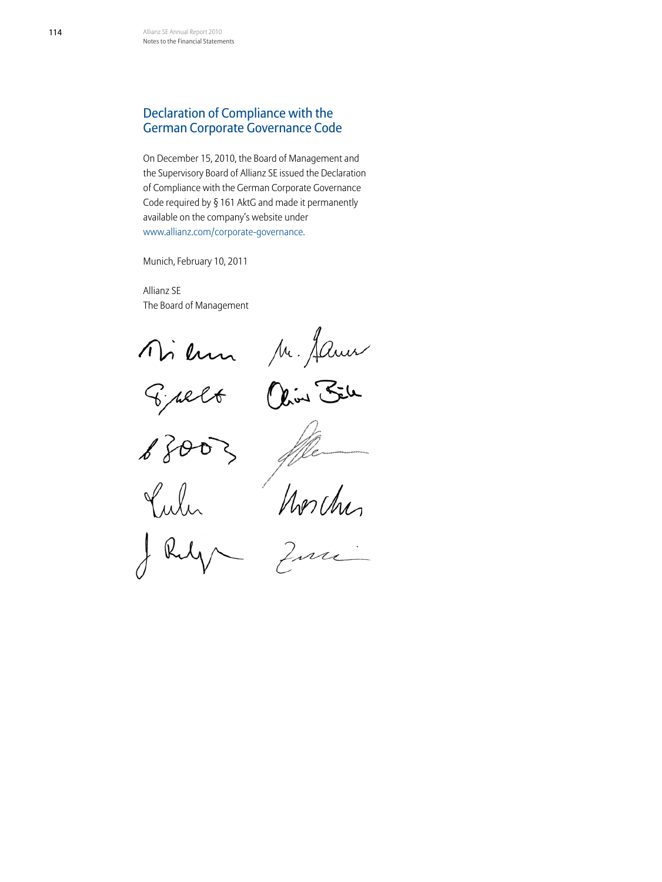## Declaration of Compliance with the German Corporate Governance Code

On December 15, 2010, the Board of Management and the Supervisory Board of Allianz SE issued the Declaration of Compliance with the German Corporate Governance Code required by § 161 AktG and made it permanently available on the company's website under www.allianz.com/corporate-governance.

Munich, February 10, 2011

Allianz SE
The Board of Management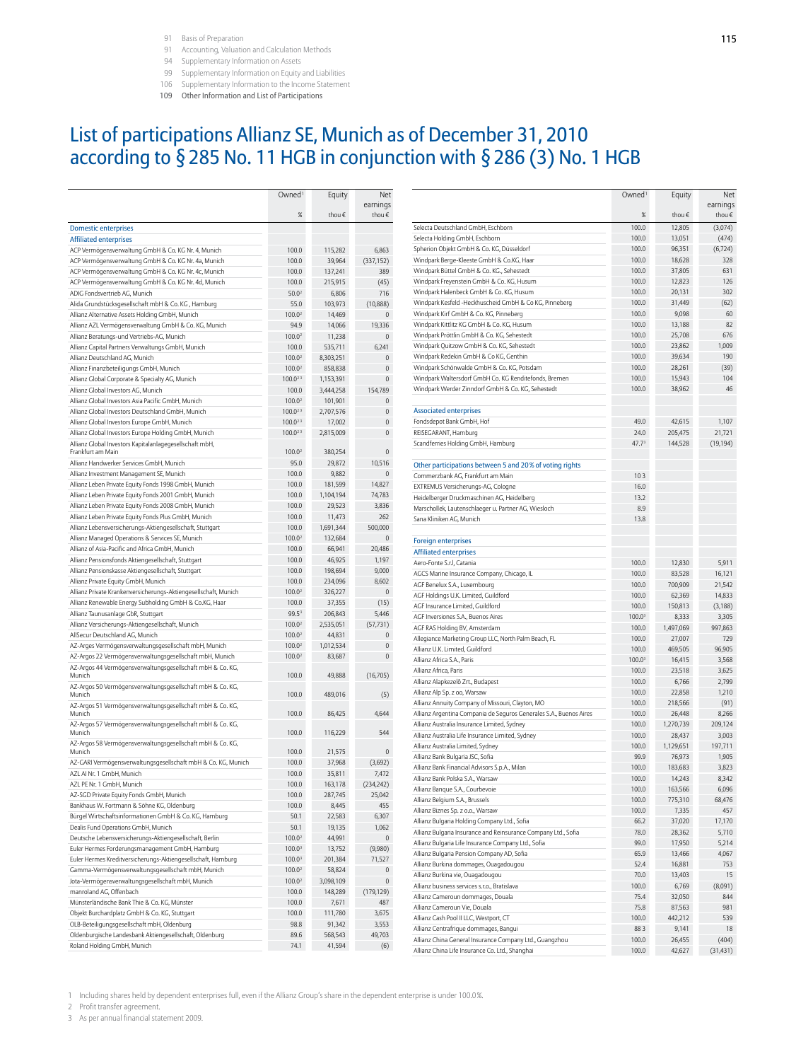# List of participations Allianz SE, Munich as of December 31, 2010 according to § 285 No. 11 HGB in conjunction with § 286 (3) No. 1 HGB

| | Owned[1] | Equity | Net earnings |
|---|---|---|---|
| | % | thou € | thou € |
| **Domestic enterprises** | | | |
| **Affiliated enterprises** | | | |
| ACP Vermögensverwaltung GmbH & Co. KG Nr. 4, Munich | 100.0 | 115,282 | 6,863 |
| ACP Vermögensverwaltung GmbH & Co. KG Nr. 4a, Munich | 100.0 | 39,964 | (337,152) |
| ACP Vermögensverwaltung GmbH & Co. KG Nr. 4c, Munich | 100.0 | 137,241 | 389 |
| ACP Vermögensverwaltung GmbH & Co. KG Nr. 4d, Munich | 100.0 | 215,915 | (45) |
| ADIG Fondsvertrieb AG, Munich | 50.0[2] | 6,806 | 716 |
| Alida Grundstücksgesellschaft mbH & Co. KG , Hamburg | 55.0 | 103,973 | (10,888) |
| Allianz Alternative Assets Holding GmbH, Munich | 100.0[2] | 14,469 | 0 |
| Allianz AZL Vermögensverwaltung GmbH & Co. KG, Munich | 94.9 | 14,066 | 19,336 |
| Allianz Beratungs-und Vertriebs-AG, Munich | 100.0[2] | 11,238 | 0 |
| Allianz Capital Partners Verwaltungs GmbH, Munich | 100.0 | 535,711 | 6,241 |
| Allianz Deutschland AG, Munich | 100.0[2] | 8,303,251 | 0 |
| Allianz Finanzbeteiligungs GmbH, Munich | 100.0[2] | 858,838 | 0 |
| Allianz Global Corporate & Specialty AG, Munich | 100.0[2,3] | 1,153,391 | 0 |
| Allianz Global Investors AG, Munich | 100.0 | 3,444,258 | 154,789 |
| Allianz Global Investors Asia Pacific GmbH, Munich | 100.0[2] | 101,901 | 0 |
| Allianz Global Investors Deutschland GmbH, Munich | 100.0[2,3] | 2,707,576 | 0 |
| Allianz Global Investors Europe GmbH, Munich | 100.0[2,3] | 17,002 | 0 |
| Allianz Global Investors Europe Holding GmbH, Munich | 100.0[2,3] | 2,815,009 | 0 |
| Allianz Global Investors Kapitalanlagegesellschaft mbH, Frankfurt am Main | 100.0[2] | 380,254 | 0 |
| Allianz Handwerker Services GmbH, Munich | 95.0 | 29,872 | 10,516 |
| Allianz Investment Management SE, Munich | 100.0 | 9,882 | 0 |
| Allianz Leben Private Equity Fonds 1998 GmbH, Munich | 100.0 | 181,599 | 14,827 |
| Allianz Leben Private Equity Fonds 2001 GmbH, Munich | 100.0 | 1,104,194 | 74,783 |
| Allianz Leben Private Equity Fonds 2008 GmbH, Munich | 100.0 | 29,523 | 3,836 |
| Allianz Leben Private Equity Fonds Plus GmbH, Munich | 100.0 | 11,473 | 262 |
| Allianz Lebensversicherungs-Aktiengesellschaft, Stuttgart | 100.0 | 1,691,344 | 500,000 |
| Allianz Managed Operations & Services SE, Munich | 100.0[2] | 132,684 | 0 |
| Allianz of Asia-Pacific and Africa GmbH, Munich | 100.0 | 66,941 | 20,486 |
| Allianz Pensionsfonds Aktiengesellschaft, Stuttgart | 100.0 | 46,925 | 1,197 |
| Allianz Pensionskasse Aktiengesellschaft, Stuttgart | 100.0 | 198,694 | 9,000 |
| Allianz Private Equity GmbH, Munich | 100.0 | 234,096 | 8,602 |
| Allianz Private Krankenversicherungs-Aktiengesellschaft, Munich | 100.0[2] | 326,227 | 0 |
| Allianz Renewable Energy Subholding GmbH & Co.KG, Haar | 100.0 | 37,355 | (15) |
| Allianz Taunusanlage GbR, Stuttgart | 99.5[1] | 206,843 | 5,446 |
| Allianz Versicherungs-Aktiengesellschaft, Munich | 100.0[2] | 2,535,051 | (57,731) |
| AllSecur Deutschland AG, Munich | 100.0[2] | 37,375 | 0 |
| AZ-Arges Vermögensverwaltungsgesellschaft mbH, Munich | 100.0[2] | 1,012,534 | 0 |
| AZ-Argos 22 Vermögensverwaltungsgesellschaft mbH, Munich | 100.0[2] | 83,687 | 0 |
| AZ-Argos 44 Vermögensverwaltungsgesellschaft mbH & Co. KG, Munich | 100.0 | 49,888 | (16,705) |
| AZ-Argos 50 Vermögensverwaltungsgesellschaft mbH & Co. KG, Munich | 100.0 | 489,016 | (5) |
| AZ-Argos 51 Vermögensverwaltungsgesellschaft mbH & Co. KG, Munich | 100.0 | 86,425 | 4,644 |
| AZ-Argos 57 Vermögensverwaltungsgesellschaft mbH & Co. KG, Munich | 100.0 | 116,229 | 544 |
| AZ-Argos 58 Vermögensverwaltungsgesellschaft mbH & Co. KG, Munich | 100.0 | 21,575 | 0 |
| AZ-GARI Vermögensverwaltungsgesellschaft mbH & Co. KG, Munich | 100.0 | 37,968 | (3,692) |
| AZL AI Nr. 1 GmbH, Munich | 100.0 | 35,811 | 7,472 |
| AZL PE Nr. 1 GmbH, Munich | 100.0 | 163,178 | (234,242) |
| AZ-SGD Private Equity Fonds GmbH, Munich | 100.0 | 287,745 | 25,042 |
| Bankhaus W. Fortmann & Söhne KG, Oldenburg | 100.0 | 8,445 | 455 |
| Bürgel Wirtschaftsinformationen GmbH & Co. KG, Hamburg | 50.1 | 22,583 | 6,307 |
| Dealis Fund Operations GmbH, Munich | 50.1 | 19,135 | 1,062 |
| Deutsche Lebensversicherungs-Aktiengesellschaft, Berlin | 100.0[2] | 44,991 | 0 |
| Euler Hermes Forderungsmanagement GmbH, Hamburg | 100.0[3] | 13,752 | (9,980) |
| Euler Hermes Kreditversicherungs-Aktiengesellschaft, Hamburg | 100.0[3] | 201,384 | 71,527 |
| Gamma-Vermögensverwaltungsgesellschaft mbH, Munich | 100.0[2] | 58,824 | 0 |
| Jota-Vermögensverwaltungsgesellschaft mbH, Munich | 100.0[2] | 3,098,109 | 0 |
| manroland AG, Offenbach | 100.0 | 148,289 | (179,129) |
| Münsterländische Bank Thie & Co. KG, Münster | 100.0 | 7,671 | 487 |
| Objekt Burchardplatz GmbH & Co. KG, Stuttgart | 100.0 | 111,780 | 3,675 |
| OLB-Beteiligungsgesellschaft mbH, Oldenburg | 98.8 | 91,342 | 3,553 |
| Oldenburgische Landesbank Aktiengesellschaft, Oldenburg | 89.6 | 568,543 | 49,703 |
| Roland Holding GmbH, Munich | 74.1 | 41,594 | (6) |
| Selecta Deutschland GmbH, Eschborn | 100.0 | 12,805 | (3,074) |
| Selecta Holding GmbH, Eschborn | 100.0 | 13,051 | (474) |
| Spherion Objekt GmbH & Co. KG, Düsseldorf | 100.0 | 96,351 | (6,724) |
| Windpark Berge-Kleeste GmbH & Co.KG, Haar | 100.0 | 18,628 | 328 |
| Windpark Büttel GmbH & Co. KG., Sehestedt | 100.0 | 37,805 | 631 |
| Windpark Freyenstein GmbH & Co. KG, Husum | 100.0 | 12,823 | 126 |
| Windpark Halenbeck GmbH & Co. KG, Husum | 100.0 | 20,131 | 302 |
| Windpark Kesfeld -Heckhuscheid GmbH & Co KG, Pinneberg | 100.0 | 31,449 | (62) |
| Windpark Kirf GmbH & Co. KG, Pinneberg | 100.0 | 9,098 | 60 |
| Windpark Kittlitz KG GmbH & Co. KG, Husum | 100.0 | 13,188 | 82 |
| Windpark Pröttlin GmbH & Co. KG, Sehestedt | 100.0 | 25,708 | 676 |
| Windpark Quitzow GmbH & Co. KG, Sehestedt | 100.0 | 23,862 | 1,009 |
| Windpark Redekin GmbH & Co KG, Genthin | 100.0 | 39,634 | 190 |
| Windpark Schönwalde GmbH & Co. KG, Potsdam | 100.0 | 28,261 | (39) |
| Windpark Waltersdorf GmbH Co. KG Renditefonds, Bremen | 100.0 | 15,943 | 104 |
| Windpark Werder Zinndorf GmbH & Co. KG, Sehestedt | 100.0 | 38,962 | 46 |
| **Associated enterprises** | | | |
| Fondsdepot Bank GmbH, Hof | 49.0 | 42,615 | 1,107 |
| REISEGARANT, Hamburg | 24.0 | 205,475 | 21,721 |
| Scandferries Holding GmbH, Hamburg | 47.7[3] | 144,528 | (19,194) |
| **Other participations between 5 and 20% of voting rights** | | | |
| Commerzbank AG, Frankfurt am Main | 10.3 | | |
| EXTREMUS Versicherungs-AG, Cologne | 16.0 | | |
| Heidelberger Druckmaschinen AG, Heidelberg | 13.2 | | |
| Marschollek, Lautenschlaeger u. Partner AG, Wiesloch | 8.9 | | |
| Sana Kliniken AG, Munich | 13.8 | | |
| **Foreign enterprises** | | | |
| **Affiliated enterprises** | | | |
| Aero-Fonte S.r.l, Catania | 100.0 | 12,830 | 5,911 |
| AGCS Marine Insurance Company, Chicago, IL | 100.0 | 83,528 | 16,121 |
| AGF Benelux S.A., Luxembourg | 100.0 | 700,909 | 21,542 |
| AGF Holdings U.K. Limited, Guildford | 100.0 | 62,369 | 14,833 |
| AGF Insurance Limited, Guildford | 100.0 | 150,813 | (3,188) |
| AGF Inversiones S.A., Buenos Aires | 100.0[3] | 8,333 | 3,305 |
| AGF RAS Holding BV, Amsterdam | 100.0 | 1,497,069 | 997,863 |
| Allegiance Marketing Group LLC, North Palm Beach, FL | 100.0 | 27,007 | 729 |
| Allianz U.K. Limited, Guildford | 100.0 | 469,505 | 96,905 |
| Allianz Africa S.A., Paris | 100.0[3] | 16,415 | 3,568 |
| Allianz Africa, Paris | 100.0 | 23,518 | 3,625 |
| Allianz Alapkezelő Zrt., Budapest | 100.0 | 6,766 | 2,799 |
| Allianz Alp Sp. z oo, Warsaw | 100.0 | 22,858 | 1,210 |
| Allianz Annuity Company of Missouri, Clayton, MO | 100.0 | 218,566 | (91) |
| Allianz Argentina Compania de Seguros Generales S.A., Buenos Aires | 100.0 | 26,448 | 8,266 |
| Allianz Australia Insurance Limited, Sydney | 100.0 | 1,270,739 | 209,124 |
| Allianz Australia Life Insurance Limited, Sydney | 100.0 | 28,437 | 3,003 |
| Allianz Australia Limited, Sydney | 100.0 | 1,129,651 | 197,711 |
| Allianz Bank Bulgaria JSC, Sofia | 99.9 | 76,973 | 1,905 |
| Allianz Bank Financial Advisors S.p.A., Milan | 100.0 | 183,683 | 3,823 |
| Allianz Bank Polska S.A., Warsaw | 100.0 | 14,243 | 8,342 |
| Allianz Banque S.A., Courbevoie | 100.0 | 163,566 | 6,096 |
| Allianz Belgium S.A., Brussels | 100.0 | 775,310 | 68,476 |
| Allianz Biznes Sp. z o.o., Warsaw | 100.0 | 7,335 | 457 |
| Allianz Bulgaria Holding Company Ltd., Sofia | 66.2 | 37,020 | 17,170 |
| Allianz Bulgaria Insurance and Reinsurance Company Ltd., Sofia | 78.0 | 28,362 | 5,710 |
| Allianz Bulgaria Life Insurance Company Ltd., Sofia | 99.0 | 17,950 | 5,214 |
| Allianz Bulgaria Pension Company AD, Sofia | 65.9 | 13,466 | 4,067 |
| Allianz Burkina dommages, Ouagadougou | 52.4 | 16,881 | 753 |
| Allianz Burkina vie, Ouagadougou | 70.0 | 13,403 | 15 |
| Allianz business services s.r.o., Bratislava | 100.0 | 6,769 | (8,091) |
| Allianz Cameroun dommages, Douala | 75.4 | 32,050 | 844 |
| Allianz Cameroun Vie, Douala | 75.8 | 87,563 | 981 |
| Allianz Cash Pool II LLC, Westport, CT | 100.0 | 442,212 | 539 |
| Allianz Centrafrique dommages, Bangui | 88.3 | 9,141 | 18 |
| Allianz China General Insurance Company Ltd., Guangzhou | 100.0 | 26,455 | (404) |
| Allianz China Life Insurance Co. Ltd., Shanghai | 100.0 | 42,627 | (31,431) |

1 Including shares held by dependent enterprises full, even if the Allianz Group's share in the dependent enterprise is under 100.0%.

2 Profit transfer agreement.

3 As per annual financial statement 2009.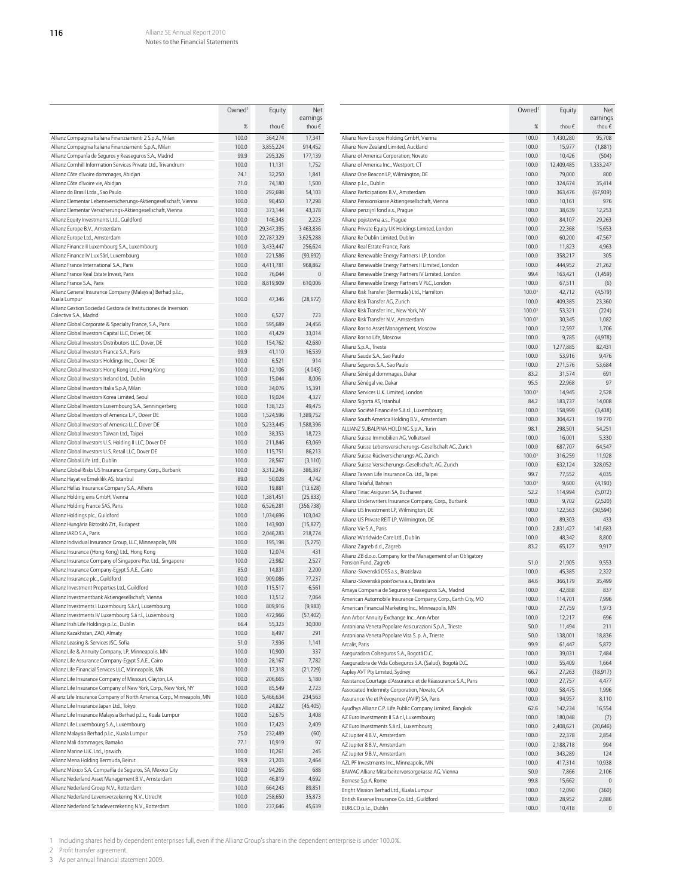| | Owned[1] | Equity | Net earnings |
|---|---|---|---|
| | % | thou € | thou € |
| Allianz Compagnia Italiana Finanziamenti 2 S.p.A., Milan | 100.0 | 364,274 | 17,341 |
| Allianz Compagnia Italiana Finanziamenti S.p.A., Milan | 100.0 | 3,855,224 | 914,452 |
| Allianz Companĺa de Seguros y Reaseguros S.A., Madrid | 99.9 | 295,326 | 177,139 |
| Allianz Cornhill Information Services Private Ltd., Trivandrum | 100.0 | 11,131 | 1,752 |
| Allianz Côte d'Ivoire dommages, Abidjan | 74.1 | 32,250 | 1,841 |
| Allianz Côte d'Ivoire vie, Abidjan | 71.0 | 74,180 | 1,500 |
| Allianz do Brasil Ltda., Sao Paulo | 100.0 | 292,698 | 54,103 |
| Allianz Elementar Lebensversicherungs-Aktiengesellschaft, Vienna | 100.0 | 90,450 | 17,298 |
| Allianz Elementar Versicherungs-Aktiengesellschaft, Vienna | 100.0 | 373,144 | 43,378 |
| Allianz Equity Investments Ltd., Guildford | 100.0 | 146,343 | 2,223 |
| Allianz Europe B.V., Amsterdam | 100.0 | 29,347,395 | 3 463,836 |
| Allianz Europe Ltd., Amsterdam | 100.0 | 22,787,329 | 3,625,288 |
| Allianz Finance II Luxembourg S.A., Luxembourg | 100.0 | 3,433,447 | 256,624 |
| Allianz Finance IV Lux Sàrl, Luxembourg | 100.0 | 221,586 | (93,692) |
| Allianz France International S.A., Paris | 100.0 | 4,411,781 | 968,862 |
| Allianz France Real Estate Invest, Paris | 100.0 | 76,044 | 0 |
| Allianz France S.A., Paris | 100.0 | 8,819,909 | 610,006 |
| Allianz General Insurance Company (Malaysia) Berhad p.l.c., Kuala Lumpur | 100.0 | 47,346 | (28,672) |
| Allianz Gestion Sociedad Gestora de Instituciones de Inversion Colectiva S.A., Madrid | 100.0 | 6,527 | 723 |
| Allianz Global Corporate & Specialty France, S.A., Paris | 100.0 | 595,689 | 24,456 |
| Allianz Global Investors Capital LLC, Dover, DE | 100.0 | 41,429 | 33,014 |
| Allianz Global Investors Distributors LLC, Dover, DE | 100.0 | 154,762 | 42,680 |
| Allianz Global Investors France S.A., Paris | 99.9 | 41,110 | 16,539 |
| Allianz Global Investors Holdings Inc., Dover DE | 100.0 | 6,521 | 914 |
| Allianz Global Investors Hong Kong Ltd., Hong Kong | 100.0 | 12,106 | (4,043) |
| Allianz Global Investors Ireland Ltd., Dublin | 100.0 | 15,044 | 8,006 |
| Allianz Global Investors Italia S.p.A, Milan | 100.0 | 34,076 | 15,391 |
| Allianz Global Investors Korea Limited, Seoul | 100.0 | 19,024 | 4,327 |
| Allianz Global Investors Luxembourg S.A., Senningerberg | 100.0 | 138,123 | 49,475 |
| Allianz Global Investors of America L.P., Dover DE | 100.0 | 1,524,596 | 1,389,752 |
| Allianz Global Investors of America LLC, Dover DE | 100.0 | 5,233,445 | 1,588,396 |
| Allianz Global Investors Taiwan Ltd., Taipei | 100.0 | 38,353 | 18,723 |
| Allianz Global Investors U.S. Holding II LLC, Dover DE | 100.0 | 211,846 | 63,069 |
| Allianz Global Investors U.S. Retail LLC, Dover DE | 100.0 | 115,751 | 86,213 |
| Allianz Global Life Ltd., Dublin | 100.0 | 28,567 | (3,110) |
| Allianz Global Risks US Insurance Company, Corp., Burbank | 100.0 | 3,312,246 | 386,387 |
| Allianz Hayat ve Emeklilik AS, Istanbul | 89.0 | 50,028 | 4,742 |
| Allianz Hellas Insurance Company S.A., Athens | 100.0 | 19,881 | (13,628) |
| Allianz Holding eins GmbH, Vienna | 100.0 | 1,381,451 | (25,833) |
| Allianz Holding France SAS, Paris | 100.0 | 6,526,281 | (356,738) |
| Allianz Holdings plc., Guildford | 100.0 | 1,034,696 | 103,042 |
| Allianz Hungária Biztosító Zrt., Budapest | 100.0 | 143,900 | (15,827) |
| Allianz IARD S.A., Paris | 100.0 | 2,046,283 | 218,774 |
| Allianz Individual Insurance Group, LLC, Minneapolis, MN | 100.0 | 195,198 | (5,275) |
| Allianz Insurance (Hong Kong) Ltd., Hong Kong | 100.0 | 12,074 | 431 |
| Allianz Insurance Company of Singapore Pte. Ltd., Singapore | 100.0 | 23,982 | 2,527 |
| Allianz Insurance Company-Egypt S.A.E., Cairo | 85.0 | 14,831 | 2,200 |
| Allianz Insurance plc., Guildford | 100.0 | 909,086 | 77,237 |
| Allianz Investment Properties Ltd., Guildford | 100.0 | 115,517 | 6,561 |
| Allianz Investmentbank Aktiengesellschaft, Vienna | 100.0 | 13,512 | 7,064 |
| Allianz Investments I Luxembourg S.à.r.l, Luxembourg | 100.0 | 809,916 | (9,983) |
| Allianz Investments IV Luxembourg S.à r.l., Luxembourg | 100.0 | 472,966 | (57,402) |
| Allianz Irish Life Holdings p.l.c., Dublin | 66.4 | 55,323 | 30,000 |
| Allianz Kazakhstan, ZAO, Almaty | 100.0 | 8,497 | 291 |
| Allianz Leasing & Services JSC, Sofia | 51.0 | 7,936 | 1,141 |
| Allianz Life & Annuity Company, LP, Minneapolis, MN | 100.0 | 10,900 | 337 |
| Allianz Life Assurance Company-Egypt S.A.E., Cairo | 100.0 | 28,167 | 7,782 |
| Allianz Life Financial Services LLC, Minneapolis, MN | 100.0 | 17,318 | (21,729) |
| Allianz Life Insurance Company of Missouri, Clayton, LA | 100.0 | 206,665 | 5,180 |
| Allianz Life Insurance Company of New York, Corp., New York, NY | 100.0 | 85,549 | 2,723 |
| Allianz Life Insurance Company of North America, Corp., Minneapolis, MN | 100.0 | 5,466,634 | 234,563 |
| Allianz Life Insurance Japan Ltd., Tokyo | 100.0 | 24,822 | (45,405) |
| Allianz Life Insurance Malaysia Berhad p.l.c., Kuala Lumpur | 100.0 | 52,675 | 3,408 |
| Allianz Life Luxembourg S.A., Luxembourg | 100.0 | 17,423 | 2,409 |
| Allianz Malaysia Berhad p.l.c., Kuala Lumpur | 75.0 | 232,489 | (60) |
| Allianz Mali dommages, Bamako | 77.1 | 10,919 | 97 |
| Allianz Marine U.K. Ltd., Ipswich | 100.0 | 10,261 | 245 |
| Allianz Mena Holding Bermuda, Beirut | 99.9 | 21,203 | 2,464 |
| Allianz México S.A. Compañía de Seguros, SA, Mexico City | 100.0 | 94,265 | 688 |
| Allianz Nederland Asset Management B.V., Amsterdam | 100.0 | 46,819 | 4,692 |
| Allianz Nederland Groep N.V., Rotterdam | 100.0 | 664,243 | 89,851 |
| Allianz Nederland Levensverzekering N.V., Utrecht | 100.0 | 258,650 | 35,873 |
| Allianz Nederland Schadeverzekering N.V., Rotterdam | 100.0 | 237,646 | 45,639 |
| Allianz New Europe Holding GmbH, Vienna | 100.0 | 1,430,280 | 95,708 |
| Allianz New Zealand Limited, Auckland | 100.0 | 15,977 | (1,881) |
| Allianz of America Corporation, Novato | 100.0 | 10,426 | (504) |
| Allianz of America Inc., Westport, CT | 100.0 | 12,409,485 | 1,333,247 |
| Allianz One Beacon LP, Wilmington, DE | 100.0 | 79,000 | 800 |
| Allianz p.l.c., Dublin | 100.0 | 324,674 | 35,414 |
| Allianz Participations B.V., Amsterdam | 100.0 | 363,476 | (67,939) |
| Allianz Pensionskasse Aktiengesellschaft, Vienna | 100.0 | 10,161 | 976 |
| Allianz penzijní fond a.s., Prague | 100.0 | 38,639 | 12,253 |
| Allianz pojistovna a.s., Prague | 100.0 | 84,107 | 29,263 |
| Allianz Private Equity UK Holdings Limited, London | 100.0 | 22,368 | 15,653 |
| Allianz Re Dublin Limited, Dublin | 100.0 | 60,200 | 47,567 |
| Allianz Real Estate France, Paris | 100.0 | 11,823 | 4,963 |
| Allianz Renewable Energy Partners I LP, London | 100.0 | 358,217 | 305 |
| Allianz Renewable Energy Partners II Limited, London | 100.0 | 444,952 | 21,262 |
| Allianz Renewable Energy Partners IV Limited, London | 99.4 | 163,421 | (1,459) |
| Allianz Renewable Energy Partners V PLC, London | 100.0 | 67,511 | (6) |
| Allianz Risk Transfer (Bermuda) Ltd., Hamilton | 100.0[3] | 42,712 | (4,579) |
| Allianz Risk Transfer AG, Zurich | 100.0 | 409,385 | 23,360 |
| Allianz Risk Transfer Inc., New York, NY | 100.0[3] | 53,321 | (224) |
| Allianz Risk Transfer N.V., Amsterdam | 100.0[3] | 30,345 | 1,082 |
| Allianz Rosno Asset Management, Moscow | 100.0 | 12,597 | 1,706 |
| Allianz Rosno Life, Moscow | 100.0 | 9,785 | (4,978) |
| Allianz S.p.A., Trieste | 100.0 | 1,277,885 | 82,431 |
| Allianz Saude S.A., Sao Paulo | 100.0 | 53,916 | 9,476 |
| Allianz Seguros S.A., Sao Paulo | 100.0 | 271,576 | 53,684 |
| Allianz Sénégal dommages, Dakar | 83.2 | 31,574 | 691 |
| Allianz Sénégal vie, Dakar | 95.5 | 22,968 | 97 |
| Allianz Services U.K. Limited, London | 100.0[3] | 14,945 | 2,528 |
| Allianz Sigorta AS, Istanbul | 84.2 | 183,737 | 14,008 |
| Allianz Société Financière S.à.r.l., Luxembourg | 100.0 | 158,999 | (3,438) |
| Allianz South America Holding B.V., Amsterdam | 100.0 | 304,421 | 19 770 |
| ALLIANZ SUBALPINA HOLDING S.p.A., Turin | 98.1 | 298,501 | 54,251 |
| Allianz Suisse Immobilien AG, Volketswil | 100.0 | 16,001 | 5,330 |
| Allianz Suisse Lebensversicherungs-Gesellschaft AG, Zurich | 100.0 | 687,707 | 64,547 |
| Allianz Suisse Rückversicherungs AG, Zurich | 100.0[3] | 316,259 | 11,928 |
| Allianz Suisse Versicherungs-Gesellschaft, AG, Zurich | 100.0 | 632,124 | 328,052 |
| Allianz Taiwan Life Insurance Co. Ltd., Taipei | 99.7 | 77,552 | 4,035 |
| Allianz Takaful, Bahrain | 100.0[3] | 9,600 | (4,193) |
| Allianz Tiriac Asigurari SA, Bucharest | 52.2 | 114,994 | (5,072) |
| Allianz Underwriters Insurance Company, Corp., Burbank | 100.0 | 9,702 | (2,520) |
| Allianz US Investment LP, Wilmington, DE | 100.0 | 122,563 | (30,594) |
| Allianz US Private REIT LP, Wilmington, DE | 100.0 | 89,303 | 433 |
| Allianz Vie S.A., Paris | 100.0 | 2,831,427 | 141,683 |
| Allianz Worldwide Care Ltd., Dublin | 100.0 | 48,342 | 8,800 |
| Allianz Zagreb d.d., Zagreb | 83.2 | 65,127 | 9,917 |
| Allianz ZB d.o.o. Company for the Management of an Obligatory Pension Fund, Zagreb | 51.0 | 21,905 | 9,553 |
| Allianz-Slovenská DSS a.s., Bratislava | 100.0 | 45,385 | 2,322 |
| Allianz-Slovenská poist'ovna a.s., Bratislava | 84.6 | 366,179 | 35,499 |
| Amaya Compania de Seguros y Reaseguros S.A., Madrid | 100.0 | 42,888 | 837 |
| American Automobile Insurance Company, Corp., Earth City, MO | 100.0 | 114,701 | 7,996 |
| American Financial Marketing Inc., Minneapolis, MN | 100.0 | 27,759 | 1,973 |
| Ann Arbor Annuity Exchange Inc., Ann Arbor | 100.0 | 12,217 | 696 |
| Antoniana Veneta Popolare Assicurazioni S.p.A., Trieste | 50.0 | 11,494 | 211 |
| Antoniana Veneta Popolare Vita S. p. A., Trieste | 50.0 | 138,001 | 18,836 |
| Arcalis, Paris | 99.9 | 61,447 | 5,872 |
| Aseguradora Colseguros S.A., Bogotá D.C. | 100.0 | 39,031 | 7,484 |
| Aseguradora de Vida Colseguros S.A. (Salud), Bogotá D.C. | 100.0 | 55,409 | 1,664 |
| Aspley AVT Pty Limited, Sydney | 66.7 | 27,263 | (18,917) |
| Assistance Courtage d'Assurance et de Réassurance S.A., Paris | 100.0 | 27,757 | 4,477 |
| Associated Indemnity Corporation, Novato, CA | 100.0 | 58,475 | 1,996 |
| Assurance Vie et Prévoyance (AVIP) SA, Paris | 100.0 | 94,957 | 8,110 |
| Ayudhya Allianz C.P. Life Public Company Limited, Bangkok | 62.6 | 142,234 | 16,554 |
| AZ Euro Investments II S.à r.l, Luxembourg | 100.0 | 180,048 | (7) |
| AZ Euro Investments S.à r.l., Luxembourg | 100.0 | 2,408,621 | (20,646) |
| AZ Jupiter 4 B.V., Amsterdam | 100.0 | 22,378 | 2,854 |
| AZ Jupiter 8 B.V., Amsterdam | 100.0 | 2,188,718 | 994 |
| AZ Jupiter 9 B.V., Amsterdam | 100.0 | 343,289 | 124 |
| AZL PF Investments Inc., Minneapolis, MN | 100.0 | 417,314 | 10,938 |
| BAWAG Allianz Mitarbeitervorsorgekasse AG, Vienna | 50.0 | 7,866 | 2,106 |
| Bernese S.p.A, Rome | 99.8 | 15,662 | 0 |
| Bright Mission Berhad Ltd., Kuala Lumpur | 100.0 | 12,090 | (360) |
| British Reserve Insurance Co. Ltd., Guildford | 100.0 | 28,952 | 2,886 |
| BURLCO p.l.c., Dublin | 100.0 | 10,418 | 0 |

1 Including shares held by dependent enterprises full, even if the Allianz Group's share in the dependent enterprise is under 100.0%.

2 Profit transfer agreement.

3 As per annual financial statement 2009.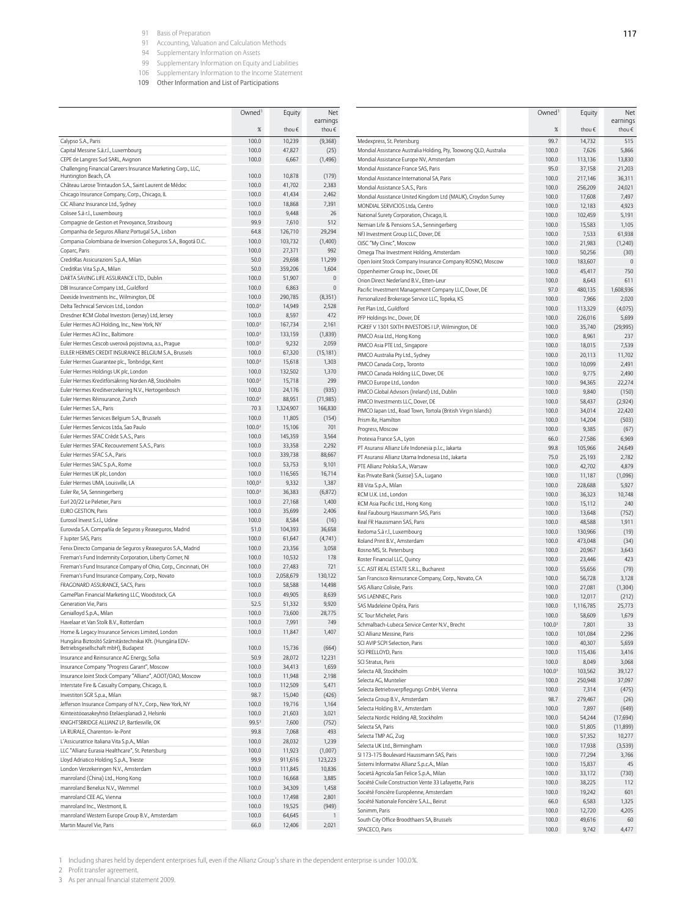| | Owned[1] | Equity | Net earnings |
|---|---|---|---|
| | % | thou € | thou € |
| Calypso S.A., Paris | 100.0 | 10,239 | (9,368) |
| Capital Messine S.à.r.l., Luxembourg | 100.0 | 47,827 | (25) |
| CEPE de Langres Sud SARL, Avignon | 100.0 | 6,667 | (1,496) |
| Challenging Financial Careers Insurance Marketing Corp., LLC, Huntington Beach, CA | 100.0 | 10,878 | (179) |
| Château Larose Trintaudon S.A., Saint Laurent de Médoc | 100.0 | 41,702 | 2,383 |
| Chicago Insurance Company, Corp., Chicago, IL | 100.0 | 41,434 | 2,462 |
| CIC Allianz Insurance Ltd., Sydney | 100.0 | 18,868 | 7,391 |
| Colisee S.à r.l., Luxembourg | 100.0 | 9,448 | 26 |
| Compagnie de Gestion et Prevoyance, Strasbourg | 99.9 | 7,610 | 512 |
| Companhia de Seguros Allianz Portugal S.A., Lisbon | 64.8 | 126,710 | 29,294 |
| Compania Colombiana de Inversion Colseguros S.A., Bogotá D.C. | 100.0 | 103,732 | (1,400) |
| Coparc, Paris | 100.0 | 27,371 | 992 |
| CreditRas Assicurazioni S.p.A., Milan | 50.0 | 29,698 | 11,299 |
| CreditRas Vita S.p.A., Milan | 50.0 | 359,206 | 1,604 |
| DARTA SAVING LIFE ASSURANCE LTD., Dublin | 100.0 | 51,907 | 0 |
| DBI Insurance Company Ltd., Guildford | 100.0 | 6,863 | 0 |
| Deeside Investments Inc., Wilmington, DE | 100.0 | 290,785 | (8,351) |
| Delta Technical Services Ltd., London | 100.0[3] | 14,949 | 2,528 |
| Dresdner RCM Global Investors (Jersey) Ltd, Jersey | 100.0 | 8,597 | 472 |
| Euler Hermes ACI Holding, Inc., New York, NY | 100.0[3] | 167,734 | 2,161 |
| Euler Hermes ACI Inc., Baltimore | 100.0[3] | 133,159 | (1,839) |
| Euler Hermes Cescob uverová pojistovna, a.s., Prague | 100.0[3] | 9,232 | 2,059 |
| EULER HERMES CREDIT INSURANCE BELGIUM S.A., Brussels | 100.0 | 67,320 | (15,181) |
| Euler Hermes Guarantee plc, Tonbridge, Kent | 100.0[3] | 15,618 | 1,303 |
| Euler Hermes Holdings UK plc, London | 100.0 | 132,502 | 1,370 |
| Euler Hermes Kreditförsäkring Norden AB, Stockholm | 100.0[3] | 15,718 | 299 |
| Euler Hermes Kreditverzekering N.V., Hertogenbosch | 100.0 | 24,176 | (935) |
| Euler Hermes Réinsurance, Zurich | 100.0[3] | 88,951 | (71,985) |
| Euler Hermes S.A., Paris | 70.3 | 1,324,907 | 166,830 |
| Euler Hermes Services Belgium S.A., Brussels | 100.0 | 11,805 | (154) |
| Euler Hermes Servicos Ltda, Sao Paulo | 100.0[3] | 15,106 | 701 |
| Euler Hermes SFAC Crédit S.A.S., Paris | 100.0 | 145,359 | 3,564 |
| Euler Hermes SFAC Recouvrement S.A.S., Paris | 100.0 | 33,358 | 2,292 |
| Euler Hermes SFAC S.A., Paris | 100.0 | 339,738 | 88,667 |
| Euler Hermes SIAC S.p.A., Rome | 100.0 | 53,753 | 9,101 |
| Euler Hermes UK plc, London | 100.0 | 116,565 | 16,714 |
| Euler Hermes UMA, Louisville, LA | 100,0[3] | 9,332 | 1,387 |
| Euler Re, SA, Senningerberg | 100.0[3] | 36,383 | (6,872) |
| Eurl 20/22 Le Peletier, Paris | 100.0 | 27,168 | 1,400 |
| EURO GESTION, Paris | 100.0 | 35,699 | 2,406 |
| Eurosol Invest S.r.l., Udine | 100.0 | 8,584 | (16) |
| Eurovida S.A. Compañía de Seguros y Reaseguros, Madrid | 51.0 | 104,393 | 36,658 |
| F Jupiter SAS, Paris | 100.0 | 61,647 | (4,741) |
| Fenix Directo Compania de Seguros y Reaseguros S.A., Madrid | 100.0 | 23,356 | 3,058 |
| Fireman's Fund Indemnity Corporation, Liberty Corner, NJ | 100.0 | 10,532 | 178 |
| Fireman's Fund Insurance Company of Ohio, Corp., Cincinnati, OH | 100.0 | 27,483 | 721 |
| Fireman's Fund Insurance Company, Corp., Novato | 100.0 | 2,058,679 | 130,122 |
| FRAGONARD ASSURANCE, SACS, Paris | 100.0 | 58,588 | 14,498 |
| GamePlan Financial Marketing LLC, Woodstock, GA | 100.0 | 49,905 | 8,639 |
| Generation Vie, Paris | 52.5 | 51,332 | 9,920 |
| Genialloyd S.p.A., Milan | 100.0 | 73,600 | 28,775 |
| Havelaar et Van Stolk B.V., Rotterdam | 100.0 | 7,991 | 749 |
| Home & Legacy Insurance Services Limited, London | 100.0 | 11,847 | 1,407 |
| Hungária Biztosító Számítástechnikai Kft. (Hungária EDV-Betriebsgesellschaft mbH), Budapest | 100.0 | 15,736 | (664) |
| Insurance and Reinsurance AG Energy, Sofia | 50.9 | 28,072 | 12,231 |
| Insurance Company "Progress Garant", Moscow | 100.0 | 34,413 | 1,659 |
| Insurance Joint Stock Company "Allianz", AOOT/OAO, Moscow | 100.0 | 11,948 | 2,198 |
| Interstate Fire & Casualty Company, Chicago, IL | 100.0 | 112,509 | 5,471 |
| Investitori SGR S.p.a., Milan | 98.7 | 15,040 | (426) |
| Jefferson Insurance Company of N.Y., Corp., New York, NY | 100.0 | 19,716 | 1,164 |
| Kiinteistöosakeyhtiö Eteläesplanadi 2, Helsinki | 100.0 | 21,603 | 3,021 |
| KNIGHTSBRIDGE ALLIANZ LP, Bartlesville, OK | 99.5[3] | 7,600 | (752) |
| LA RURALE, Charenton- le-Pont | 99.8 | 7,068 | 493 |
| L'Assicuratrice Italiana Vita S.p.A., Milan | 100.0 | 28,032 | 1,239 |
| LLC "Allianz Eurasia Healthcare", St. Petersburg | 100.0 | 11,923 | (1,007) |
| Lloyd Adriatico Holding S.p.A., Trieste | 99.9 | 911,616 | 123,223 |
| London Verzekeringen N.V., Amsterdam | 100.0 | 111,845 | 10,836 |
| manroland (China) Ltd., Hong Kong | 100.0 | 16,668 | 3,885 |
| manroland Benelux N.V., Wemmel | 100.0 | 34,309 | 1,458 |
| manroland CEE AG, Vienna | 100.0 | 17,498 | 2,801 |
| manroland Inc., Westmont, IL | 100.0 | 19,525 | (949) |
| manroland Western Europe Group B.V., Amsterdam | 100.0 | 64,645 | 1 |
| Martin Maurel Vie, Paris | 66.0 | 12,406 | 2,021 |
| Medexpress, St. Petersburg | 99.7 | 14,732 | 515 |
| Mondial Assistance Australia Holding, Pty, Toowong QLD, Australia | 100.0 | 7,626 | 5,866 |
| Mondial Assistance Europe NV, Amsterdam | 100.0 | 113,136 | 13,830 |
| Mondial Assistance France SAS, Paris | 95.0 | 37,158 | 21,203 |
| Mondial Assistance International SA, Paris | 100.0 | 217,146 | 36,311 |
| Mondial Assistance S.A.S., Paris | 100.0 | 256,209 | 24,021 |
| Mondial Assistance United Kingdom Ltd (MAUK), Croydon Surrey | 100.0 | 17,608 | 7,497 |
| MONDIAL SERVICIOS Ltda, Centro | 100.0 | 12,183 | 4,923 |
| National Surety Corporation, Chicago, IL | 100.0 | 102,459 | 5,191 |
| Nemian Life & Pensions S.A., Senningerberg | 100.0 | 15,583 | 1,105 |
| NFJ Investment Group LLC, Dover, DE | 100.0 | 7,533 | 61,938 |
| OJSC "My Clinic", Moscow | 100.0 | 21,983 | (1,240) |
| Omega Thai Investment Holding, Amsterdam | 100.0 | 50,256 | (30) |
| Open Joint Stock Company Insurance Company ROSNO, Moscow | 100.0 | 183,607 | 0 |
| Oppenheimer Group Inc., Dover, DE | 100.0 | 45,417 | 750 |
| Orion Direct Nederland B.V., Etten-Leur | 100.0 | 8,643 | 611 |
| Pacific Investment Management Company LLC, Dover, DE | 97.0 | 480,135 | 1,608,936 |
| Personalized Brokerage Service LLC, Topeka, KS | 100.0 | 7,966 | 2,020 |
| Pet Plan Ltd., Guildford | 100.0 | 113,329 | (4,075) |
| PFP Holdings Inc., Dover, DE | 100.0 | 226,016 | 5,699 |
| PGREF V 1301 SIXTH INVESTORS I LP, Wilmington, DE | 100.0 | 35,740 | (29,995) |
| PIMCO Asia Ltd., Hong Kong | 100.0 | 8,961 | 237 |
| PIMCO Asia PTE Ltd., Singapore | 100.0 | 18,015 | 7,539 |
| PIMCO Australia Pty Ltd., Sydney | 100.0 | 20,113 | 11,702 |
| PIMCO Canada Corp., Toronto | 100.0 | 10,099 | 2,491 |
| PIMCO Canada Holding LLC, Dover, DE | 100.0 | 9,775 | 2,490 |
| PIMCO Europe Ltd., London | 100.0 | 94,365 | 22,274 |
| PIMCO Global Advisors (Ireland) Ltd., Dublin | 100.0 | 9,840 | (150) |
| PIMCO Investments LLC, Dover, DE | 100.0 | 58,437 | (2,924) |
| PIMCO Japan Ltd., Road Town, Tortola (British Virgin Islands) | 100.0 | 34,014 | 22,420 |
| Prism Re, Hamilton | 100.0 | 14,204 | (503) |
| Progress, Moscow | 100.0 | 9,385 | (67) |
| Protexia France S.A., Lyon | 66.0 | 27,586 | 6,969 |
| PT Asuransi Allianz Life Indonesia p.l.c., Jakarta | 99.8 | 105,966 | 24,649 |
| PT Asuransi Allianz Utama Indonesia Ltd., Jakarta | 75.0 | 25,193 | 2,782 |
| PTE Allianz Polska S.A., Warsaw | 100.0 | 42,702 | 4,879 |
| Ras Private Bank (Suisse) S.A., Lugano | 100.0 | 11,187 | (1,096) |
| RB Vita S.p.A., Milan | 100.0 | 228,688 | 5,927 |
| RCM U.K. Ltd., London | 100.0 | 36,323 | 10,748 |
| RCM Asia Pacific Ltd., Hong Kong | 100.0 | 15,112 | 240 |
| Real Faubourg Haussmann SAS, Paris | 100.0 | 13,648 | (752) |
| Real FR Haussmann SAS, Paris | 100.0 | 48,588 | 1,911 |
| Redoma S.à r.l., Luxembourg | 100.0 | 130,966 | (19) |
| Roland Print B.V., Amsterdam | 100.0 | 473,048 | (34) |
| Rosno MS, St. Petersburg | 100.0 | 20,967 | 3,643 |
| Roster Financial LLC, Quincy | 100.0 | 23,446 | 423 |
| S.C. ASIT REAL ESTATE S.R.L., Bucharest | 100.0 | 55,656 | (79) |
| San Francisco Reinsurance Company, Corp., Novato, CA | 100.0 | 56,728 | 3,128 |
| SAS Allianz Colisée, Paris | 100.0 | 27,081 | (1,304) |
| SAS LAENNEC, Paris | 100.0 | 12,017 | (212) |
| SAS Madeleine Opéra, Paris | 100.0 | 1,116,785 | 25,773 |
| SC Tour Michelet, Paris | 100.0 | 58,609 | 1,679 |
| Schmalbach-Lubeca Service Center N.V., Brecht | 100.0[3] | 7,801 | 33 |
| SCI Allianz Messine, Paris | 100.0 | 101,084 | 2,296 |
| SCI AVIP SCPI Selection, Paris | 100.0 | 40,307 | 5,659 |
| SCI PRELLOYD, Paris | 100.0 | 115,436 | 3,416 |
| SCI Stratus, Paris | 100.0 | 8,049 | 3,068 |
| Selecta AB, Stockholm | 100.0[3] | 103,562 | 39,127 |
| Selecta AG, Muntelier | 100.0 | 250,948 | 37,097 |
| Selecta Betriebsverpflegungs GmbH, Vienna | 100.0 | 7,314 | (475) |
| Selecta Group B.V., Amsterdam | 98.7 | 279,467 | (26) |
| Selecta Holding B.V., Amsterdam | 100.0 | 7,897 | (649) |
| Selecta Nordic Holding AB, Stockholm | 100.0 | 54,244 | (17,694) |
| Selecta SA, Paris | 100.0 | 51,805 | (11,899) |
| Selecta TMP AG, Zug | 100.0 | 57,352 | 10,277 |
| Selecta UK Ltd., Birmingham | 100.0 | 17,938 | (3,539) |
| SI 173-175 Boulevard Haussmann SAS, Paris | 100.0 | 77,294 | 3,766 |
| Sistemi Informativi Allianz S.p.c.A., Milan | 100.0 | 15,837 | 45 |
| Società Agricola San Felice S.p.A., Milan | 100.0 | 33,172 | (730) |
| Société Civile Construction Vente 33 Lafayette, Paris | 100.0 | 38,225 | 112 |
| Société Foncière Européenne, Amsterdam | 100.0 | 19,242 | 601 |
| Société Nationale Foncière S.A.L., Beirut | 66.0 | 6,583 | 1,325 |
| Sonimm, Paris | 100.0 | 12,720 | 4,205 |
| South City Office Broodthaers SA, Brussels | 100.0 | 49,616 | 60 |
| SPACECO, Paris | 100.0 | 9,742 | 4,477 |

1 Including shares held by dependent enterprises full, even if the Allianz Group's share in the dependent enterprise is under 100.0%.

2 Profit transfer agreement.

3 As per annual financial statement 2009.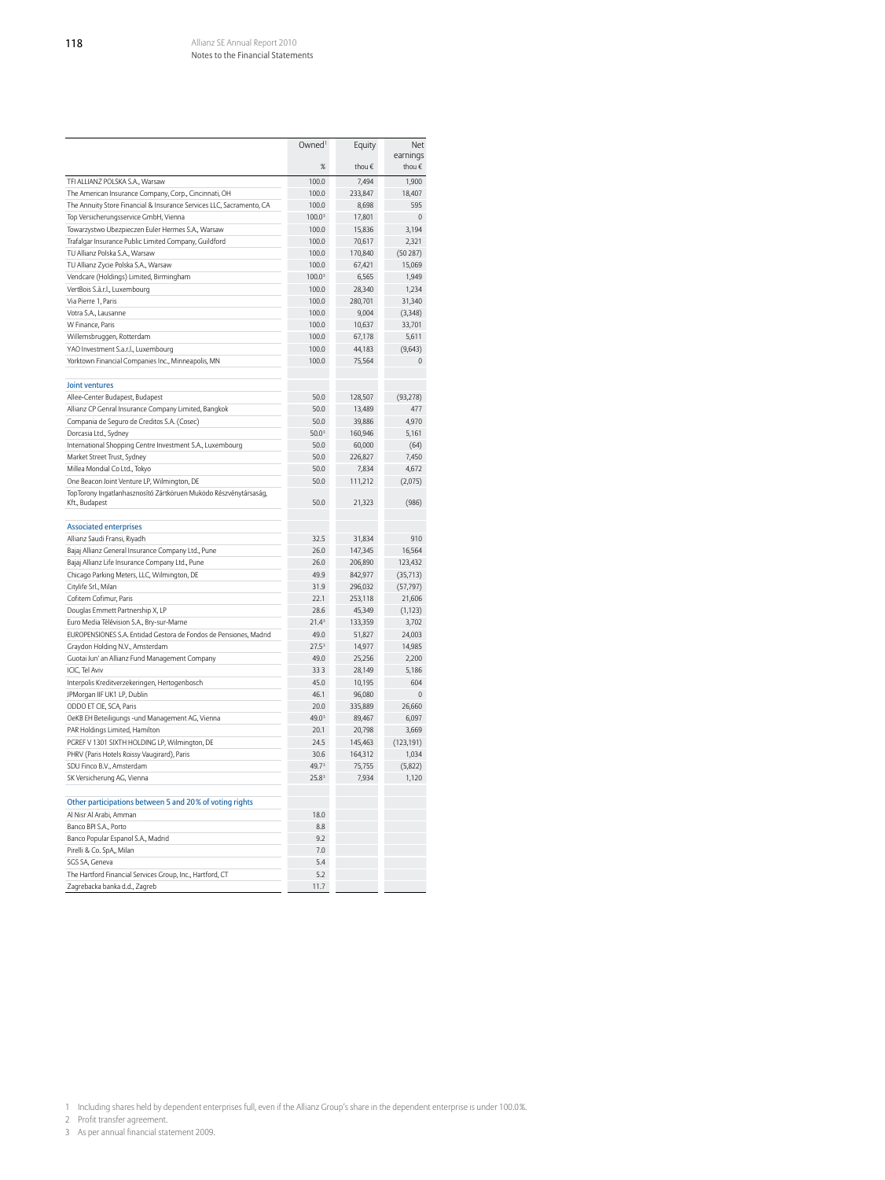| | Owned[1] | Equity | Net earnings |
|---|---|---|---|
| | % | thou € | thou € |
| TFI ALLIANZ POLSKA S.A., Warsaw | 100.0 | 7,494 | 1,900 |
| The American Insurance Company, Corp., Cincinnati, OH | 100.0 | 233,847 | 18,407 |
| The Annuity Store Financial & Insurance Services LLC, Sacramento, CA | 100.0 | 8,698 | 595 |
| Top Versicherungsservice GmbH, Vienna | 100.0[2] | 17,801 | 0 |
| Towarzystwo Ubezpieczen Euler Hermes S.A., Warsaw | 100.0 | 15,836 | 3,194 |
| Trafalgar Insurance Public Limited Company, Guildford | 100.0 | 70,617 | 2,321 |
| TU Allianz Polska S.A., Warsaw | 100.0 | 170,840 | (50 287) |
| TU Allianz Zycie Polska S.A., Warsaw | 100.0 | 67,421 | 15,069 |
| Vendcare (Holdings) Limited, Birmingham | 100.0[3] | 6,565 | 1,949 |
| VertBois S.à.r.l., Luxembourg | 100.0 | 28,340 | 1,234 |
| Via Pierre 1, Paris | 100.0 | 280,701 | 31,340 |
| Votra S.A., Lausanne | 100.0 | 9,004 | (3,348) |
| W Finance, Paris | 100.0 | 10,637 | 33,701 |
| Willemsbruggen, Rotterdam | 100.0 | 67,178 | 5,611 |
| YAO Investment S.a.r.l., Luxembourg | 100.0 | 44,183 | (9,643) |
| Yorktown Financial Companies Inc., Minneapolis, MN | 100.0 | 75,564 | 0 |
| | | | |
| **Joint ventures** | | | |
| Allee-Center Budapest, Budapest | 50.0 | 128,507 | (93,278) |
| Allianz CP Genral Insurance Company Limited, Bangkok | 50.0 | 13,489 | 477 |
| Compania de Seguro de Creditos S.A. (Cosec) | 50.0 | 39,886 | 4,970 |
| Dorcasia Ltd., Sydney | 50.0[3] | 160,946 | 5,161 |
| International Shopping Centre Investment S.A., Luxembourg | 50.0 | 60,000 | (64) |
| Market Street Trust, Sydney | 50.0 | 226,827 | 7,450 |
| Millea Mondial Co Ltd., Tokyo | 50.0 | 7,834 | 4,672 |
| One Beacon Joint Venture LP, Wilmington, DE | 50.0 | 111,212 | (2,075) |
| TopTorony Ingatlanhasznosító Zártkörüen Muködo Részvénytársaság, Kft., Budapest | 50.0 | 21,323 | (986) |
| | | | |
| **Associated enterprises** | | | |
| Allianz Saudi Fransi, Riyadh | 32.5 | 31,834 | 910 |
| Bajaj Allianz General Insurance Company Ltd., Pune | 26.0 | 147,345 | 16,564 |
| Bajaj Allianz Life Insurance Company Ltd., Pune | 26.0 | 206,890 | 123,432 |
| Chicago Parking Meters, LLC, Wilmington, DE | 49.9 | 842,977 | (35,713) |
| Citylife Srl., Milan | 31.9 | 296,032 | (57,797) |
| Cofitem Cofimur, Paris | 22.1 | 253,118 | 21,606 |
| Douglas Emmett Partnership X, LP | 28.6 | 45,349 | (1,123) |
| Euro Media Télévision S.A., Bry-sur-Marne | 21.4[3] | 133,359 | 3,702 |
| EUROPENSIONES S.A. Entidad Gestora de Fondos de Pensiones, Madrid | 49.0 | 51,827 | 24,003 |
| Graydon Holding N.V., Amsterdam | 27.5[3] | 14,977 | 14,985 |
| Guotai Jun' an Allianz Fund Management Company | 49.0 | 25,256 | 2,200 |
| ICIC, Tel Aviv | 33 3 | 28,149 | 5,186 |
| Interpolis Kreditverzekeringen, Hertogenbosch | 45.0 | 10,195 | 604 |
| JPMorgan IIF UK1 LP, Dublin | 46.1 | 96,080 | 0 |
| ODDO ET CIE, SCA, Paris | 20.0 | 335,889 | 26,660 |
| OeKB EH Beteiligungs -und Management AG, Vienna | 49.0[3] | 89,467 | 6,097 |
| PAR Holdings Limited, Hamilton | 20.1 | 20,798 | 3,669 |
| PGREF V 1301 SIXTH HOLDING LP, Wilmington, DE | 24.5 | 145,463 | (123,191) |
| PHRV (Paris Hotels Roissy Vaugirard), Paris | 30.6 | 164,312 | 1,034 |
| SDLI Finco B.V., Amsterdam | 49.7[3] | 75,755 | (5,822) |
| SK Versicherung AG, Vienna | 25.8[3] | 7,934 | 1,120 |
| | | | |
| **Other participations between 5 and 20% of voting rights** | | | |
| Al Nisr Al Arabi, Amman | 18.0 | | |
| Banco BPI S.A., Porto | 8.8 | | |
| Banco Popular Espanol S.A., Madrid | 9.2 | | |
| Pirelli & Co. SpA., Milan | 7.0 | | |
| SGS SA, Geneva | 5.4 | | |
| The Hartford Financial Services Group, Inc., Hartford, CT | 5.2 | | |
| Zagrebacka banka d.d., Zagreb | 11.7 | | |

1 Including shares held by dependent enterprises full, even if the Allianz Group's share in the dependent enterprise is under 100.0%.

2 Profit transfer agreement.

3 As per annual financial statement 2009.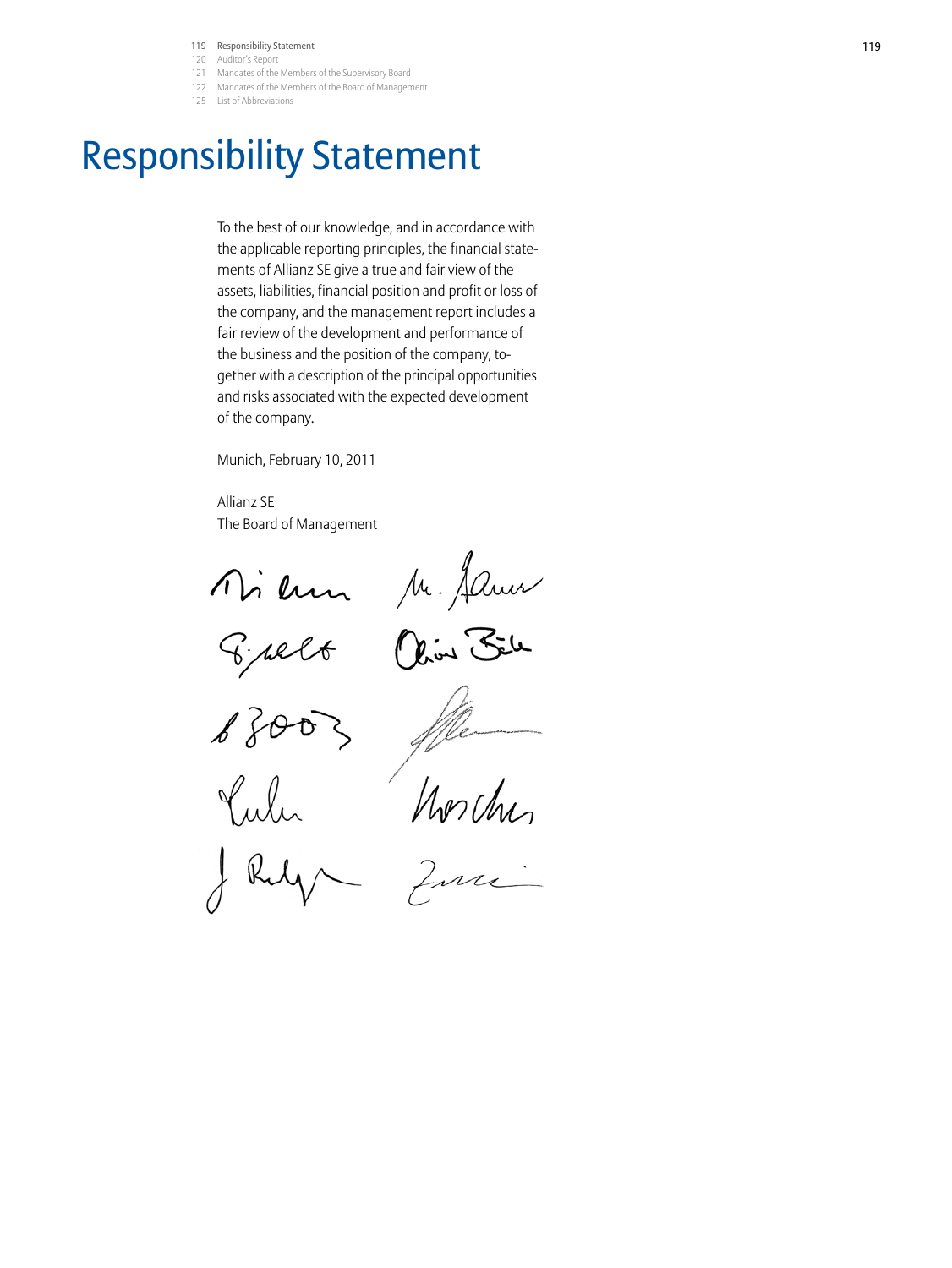# Responsibility Statement

To the best of our knowledge, and in accordance with the applicable reporting principles, the financial statements of Allianz SE give a true and fair view of the assets, liabilities, financial position and profit or loss of the company, and the management report includes a fair review of the development and performance of the business and the position of the company, together with a description of the principal opportunities and risks associated with the expected development of the company.

Munich, February 10, 2011

Allianz SE
The Board of Management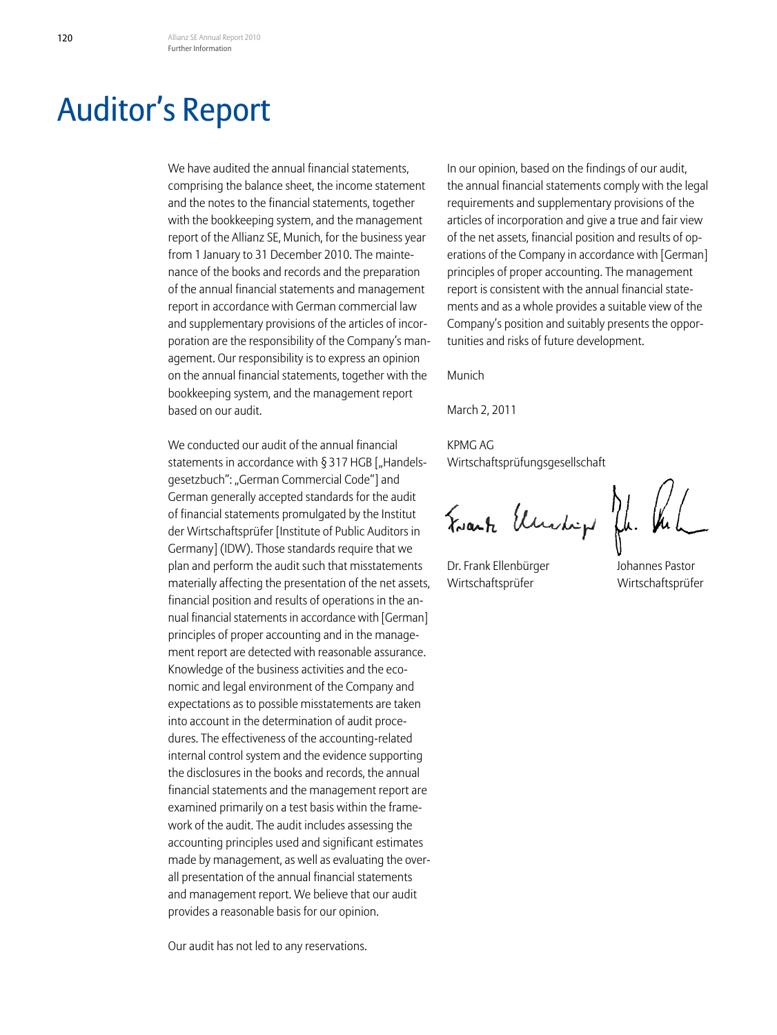# Auditor's Report

We have audited the annual financial statements, comprising the balance sheet, the income statement and the notes to the financial statements, together with the bookkeeping system, and the management report of the Allianz SE, Munich, for the business year from 1 January to 31 December 2010. The maintenance of the books and records and the preparation of the annual financial statements and management report in accordance with German commercial law and supplementary provisions of the articles of incorporation are the responsibility of the Company's management. Our responsibility is to express an opinion on the annual financial statements, together with the bookkeeping system, and the management report based on our audit.

We conducted our audit of the annual financial statements in accordance with § 317 HGB [„Handelsgesetzbuch": „German Commercial Code"] and German generally accepted standards for the audit of financial statements promulgated by the Institut der Wirtschaftsprüfer [Institute of Public Auditors in Germany] (IDW). Those standards require that we plan and perform the audit such that misstatements materially affecting the presentation of the net assets, financial position and results of operations in the annual financial statements in accordance with [German] principles of proper accounting and in the management report are detected with reasonable assurance. Knowledge of the business activities and the economic and legal environment of the Company and expectations as to possible misstatements are taken into account in the determination of audit procedures. The effectiveness of the accounting-related internal control system and the evidence supporting the disclosures in the books and records, the annual financial statements and the management report are examined primarily on a test basis within the framework of the audit. The audit includes assessing the accounting principles used and significant estimates made by management, as well as evaluating the overall presentation of the annual financial statements and management report. We believe that our audit provides a reasonable basis for our opinion.

Our audit has not led to any reservations.

In our opinion, based on the findings of our audit, the annual financial statements comply with the legal requirements and supplementary provisions of the articles of incorporation and give a true and fair view of the net assets, financial position and results of operations of the Company in accordance with [German] principles of proper accounting. The management report is consistent with the annual financial statements and as a whole provides a suitable view of the Company's position and suitably presents the opportunities and risks of future development.

Munich

March 2, 2011

KPMG AG
Wirtschaftsprüfungsgesellschaft

Dr. Frank Ellenbürger
Wirtschaftsprüfer

Johannes Pastor
Wirtschaftsprüfer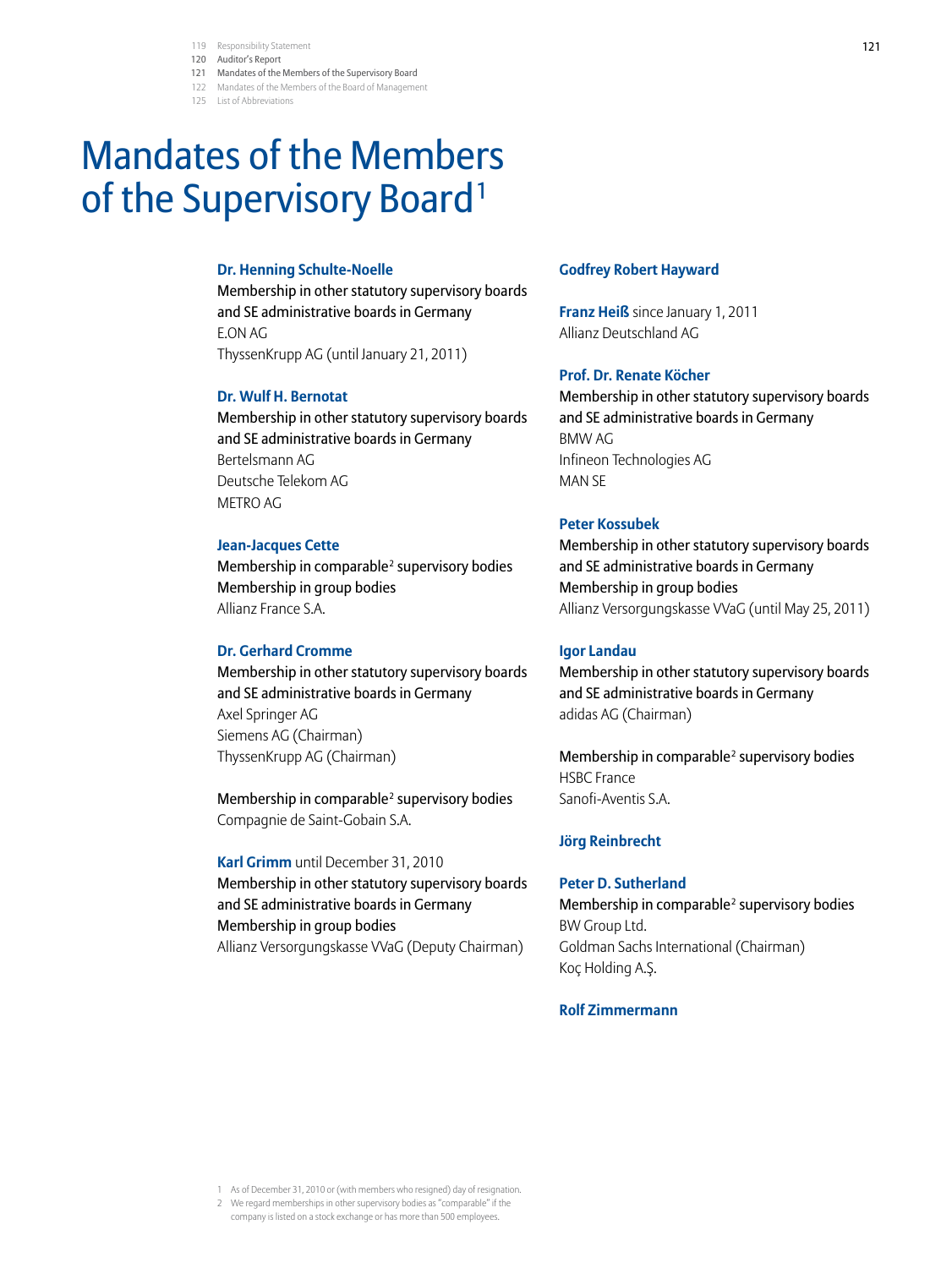# Mandates of the Members of the Supervisory Board[1]

**Dr. Henning Schulte-Noelle**
Membership in other statutory supervisory boards and SE administrative boards in Germany
E.ON AG
ThyssenKrupp AG (until January 21, 2011)

**Dr. Wulf H. Bernotat**
Membership in other statutory supervisory boards and SE administrative boards in Germany
Bertelsmann AG
Deutsche Telekom AG
METRO AG

**Jean-Jacques Cette**
Membership in comparable[2] supervisory bodies
Membership in group bodies
Allianz France S.A.

**Dr. Gerhard Cromme**
Membership in other statutory supervisory boards and SE administrative boards in Germany
Axel Springer AG
Siemens AG (Chairman)
ThyssenKrupp AG (Chairman)

Membership in comparable[2] supervisory bodies
Compagnie de Saint-Gobain S.A.

**Karl Grimm** until December 31, 2010
Membership in other statutory supervisory boards and SE administrative boards in Germany
Membership in group bodies
Allianz Versorgungskasse VVaG (Deputy Chairman)

**Godfrey Robert Hayward**

**Franz Heiß** since January 1, 2011
Allianz Deutschland AG

**Prof. Dr. Renate Köcher**
Membership in other statutory supervisory boards and SE administrative boards in Germany
BMW AG
Infineon Technologies AG
MAN SE

**Peter Kossubek**
Membership in other statutory supervisory boards and SE administrative boards in Germany
Membership in group bodies
Allianz Versorgungskasse VVaG (until May 25, 2011)

**Igor Landau**
Membership in other statutory supervisory boards and SE administrative boards in Germany
adidas AG (Chairman)

Membership in comparable[2] supervisory bodies
HSBC France
Sanofi-Aventis S.A.

**Jörg Reinbrecht**

**Peter D. Sutherland**
Membership in comparable[2] supervisory bodies
BW Group Ltd.
Goldman Sachs International (Chairman)
Koç Holding A.Ş.

**Rolf Zimmermann**

1 As of December 31, 2010 or (with members who resigned) day of resignation.
2 We regard memberships in other supervisory bodies as "comparable" if the company is listed on a stock exchange or has more than 500 employees.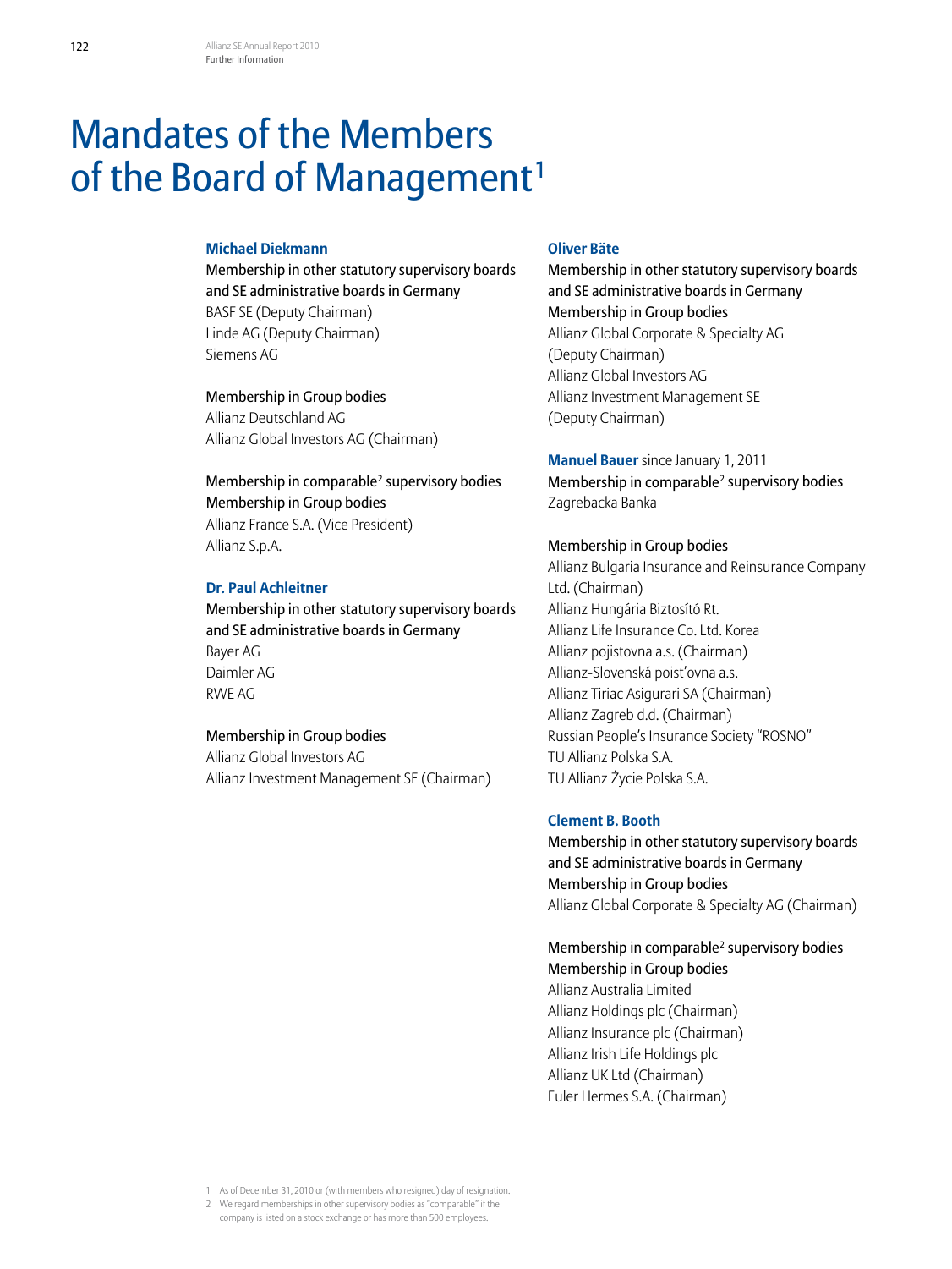# Mandates of the Members of the Board of Management[1]

**Michael Diekmann**

Membership in other statutory supervisory boards and SE administrative boards in Germany
BASF SE (Deputy Chairman)
Linde AG (Deputy Chairman)
Siemens AG

Membership in Group bodies
Allianz Deutschland AG
Allianz Global Investors AG (Chairman)

Membership in comparable[2] supervisory bodies
Membership in Group bodies
Allianz France S.A. (Vice President)
Allianz S.p.A.

**Dr. Paul Achleitner**

Membership in other statutory supervisory boards and SE administrative boards in Germany
Bayer AG
Daimler AG
RWE AG

Membership in Group bodies
Allianz Global Investors AG
Allianz Investment Management SE (Chairman)

**Oliver Bäte**

Membership in other statutory supervisory boards and SE administrative boards in Germany
Membership in Group bodies
Allianz Global Corporate & Specialty AG (Deputy Chairman)
Allianz Global Investors AG
Allianz Investment Management SE (Deputy Chairman)

**Manuel Bauer** since January 1, 2011

Membership in comparable[2] supervisory bodies
Zagrebacka Banka

Membership in Group bodies
Allianz Bulgaria Insurance and Reinsurance Company Ltd. (Chairman)
Allianz Hungária Biztosító Rt.
Allianz Life Insurance Co. Ltd. Korea
Allianz pojistovna a.s. (Chairman)
Allianz-Slovenská poist'ovna a.s.
Allianz Tiriac Asigurari SA (Chairman)
Allianz Zagreb d.d. (Chairman)
Russian People's Insurance Society "ROSNO"
TU Allianz Polska S.A.
TU Allianz Życie Polska S.A.

**Clement B. Booth**

Membership in other statutory supervisory boards and SE administrative boards in Germany
Membership in Group bodies
Allianz Global Corporate & Specialty AG (Chairman)

Membership in comparable[2] supervisory bodies
Membership in Group bodies
Allianz Australia Limited
Allianz Holdings plc (Chairman)
Allianz Insurance plc (Chairman)
Allianz Irish Life Holdings plc
Allianz UK Ltd (Chairman)
Euler Hermes S.A. (Chairman)

1 As of December 31, 2010 or (with members who resigned) day of resignation.
2 We regard memberships in other supervisory bodies as "comparable" if the company is listed on a stock exchange or has more than 500 employees.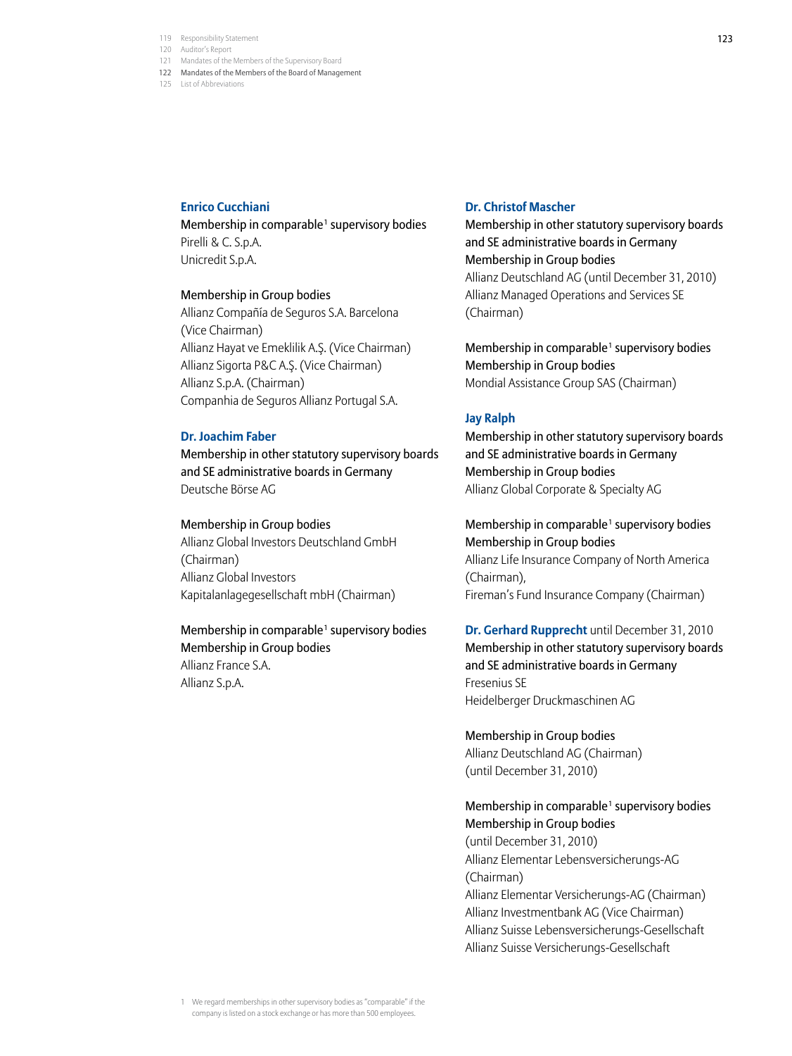**Enrico Cucchiani**

Membership in comparable[1] supervisory bodies
Pirelli & C. S.p.A.
Unicredit S.p.A.

Membership in Group bodies
Allianz Compañía de Seguros S.A. Barcelona (Vice Chairman)
Allianz Hayat ve Emeklilik A.Ş. (Vice Chairman)
Allianz Sigorta P&C A.Ş. (Vice Chairman)
Allianz S.p.A. (Chairman)
Companhia de Seguros Allianz Portugal S.A.

**Dr. Joachim Faber**

Membership in other statutory supervisory boards and SE administrative boards in Germany
Deutsche Börse AG

Membership in Group bodies
Allianz Global Investors Deutschland GmbH (Chairman)
Allianz Global Investors Kapitalanlagegesellschaft mbH (Chairman)

Membership in comparable[1] supervisory bodies
Membership in Group bodies
Allianz France S.A.
Allianz S.p.A.

**Dr. Christof Mascher**

Membership in other statutory supervisory boards and SE administrative boards in Germany
Membership in Group bodies
Allianz Deutschland AG (until December 31, 2010)
Allianz Managed Operations and Services SE (Chairman)

Membership in comparable[1] supervisory bodies
Membership in Group bodies
Mondial Assistance Group SAS (Chairman)

**Jay Ralph**

Membership in other statutory supervisory boards and SE administrative boards in Germany
Membership in Group bodies
Allianz Global Corporate & Specialty AG

Membership in comparable[1] supervisory bodies
Membership in Group bodies
Allianz Life Insurance Company of North America (Chairman),
Fireman's Fund Insurance Company (Chairman)

**Dr. Gerhard Rupprecht** until December 31, 2010

Membership in other statutory supervisory boards and SE administrative boards in Germany
Fresenius SE
Heidelberger Druckmaschinen AG

Membership in Group bodies
Allianz Deutschland AG (Chairman) (until December 31, 2010)

Membership in comparable[1] supervisory bodies
Membership in Group bodies
(until December 31, 2010)
Allianz Elementar Lebensversicherungs-AG (Chairman)
Allianz Elementar Versicherungs-AG (Chairman)
Allianz Investmentbank AG (Vice Chairman)
Allianz Suisse Lebensversicherungs-Gesellschaft
Allianz Suisse Versicherungs-Gesellschaft

1 We regard memberships in other supervisory bodies as "comparable" if the company is listed on a stock exchange or has more than 500 employees.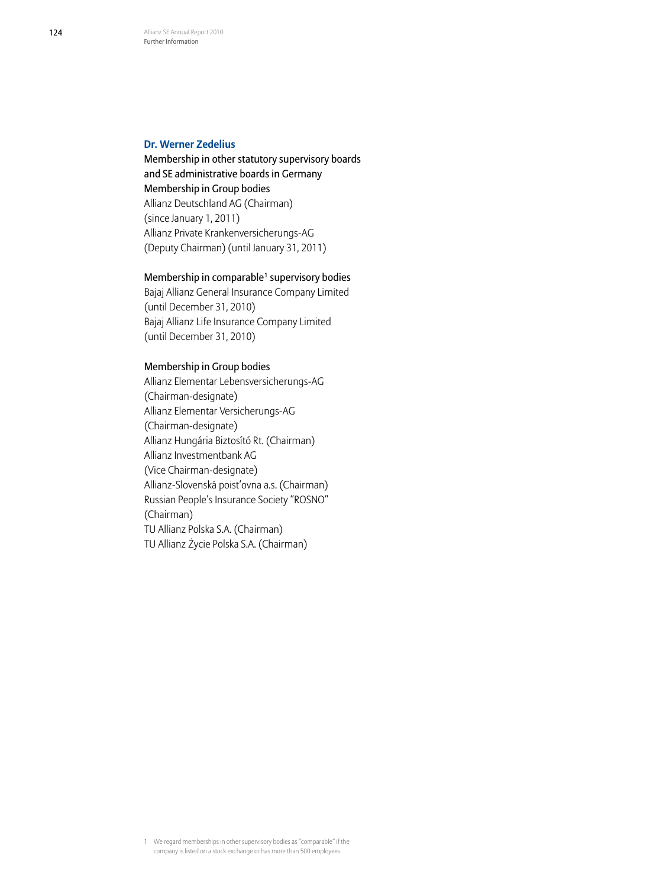### Dr. Werner Zedelius

Membership in other statutory supervisory boards and SE administrative boards in Germany

Membership in Group bodies

Allianz Deutschland AG (Chairman) (since January 1, 2011)

Allianz Private Krankenversicherungs-AG (Deputy Chairman) (until January 31, 2011)

Membership in comparable[1] supervisory bodies

Bajaj Allianz General Insurance Company Limited (until December 31, 2010)

Bajaj Allianz Life Insurance Company Limited (until December 31, 2010)

Membership in Group bodies

Allianz Elementar Lebensversicherungs-AG (Chairman-designate)

Allianz Elementar Versicherungs-AG (Chairman-designate)

Allianz Hungária Biztosító Rt. (Chairman)

Allianz Investmentbank AG (Vice Chairman-designate)

Allianz-Slovenská poisťovna a.s. (Chairman)

Russian People's Insurance Society "ROSNO" (Chairman)

TU Allianz Polska S.A. (Chairman)

TU Allianz Życie Polska S.A. (Chairman)

1 We regard memberships in other supervisory bodies as "comparable" if the company is listed on a stock exchange or has more than 500 employees.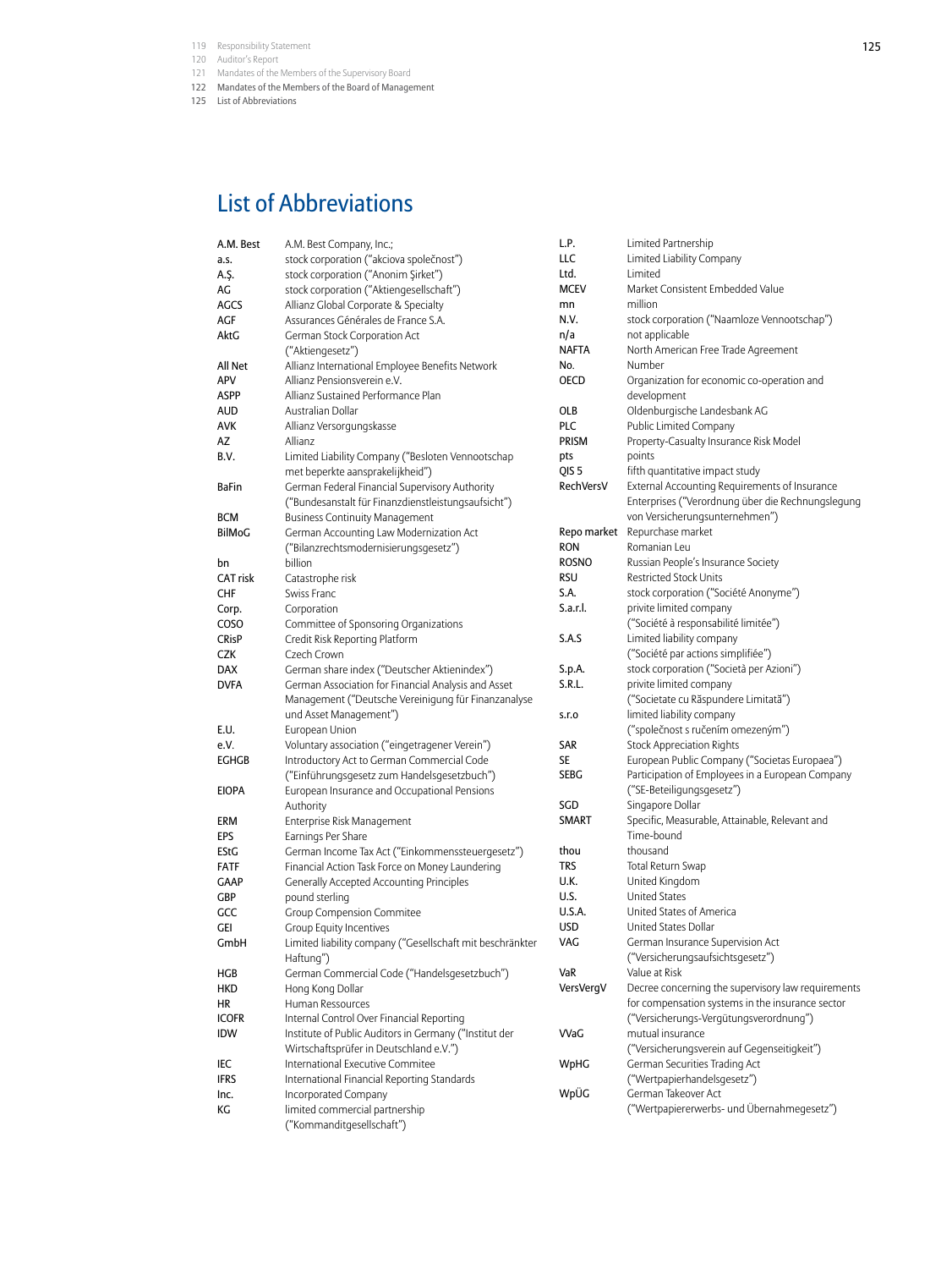# List of Abbreviations

| | |
|---|---|
| A.M. Best | A.M. Best Company, Inc.; |
| a.s. | stock corporation ("akciova společnost") |
| A.Ş. | stock corporation ("Anonim Şirket") |
| AG | stock corporation ("Aktiengesellschaft") |
| AGCS | Allianz Global Corporate & Specialty |
| AGF | Assurances Générales de France S.A. |
| AktG | German Stock Corporation Act ("Aktiengesetz") |
| All Net | Allianz International Employee Benefits Network |
| APV | Allianz Pensionsverein e.V. |
| ASPP | Allianz Sustained Performance Plan |
| AUD | Australian Dollar |
| AVK | Allianz Versorgungskasse |
| AZ | Allianz |
| B.V. | Limited Liability Company ("Besloten Vennootschap met beperkte aansprakelijkheid") |
| BaFin | German Federal Financial Supervisory Authority ("Bundesanstalt für Finanzdienstleistungsaufsicht") |
| BCM | Business Continuity Management |
| BilMoG | German Accounting Law Modernization Act ("Bilanzrechtsmodernisierungsgesetz") |
| bn | billion |
| CAT risk | Catastrophe risk |
| CHF | Swiss Franc |
| Corp. | Corporation |
| COSO | Committee of Sponsoring Organizations |
| CRisP | Credit Risk Reporting Platform |
| CZK | Czech Crown |
| DAX | German share index ("Deutscher Aktienindex") |
| DVFA | German Association for Financial Analysis and Asset Management ("Deutsche Vereinigung für Finanzanalyse und Asset Management") |
| E.U. | European Union |
| e.V. | Voluntary association ("eingetragener Verein") |
| EGHGB | Introductory Act to German Commercial Code ("Einführungsgesetz zum Handelsgesetzbuch") |
| EIOPA | European Insurance and Occupational Pensions Authority |
| ERM | Enterprise Risk Management |
| EPS | Earnings Per Share |
| EStG | German Income Tax Act ("Einkommenssteuergesetz") |
| FATF | Financial Action Task Force on Money Laundering |
| GAAP | Generally Accepted Accounting Principles |
| GBP | pound sterling |
| GCC | Group Compension Commitee |
| GEI | Group Equity Incentives |
| GmbH | Limited liability company ("Gesellschaft mit beschränkter Haftung") |
| HGB | German Commercial Code ("Handelsgesetzbuch") |
| HKD | Hong Kong Dollar |
| HR | Human Ressources |
| ICOFR | Internal Control Over Financial Reporting |
| IDW | Institute of Public Auditors in Germany ("Institut der Wirtschaftsprüfer in Deutschland e.V.") |
| IEC | International Executive Commitee |
| IFRS | International Financial Reporting Standards |
| Inc. | Incorporated Company |
| KG | limited commercial partnership ("Kommanditgesellschaft") |
| L.P. | Limited Partnership |
| LLC | Limited Liability Company |
| Ltd. | Limited |
| MCEV | Market Consistent Embedded Value |
| mn | million |
| N.V. | stock corporation ("Naamloze Vennootschap") |
| n/a | not applicable |
| NAFTA | North American Free Trade Agreement |
| No. | Number |
| OECD | Organization for economic co-operation and development |
| OLB | Oldenburgische Landesbank AG |
| PLC | Public Limited Company |
| PRISM | Property-Casualty Insurance Risk Model |
| pts | points |
| QIS 5 | fifth quantitative impact study |
| RechVersV | External Accounting Requirements of Insurance Enterprises ("Verordnung über die Rechnungslegung von Versicherungsunternehmen") |
| Repo market | Repurchase market |
| RON | Romanian Leu |
| ROSNO | Russian People's Insurance Society |
| RSU | Restricted Stock Units |
| S.A. | stock corporation ("Société Anonyme") |
| S.a.r.l. | privite limited company ("Société à responsabilité limitée") |
| S.A.S | Limited liability company ("Société par actions simplifiée") |
| S.p.A. | stock corporation ("Società per Azioni") |
| S.R.L. | privite limited company ("Societate cu Răspundere Limitată") |
| s.r.o | limited liability company ("společnost s ručením omezeným") |
| SAR | Stock Appreciation Rights |
| SE | European Public Company ("Societas Europaea") |
| SEBG | Participation of Employees in a European Company ("SE-Beteiligungsgesetz") |
| SGD | Singapore Dollar |
| SMART | Specific, Measurable, Attainable, Relevant and Time-bound |
| thou | thousand |
| TRS | Total Return Swap |
| U.K. | United Kingdom |
| U.S. | United States |
| U.S.A. | United States of America |
| USD | United States Dollar |
| VAG | German Insurance Supervision Act ("Versicherungsaufsichtsgesetz") |
| VaR | Value at Risk |
| VersVergV | Decree concerning the supervisory law requirements for compensation systems in the insurance sector ("Versicherungs-Vergütungsverordnung") |
| VVaG | mutual insurance ("Versicherungsverein auf Gegenseitigkeit") |
| WpHG | German Securities Trading Act ("Wertpapierhandelsgesetz") |
| WpÜG | German Takeover Act ("Wertpapiererwerbs- und Übernahmegesetz") |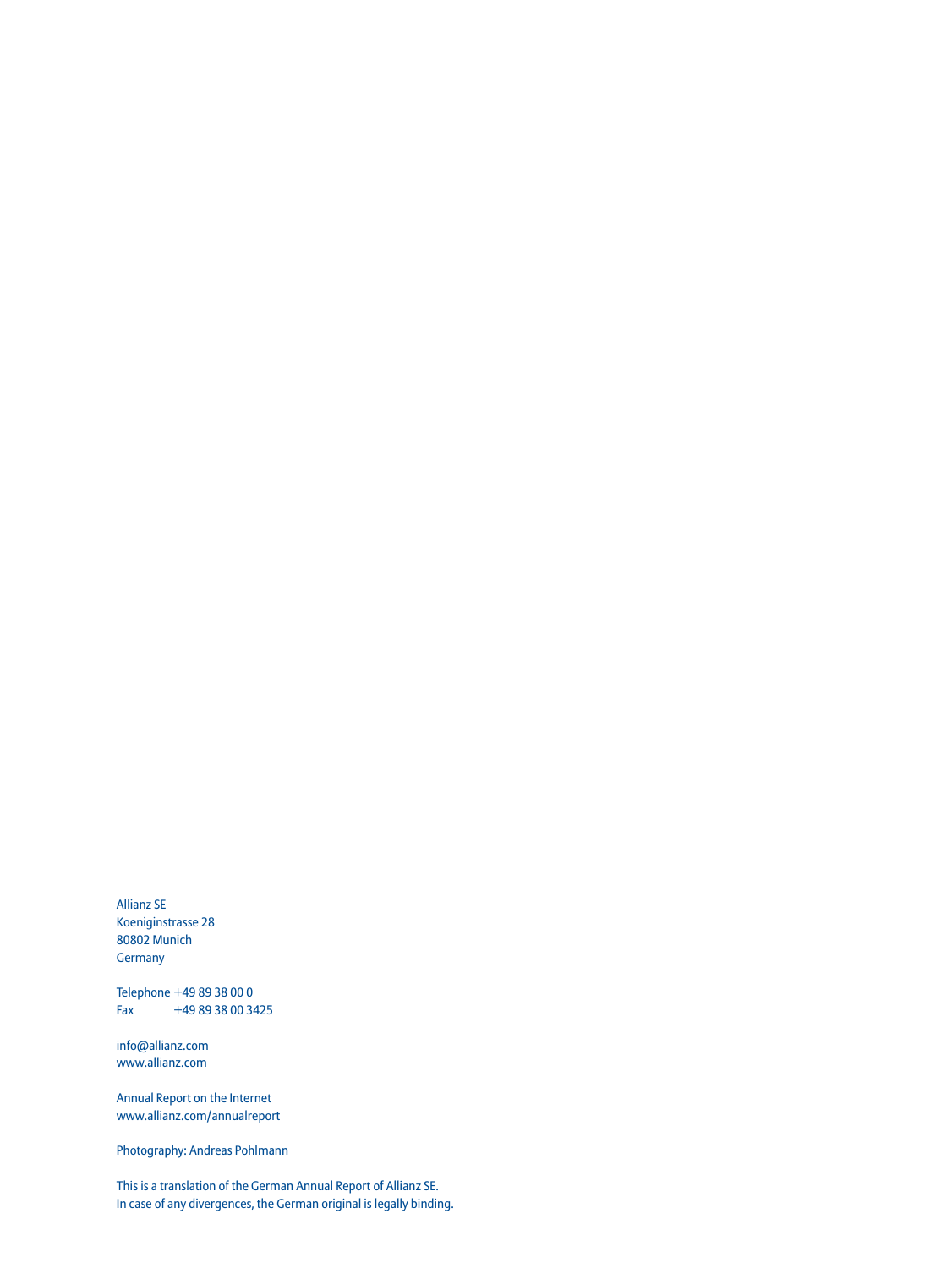Allianz SE
Koeniginstrasse 28
80802 Munich
Germany

Telephone +49 89 38 00 0
Fax +49 89 38 00 3425

info@allianz.com
www.allianz.com

Annual Report on the Internet
www.allianz.com/annualreport

Photography: Andreas Pohlmann

This is a translation of the German Annual Report of Allianz SE.
In case of any divergences, the German original is legally binding.